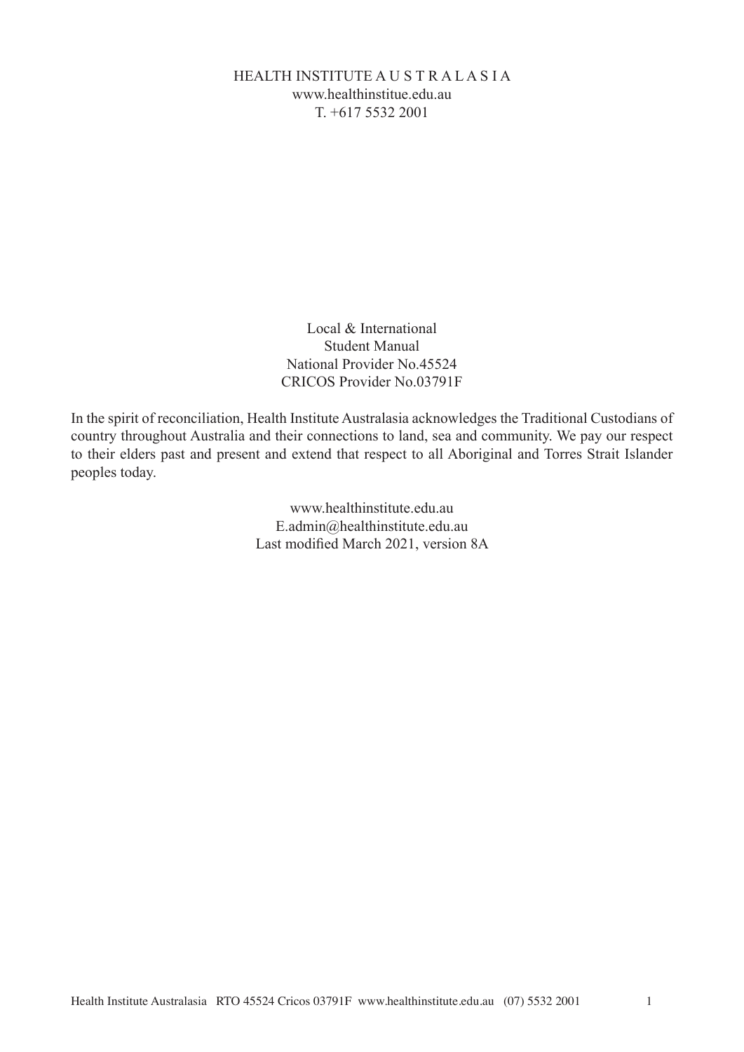HEALTH INSTITUTE A U S T R A L A S I A
www.healthinstitue.edu.au
T. +617 5532 2001

Local & International
Student Manual
National Provider No.45524
CRICOS Provider No.03791F

In the spirit of reconciliation, Health Institute Australasia acknowledges the Traditional Custodians of country throughout Australia and their connections to land, sea and community. We pay our respect to their elders past and present and extend that respect to all Aboriginal and Torres Strait Islander peoples today.

www.healthinstitute.edu.au
E.admin@healthinstitute.edu.au
Last modified March 2021, version 8A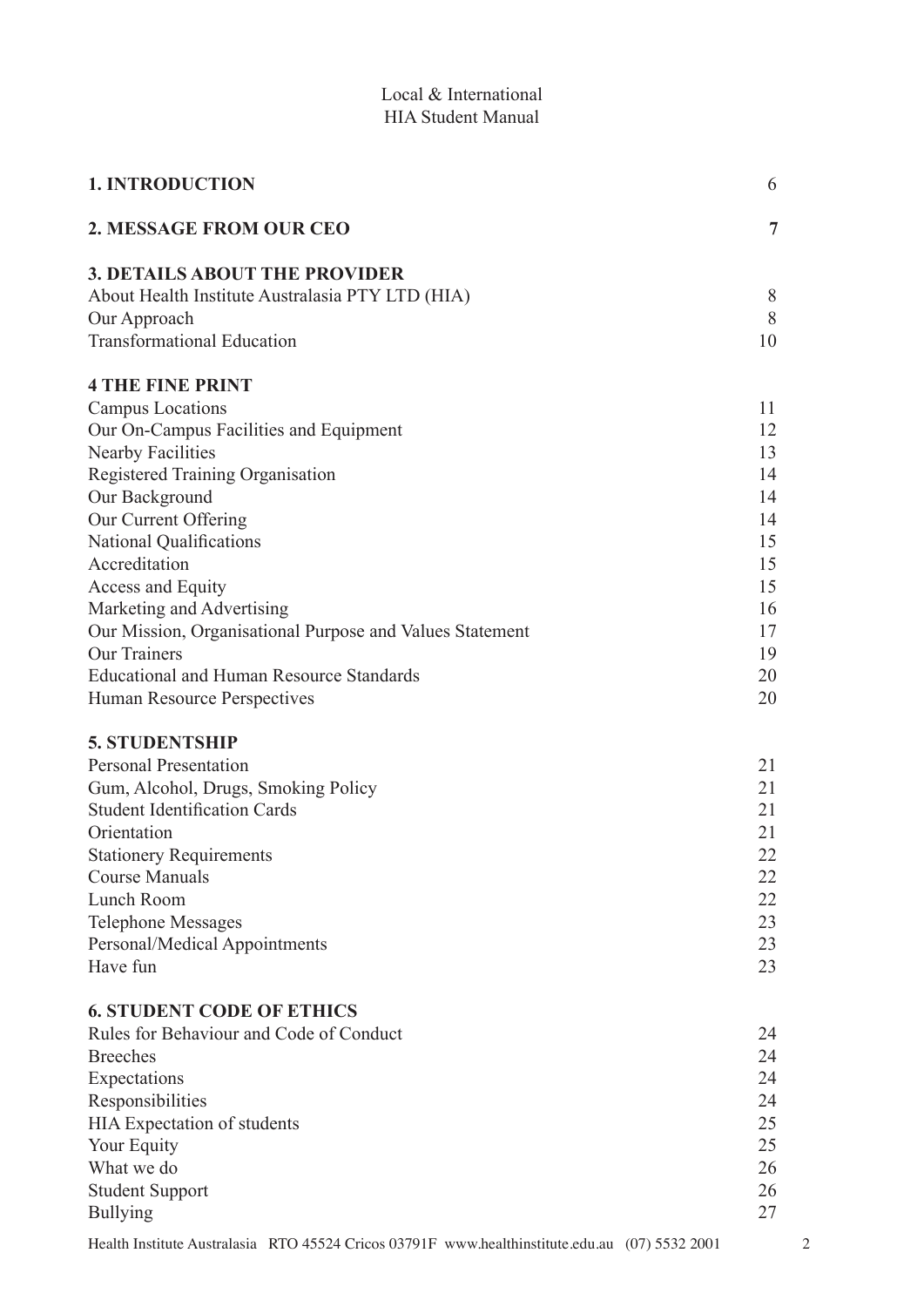Local & International
HIA Student Manual

| | |
|---|---|
| **1. INTRODUCTION** | 6 |
| **2. MESSAGE FROM OUR CEO** | **7** |
| **3. DETAILS ABOUT THE PROVIDER** | |
| About Health Institute Australasia PTY LTD (HIA) | 8 |
| Our Approach | 8 |
| Transformational Education | 10 |
| **4 THE FINE PRINT** | |
| Campus Locations | 11 |
| Our On-Campus Facilities and Equipment | 12 |
| Nearby Facilities | 13 |
| Registered Training Organisation | 14 |
| Our Background | 14 |
| Our Current Offering | 14 |
| National Qualifications | 15 |
| Accreditation | 15 |
| Access and Equity | 15 |
| Marketing and Advertising | 16 |
| Our Mission, Organisational Purpose and Values Statement | 17 |
| Our Trainers | 19 |
| Educational and Human Resource Standards | 20 |
| Human Resource Perspectives | 20 |
| **5. STUDENTSHIP** | |
| Personal Presentation | 21 |
| Gum, Alcohol, Drugs, Smoking Policy | 21 |
| Student Identification Cards | 21 |
| Orientation | 21 |
| Stationery Requirements | 22 |
| Course Manuals | 22 |
| Lunch Room | 22 |
| Telephone Messages | 23 |
| Personal/Medical Appointments | 23 |
| Have fun | 23 |
| **6. STUDENT CODE OF ETHICS** | |
| Rules for Behaviour and Code of Conduct | 24 |
| Breeches | 24 |
| Expectations | 24 |
| Responsibilities | 24 |
| HIA Expectation of students | 25 |
| Your Equity | 25 |
| What we do | 26 |
| Student Support | 26 |
| Bullying | 27 |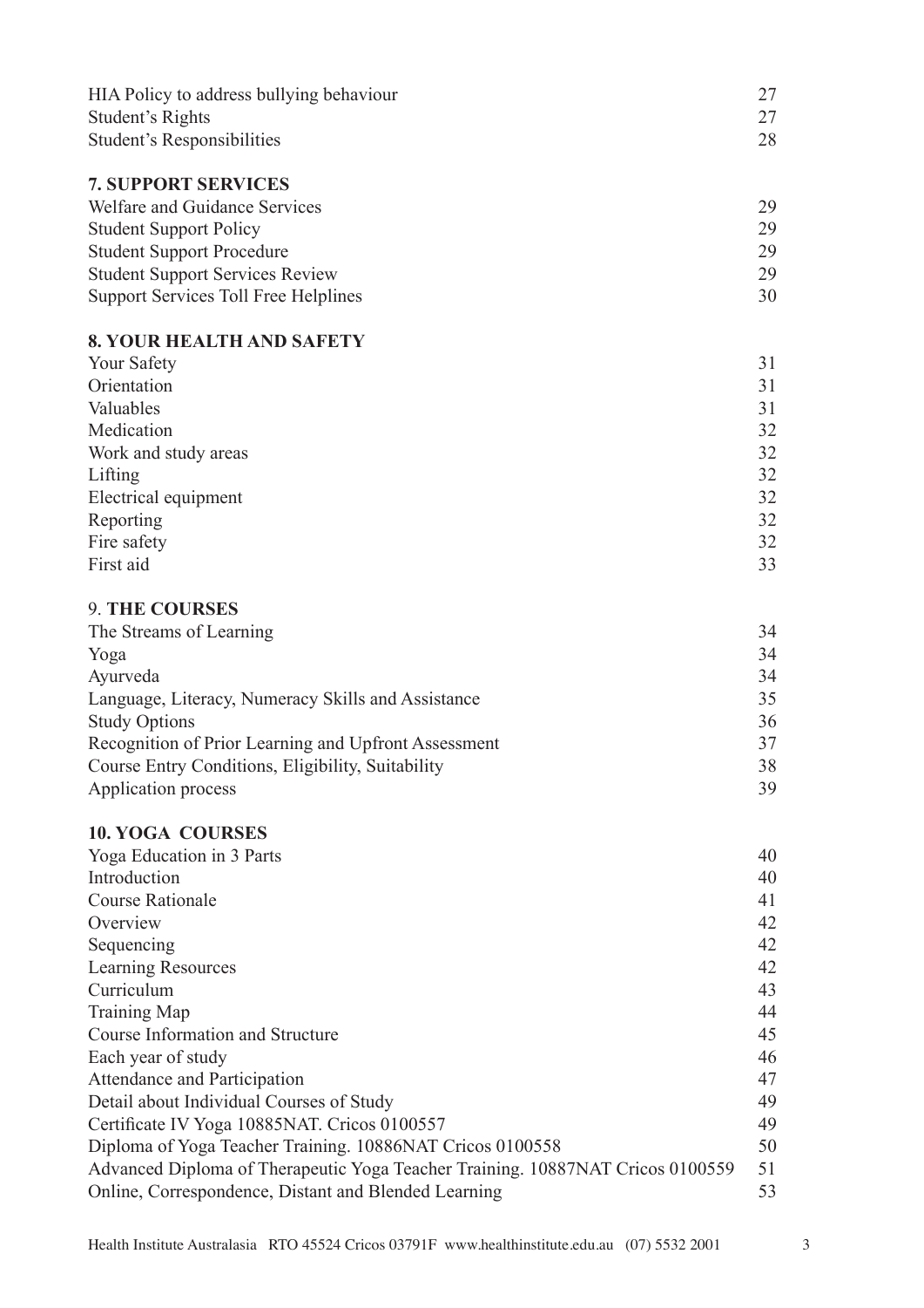| | |
|---|---|
| HIA Policy to address bullying behaviour | 27 |
| Student's Rights | 27 |
| Student's Responsibilities | 28 |

**7. SUPPORT SERVICES**

| | |
|---|---|
| Welfare and Guidance Services | 29 |
| Student Support Policy | 29 |
| Student Support Procedure | 29 |
| Student Support Services Review | 29 |
| Support Services Toll Free Helplines | 30 |

**8. YOUR HEALTH AND SAFETY**

| | |
|---|---|
| Your Safety | 31 |
| Orientation | 31 |
| Valuables | 31 |
| Medication | 32 |
| Work and study areas | 32 |
| Lifting | 32 |
| Electrical equipment | 32 |
| Reporting | 32 |
| Fire safety | 32 |
| First aid | 33 |

9. **THE COURSES**

| | |
|---|---|
| The Streams of Learning | 34 |
| Yoga | 34 |
| Ayurveda | 34 |
| Language, Literacy, Numeracy Skills and Assistance | 35 |
| Study Options | 36 |
| Recognition of Prior Learning and Upfront Assessment | 37 |
| Course Entry Conditions, Eligibility, Suitability | 38 |
| Application process | 39 |

**10. YOGA COURSES**

| | |
|---|---|
| Yoga Education in 3 Parts | 40 |
| Introduction | 40 |
| Course Rationale | 41 |
| Overview | 42 |
| Sequencing | 42 |
| Learning Resources | 42 |
| Curriculum | 43 |
| Training Map | 44 |
| Course Information and Structure | 45 |
| Each year of study | 46 |
| Attendance and Participation | 47 |
| Detail about Individual Courses of Study | 49 |
| Certificate IV Yoga 10885NAT. Cricos 0100557 | 49 |
| Diploma of Yoga Teacher Training. 10886NAT Cricos 0100558 | 50 |
| Advanced Diploma of Therapeutic Yoga Teacher Training. 10887NAT Cricos 0100559 | 51 |
| Online, Correspondence, Distant and Blended Learning | 53 |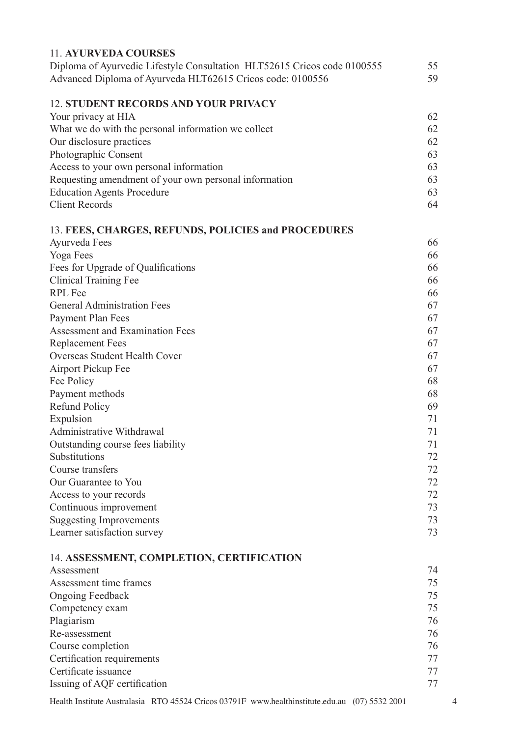11. **AYURVEDA COURSES**

| | |
|---|---|
| Diploma of Ayurvedic Lifestyle Consultation HLT52615 Cricos code 0100555 | 55 |
| Advanced Diploma of Ayurveda HLT62615 Cricos code: 0100556 | 59 |

12. **STUDENT RECORDS AND YOUR PRIVACY**

| | |
|---|---|
| Your privacy at HIA | 62 |
| What we do with the personal information we collect | 62 |
| Our disclosure practices | 62 |
| Photographic Consent | 63 |
| Access to your own personal information | 63 |
| Requesting amendment of your own personal information | 63 |
| Education Agents Procedure | 63 |
| Client Records | 64 |

13. **FEES, CHARGES, REFUNDS, POLICIES and PROCEDURES**

| | |
|---|---|
| Ayurveda Fees | 66 |
| Yoga Fees | 66 |
| Fees for Upgrade of Qualifications | 66 |
| Clinical Training Fee | 66 |
| RPL Fee | 66 |
| General Administration Fees | 67 |
| Payment Plan Fees | 67 |
| Assessment and Examination Fees | 67 |
| Replacement Fees | 67 |
| Overseas Student Health Cover | 67 |
| Airport Pickup Fee | 67 |
| Fee Policy | 68 |
| Payment methods | 68 |
| Refund Policy | 69 |
| Expulsion | 71 |
| Administrative Withdrawal | 71 |
| Outstanding course fees liability | 71 |
| Substitutions | 72 |
| Course transfers | 72 |
| Our Guarantee to You | 72 |
| Access to your records | 72 |
| Continuous improvement | 73 |
| Suggesting Improvements | 73 |
| Learner satisfaction survey | 73 |

14. **ASSESSMENT, COMPLETION, CERTIFICATION**

| | |
|---|---|
| Assessment | 74 |
| Assessment time frames | 75 |
| Ongoing Feedback | 75 |
| Competency exam | 75 |
| Plagiarism | 76 |
| Re-assessment | 76 |
| Course completion | 76 |
| Certification requirements | 77 |
| Certificate issuance | 77 |
| Issuing of AQF certification | 77 |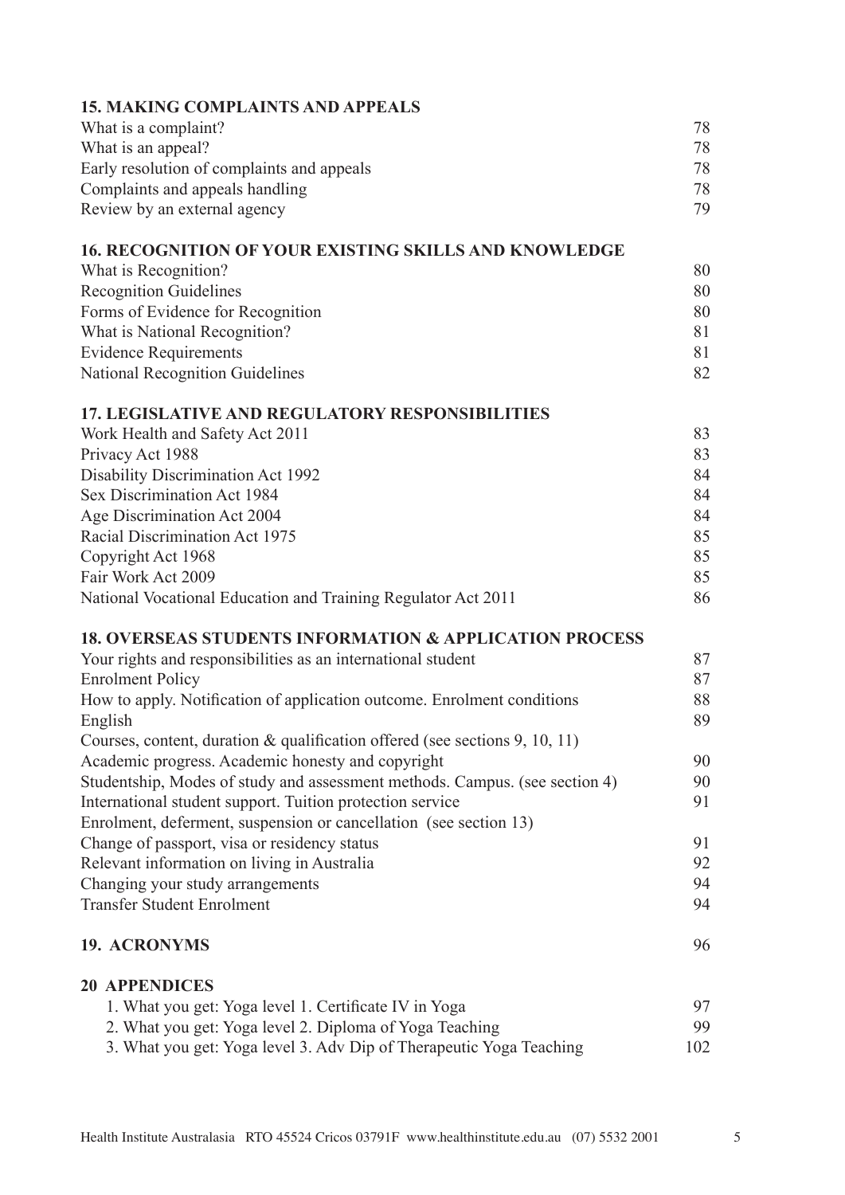**15. MAKING COMPLAINTS AND APPEALS**

| | |
|---|---|
| What is a complaint? | 78 |
| What is an appeal? | 78 |
| Early resolution of complaints and appeals | 78 |
| Complaints and appeals handling | 78 |
| Review by an external agency | 79 |

**16. RECOGNITION OF YOUR EXISTING SKILLS AND KNOWLEDGE**

| | |
|---|---|
| What is Recognition? | 80 |
| Recognition Guidelines | 80 |
| Forms of Evidence for Recognition | 80 |
| What is National Recognition? | 81 |
| Evidence Requirements | 81 |
| National Recognition Guidelines | 82 |

**17. LEGISLATIVE AND REGULATORY RESPONSIBILITIES**

| | |
|---|---|
| Work Health and Safety Act 2011 | 83 |
| Privacy Act 1988 | 83 |
| Disability Discrimination Act 1992 | 84 |
| Sex Discrimination Act 1984 | 84 |
| Age Discrimination Act 2004 | 84 |
| Racial Discrimination Act 1975 | 85 |
| Copyright Act 1968 | 85 |
| Fair Work Act 2009 | 85 |
| National Vocational Education and Training Regulator Act 2011 | 86 |

**18. OVERSEAS STUDENTS INFORMATION & APPLICATION PROCESS**

| | |
|---|---|
| Your rights and responsibilities as an international student | 87 |
| Enrolment Policy | 87 |
| How to apply. Notification of application outcome. Enrolment conditions | 88 |
| English | 89 |
| Courses, content, duration & qualification offered (see sections 9, 10, 11) | |
| Academic progress. Academic honesty and copyright | 90 |
| Studentship, Modes of study and assessment methods. Campus. (see section 4) | 90 |
| International student support. Tuition protection service | 91 |
| Enrolment, deferment, suspension or cancellation (see section 13) | |
| Change of passport, visa or residency status | 91 |
| Relevant information on living in Australia | 92 |
| Changing your study arrangements | 94 |
| Transfer Student Enrolment | 94 |

**19. ACRONYMS** 96

**20 APPENDICES**

| | |
|---|---|
| 1. What you get: Yoga level 1. Certificate IV in Yoga | 97 |
| 2. What you get: Yoga level 2. Diploma of Yoga Teaching | 99 |
| 3. What you get: Yoga level 3. Adv Dip of Therapeutic Yoga Teaching | 102 |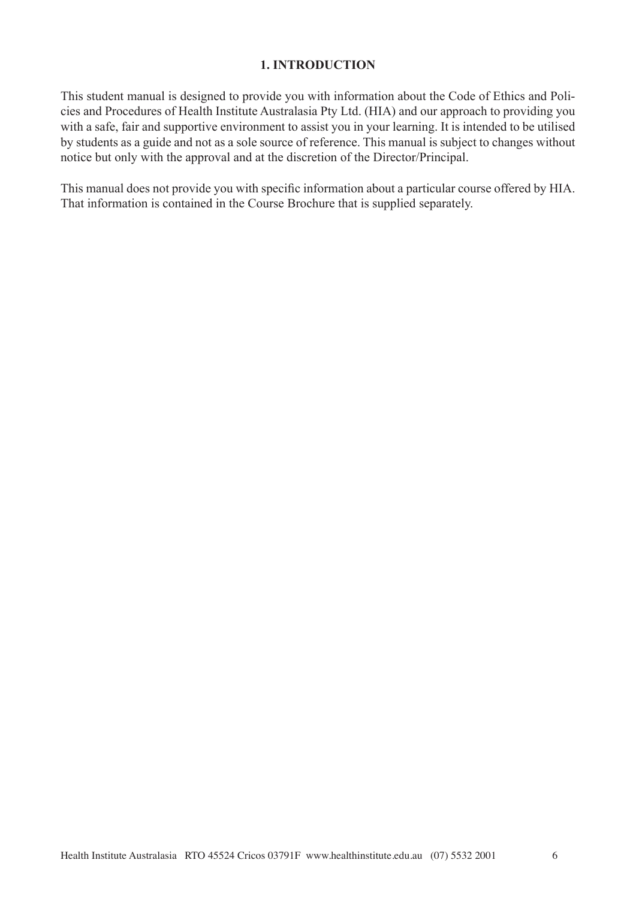## 1. INTRODUCTION

This student manual is designed to provide you with information about the Code of Ethics and Policies and Procedures of Health Institute Australasia Pty Ltd. (HIA) and our approach to providing you with a safe, fair and supportive environment to assist you in your learning. It is intended to be utilised by students as a guide and not as a sole source of reference. This manual is subject to changes without notice but only with the approval and at the discretion of the Director/Principal.

This manual does not provide you with specific information about a particular course offered by HIA. That information is contained in the Course Brochure that is supplied separately.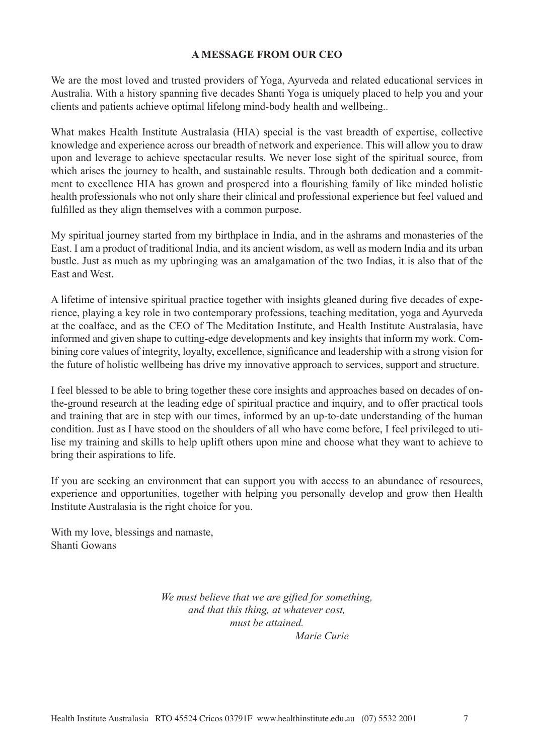## A MESSAGE FROM OUR CEO

We are the most loved and trusted providers of Yoga, Ayurveda and related educational services in Australia. With a history spanning five decades Shanti Yoga is uniquely placed to help you and your clients and patients achieve optimal lifelong mind-body health and wellbeing..

What makes Health Institute Australasia (HIA) special is the vast breadth of expertise, collective knowledge and experience across our breadth of network and experience. This will allow you to draw upon and leverage to achieve spectacular results. We never lose sight of the spiritual source, from which arises the journey to health, and sustainable results. Through both dedication and a commitment to excellence HIA has grown and prospered into a flourishing family of like minded holistic health professionals who not only share their clinical and professional experience but feel valued and fulfilled as they align themselves with a common purpose.

My spiritual journey started from my birthplace in India, and in the ashrams and monasteries of the East. I am a product of traditional India, and its ancient wisdom, as well as modern India and its urban bustle. Just as much as my upbringing was an amalgamation of the two Indias, it is also that of the East and West.

A lifetime of intensive spiritual practice together with insights gleaned during five decades of experience, playing a key role in two contemporary professions, teaching meditation, yoga and Ayurveda at the coalface, and as the CEO of The Meditation Institute, and Health Institute Australasia, have informed and given shape to cutting-edge developments and key insights that inform my work. Combining core values of integrity, loyalty, excellence, significance and leadership with a strong vision for the future of holistic wellbeing has drive my innovative approach to services, support and structure.

I feel blessed to be able to bring together these core insights and approaches based on decades of on-the-ground research at the leading edge of spiritual practice and inquiry, and to offer practical tools and training that are in step with our times, informed by an up-to-date understanding of the human condition. Just as I have stood on the shoulders of all who have come before, I feel privileged to utilise my training and skills to help uplift others upon mine and choose what they want to achieve to bring their aspirations to life.

If you are seeking an environment that can support you with access to an abundance of resources, experience and opportunities, together with helping you personally develop and grow then Health Institute Australasia is the right choice for you.

With my love, blessings and namaste,
Shanti Gowans

*We must believe that we are gifted for something,*
*and that this thing, at whatever cost,*
*must be attained.*
*Marie Curie*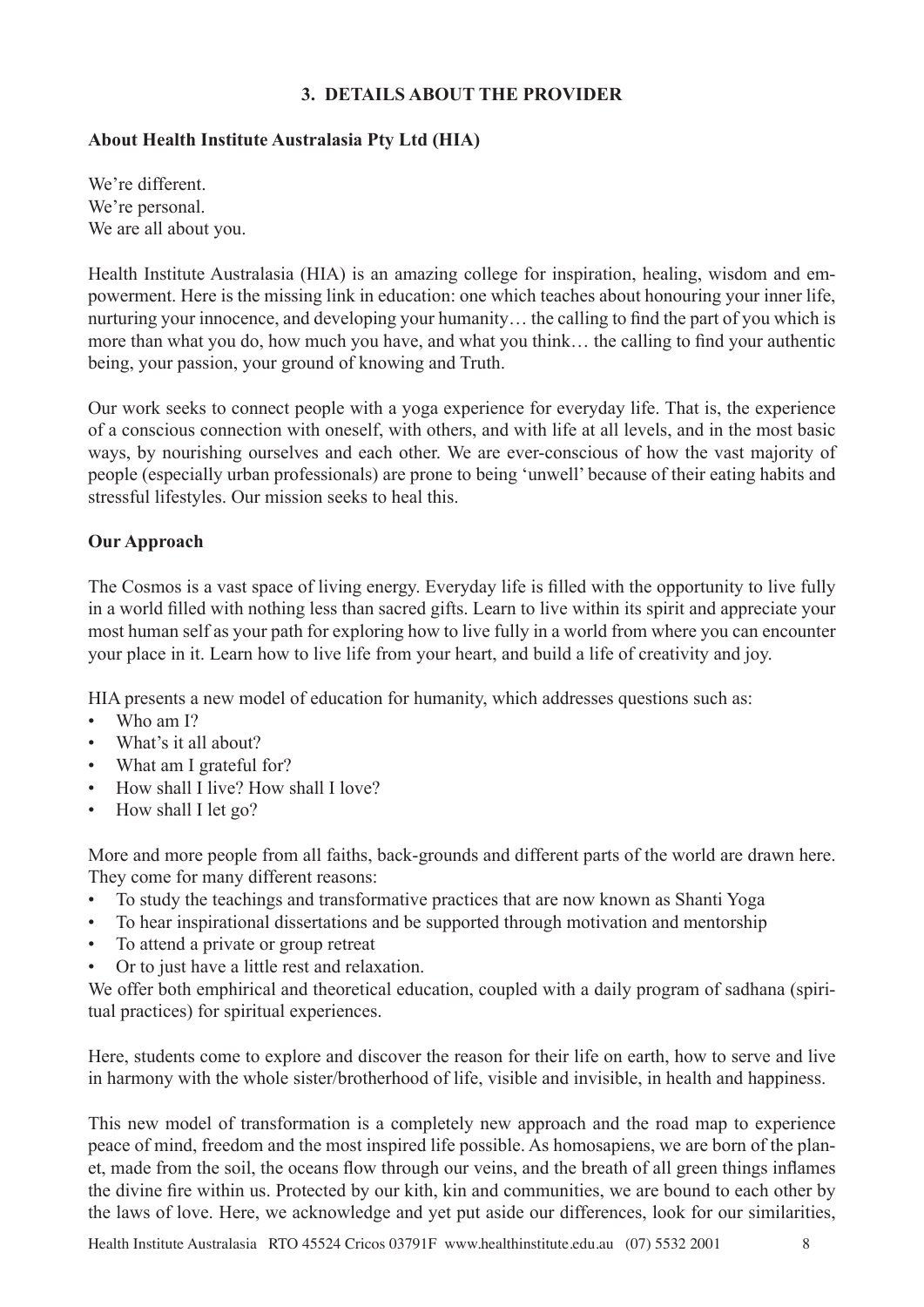## 3. DETAILS ABOUT THE PROVIDER

### About Health Institute Australasia Pty Ltd (HIA)

We're different.
We're personal.
We are all about you.

Health Institute Australasia (HIA) is an amazing college for inspiration, healing, wisdom and empowerment. Here is the missing link in education: one which teaches about honouring your inner life, nurturing your innocence, and developing your humanity… the calling to find the part of you which is more than what you do, how much you have, and what you think… the calling to find your authentic being, your passion, your ground of knowing and Truth.

Our work seeks to connect people with a yoga experience for everyday life. That is, the experience of a conscious connection with oneself, with others, and with life at all levels, and in the most basic ways, by nourishing ourselves and each other. We are ever-conscious of how the vast majority of people (especially urban professionals) are prone to being 'unwell' because of their eating habits and stressful lifestyles. Our mission seeks to heal this.

### Our Approach

The Cosmos is a vast space of living energy. Everyday life is filled with the opportunity to live fully in a world filled with nothing less than sacred gifts. Learn to live within its spirit and appreciate your most human self as your path for exploring how to live fully in a world from where you can encounter your place in it. Learn how to live life from your heart, and build a life of creativity and joy.

HIA presents a new model of education for humanity, which addresses questions such as:

- Who am I?
- What's it all about?
- What am I grateful for?
- How shall I live? How shall I love?
- How shall I let go?

More and more people from all faiths, back-grounds and different parts of the world are drawn here. They come for many different reasons:

- To study the teachings and transformative practices that are now known as Shanti Yoga
- To hear inspirational dissertations and be supported through motivation and mentorship
- To attend a private or group retreat
- Or to just have a little rest and relaxation.

We offer both emphirical and theoretical education, coupled with a daily program of sadhana (spiritual practices) for spiritual experiences.

Here, students come to explore and discover the reason for their life on earth, how to serve and live in harmony with the whole sister/brotherhood of life, visible and invisible, in health and happiness.

This new model of transformation is a completely new approach and the road map to experience peace of mind, freedom and the most inspired life possible. As homosapiens, we are born of the planet, made from the soil, the oceans flow through our veins, and the breath of all green things inflames the divine fire within us. Protected by our kith, kin and communities, we are bound to each other by the laws of love. Here, we acknowledge and yet put aside our differences, look for our similarities,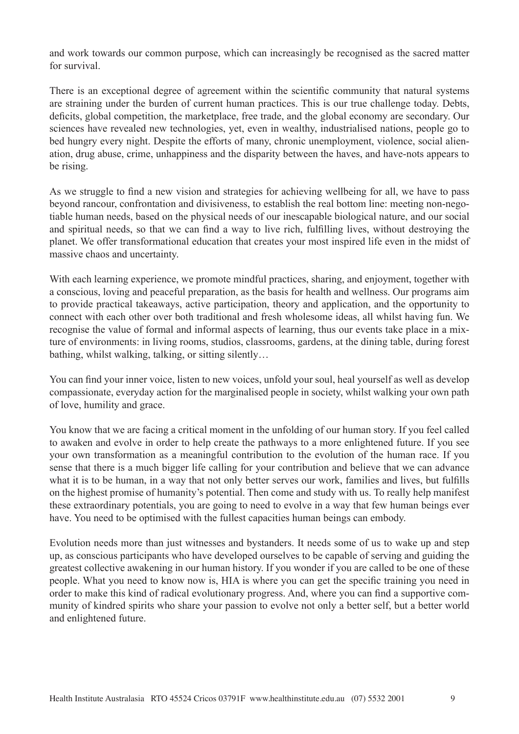and work towards our common purpose, which can increasingly be recognised as the sacred matter for survival.

There is an exceptional degree of agreement within the scientific community that natural systems are straining under the burden of current human practices. This is our true challenge today. Debts, deficits, global competition, the marketplace, free trade, and the global economy are secondary. Our sciences have revealed new technologies, yet, even in wealthy, industrialised nations, people go to bed hungry every night. Despite the efforts of many, chronic unemployment, violence, social alienation, drug abuse, crime, unhappiness and the disparity between the haves, and have-nots appears to be rising.

As we struggle to find a new vision and strategies for achieving wellbeing for all, we have to pass beyond rancour, confrontation and divisiveness, to establish the real bottom line: meeting non-negotiable human needs, based on the physical needs of our inescapable biological nature, and our social and spiritual needs, so that we can find a way to live rich, fulfilling lives, without destroying the planet. We offer transformational education that creates your most inspired life even in the midst of massive chaos and uncertainty.

With each learning experience, we promote mindful practices, sharing, and enjoyment, together with a conscious, loving and peaceful preparation, as the basis for health and wellness. Our programs aim to provide practical takeaways, active participation, theory and application, and the opportunity to connect with each other over both traditional and fresh wholesome ideas, all whilst having fun. We recognise the value of formal and informal aspects of learning, thus our events take place in a mixture of environments: in living rooms, studios, classrooms, gardens, at the dining table, during forest bathing, whilst walking, talking, or sitting silently…

You can find your inner voice, listen to new voices, unfold your soul, heal yourself as well as develop compassionate, everyday action for the marginalised people in society, whilst walking your own path of love, humility and grace.

You know that we are facing a critical moment in the unfolding of our human story. If you feel called to awaken and evolve in order to help create the pathways to a more enlightened future. If you see your own transformation as a meaningful contribution to the evolution of the human race. If you sense that there is a much bigger life calling for your contribution and believe that we can advance what it is to be human, in a way that not only better serves our work, families and lives, but fulfills on the highest promise of humanity's potential. Then come and study with us. To really help manifest these extraordinary potentials, you are going to need to evolve in a way that few human beings ever have. You need to be optimised with the fullest capacities human beings can embody.

Evolution needs more than just witnesses and bystanders. It needs some of us to wake up and step up, as conscious participants who have developed ourselves to be capable of serving and guiding the greatest collective awakening in our human history. If you wonder if you are called to be one of these people. What you need to know now is, HIA is where you can get the specific training you need in order to make this kind of radical evolutionary progress. And, where you can find a supportive community of kindred spirits who share your passion to evolve not only a better self, but a better world and enlightened future.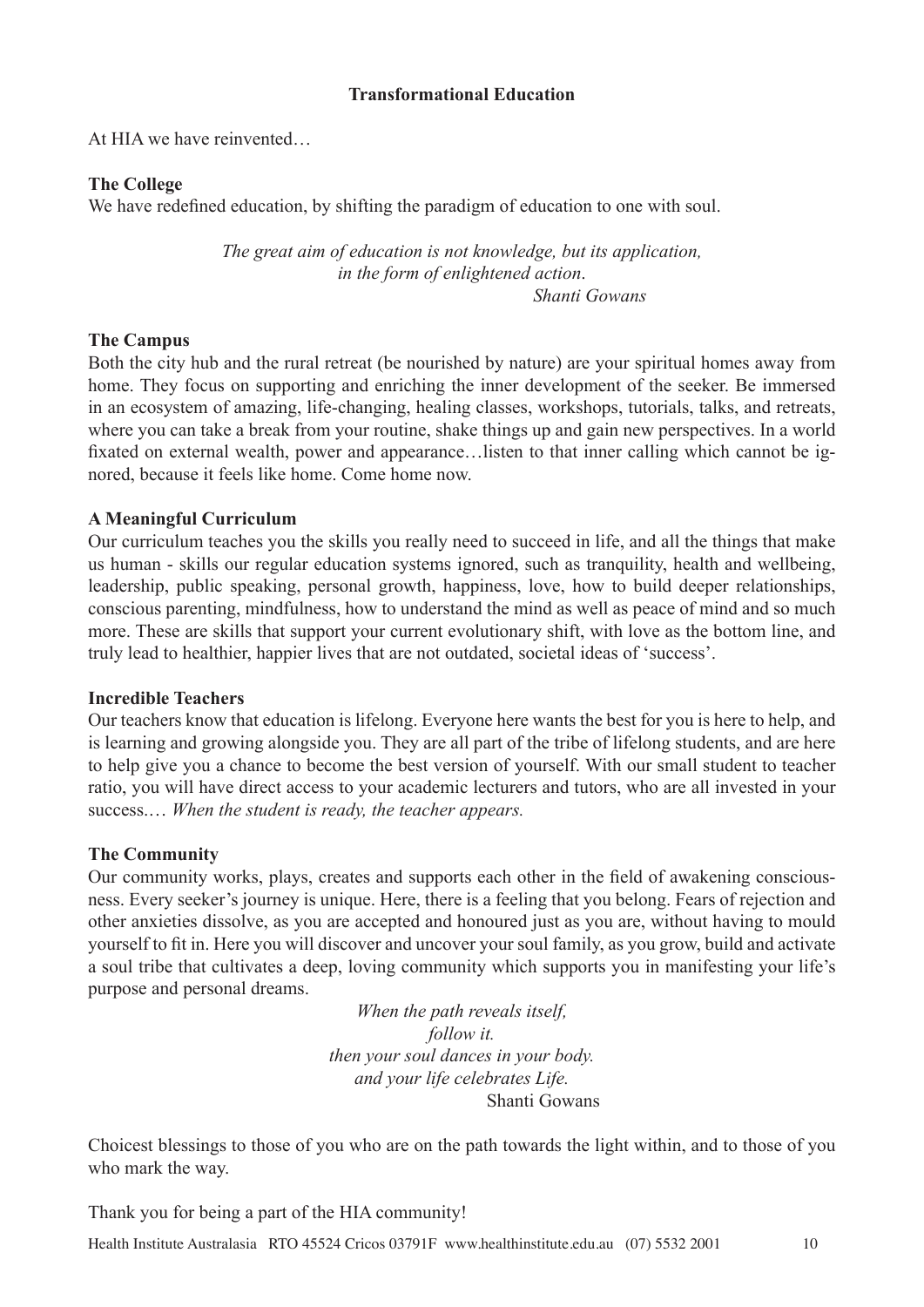## Transformational Education

At HIA we have reinvented…

### The College

We have redefined education, by shifting the paradigm of education to one with soul.

*The great aim of education is not knowledge, but its application, in the form of enlightened action.*
*Shanti Gowans*

### The Campus

Both the city hub and the rural retreat (be nourished by nature) are your spiritual homes away from home. They focus on supporting and enriching the inner development of the seeker. Be immersed in an ecosystem of amazing, life-changing, healing classes, workshops, tutorials, talks, and retreats, where you can take a break from your routine, shake things up and gain new perspectives. In a world fixated on external wealth, power and appearance…listen to that inner calling which cannot be ignored, because it feels like home. Come home now.

### A Meaningful Curriculum

Our curriculum teaches you the skills you really need to succeed in life, and all the things that make us human - skills our regular education systems ignored, such as tranquility, health and wellbeing, leadership, public speaking, personal growth, happiness, love, how to build deeper relationships, conscious parenting, mindfulness, how to understand the mind as well as peace of mind and so much more. These are skills that support your current evolutionary shift, with love as the bottom line, and truly lead to healthier, happier lives that are not outdated, societal ideas of 'success'.

### Incredible Teachers

Our teachers know that education is lifelong. Everyone here wants the best for you is here to help, and is learning and growing alongside you. They are all part of the tribe of lifelong students, and are here to help give you a chance to become the best version of yourself. With our small student to teacher ratio, you will have direct access to your academic lecturers and tutors, who are all invested in your success.… *When the student is ready, the teacher appears.*

### The Community

Our community works, plays, creates and supports each other in the field of awakening consciousness. Every seeker's journey is unique. Here, there is a feeling that you belong. Fears of rejection and other anxieties dissolve, as you are accepted and honoured just as you are, without having to mould yourself to fit in. Here you will discover and uncover your soul family, as you grow, build and activate a soul tribe that cultivates a deep, loving community which supports you in manifesting your life's purpose and personal dreams.

*When the path reveals itself,*
*follow it.*
*then your soul dances in your body.*
*and your life celebrates Life.*
Shanti Gowans

Choicest blessings to those of you who are on the path towards the light within, and to those of you who mark the way.

Thank you for being a part of the HIA community!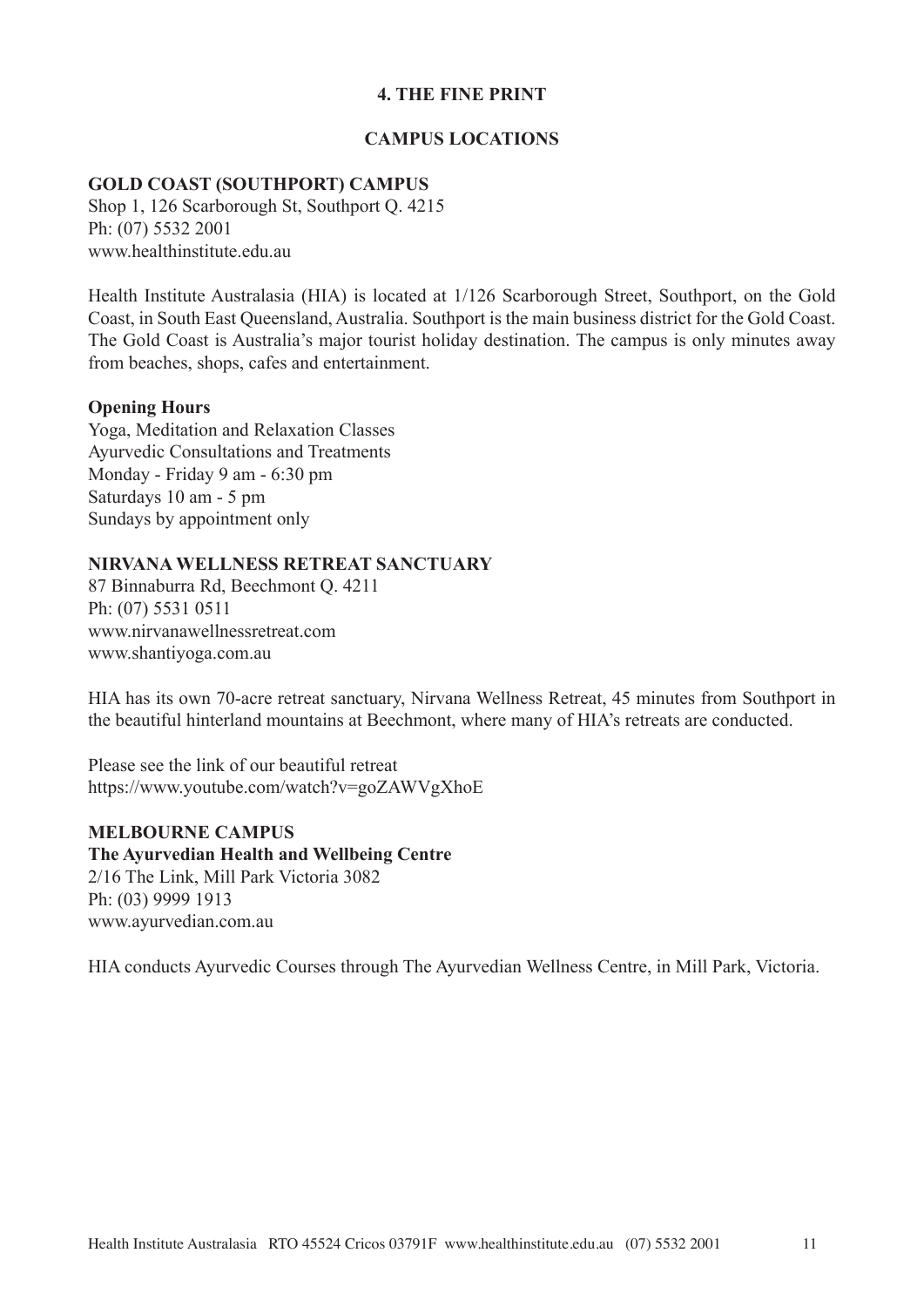## 4. THE FINE PRINT

### CAMPUS LOCATIONS

**GOLD COAST (SOUTHPORT) CAMPUS**
Shop 1, 126 Scarborough St, Southport Q. 4215
Ph: (07) 5532 2001
www.healthinstitute.edu.au

Health Institute Australasia (HIA) is located at 1/126 Scarborough Street, Southport, on the Gold Coast, in South East Queensland, Australia. Southport is the main business district for the Gold Coast. The Gold Coast is Australia's major tourist holiday destination. The campus is only minutes away from beaches, shops, cafes and entertainment.

**Opening Hours**
Yoga, Meditation and Relaxation Classes
Ayurvedic Consultations and Treatments
Monday - Friday 9 am - 6:30 pm
Saturdays 10 am - 5 pm
Sundays by appointment only

**NIRVANA WELLNESS RETREAT SANCTUARY**
87 Binnaburra Rd, Beechmont Q. 4211
Ph: (07) 5531 0511
www.nirvanawellnessretreat.com
www.shantiyoga.com.au

HIA has its own 70-acre retreat sanctuary, Nirvana Wellness Retreat, 45 minutes from Southport in the beautiful hinterland mountains at Beechmont, where many of HIA's retreats are conducted.

Please see the link of our beautiful retreat
https://www.youtube.com/watch?v=goZAWVgXhoE

**MELBOURNE CAMPUS**
**The Ayurvedian Health and Wellbeing Centre**
2/16 The Link, Mill Park Victoria 3082
Ph: (03) 9999 1913
www.ayurvedian.com.au

HIA conducts Ayurvedic Courses through The Ayurvedian Wellness Centre, in Mill Park, Victoria.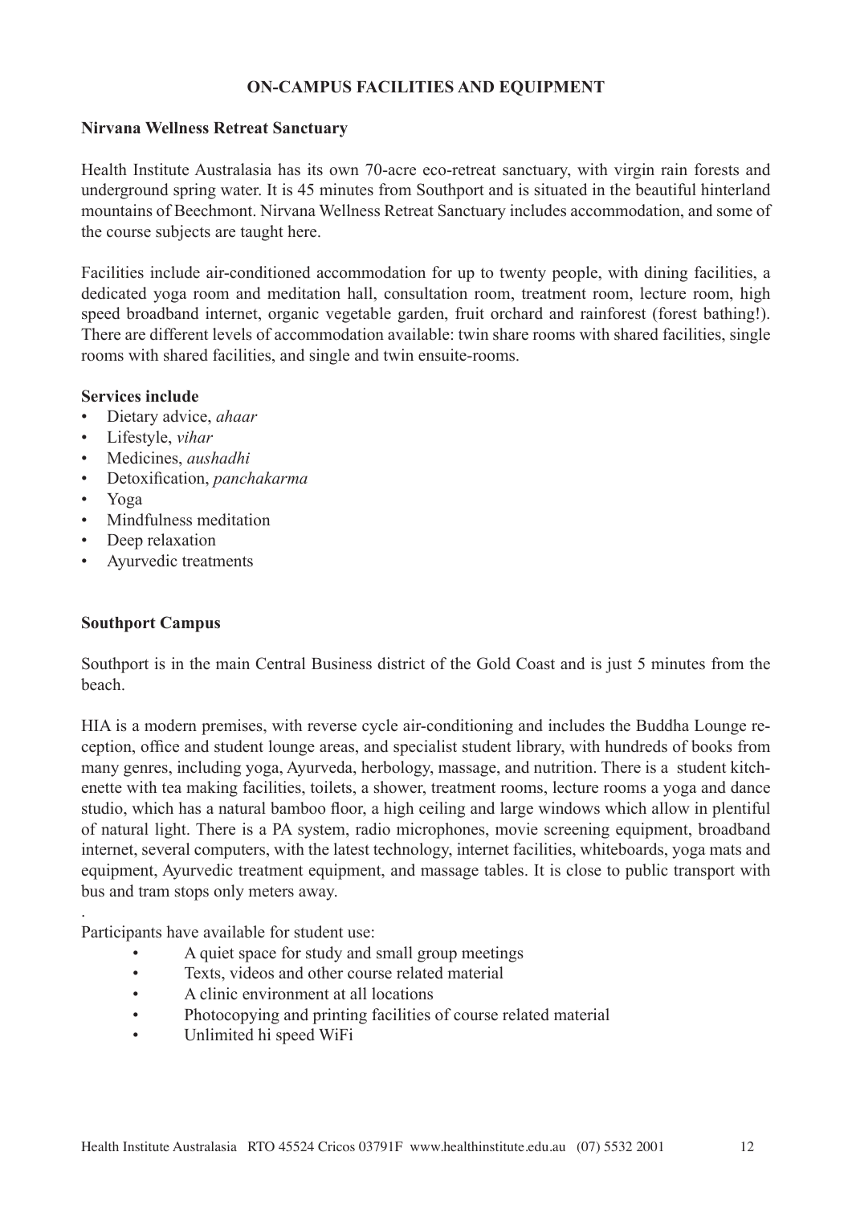# ON-CAMPUS FACILITIES AND EQUIPMENT

## Nirvana Wellness Retreat Sanctuary

Health Institute Australasia has its own 70-acre eco-retreat sanctuary, with virgin rain forests and underground spring water. It is 45 minutes from Southport and is situated in the beautiful hinterland mountains of Beechmont. Nirvana Wellness Retreat Sanctuary includes accommodation, and some of the course subjects are taught here.

Facilities include air-conditioned accommodation for up to twenty people, with dining facilities, a dedicated yoga room and meditation hall, consultation room, treatment room, lecture room, high speed broadband internet, organic vegetable garden, fruit orchard and rainforest (forest bathing!). There are different levels of accommodation available: twin share rooms with shared facilities, single rooms with shared facilities, and single and twin ensuite-rooms.

**Services include**

- Dietary advice, *ahaar*
- Lifestyle, *vihar*
- Medicines, *aushadhi*
- Detoxification, *panchakarma*
- Yoga
- Mindfulness meditation
- Deep relaxation
- Ayurvedic treatments

## Southport Campus

Southport is in the main Central Business district of the Gold Coast and is just 5 minutes from the beach.

HIA is a modern premises, with reverse cycle air-conditioning and includes the Buddha Lounge reception, office and student lounge areas, and specialist student library, with hundreds of books from many genres, including yoga, Ayurveda, herbology, massage, and nutrition. There is a student kitchenette with tea making facilities, toilets, a shower, treatment rooms, lecture rooms a yoga and dance studio, which has a natural bamboo floor, a high ceiling and large windows which allow in plentiful of natural light. There is a PA system, radio microphones, movie screening equipment, broadband internet, several computers, with the latest technology, internet facilities, whiteboards, yoga mats and equipment, Ayurvedic treatment equipment, and massage tables. It is close to public transport with bus and tram stops only meters away.

Participants have available for student use:

- A quiet space for study and small group meetings
- Texts, videos and other course related material
- A clinic environment at all locations
- Photocopying and printing facilities of course related material
- Unlimited hi speed WiFi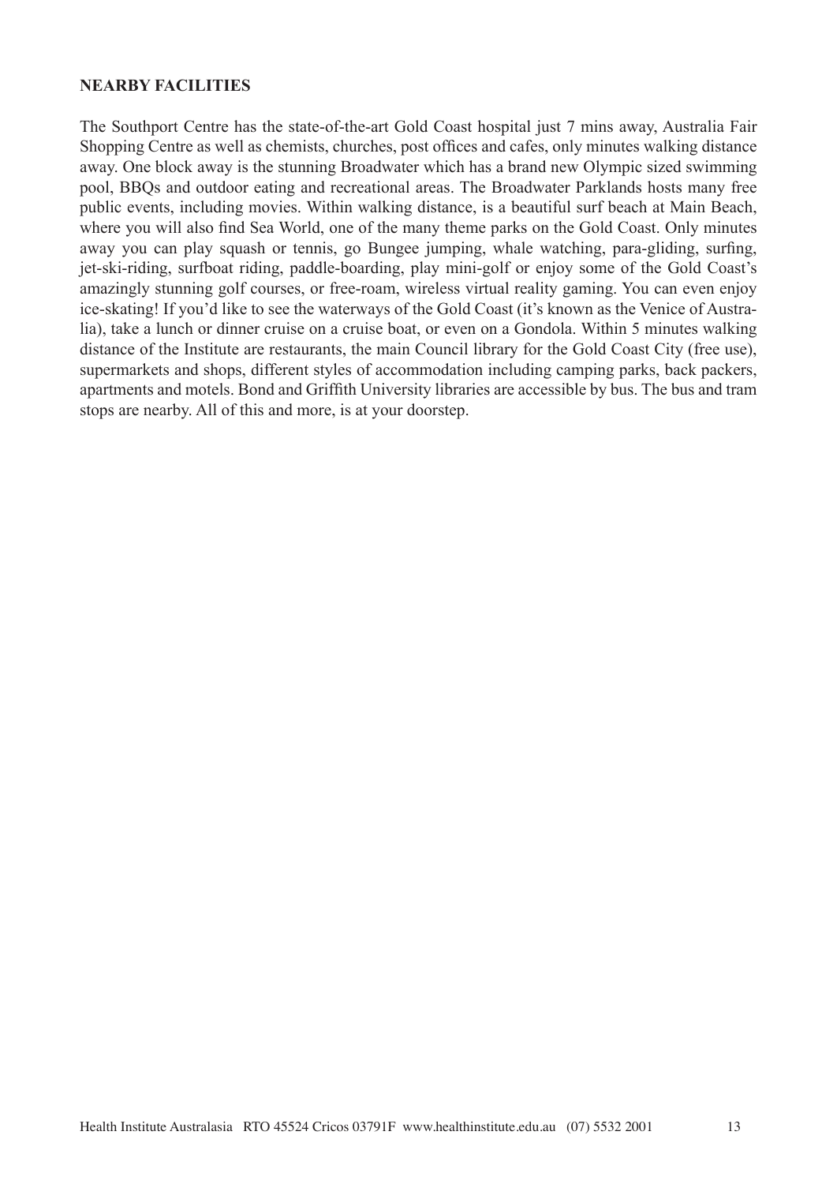**NEARBY FACILITIES**

The Southport Centre has the state-of-the-art Gold Coast hospital just 7 mins away, Australia Fair Shopping Centre as well as chemists, churches, post offices and cafes, only minutes walking distance away. One block away is the stunning Broadwater which has a brand new Olympic sized swimming pool, BBQs and outdoor eating and recreational areas. The Broadwater Parklands hosts many free public events, including movies. Within walking distance, is a beautiful surf beach at Main Beach, where you will also find Sea World, one of the many theme parks on the Gold Coast. Only minutes away you can play squash or tennis, go Bungee jumping, whale watching, para-gliding, surfing, jet-ski-riding, surfboat riding, paddle-boarding, play mini-golf or enjoy some of the Gold Coast's amazingly stunning golf courses, or free-roam, wireless virtual reality gaming. You can even enjoy ice-skating! If you'd like to see the waterways of the Gold Coast (it's known as the Venice of Australia), take a lunch or dinner cruise on a cruise boat, or even on a Gondola. Within 5 minutes walking distance of the Institute are restaurants, the main Council library for the Gold Coast City (free use), supermarkets and shops, different styles of accommodation including camping parks, back packers, apartments and motels. Bond and Griffith University libraries are accessible by bus. The bus and tram stops are nearby. All of this and more, is at your doorstep.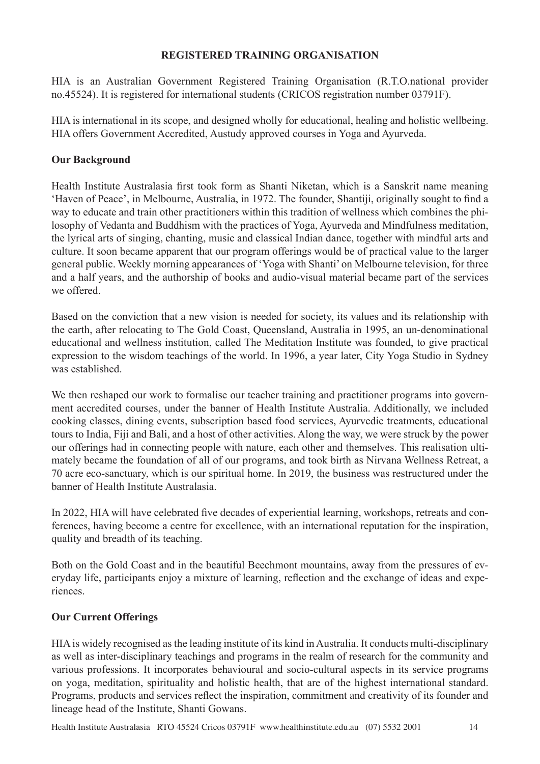## REGISTERED TRAINING ORGANISATION

HIA is an Australian Government Registered Training Organisation (R.T.O.national provider no.45524). It is registered for international students (CRICOS registration number 03791F).

HIA is international in its scope, and designed wholly for educational, healing and holistic wellbeing. HIA offers Government Accredited, Austudy approved courses in Yoga and Ayurveda.

### Our Background

Health Institute Australasia first took form as Shanti Niketan, which is a Sanskrit name meaning 'Haven of Peace', in Melbourne, Australia, in 1972. The founder, Shantiji, originally sought to find a way to educate and train other practitioners within this tradition of wellness which combines the philosophy of Vedanta and Buddhism with the practices of Yoga, Ayurveda and Mindfulness meditation, the lyrical arts of singing, chanting, music and classical Indian dance, together with mindful arts and culture. It soon became apparent that our program offerings would be of practical value to the larger general public. Weekly morning appearances of 'Yoga with Shanti' on Melbourne television, for three and a half years, and the authorship of books and audio-visual material became part of the services we offered.

Based on the conviction that a new vision is needed for society, its values and its relationship with the earth, after relocating to The Gold Coast, Queensland, Australia in 1995, an un-denominational educational and wellness institution, called The Meditation Institute was founded, to give practical expression to the wisdom teachings of the world. In 1996, a year later, City Yoga Studio in Sydney was established.

We then reshaped our work to formalise our teacher training and practitioner programs into government accredited courses, under the banner of Health Institute Australia. Additionally, we included cooking classes, dining events, subscription based food services, Ayurvedic treatments, educational tours to India, Fiji and Bali, and a host of other activities. Along the way, we were struck by the power our offerings had in connecting people with nature, each other and themselves. This realisation ultimately became the foundation of all of our programs, and took birth as Nirvana Wellness Retreat, a 70 acre eco-sanctuary, which is our spiritual home. In 2019, the business was restructured under the banner of Health Institute Australasia.

In 2022, HIA will have celebrated five decades of experiential learning, workshops, retreats and conferences, having become a centre for excellence, with an international reputation for the inspiration, quality and breadth of its teaching.

Both on the Gold Coast and in the beautiful Beechmont mountains, away from the pressures of everyday life, participants enjoy a mixture of learning, reflection and the exchange of ideas and experiences.

### Our Current Offerings

HIA is widely recognised as the leading institute of its kind in Australia. It conducts multi-disciplinary as well as inter-disciplinary teachings and programs in the realm of research for the community and various professions. It incorporates behavioural and socio-cultural aspects in its service programs on yoga, meditation, spirituality and holistic health, that are of the highest international standard. Programs, products and services reflect the inspiration, commitment and creativity of its founder and lineage head of the Institute, Shanti Gowans.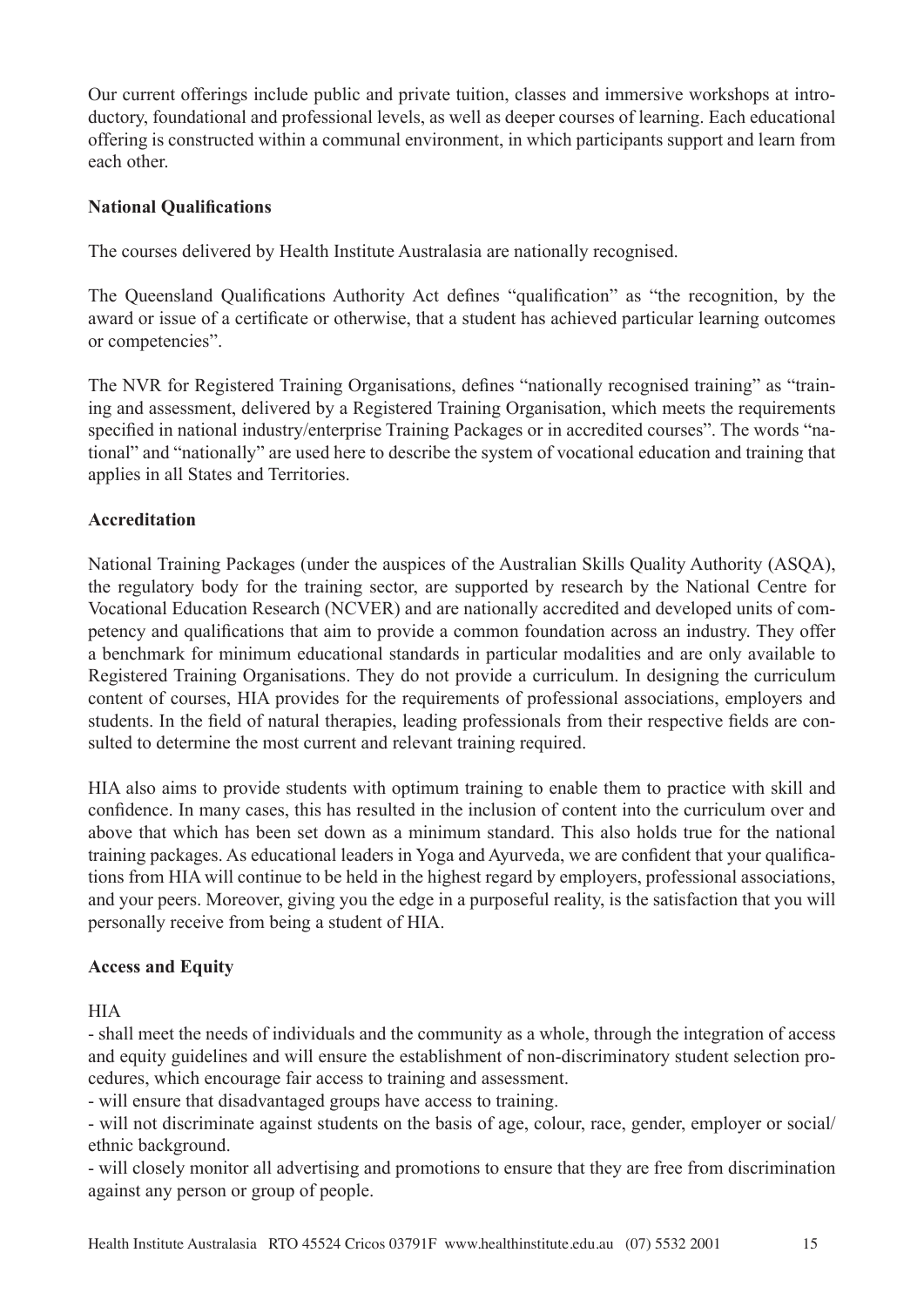Our current offerings include public and private tuition, classes and immersive workshops at introductory, foundational and professional levels, as well as deeper courses of learning. Each educational offering is constructed within a communal environment, in which participants support and learn from each other.

**National Qualifications**

The courses delivered by Health Institute Australasia are nationally recognised.

The Queensland Qualifications Authority Act defines "qualification" as "the recognition, by the award or issue of a certificate or otherwise, that a student has achieved particular learning outcomes or competencies".

The NVR for Registered Training Organisations, defines "nationally recognised training" as "training and assessment, delivered by a Registered Training Organisation, which meets the requirements specified in national industry/enterprise Training Packages or in accredited courses". The words "national" and "nationally" are used here to describe the system of vocational education and training that applies in all States and Territories.

**Accreditation**

National Training Packages (under the auspices of the Australian Skills Quality Authority (ASQA), the regulatory body for the training sector, are supported by research by the National Centre for Vocational Education Research (NCVER) and are nationally accredited and developed units of competency and qualifications that aim to provide a common foundation across an industry. They offer a benchmark for minimum educational standards in particular modalities and are only available to Registered Training Organisations. They do not provide a curriculum. In designing the curriculum content of courses, HIA provides for the requirements of professional associations, employers and students. In the field of natural therapies, leading professionals from their respective fields are consulted to determine the most current and relevant training required.

HIA also aims to provide students with optimum training to enable them to practice with skill and confidence. In many cases, this has resulted in the inclusion of content into the curriculum over and above that which has been set down as a minimum standard. This also holds true for the national training packages. As educational leaders in Yoga and Ayurveda, we are confident that your qualifications from HIA will continue to be held in the highest regard by employers, professional associations, and your peers. Moreover, giving you the edge in a purposeful reality, is the satisfaction that you will personally receive from being a student of HIA.

**Access and Equity**

HIA

- shall meet the needs of individuals and the community as a whole, through the integration of access and equity guidelines and will ensure the establishment of non-discriminatory student selection procedures, which encourage fair access to training and assessment.
- will ensure that disadvantaged groups have access to training.
- will not discriminate against students on the basis of age, colour, race, gender, employer or social/ethnic background.
- will closely monitor all advertising and promotions to ensure that they are free from discrimination against any person or group of people.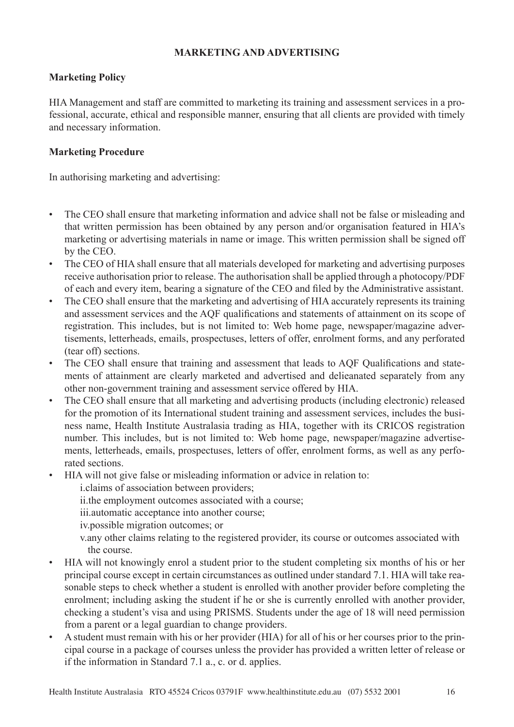## MARKETING AND ADVERTISING

### Marketing Policy

HIA Management and staff are committed to marketing its training and assessment services in a professional, accurate, ethical and responsible manner, ensuring that all clients are provided with timely and necessary information.

### Marketing Procedure

In authorising marketing and advertising:

- The CEO shall ensure that marketing information and advice shall not be false or misleading and that written permission has been obtained by any person and/or organisation featured in HIA's marketing or advertising materials in name or image. This written permission shall be signed off by the CEO.
- The CEO of HIA shall ensure that all materials developed for marketing and advertising purposes receive authorisation prior to release. The authorisation shall be applied through a photocopy/PDF of each and every item, bearing a signature of the CEO and filed by the Administrative assistant.
- The CEO shall ensure that the marketing and advertising of HIA accurately represents its training and assessment services and the AQF qualifications and statements of attainment on its scope of registration. This includes, but is not limited to: Web home page, newspaper/magazine advertisements, letterheads, emails, prospectuses, letters of offer, enrolment forms, and any perforated (tear off) sections.
- The CEO shall ensure that training and assessment that leads to AQF Qualifications and statements of attainment are clearly marketed and advertised and delieanated separately from any other non-government training and assessment service offered by HIA.
- The CEO shall ensure that all marketing and advertising products (including electronic) released for the promotion of its International student training and assessment services, includes the business name, Health Institute Australasia trading as HIA, together with its CRICOS registration number. This includes, but is not limited to: Web home page, newspaper/magazine advertisements, letterheads, emails, prospectuses, letters of offer, enrolment forms, as well as any perforated sections.
- HIA will not give false or misleading information or advice in relation to:
  - i.claims of association between providers;
  - ii.the employment outcomes associated with a course;
  - iii.automatic acceptance into another course;
  - iv.possible migration outcomes; or
  - v.any other claims relating to the registered provider, its course or outcomes associated with the course.
- HIA will not knowingly enrol a student prior to the student completing six months of his or her principal course except in certain circumstances as outlined under standard 7.1. HIA will take reasonable steps to check whether a student is enrolled with another provider before completing the enrolment; including asking the student if he or she is currently enrolled with another provider, checking a student's visa and using PRISMS. Students under the age of 18 will need permission from a parent or a legal guardian to change providers.
- A student must remain with his or her provider (HIA) for all of his or her courses prior to the principal course in a package of courses unless the provider has provided a written letter of release or if the information in Standard 7.1 a., c. or d. applies.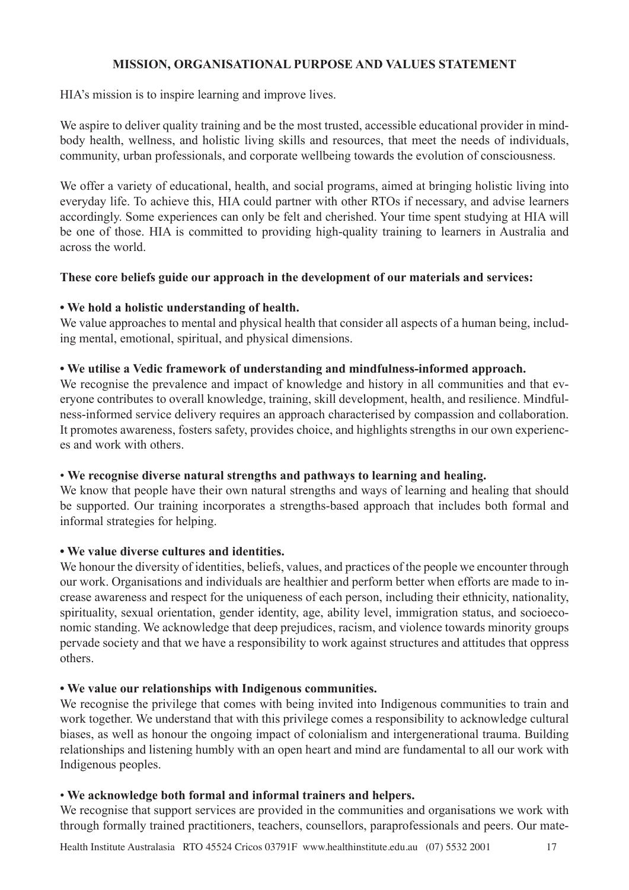## MISSION, ORGANISATIONAL PURPOSE AND VALUES STATEMENT

HIA's mission is to inspire learning and improve lives.

We aspire to deliver quality training and be the most trusted, accessible educational provider in mind-body health, wellness, and holistic living skills and resources, that meet the needs of individuals, community, urban professionals, and corporate wellbeing towards the evolution of consciousness.

We offer a variety of educational, health, and social programs, aimed at bringing holistic living into everyday life. To achieve this, HIA could partner with other RTOs if necessary, and advise learners accordingly. Some experiences can only be felt and cherished. Your time spent studying at HIA will be one of those. HIA is committed to providing high-quality training to learners in Australia and across the world.

**These core beliefs guide our approach in the development of our materials and services:**

**• We hold a holistic understanding of health.**
We value approaches to mental and physical health that consider all aspects of a human being, including mental, emotional, spiritual, and physical dimensions.

**• We utilise a Vedic framework of understanding and mindfulness-informed approach.**
We recognise the prevalence and impact of knowledge and history in all communities and that everyone contributes to overall knowledge, training, skill development, health, and resilience. Mindfulness-informed service delivery requires an approach characterised by compassion and collaboration. It promotes awareness, fosters safety, provides choice, and highlights strengths in our own experiences and work with others.

• **We recognise diverse natural strengths and pathways to learning and healing.**
We know that people have their own natural strengths and ways of learning and healing that should be supported. Our training incorporates a strengths-based approach that includes both formal and informal strategies for helping.

**• We value diverse cultures and identities.**
We honour the diversity of identities, beliefs, values, and practices of the people we encounter through our work. Organisations and individuals are healthier and perform better when efforts are made to increase awareness and respect for the uniqueness of each person, including their ethnicity, nationality, spirituality, sexual orientation, gender identity, age, ability level, immigration status, and socioeconomic standing. We acknowledge that deep prejudices, racism, and violence towards minority groups pervade society and that we have a responsibility to work against structures and attitudes that oppress others.

**• We value our relationships with Indigenous communities.**
We recognise the privilege that comes with being invited into Indigenous communities to train and work together. We understand that with this privilege comes a responsibility to acknowledge cultural biases, as well as honour the ongoing impact of colonialism and intergenerational trauma. Building relationships and listening humbly with an open heart and mind are fundamental to all our work with Indigenous peoples.

• **We acknowledge both formal and informal trainers and helpers.**
We recognise that support services are provided in the communities and organisations we work with through formally trained practitioners, teachers, counsellors, paraprofessionals and peers. Our mate-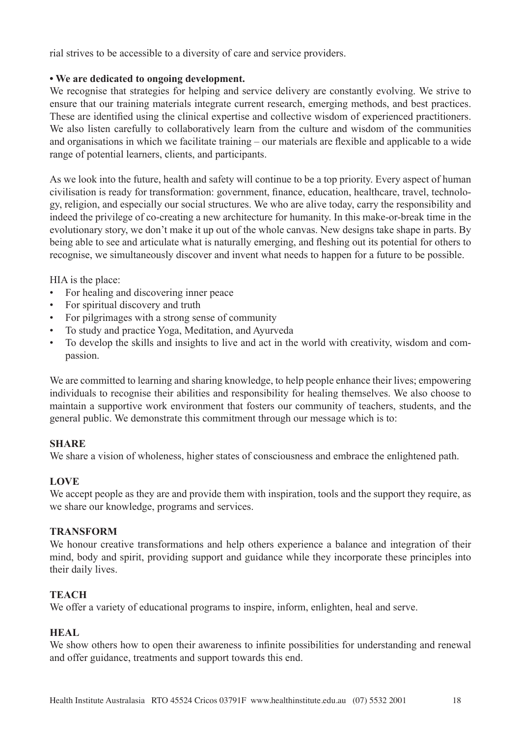rial strives to be accessible to a diversity of care and service providers.

**• We are dedicated to ongoing development.**

We recognise that strategies for helping and service delivery are constantly evolving. We strive to ensure that our training materials integrate current research, emerging methods, and best practices. These are identified using the clinical expertise and collective wisdom of experienced practitioners. We also listen carefully to collaboratively learn from the culture and wisdom of the communities and organisations in which we facilitate training – our materials are flexible and applicable to a wide range of potential learners, clients, and participants.

As we look into the future, health and safety will continue to be a top priority. Every aspect of human civilisation is ready for transformation: government, finance, education, healthcare, travel, technology, religion, and especially our social structures. We who are alive today, carry the responsibility and indeed the privilege of co-creating a new architecture for humanity. In this make-or-break time in the evolutionary story, we don't make it up out of the whole canvas. New designs take shape in parts. By being able to see and articulate what is naturally emerging, and fleshing out its potential for others to recognise, we simultaneously discover and invent what needs to happen for a future to be possible.

HIA is the place:

- For healing and discovering inner peace
- For spiritual discovery and truth
- For pilgrimages with a strong sense of community
- To study and practice Yoga, Meditation, and Ayurveda
- To develop the skills and insights to live and act in the world with creativity, wisdom and compassion.

We are committed to learning and sharing knowledge, to help people enhance their lives; empowering individuals to recognise their abilities and responsibility for healing themselves. We also choose to maintain a supportive work environment that fosters our community of teachers, students, and the general public. We demonstrate this commitment through our message which is to:

**SHARE**

We share a vision of wholeness, higher states of consciousness and embrace the enlightened path.

**LOVE**

We accept people as they are and provide them with inspiration, tools and the support they require, as we share our knowledge, programs and services.

**TRANSFORM**

We honour creative transformations and help others experience a balance and integration of their mind, body and spirit, providing support and guidance while they incorporate these principles into their daily lives.

**TEACH**

We offer a variety of educational programs to inspire, inform, enlighten, heal and serve.

**HEAL**

We show others how to open their awareness to infinite possibilities for understanding and renewal and offer guidance, treatments and support towards this end.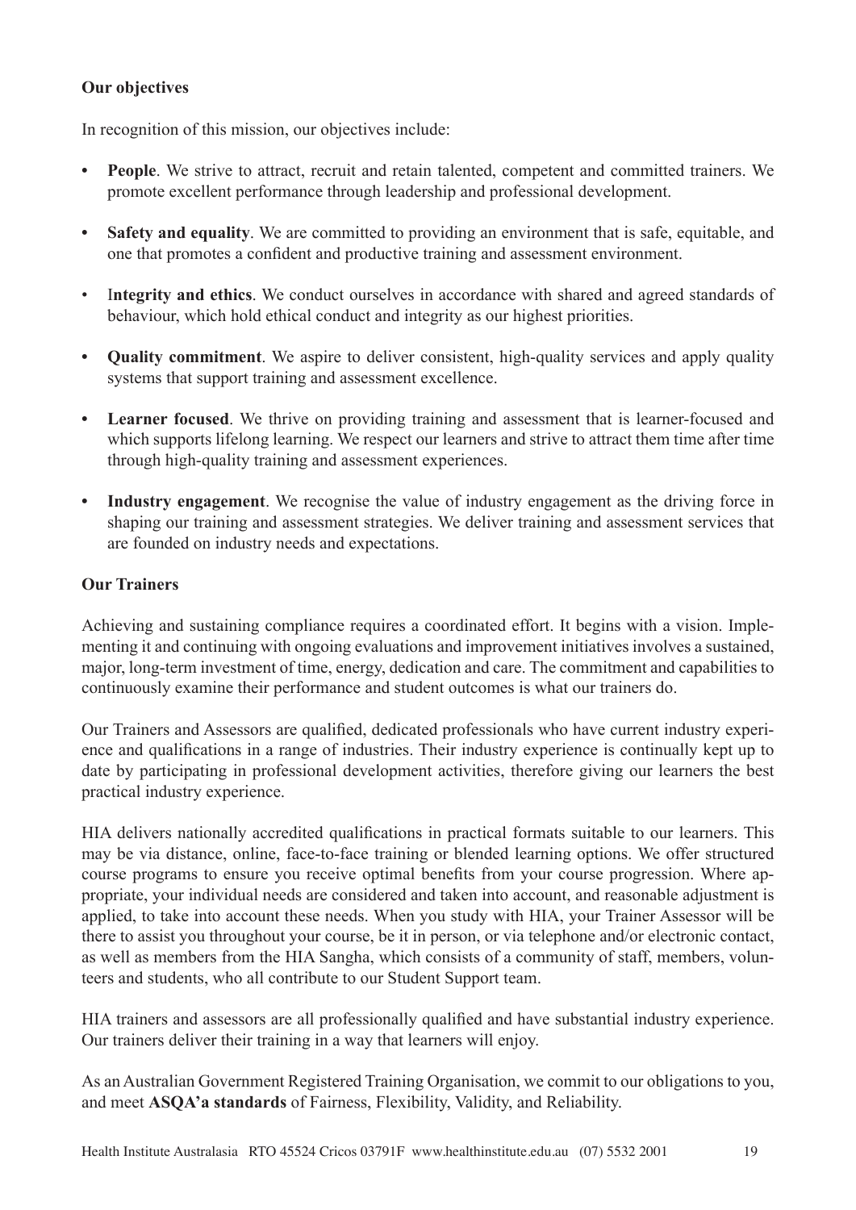**Our objectives**

In recognition of this mission, our objectives include:

- **People**. We strive to attract, recruit and retain talented, competent and committed trainers. We promote excellent performance through leadership and professional development.
- **Safety and equality**. We are committed to providing an environment that is safe, equitable, and one that promotes a confident and productive training and assessment environment.
- I**ntegrity and ethics**. We conduct ourselves in accordance with shared and agreed standards of behaviour, which hold ethical conduct and integrity as our highest priorities.
- **Quality commitment**. We aspire to deliver consistent, high-quality services and apply quality systems that support training and assessment excellence.
- **Learner focused**. We thrive on providing training and assessment that is learner-focused and which supports lifelong learning. We respect our learners and strive to attract them time after time through high-quality training and assessment experiences.
- **Industry engagement**. We recognise the value of industry engagement as the driving force in shaping our training and assessment strategies. We deliver training and assessment services that are founded on industry needs and expectations.

**Our Trainers**

Achieving and sustaining compliance requires a coordinated effort. It begins with a vision. Implementing it and continuing with ongoing evaluations and improvement initiatives involves a sustained, major, long-term investment of time, energy, dedication and care. The commitment and capabilities to continuously examine their performance and student outcomes is what our trainers do.

Our Trainers and Assessors are qualified, dedicated professionals who have current industry experience and qualifications in a range of industries. Their industry experience is continually kept up to date by participating in professional development activities, therefore giving our learners the best practical industry experience.

HIA delivers nationally accredited qualifications in practical formats suitable to our learners. This may be via distance, online, face-to-face training or blended learning options. We offer structured course programs to ensure you receive optimal benefits from your course progression. Where appropriate, your individual needs are considered and taken into account, and reasonable adjustment is applied, to take into account these needs. When you study with HIA, your Trainer Assessor will be there to assist you throughout your course, be it in person, or via telephone and/or electronic contact, as well as members from the HIA Sangha, which consists of a community of staff, members, volunteers and students, who all contribute to our Student Support team.

HIA trainers and assessors are all professionally qualified and have substantial industry experience. Our trainers deliver their training in a way that learners will enjoy.

As an Australian Government Registered Training Organisation, we commit to our obligations to you, and meet **ASQA'a standards** of Fairness, Flexibility, Validity, and Reliability.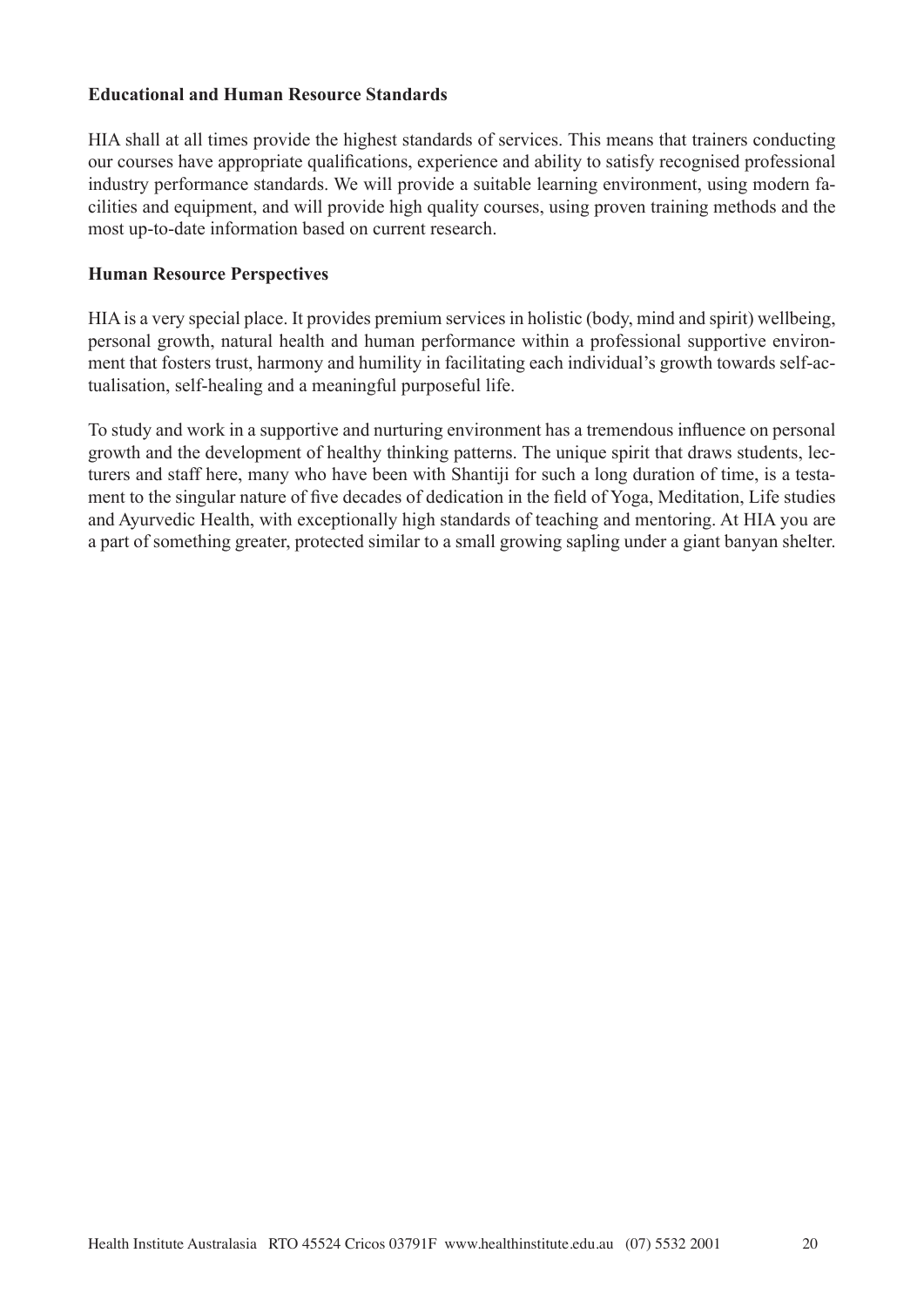**Educational and Human Resource Standards**

HIA shall at all times provide the highest standards of services. This means that trainers conducting our courses have appropriate qualifications, experience and ability to satisfy recognised professional industry performance standards. We will provide a suitable learning environment, using modern facilities and equipment, and will provide high quality courses, using proven training methods and the most up-to-date information based on current research.

**Human Resource Perspectives**

HIA is a very special place. It provides premium services in holistic (body, mind and spirit) wellbeing, personal growth, natural health and human performance within a professional supportive environment that fosters trust, harmony and humility in facilitating each individual's growth towards self-actualisation, self-healing and a meaningful purposeful life.

To study and work in a supportive and nurturing environment has a tremendous influence on personal growth and the development of healthy thinking patterns. The unique spirit that draws students, lecturers and staff here, many who have been with Shantiji for such a long duration of time, is a testament to the singular nature of five decades of dedication in the field of Yoga, Meditation, Life studies and Ayurvedic Health, with exceptionally high standards of teaching and mentoring. At HIA you are a part of something greater, protected similar to a small growing sapling under a giant banyan shelter.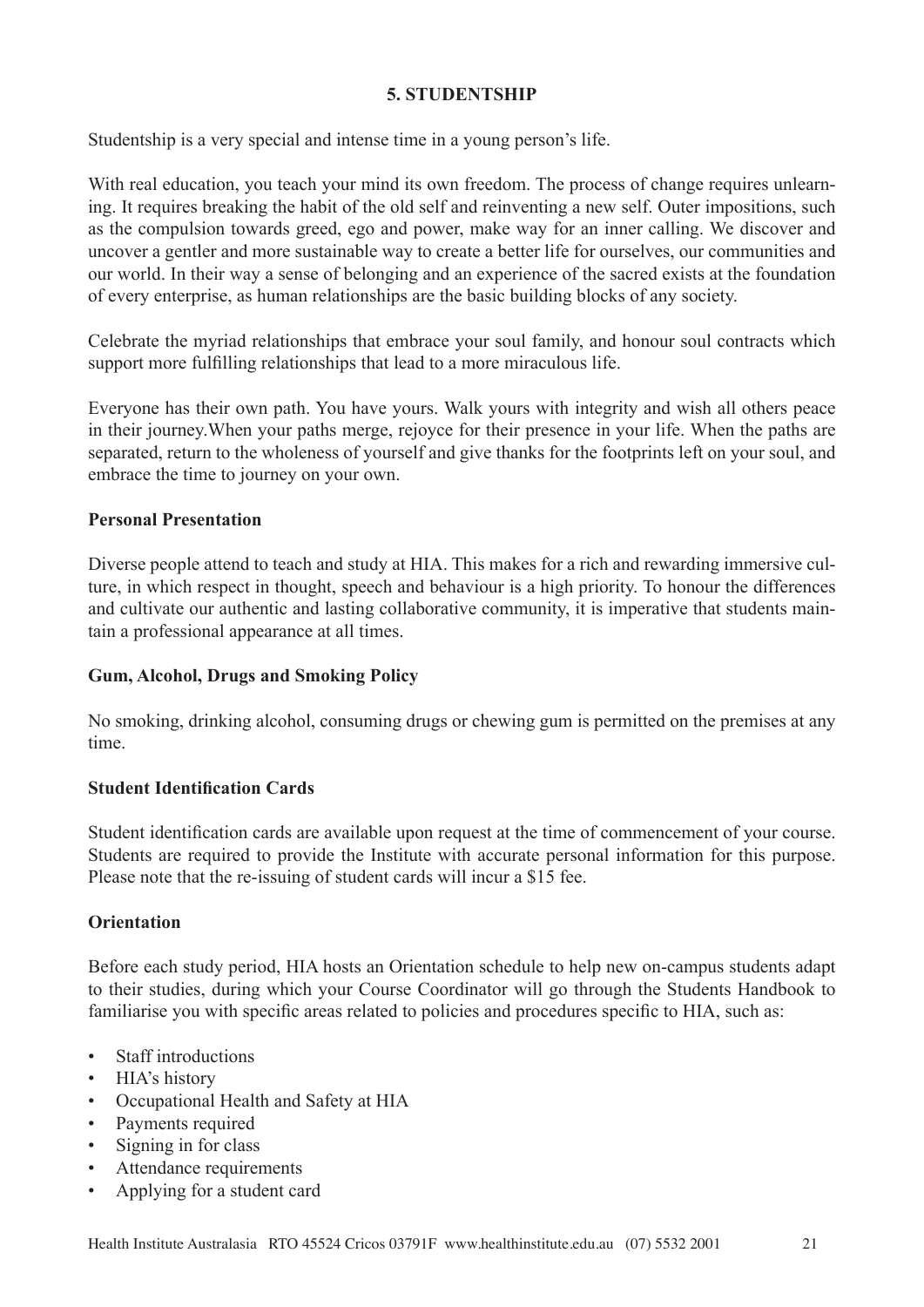## 5. STUDENTSHIP

Studentship is a very special and intense time in a young person's life.

With real education, you teach your mind its own freedom. The process of change requires unlearning. It requires breaking the habit of the old self and reinventing a new self. Outer impositions, such as the compulsion towards greed, ego and power, make way for an inner calling. We discover and uncover a gentler and more sustainable way to create a better life for ourselves, our communities and our world. In their way a sense of belonging and an experience of the sacred exists at the foundation of every enterprise, as human relationships are the basic building blocks of any society.

Celebrate the myriad relationships that embrace your soul family, and honour soul contracts which support more fulfilling relationships that lead to a more miraculous life.

Everyone has their own path. You have yours. Walk yours with integrity and wish all others peace in their journey.When your paths merge, rejoyce for their presence in your life. When the paths are separated, return to the wholeness of yourself and give thanks for the footprints left on your soul, and embrace the time to journey on your own.

### Personal Presentation

Diverse people attend to teach and study at HIA. This makes for a rich and rewarding immersive culture, in which respect in thought, speech and behaviour is a high priority. To honour the differences and cultivate our authentic and lasting collaborative community, it is imperative that students maintain a professional appearance at all times.

### Gum, Alcohol, Drugs and Smoking Policy

No smoking, drinking alcohol, consuming drugs or chewing gum is permitted on the premises at any time.

### Student Identification Cards

Student identification cards are available upon request at the time of commencement of your course. Students are required to provide the Institute with accurate personal information for this purpose. Please note that the re-issuing of student cards will incur a $15 fee.

### Orientation

Before each study period, HIA hosts an Orientation schedule to help new on-campus students adapt to their studies, during which your Course Coordinator will go through the Students Handbook to familiarise you with specific areas related to policies and procedures specific to HIA, such as:

- Staff introductions
- HIA's history
- Occupational Health and Safety at HIA
- Payments required
- Signing in for class
- Attendance requirements
- Applying for a student card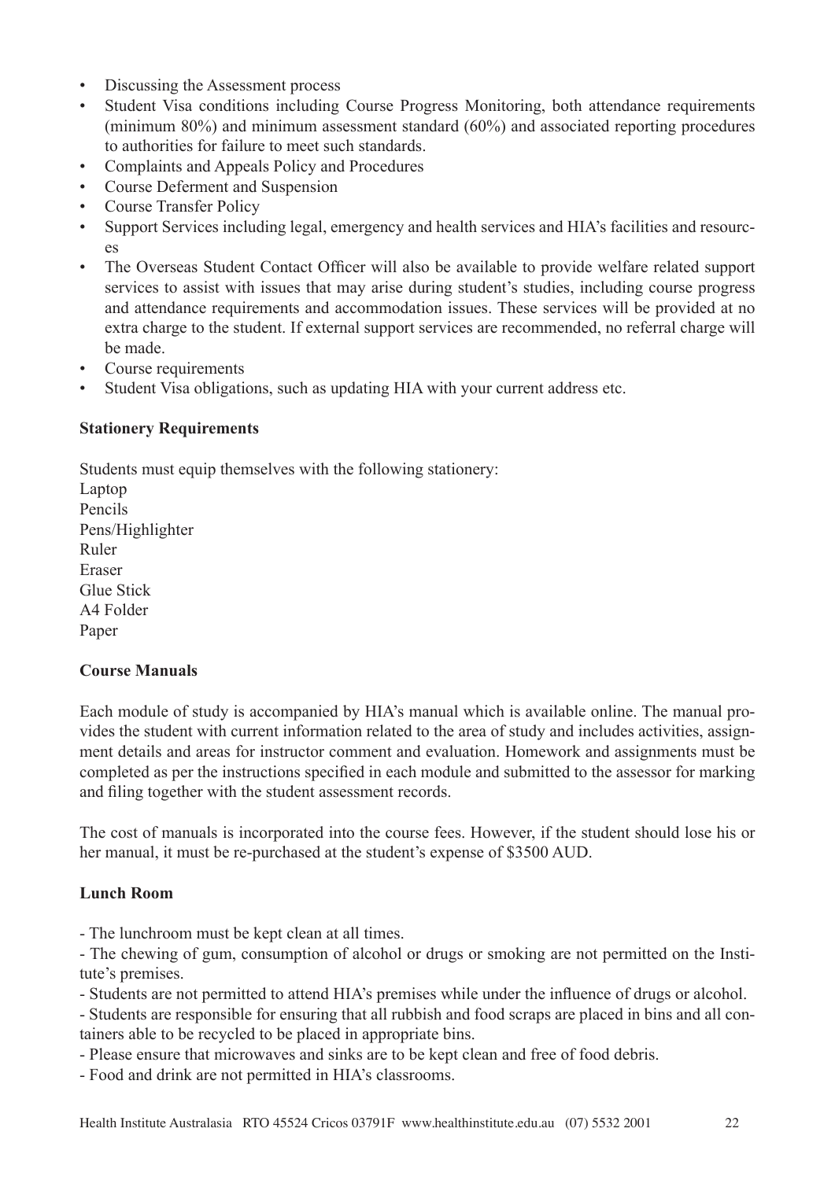- Discussing the Assessment process
- Student Visa conditions including Course Progress Monitoring, both attendance requirements (minimum 80%) and minimum assessment standard (60%) and associated reporting procedures to authorities for failure to meet such standards.
- Complaints and Appeals Policy and Procedures
- Course Deferment and Suspension
- Course Transfer Policy
- Support Services including legal, emergency and health services and HIA's facilities and resources
- The Overseas Student Contact Officer will also be available to provide welfare related support services to assist with issues that may arise during student's studies, including course progress and attendance requirements and accommodation issues. These services will be provided at no extra charge to the student. If external support services are recommended, no referral charge will be made.
- Course requirements
- Student Visa obligations, such as updating HIA with your current address etc.

**Stationery Requirements**

Students must equip themselves with the following stationery:
Laptop
Pencils
Pens/Highlighter
Ruler
Eraser
Glue Stick
A4 Folder
Paper

**Course Manuals**

Each module of study is accompanied by HIA's manual which is available online. The manual provides the student with current information related to the area of study and includes activities, assignment details and areas for instructor comment and evaluation. Homework and assignments must be completed as per the instructions specified in each module and submitted to the assessor for marking and filing together with the student assessment records.

The cost of manuals is incorporated into the course fees. However, if the student should lose his or her manual, it must be re-purchased at the student's expense of $3500 AUD.

**Lunch Room**

- The lunchroom must be kept clean at all times.
- The chewing of gum, consumption of alcohol or drugs or smoking are not permitted on the Institute's premises.
- Students are not permitted to attend HIA's premises while under the influence of drugs or alcohol.
- Students are responsible for ensuring that all rubbish and food scraps are placed in bins and all containers able to be recycled to be placed in appropriate bins.
- Please ensure that microwaves and sinks are to be kept clean and free of food debris.
- Food and drink are not permitted in HIA's classrooms.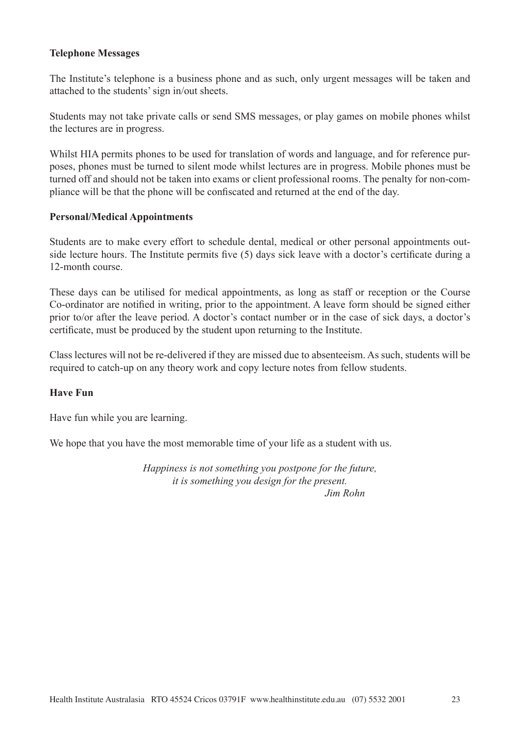### Telephone Messages

The Institute's telephone is a business phone and as such, only urgent messages will be taken and attached to the students' sign in/out sheets.

Students may not take private calls or send SMS messages, or play games on mobile phones whilst the lectures are in progress.

Whilst HIA permits phones to be used for translation of words and language, and for reference purposes, phones must be turned to silent mode whilst lectures are in progress. Mobile phones must be turned off and should not be taken into exams or client professional rooms. The penalty for non-compliance will be that the phone will be confiscated and returned at the end of the day.

### Personal/Medical Appointments

Students are to make every effort to schedule dental, medical or other personal appointments outside lecture hours. The Institute permits five (5) days sick leave with a doctor's certificate during a 12-month course.

These days can be utilised for medical appointments, as long as staff or reception or the Course Co-ordinator are notified in writing, prior to the appointment. A leave form should be signed either prior to/or after the leave period. A doctor's contact number or in the case of sick days, a doctor's certificate, must be produced by the student upon returning to the Institute.

Class lectures will not be re-delivered if they are missed due to absenteeism. As such, students will be required to catch-up on any theory work and copy lecture notes from fellow students.

### Have Fun

Have fun while you are learning.

We hope that you have the most memorable time of your life as a student with us.

*Happiness is not something you postpone for the future,*
*it is something you design for the present.*
*Jim Rohn*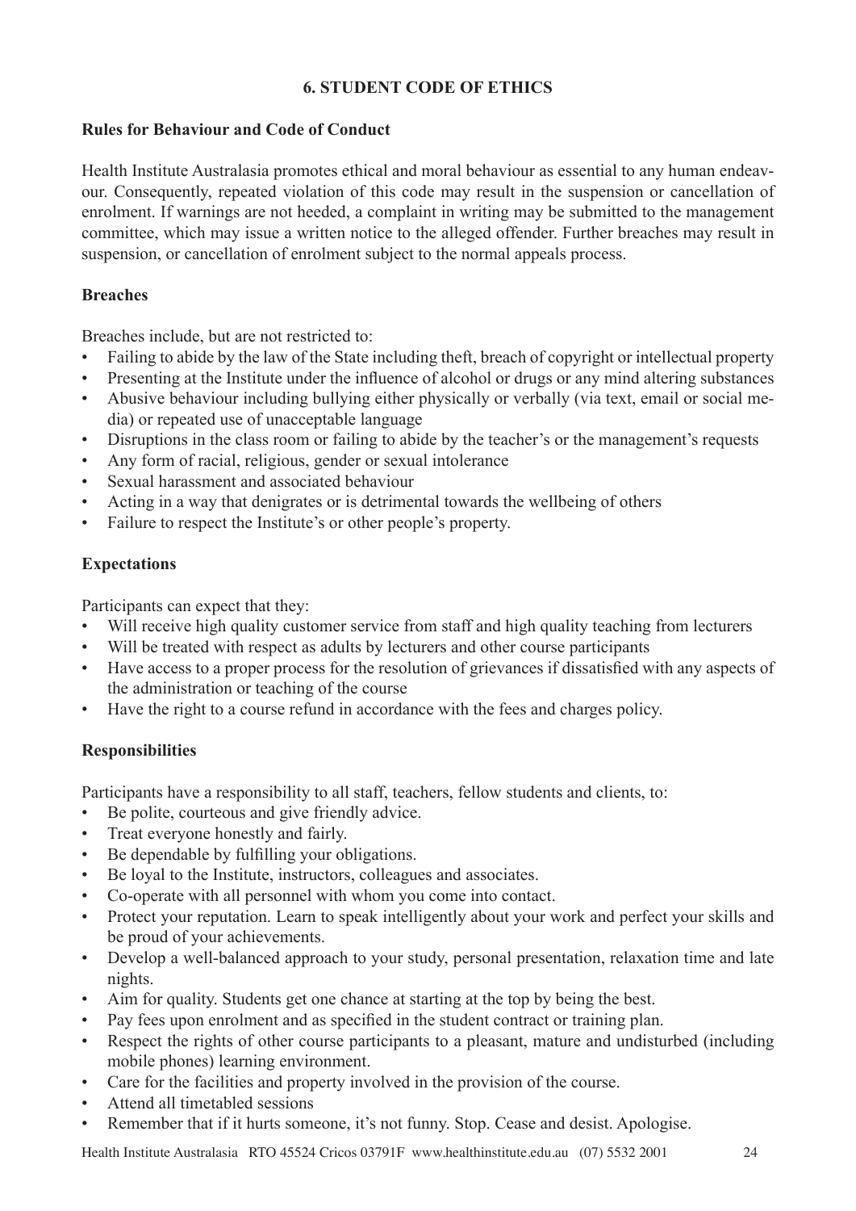# 6. STUDENT CODE OF ETHICS

## Rules for Behaviour and Code of Conduct

Health Institute Australasia promotes ethical and moral behaviour as essential to any human endeavour. Consequently, repeated violation of this code may result in the suspension or cancellation of enrolment. If warnings are not heeded, a complaint in writing may be submitted to the management committee, which may issue a written notice to the alleged offender. Further breaches may result in suspension, or cancellation of enrolment subject to the normal appeals process.

## Breaches

Breaches include, but are not restricted to:

- Failing to abide by the law of the State including theft, breach of copyright or intellectual property
- Presenting at the Institute under the influence of alcohol or drugs or any mind altering substances
- Abusive behaviour including bullying either physically or verbally (via text, email or social media) or repeated use of unacceptable language
- Disruptions in the class room or failing to abide by the teacher's or the management's requests
- Any form of racial, religious, gender or sexual intolerance
- Sexual harassment and associated behaviour
- Acting in a way that denigrates or is detrimental towards the wellbeing of others
- Failure to respect the Institute's or other people's property.

## Expectations

Participants can expect that they:

- Will receive high quality customer service from staff and high quality teaching from lecturers
- Will be treated with respect as adults by lecturers and other course participants
- Have access to a proper process for the resolution of grievances if dissatisfied with any aspects of the administration or teaching of the course
- Have the right to a course refund in accordance with the fees and charges policy.

## Responsibilities

Participants have a responsibility to all staff, teachers, fellow students and clients, to:

- Be polite, courteous and give friendly advice.
- Treat everyone honestly and fairly.
- Be dependable by fulfilling your obligations.
- Be loyal to the Institute, instructors, colleagues and associates.
- Co-operate with all personnel with whom you come into contact.
- Protect your reputation. Learn to speak intelligently about your work and perfect your skills and be proud of your achievements.
- Develop a well-balanced approach to your study, personal presentation, relaxation time and late nights.
- Aim for quality. Students get one chance at starting at the top by being the best.
- Pay fees upon enrolment and as specified in the student contract or training plan.
- Respect the rights of other course participants to a pleasant, mature and undisturbed (including mobile phones) learning environment.
- Care for the facilities and property involved in the provision of the course.
- Attend all timetabled sessions
- Remember that if it hurts someone, it's not funny. Stop. Cease and desist. Apologise.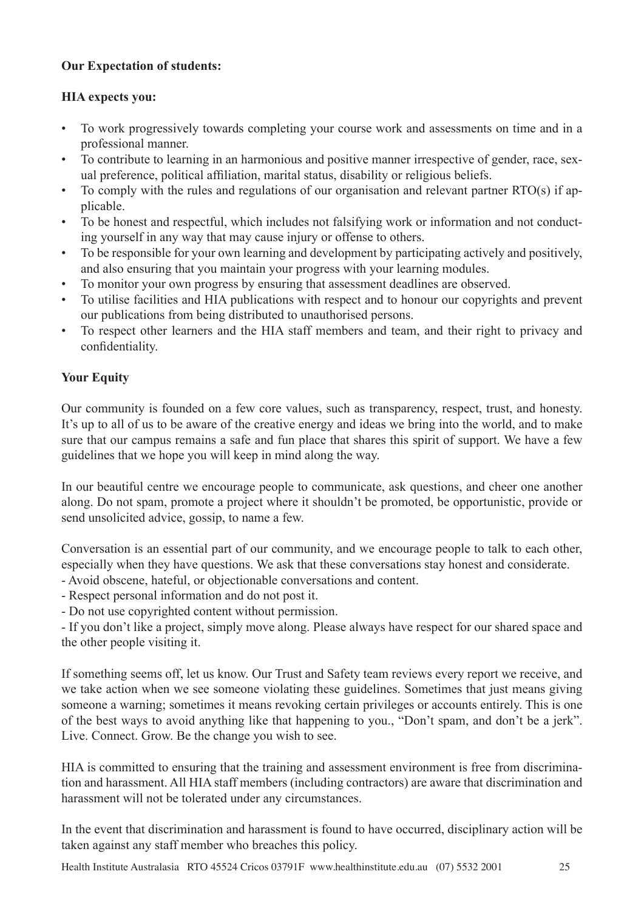**Our Expectation of students:**

**HIA expects you:**

- To work progressively towards completing your course work and assessments on time and in a professional manner.
- To contribute to learning in an harmonious and positive manner irrespective of gender, race, sexual preference, political affiliation, marital status, disability or religious beliefs.
- To comply with the rules and regulations of our organisation and relevant partner RTO(s) if applicable.
- To be honest and respectful, which includes not falsifying work or information and not conducting yourself in any way that may cause injury or offense to others.
- To be responsible for your own learning and development by participating actively and positively, and also ensuring that you maintain your progress with your learning modules.
- To monitor your own progress by ensuring that assessment deadlines are observed.
- To utilise facilities and HIA publications with respect and to honour our copyrights and prevent our publications from being distributed to unauthorised persons.
- To respect other learners and the HIA staff members and team, and their right to privacy and confidentiality.

**Your Equity**

Our community is founded on a few core values, such as transparency, respect, trust, and honesty. It's up to all of us to be aware of the creative energy and ideas we bring into the world, and to make sure that our campus remains a safe and fun place that shares this spirit of support. We have a few guidelines that we hope you will keep in mind along the way.

In our beautiful centre we encourage people to communicate, ask questions, and cheer one another along. Do not spam, promote a project where it shouldn't be promoted, be opportunistic, provide or send unsolicited advice, gossip, to name a few.

Conversation is an essential part of our community, and we encourage people to talk to each other, especially when they have questions. We ask that these conversations stay honest and considerate.
- Avoid obscene, hateful, or objectionable conversations and content.
- Respect personal information and do not post it.
- Do not use copyrighted content without permission.
- If you don't like a project, simply move along. Please always have respect for our shared space and the other people visiting it.

If something seems off, let us know. Our Trust and Safety team reviews every report we receive, and we take action when we see someone violating these guidelines. Sometimes that just means giving someone a warning; sometimes it means revoking certain privileges or accounts entirely. This is one of the best ways to avoid anything like that happening to you., "Don't spam, and don't be a jerk". Live. Connect. Grow. Be the change you wish to see.

HIA is committed to ensuring that the training and assessment environment is free from discrimination and harassment. All HIA staff members (including contractors) are aware that discrimination and harassment will not be tolerated under any circumstances.

In the event that discrimination and harassment is found to have occurred, disciplinary action will be taken against any staff member who breaches this policy.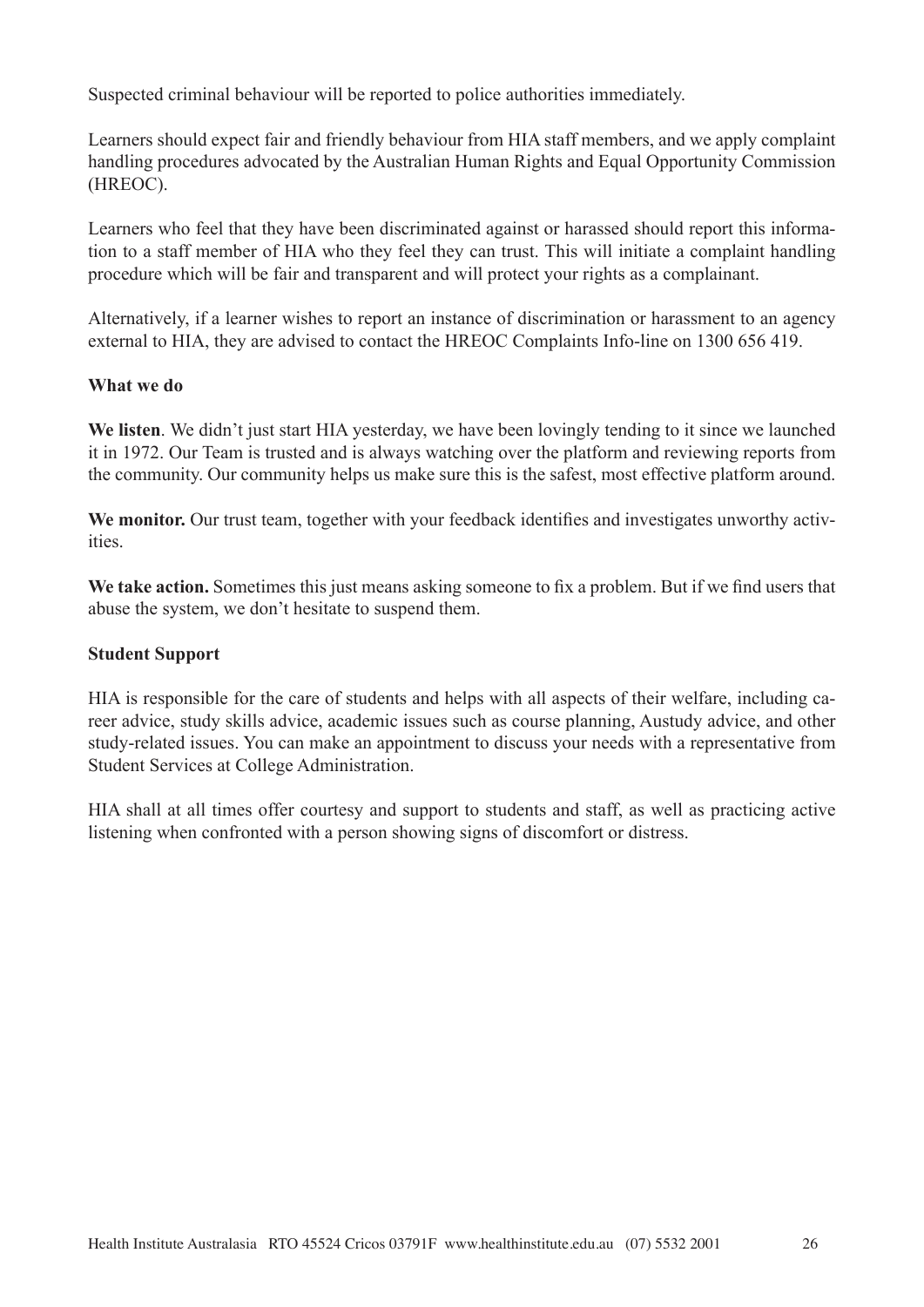Suspected criminal behaviour will be reported to police authorities immediately.

Learners should expect fair and friendly behaviour from HIA staff members, and we apply complaint handling procedures advocated by the Australian Human Rights and Equal Opportunity Commission (HREOC).

Learners who feel that they have been discriminated against or harassed should report this information to a staff member of HIA who they feel they can trust. This will initiate a complaint handling procedure which will be fair and transparent and will protect your rights as a complainant.

Alternatively, if a learner wishes to report an instance of discrimination or harassment to an agency external to HIA, they are advised to contact the HREOC Complaints Info-line on 1300 656 419.

**What we do**

**We listen**. We didn't just start HIA yesterday, we have been lovingly tending to it since we launched it in 1972. Our Team is trusted and is always watching over the platform and reviewing reports from the community. Our community helps us make sure this is the safest, most effective platform around.

**We monitor.** Our trust team, together with your feedback identifies and investigates unworthy activities.

**We take action.** Sometimes this just means asking someone to fix a problem. But if we find users that abuse the system, we don't hesitate to suspend them.

**Student Support**

HIA is responsible for the care of students and helps with all aspects of their welfare, including career advice, study skills advice, academic issues such as course planning, Austudy advice, and other study-related issues. You can make an appointment to discuss your needs with a representative from Student Services at College Administration.

HIA shall at all times offer courtesy and support to students and staff, as well as practicing active listening when confronted with a person showing signs of discomfort or distress.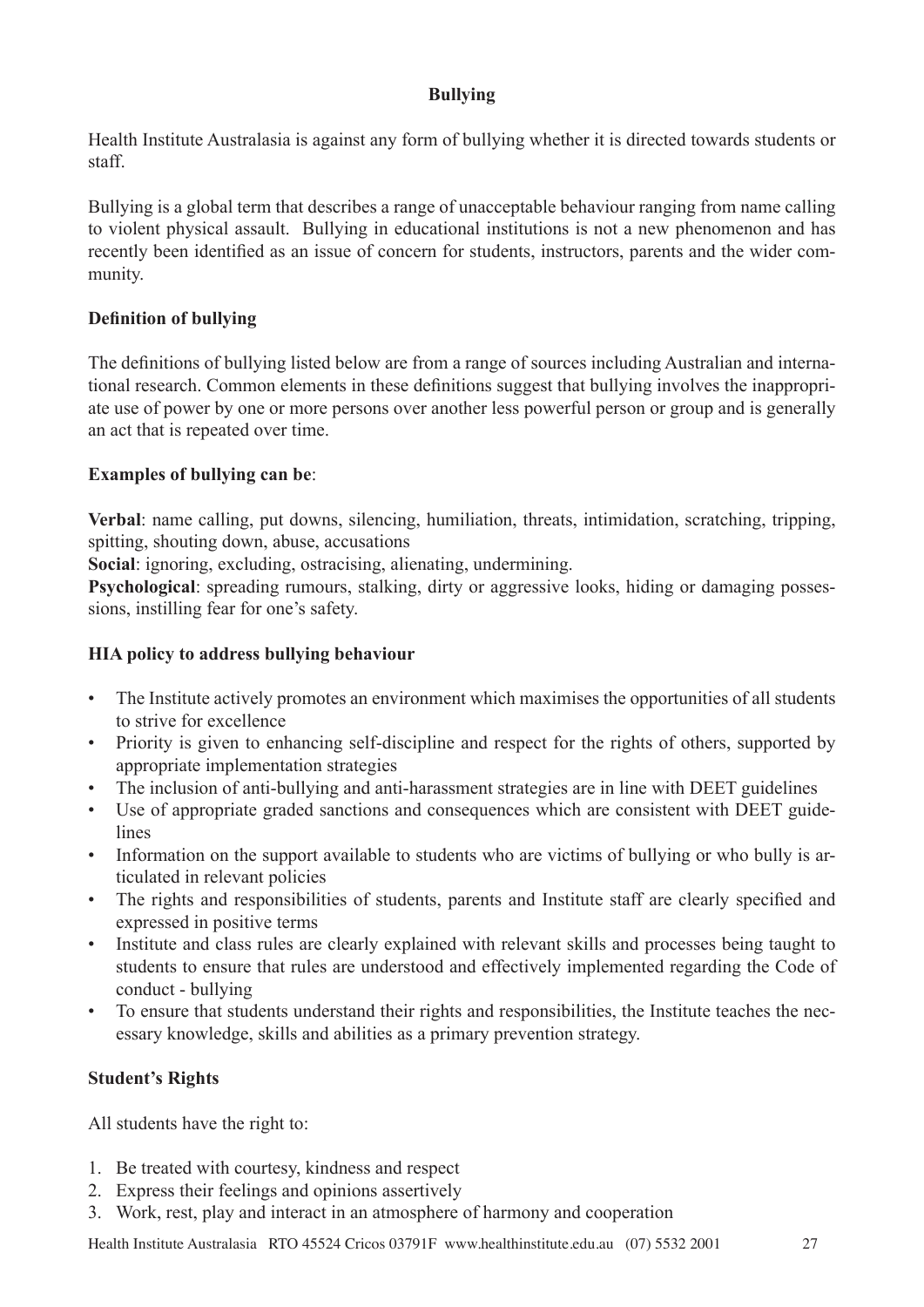## Bullying

Health Institute Australasia is against any form of bullying whether it is directed towards students or staff.

Bullying is a global term that describes a range of unacceptable behaviour ranging from name calling to violent physical assault. Bullying in educational institutions is not a new phenomenon and has recently been identified as an issue of concern for students, instructors, parents and the wider community.

### Definition of bullying

The definitions of bullying listed below are from a range of sources including Australian and international research. Common elements in these definitions suggest that bullying involves the inappropriate use of power by one or more persons over another less powerful person or group and is generally an act that is repeated over time.

### Examples of bullying can be:

**Verbal**: name calling, put downs, silencing, humiliation, threats, intimidation, scratching, tripping, spitting, shouting down, abuse, accusations

**Social**: ignoring, excluding, ostracising, alienating, undermining.

**Psychological**: spreading rumours, stalking, dirty or aggressive looks, hiding or damaging possessions, instilling fear for one's safety.

### HIA policy to address bullying behaviour

- The Institute actively promotes an environment which maximises the opportunities of all students to strive for excellence
- Priority is given to enhancing self-discipline and respect for the rights of others, supported by appropriate implementation strategies
- The inclusion of anti-bullying and anti-harassment strategies are in line with DEET guidelines
- Use of appropriate graded sanctions and consequences which are consistent with DEET guidelines
- Information on the support available to students who are victims of bullying or who bully is articulated in relevant policies
- The rights and responsibilities of students, parents and Institute staff are clearly specified and expressed in positive terms
- Institute and class rules are clearly explained with relevant skills and processes being taught to students to ensure that rules are understood and effectively implemented regarding the Code of conduct - bullying
- To ensure that students understand their rights and responsibilities, the Institute teaches the necessary knowledge, skills and abilities as a primary prevention strategy.

### Student's Rights

All students have the right to:

1. Be treated with courtesy, kindness and respect
2. Express their feelings and opinions assertively
3. Work, rest, play and interact in an atmosphere of harmony and cooperation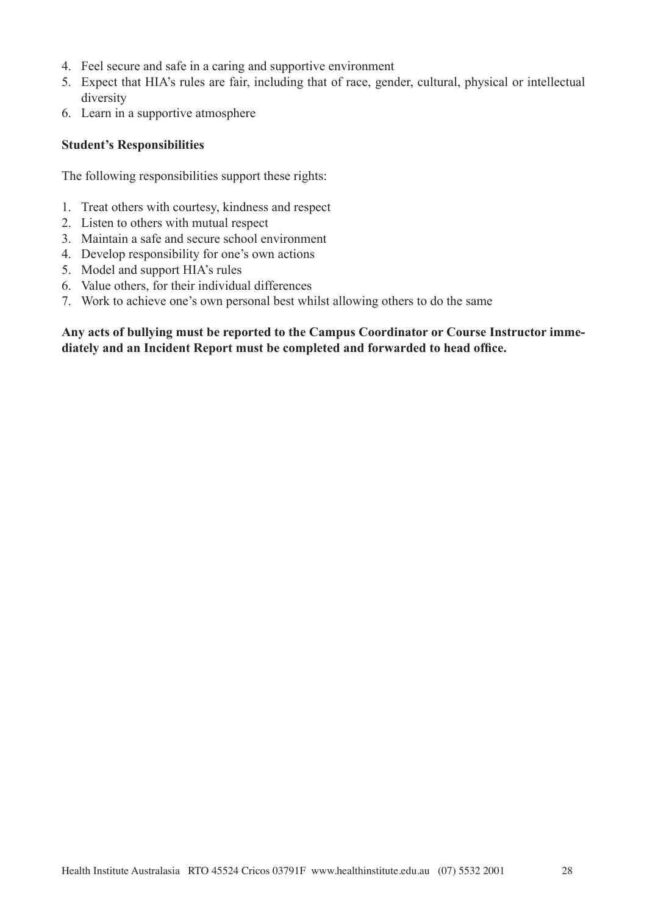4. Feel secure and safe in a caring and supportive environment
5. Expect that HIA's rules are fair, including that of race, gender, cultural, physical or intellectual diversity
6. Learn in a supportive atmosphere

**Student's Responsibilities**

The following responsibilities support these rights:

1. Treat others with courtesy, kindness and respect
2. Listen to others with mutual respect
3. Maintain a safe and secure school environment
4. Develop responsibility for one's own actions
5. Model and support HIA's rules
6. Value others, for their individual differences
7. Work to achieve one's own personal best whilst allowing others to do the same

**Any acts of bullying must be reported to the Campus Coordinator or Course Instructor immediately and an Incident Report must be completed and forwarded to head office.**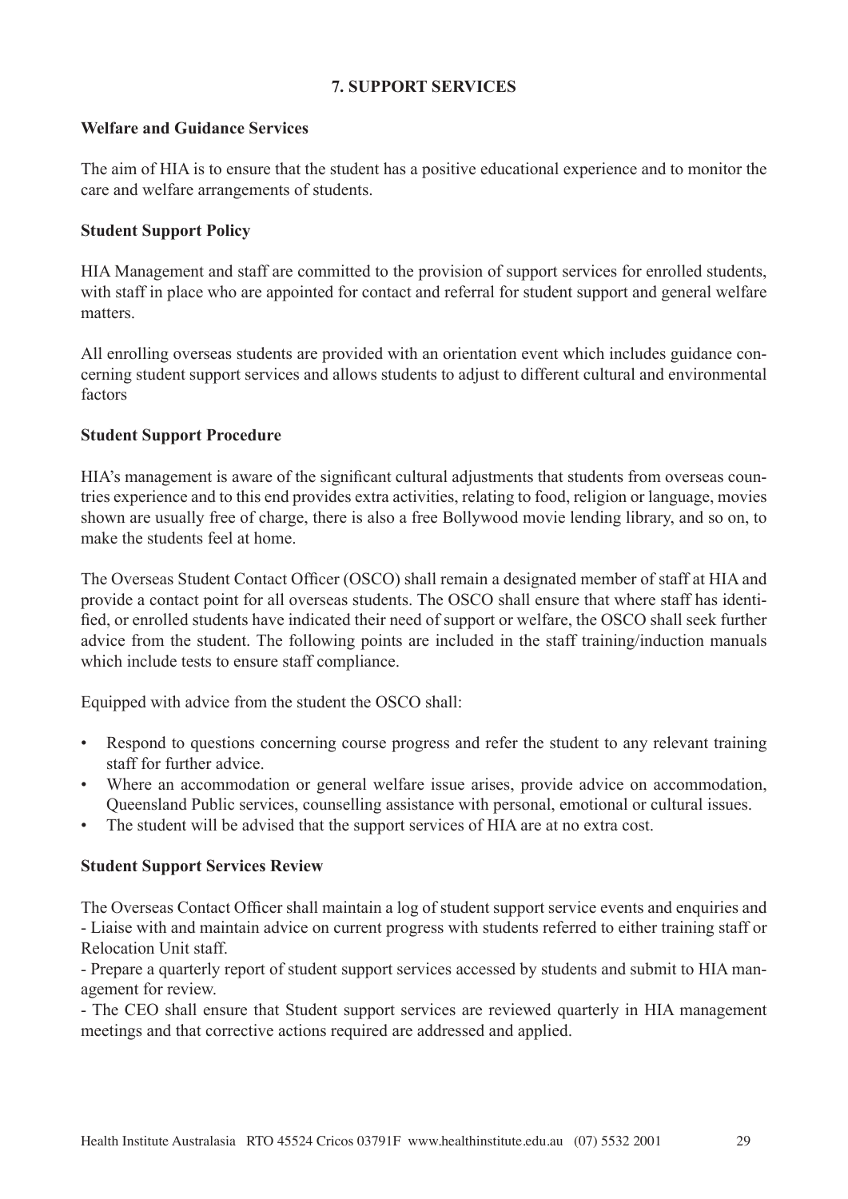## 7. SUPPORT SERVICES

### Welfare and Guidance Services

The aim of HIA is to ensure that the student has a positive educational experience and to monitor the care and welfare arrangements of students.

### Student Support Policy

HIA Management and staff are committed to the provision of support services for enrolled students, with staff in place who are appointed for contact and referral for student support and general welfare matters.

All enrolling overseas students are provided with an orientation event which includes guidance concerning student support services and allows students to adjust to different cultural and environmental factors

### Student Support Procedure

HIA's management is aware of the significant cultural adjustments that students from overseas countries experience and to this end provides extra activities, relating to food, religion or language, movies shown are usually free of charge, there is also a free Bollywood movie lending library, and so on, to make the students feel at home.

The Overseas Student Contact Officer (OSCO) shall remain a designated member of staff at HIA and provide a contact point for all overseas students. The OSCO shall ensure that where staff has identified, or enrolled students have indicated their need of support or welfare, the OSCO shall seek further advice from the student. The following points are included in the staff training/induction manuals which include tests to ensure staff compliance.

Equipped with advice from the student the OSCO shall:

- Respond to questions concerning course progress and refer the student to any relevant training staff for further advice.
- Where an accommodation or general welfare issue arises, provide advice on accommodation, Queensland Public services, counselling assistance with personal, emotional or cultural issues.
- The student will be advised that the support services of HIA are at no extra cost.

### Student Support Services Review

The Overseas Contact Officer shall maintain a log of student support service events and enquiries and
- Liaise with and maintain advice on current progress with students referred to either training staff or Relocation Unit staff.
- Prepare a quarterly report of student support services accessed by students and submit to HIA management for review.
- The CEO shall ensure that Student support services are reviewed quarterly in HIA management meetings and that corrective actions required are addressed and applied.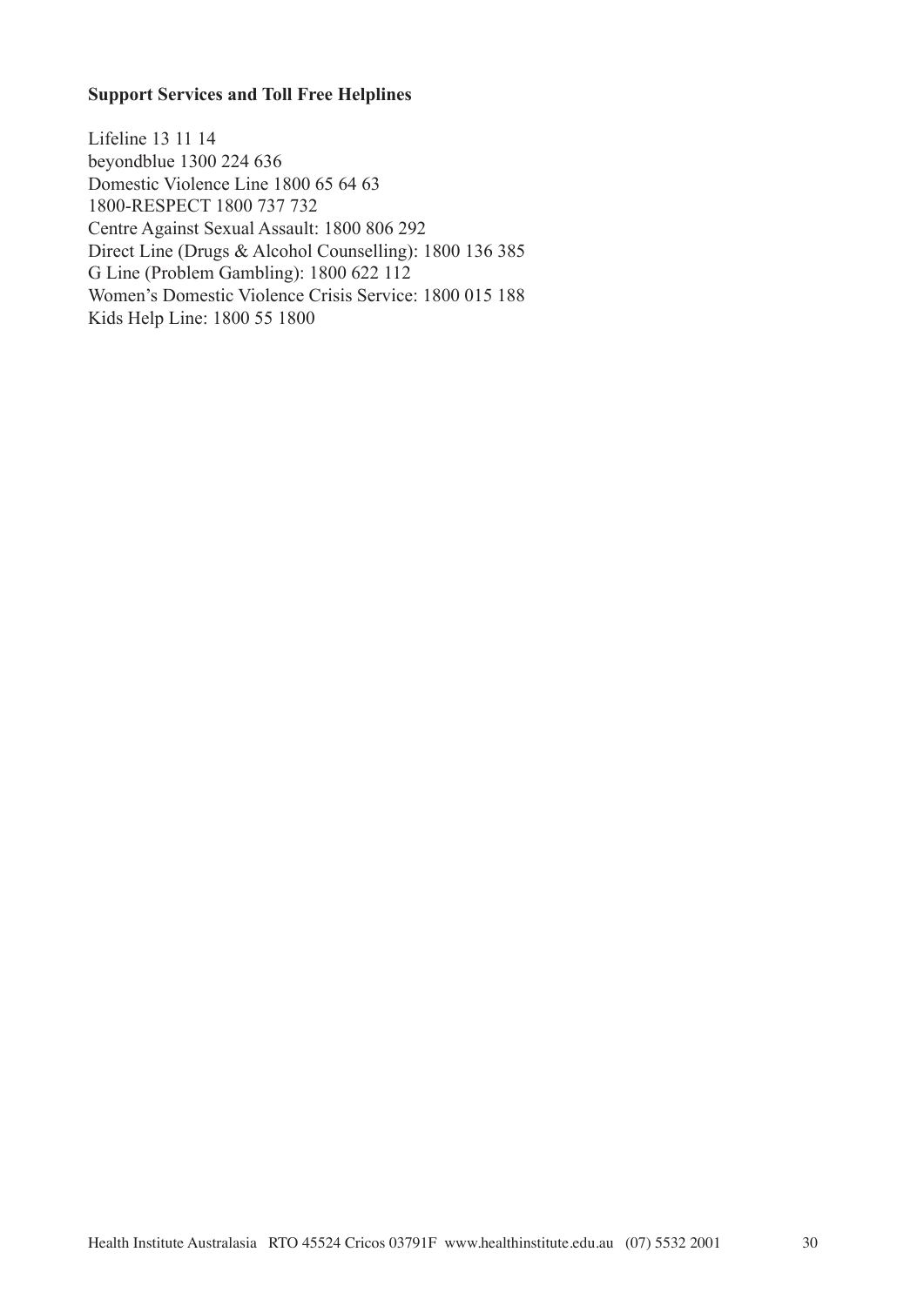**Support Services and Toll Free Helplines**

Lifeline 13 11 14
beyondblue 1300 224 636
Domestic Violence Line 1800 65 64 63
1800-RESPECT 1800 737 732
Centre Against Sexual Assault: 1800 806 292
Direct Line (Drugs & Alcohol Counselling): 1800 136 385
G Line (Problem Gambling): 1800 622 112
Women's Domestic Violence Crisis Service: 1800 015 188
Kids Help Line: 1800 55 1800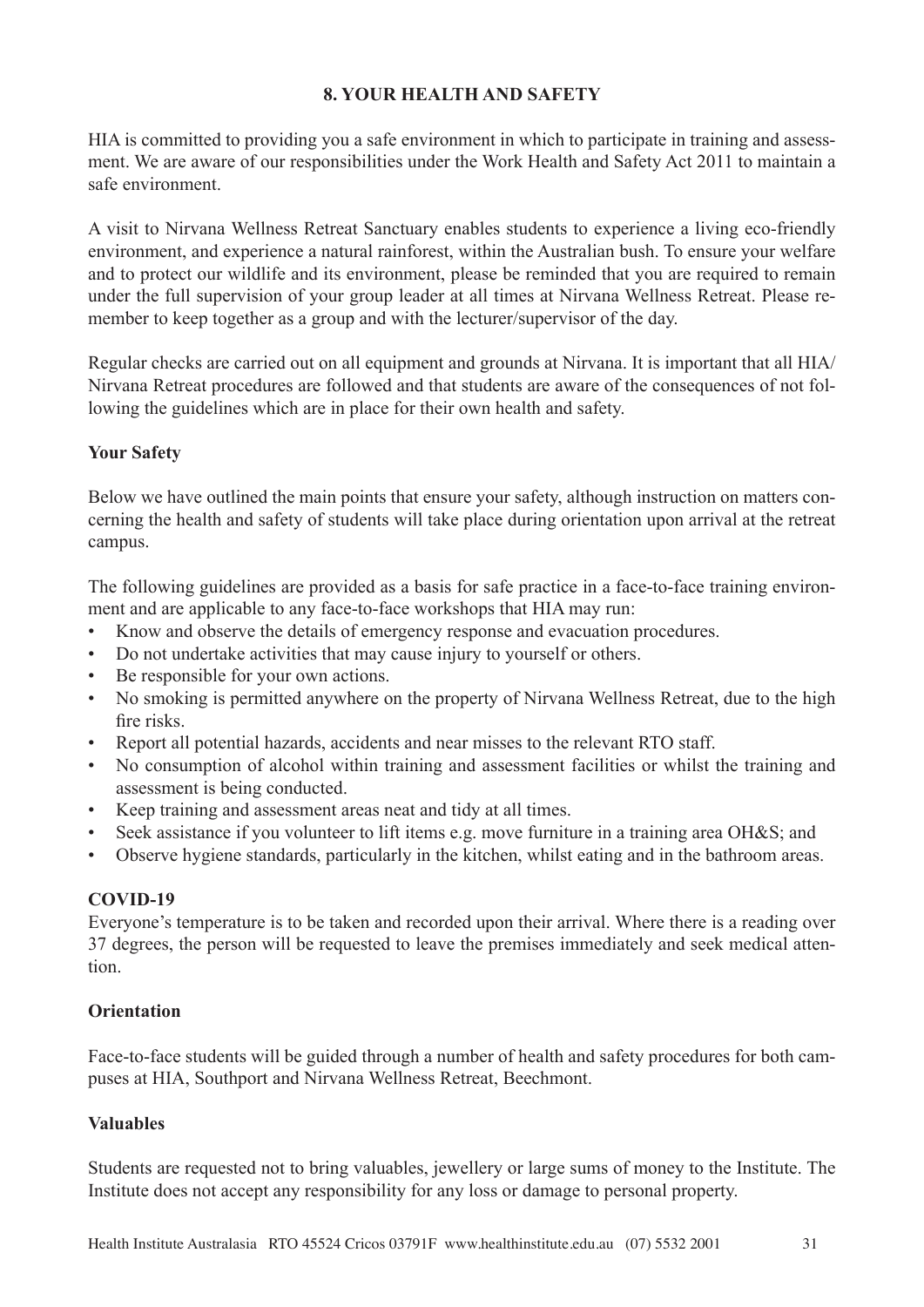## 8. YOUR HEALTH AND SAFETY

HIA is committed to providing you a safe environment in which to participate in training and assessment. We are aware of our responsibilities under the Work Health and Safety Act 2011 to maintain a safe environment.

A visit to Nirvana Wellness Retreat Sanctuary enables students to experience a living eco-friendly environment, and experience a natural rainforest, within the Australian bush. To ensure your welfare and to protect our wildlife and its environment, please be reminded that you are required to remain under the full supervision of your group leader at all times at Nirvana Wellness Retreat. Please remember to keep together as a group and with the lecturer/supervisor of the day.

Regular checks are carried out on all equipment and grounds at Nirvana. It is important that all HIA/ Nirvana Retreat procedures are followed and that students are aware of the consequences of not following the guidelines which are in place for their own health and safety.

### Your Safety

Below we have outlined the main points that ensure your safety, although instruction on matters concerning the health and safety of students will take place during orientation upon arrival at the retreat campus.

The following guidelines are provided as a basis for safe practice in a face-to-face training environment and are applicable to any face-to-face workshops that HIA may run:

- Know and observe the details of emergency response and evacuation procedures.
- Do not undertake activities that may cause injury to yourself or others.
- Be responsible for your own actions.
- No smoking is permitted anywhere on the property of Nirvana Wellness Retreat, due to the high fire risks.
- Report all potential hazards, accidents and near misses to the relevant RTO staff.
- No consumption of alcohol within training and assessment facilities or whilst the training and assessment is being conducted.
- Keep training and assessment areas neat and tidy at all times.
- Seek assistance if you volunteer to lift items e.g. move furniture in a training area OH&S; and
- Observe hygiene standards, particularly in the kitchen, whilst eating and in the bathroom areas.

### COVID-19

Everyone's temperature is to be taken and recorded upon their arrival. Where there is a reading over 37 degrees, the person will be requested to leave the premises immediately and seek medical attention.

### Orientation

Face-to-face students will be guided through a number of health and safety procedures for both campuses at HIA, Southport and Nirvana Wellness Retreat, Beechmont.

### Valuables

Students are requested not to bring valuables, jewellery or large sums of money to the Institute. The Institute does not accept any responsibility for any loss or damage to personal property.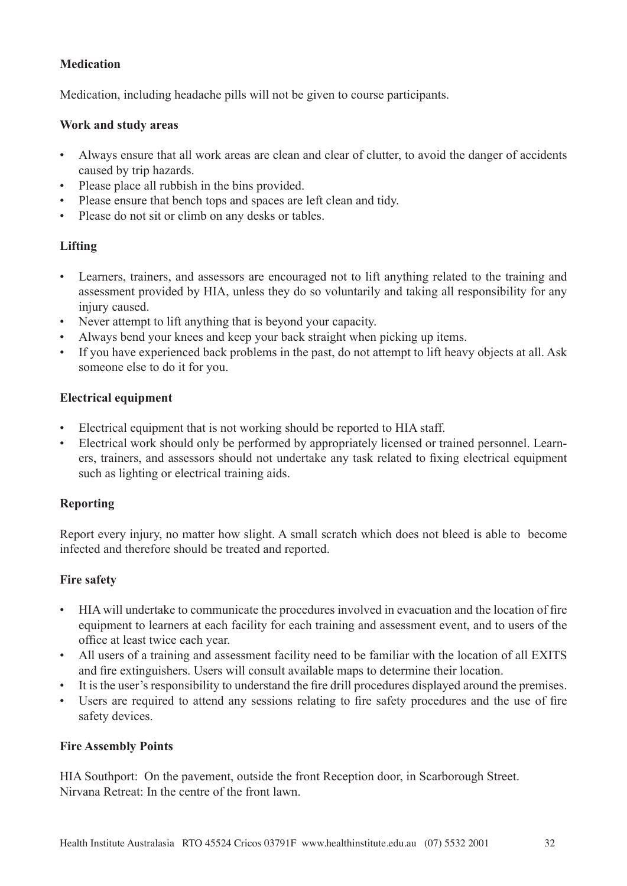**Medication**

Medication, including headache pills will not be given to course participants.

**Work and study areas**

- Always ensure that all work areas are clean and clear of clutter, to avoid the danger of accidents caused by trip hazards.
- Please place all rubbish in the bins provided.
- Please ensure that bench tops and spaces are left clean and tidy.
- Please do not sit or climb on any desks or tables.

**Lifting**

- Learners, trainers, and assessors are encouraged not to lift anything related to the training and assessment provided by HIA, unless they do so voluntarily and taking all responsibility for any injury caused.
- Never attempt to lift anything that is beyond your capacity.
- Always bend your knees and keep your back straight when picking up items.
- If you have experienced back problems in the past, do not attempt to lift heavy objects at all. Ask someone else to do it for you.

**Electrical equipment**

- Electrical equipment that is not working should be reported to HIA staff.
- Electrical work should only be performed by appropriately licensed or trained personnel. Learners, trainers, and assessors should not undertake any task related to fixing electrical equipment such as lighting or electrical training aids.

**Reporting**

Report every injury, no matter how slight. A small scratch which does not bleed is able to become infected and therefore should be treated and reported.

**Fire safety**

- HIA will undertake to communicate the procedures involved in evacuation and the location of fire equipment to learners at each facility for each training and assessment event, and to users of the office at least twice each year.
- All users of a training and assessment facility need to be familiar with the location of all EXITS and fire extinguishers. Users will consult available maps to determine their location.
- It is the user's responsibility to understand the fire drill procedures displayed around the premises.
- Users are required to attend any sessions relating to fire safety procedures and the use of fire safety devices.

**Fire Assembly Points**

HIA Southport: On the pavement, outside the front Reception door, in Scarborough Street.
Nirvana Retreat: In the centre of the front lawn.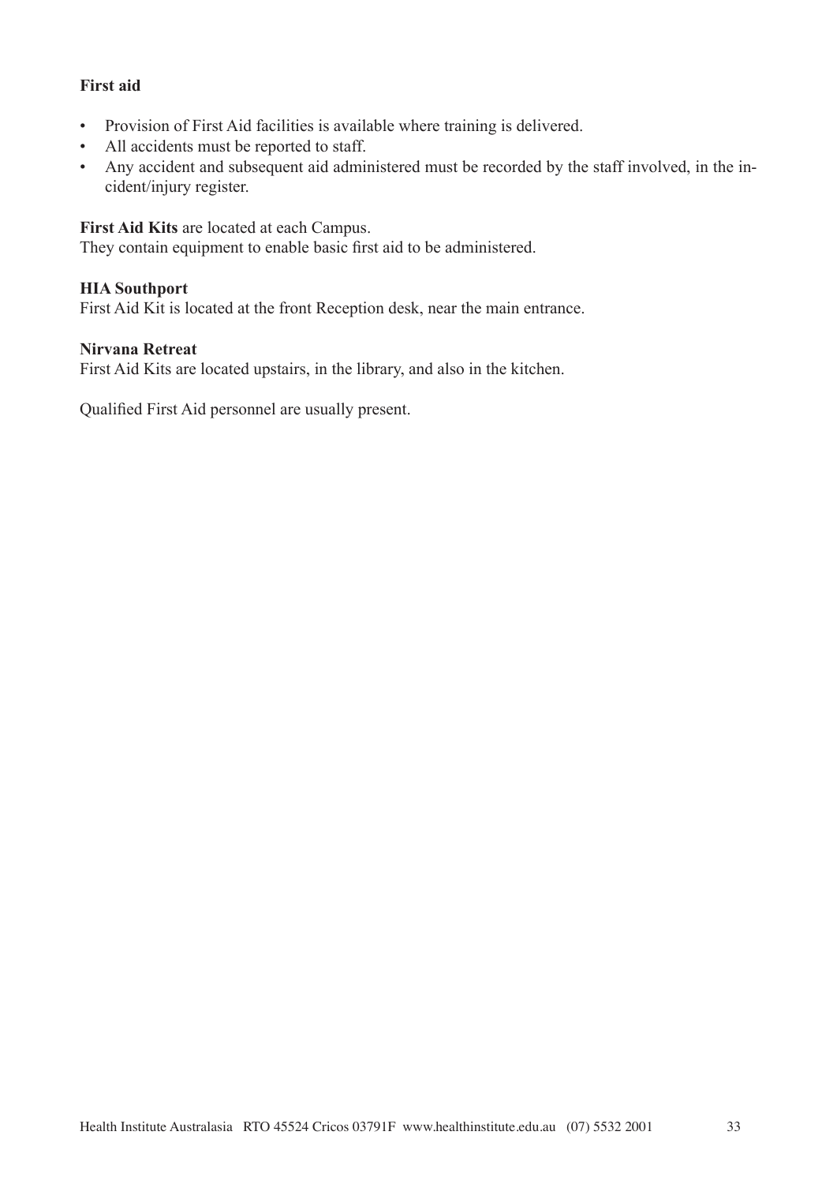**First aid**

- Provision of First Aid facilities is available where training is delivered.
- All accidents must be reported to staff.
- Any accident and subsequent aid administered must be recorded by the staff involved, in the incident/injury register.

**First Aid Kits** are located at each Campus.
They contain equipment to enable basic first aid to be administered.

**HIA Southport**
First Aid Kit is located at the front Reception desk, near the main entrance.

**Nirvana Retreat**
First Aid Kits are located upstairs, in the library, and also in the kitchen.

Qualified First Aid personnel are usually present.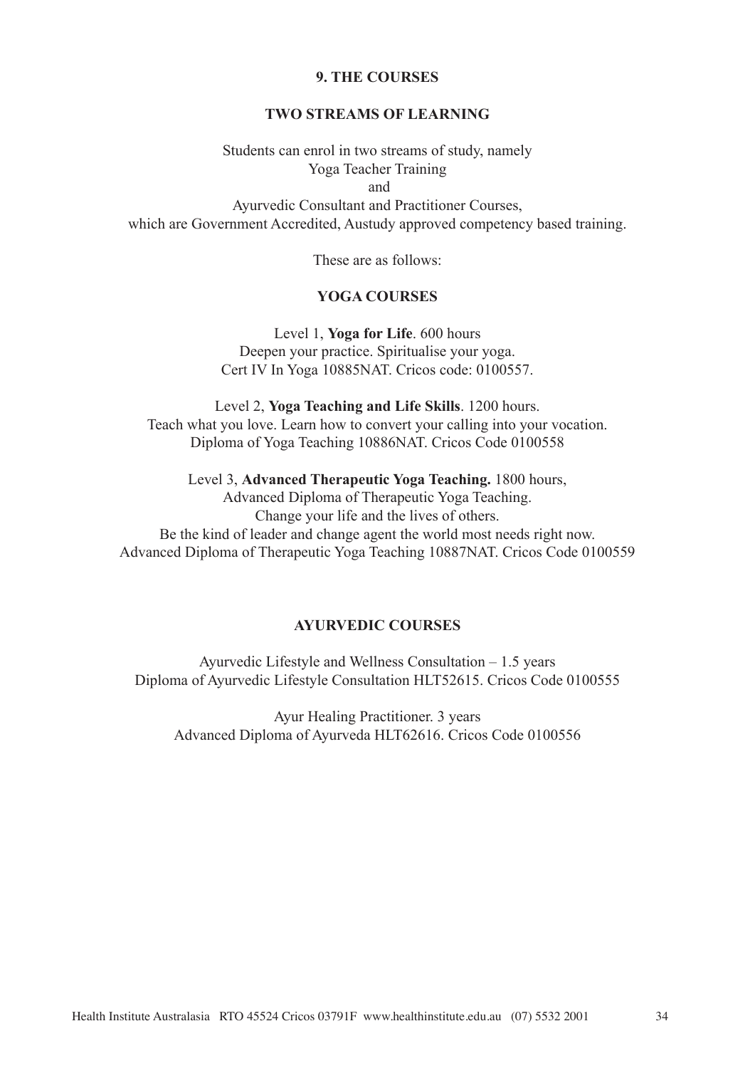## 9. THE COURSES

### TWO STREAMS OF LEARNING

Students can enrol in two streams of study, namely
Yoga Teacher Training
and
Ayurvedic Consultant and Practitioner Courses,
which are Government Accredited, Austudy approved competency based training.

These are as follows:

### YOGA COURSES

Level 1, **Yoga for Life**. 600 hours
Deepen your practice. Spiritualise your yoga.
Cert IV In Yoga 10885NAT. Cricos code: 0100557.

Level 2, **Yoga Teaching and Life Skills**. 1200 hours.
Teach what you love. Learn how to convert your calling into your vocation.
Diploma of Yoga Teaching 10886NAT. Cricos Code 0100558

Level 3, **Advanced Therapeutic Yoga Teaching.** 1800 hours,
Advanced Diploma of Therapeutic Yoga Teaching.
Change your life and the lives of others.
Be the kind of leader and change agent the world most needs right now.
Advanced Diploma of Therapeutic Yoga Teaching 10887NAT. Cricos Code 0100559

### AYURVEDIC COURSES

Ayurvedic Lifestyle and Wellness Consultation – 1.5 years
Diploma of Ayurvedic Lifestyle Consultation HLT52615. Cricos Code 0100555

Ayur Healing Practitioner. 3 years
Advanced Diploma of Ayurveda HLT62616. Cricos Code 0100556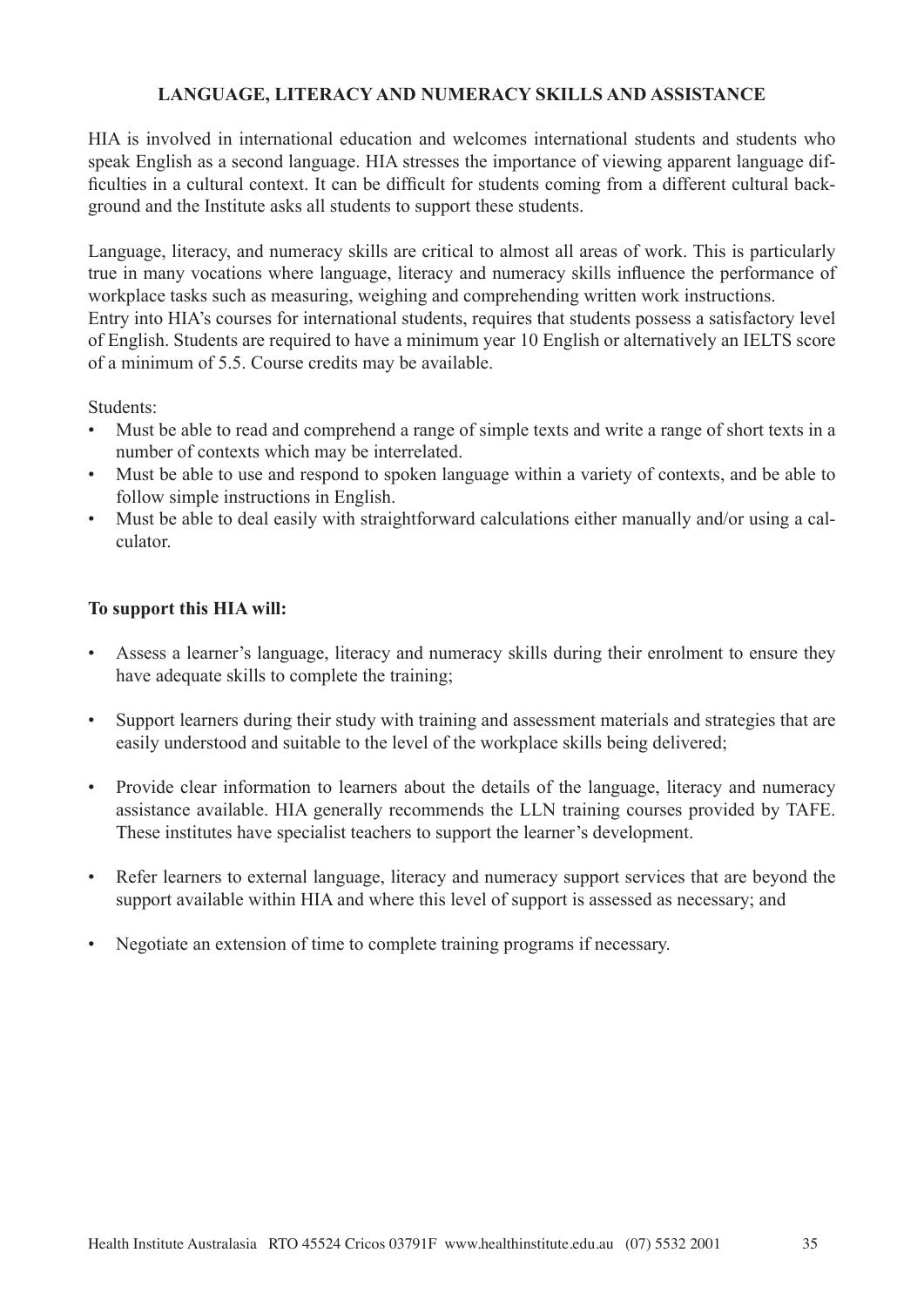## LANGUAGE, LITERACY AND NUMERACY SKILLS AND ASSISTANCE

HIA is involved in international education and welcomes international students and students who speak English as a second language. HIA stresses the importance of viewing apparent language difficulties in a cultural context. It can be difficult for students coming from a different cultural background and the Institute asks all students to support these students.

Language, literacy, and numeracy skills are critical to almost all areas of work. This is particularly true in many vocations where language, literacy and numeracy skills influence the performance of workplace tasks such as measuring, weighing and comprehending written work instructions.
Entry into HIA's courses for international students, requires that students possess a satisfactory level of English. Students are required to have a minimum year 10 English or alternatively an IELTS score of a minimum of 5.5. Course credits may be available.

Students:

- Must be able to read and comprehend a range of simple texts and write a range of short texts in a number of contexts which may be interrelated.
- Must be able to use and respond to spoken language within a variety of contexts, and be able to follow simple instructions in English.
- Must be able to deal easily with straightforward calculations either manually and/or using a calculator.

**To support this HIA will:**

- Assess a learner's language, literacy and numeracy skills during their enrolment to ensure they have adequate skills to complete the training;
- Support learners during their study with training and assessment materials and strategies that are easily understood and suitable to the level of the workplace skills being delivered;
- Provide clear information to learners about the details of the language, literacy and numeracy assistance available. HIA generally recommends the LLN training courses provided by TAFE. These institutes have specialist teachers to support the learner's development.
- Refer learners to external language, literacy and numeracy support services that are beyond the support available within HIA and where this level of support is assessed as necessary; and
- Negotiate an extension of time to complete training programs if necessary.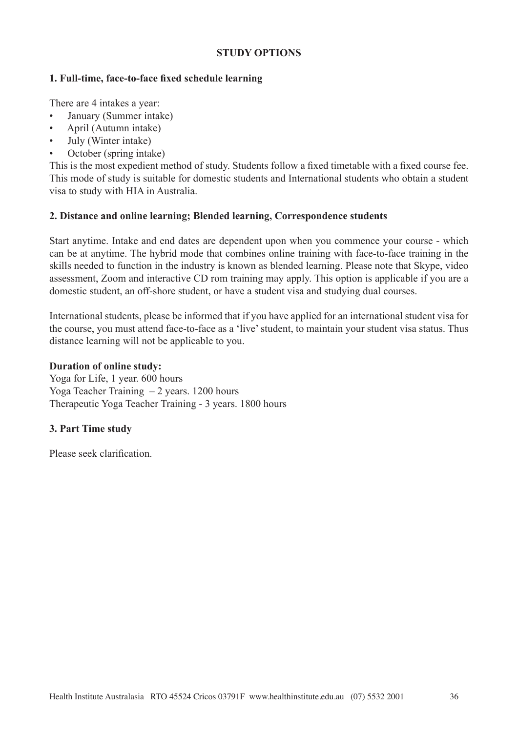## STUDY OPTIONS

### 1. Full-time, face-to-face fixed schedule learning

There are 4 intakes a year:

- January (Summer intake)
- April (Autumn intake)
- July (Winter intake)
- October (spring intake)

This is the most expedient method of study. Students follow a fixed timetable with a fixed course fee. This mode of study is suitable for domestic students and International students who obtain a student visa to study with HIA in Australia.

### 2. Distance and online learning; Blended learning, Correspondence students

Start anytime. Intake and end dates are dependent upon when you commence your course - which can be at anytime. The hybrid mode that combines online training with face-to-face training in the skills needed to function in the industry is known as blended learning. Please note that Skype, video assessment, Zoom and interactive CD rom training may apply. This option is applicable if you are a domestic student, an off-shore student, or have a student visa and studying dual courses.

International students, please be informed that if you have applied for an international student visa for the course, you must attend face-to-face as a 'live' student, to maintain your student visa status. Thus distance learning will not be applicable to you.

**Duration of online study:**

Yoga for Life, 1 year. 600 hours
Yoga Teacher Training – 2 years. 1200 hours
Therapeutic Yoga Teacher Training - 3 years. 1800 hours

### 3. Part Time study

Please seek clarification.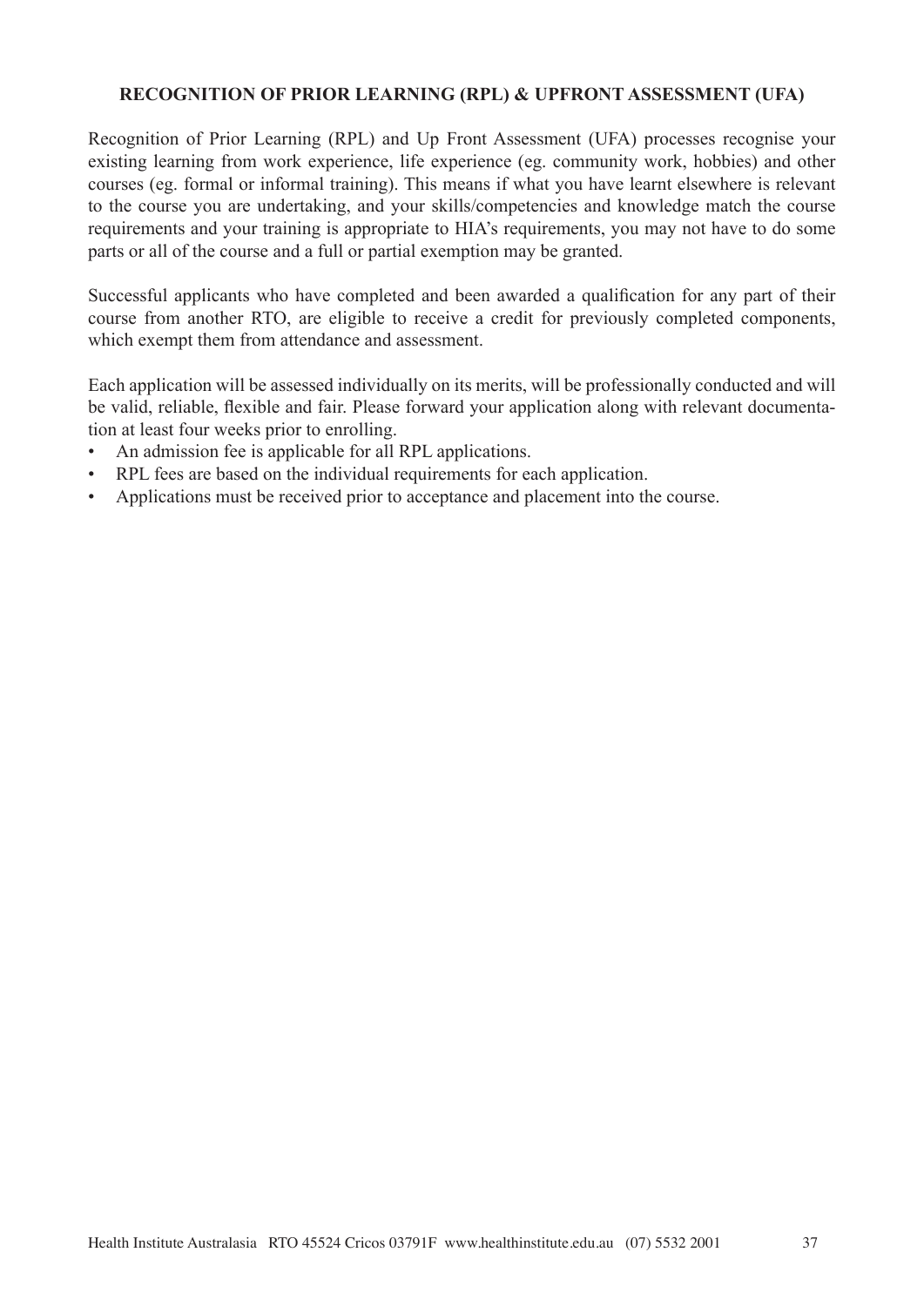## RECOGNITION OF PRIOR LEARNING (RPL) & UPFRONT ASSESSMENT (UFA)

Recognition of Prior Learning (RPL) and Up Front Assessment (UFA) processes recognise your existing learning from work experience, life experience (eg. community work, hobbies) and other courses (eg. formal or informal training). This means if what you have learnt elsewhere is relevant to the course you are undertaking, and your skills/competencies and knowledge match the course requirements and your training is appropriate to HIA's requirements, you may not have to do some parts or all of the course and a full or partial exemption may be granted.

Successful applicants who have completed and been awarded a qualification for any part of their course from another RTO, are eligible to receive a credit for previously completed components, which exempt them from attendance and assessment.

Each application will be assessed individually on its merits, will be professionally conducted and will be valid, reliable, flexible and fair. Please forward your application along with relevant documentation at least four weeks prior to enrolling.

- An admission fee is applicable for all RPL applications.
- RPL fees are based on the individual requirements for each application.
- Applications must be received prior to acceptance and placement into the course.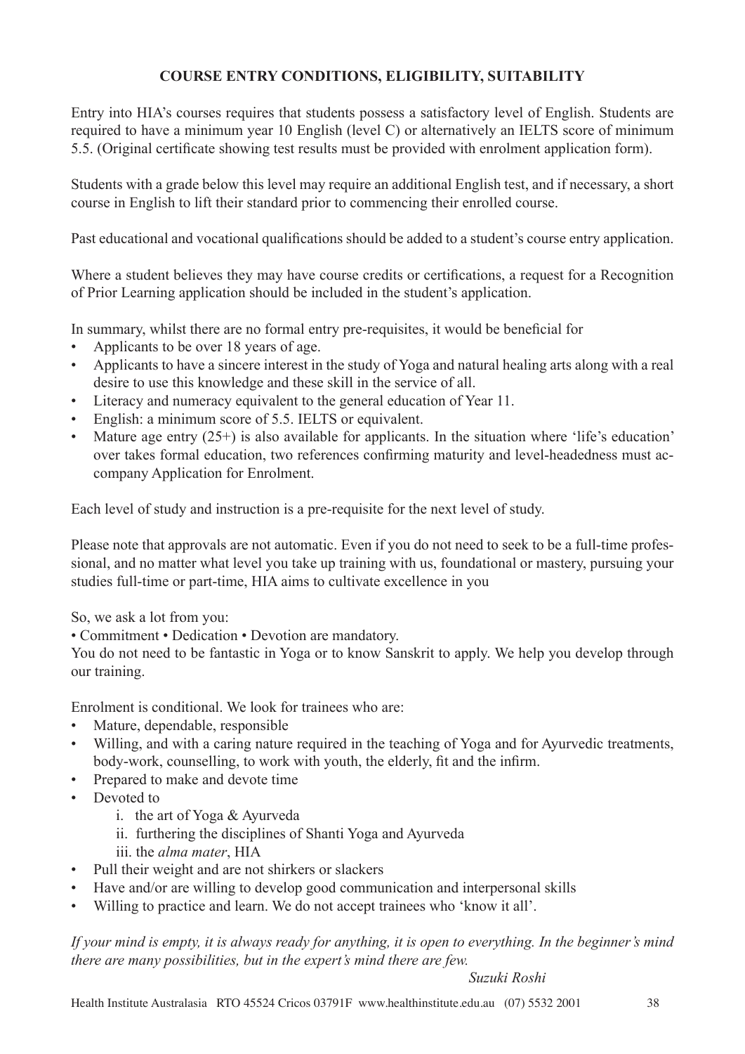## COURSE ENTRY CONDITIONS, ELIGIBILITY, SUITABILITY

Entry into HIA's courses requires that students possess a satisfactory level of English. Students are required to have a minimum year 10 English (level C) or alternatively an IELTS score of minimum 5.5. (Original certificate showing test results must be provided with enrolment application form).

Students with a grade below this level may require an additional English test, and if necessary, a short course in English to lift their standard prior to commencing their enrolled course.

Past educational and vocational qualifications should be added to a student's course entry application.

Where a student believes they may have course credits or certifications, a request for a Recognition of Prior Learning application should be included in the student's application.

In summary, whilst there are no formal entry pre-requisites, it would be beneficial for

- Applicants to be over 18 years of age.
- Applicants to have a sincere interest in the study of Yoga and natural healing arts along with a real desire to use this knowledge and these skill in the service of all.
- Literacy and numeracy equivalent to the general education of Year 11.
- English: a minimum score of 5.5. IELTS or equivalent.
- Mature age entry (25+) is also available for applicants. In the situation where 'life's education' over takes formal education, two references confirming maturity and level-headedness must accompany Application for Enrolment.

Each level of study and instruction is a pre-requisite for the next level of study.

Please note that approvals are not automatic. Even if you do not need to seek to be a full-time professional, and no matter what level you take up training with us, foundational or mastery, pursuing your studies full-time or part-time, HIA aims to cultivate excellence in you

So, we ask a lot from you:

• Commitment • Dedication • Devotion are mandatory.

You do not need to be fantastic in Yoga or to know Sanskrit to apply. We help you develop through our training.

Enrolment is conditional. We look for trainees who are:

- Mature, dependable, responsible
- Willing, and with a caring nature required in the teaching of Yoga and for Ayurvedic treatments, body-work, counselling, to work with youth, the elderly, fit and the infirm.
- Prepared to make and devote time
- Devoted to
  i. the art of Yoga & Ayurveda
  ii. furthering the disciplines of Shanti Yoga and Ayurveda
  iii. the *alma mater*, HIA
- Pull their weight and are not shirkers or slackers
- Have and/or are willing to develop good communication and interpersonal skills
- Willing to practice and learn. We do not accept trainees who 'know it all'.

*If your mind is empty, it is always ready for anything, it is open to everything. In the beginner's mind there are many possibilities, but in the expert's mind there are few.*

*Suzuki Roshi*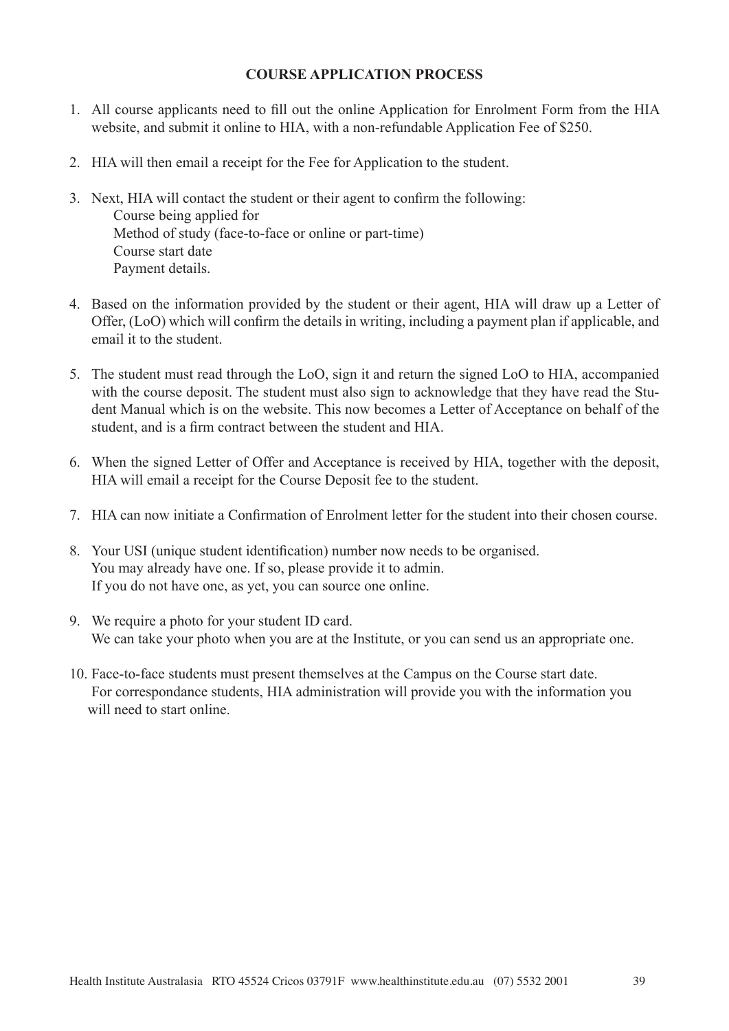**COURSE APPLICATION PROCESS**

1. All course applicants need to fill out the online Application for Enrolment Form from the HIA website, and submit it online to HIA, with a non-refundable Application Fee of $250.

2. HIA will then email a receipt for the Fee for Application to the student.

3. Next, HIA will contact the student or their agent to confirm the following:
   Course being applied for
   Method of study (face-to-face or online or part-time)
   Course start date
   Payment details.

4. Based on the information provided by the student or their agent, HIA will draw up a Letter of Offer, (LoO) which will confirm the details in writing, including a payment plan if applicable, and email it to the student.

5. The student must read through the LoO, sign it and return the signed LoO to HIA, accompanied with the course deposit. The student must also sign to acknowledge that they have read the Student Manual which is on the website. This now becomes a Letter of Acceptance on behalf of the student, and is a firm contract between the student and HIA.

6. When the signed Letter of Offer and Acceptance is received by HIA, together with the deposit, HIA will email a receipt for the Course Deposit fee to the student.

7. HIA can now initiate a Confirmation of Enrolment letter for the student into their chosen course.

8. Your USI (unique student identification) number now needs to be organised.
   You may already have one. If so, please provide it to admin.
   If you do not have one, as yet, you can source one online.

9. We require a photo for your student ID card.
   We can take your photo when you are at the Institute, or you can send us an appropriate one.

10. Face-to-face students must present themselves at the Campus on the Course start date.
    For correspondance students, HIA administration will provide you with the information you will need to start online.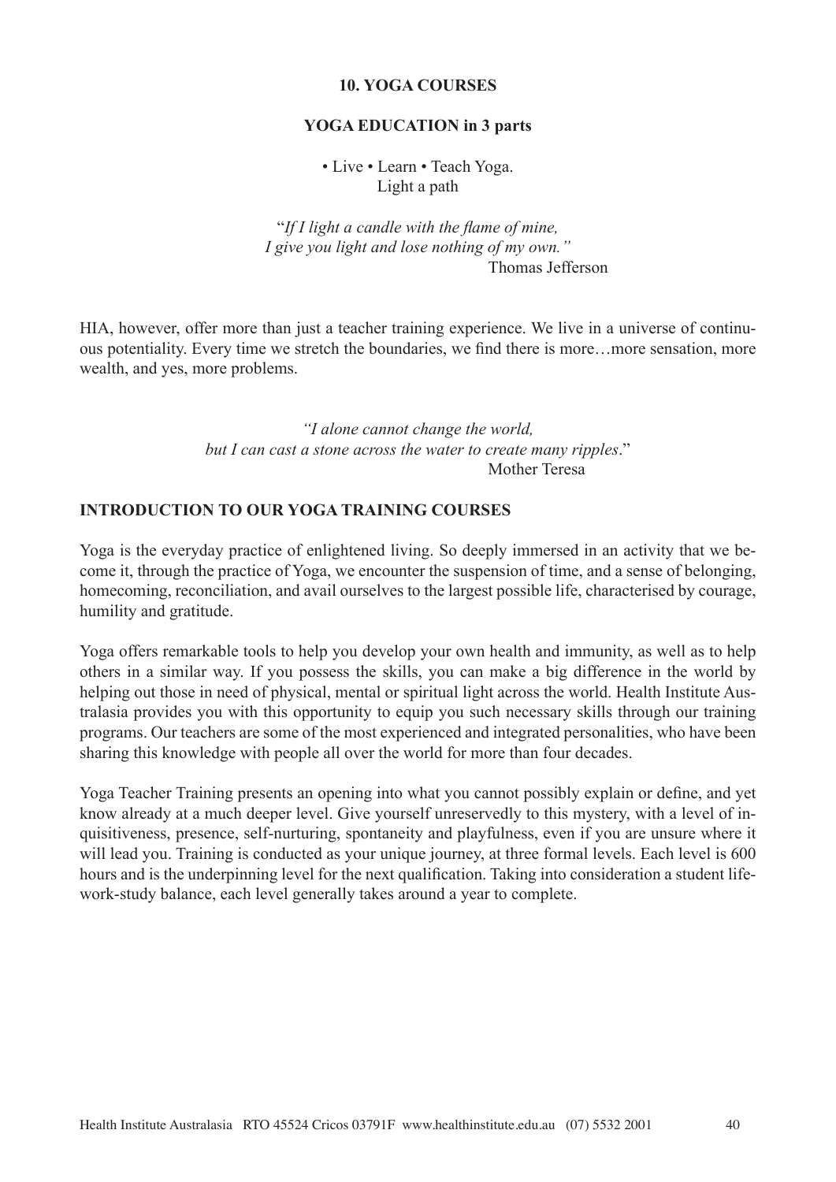## 10. YOGA COURSES

### YOGA EDUCATION in 3 parts

• Live • Learn • Teach Yoga.
Light a path

"*If I light a candle with the flame of mine,*
*I give you light and lose nothing of my own.*"
Thomas Jefferson

HIA, however, offer more than just a teacher training experience. We live in a universe of continuous potentiality. Every time we stretch the boundaries, we find there is more…more sensation, more wealth, and yes, more problems.

*"I alone cannot change the world,*
*but I can cast a stone across the water to create many ripples*."
Mother Teresa

### INTRODUCTION TO OUR YOGA TRAINING COURSES

Yoga is the everyday practice of enlightened living. So deeply immersed in an activity that we become it, through the practice of Yoga, we encounter the suspension of time, and a sense of belonging, homecoming, reconciliation, and avail ourselves to the largest possible life, characterised by courage, humility and gratitude.

Yoga offers remarkable tools to help you develop your own health and immunity, as well as to help others in a similar way. If you possess the skills, you can make a big difference in the world by helping out those in need of physical, mental or spiritual light across the world. Health Institute Australasia provides you with this opportunity to equip you such necessary skills through our training programs. Our teachers are some of the most experienced and integrated personalities, who have been sharing this knowledge with people all over the world for more than four decades.

Yoga Teacher Training presents an opening into what you cannot possibly explain or define, and yet know already at a much deeper level. Give yourself unreservedly to this mystery, with a level of inquisitiveness, presence, self-nurturing, spontaneity and playfulness, even if you are unsure where it will lead you. Training is conducted as your unique journey, at three formal levels. Each level is 600 hours and is the underpinning level for the next qualification. Taking into consideration a student life-work-study balance, each level generally takes around a year to complete.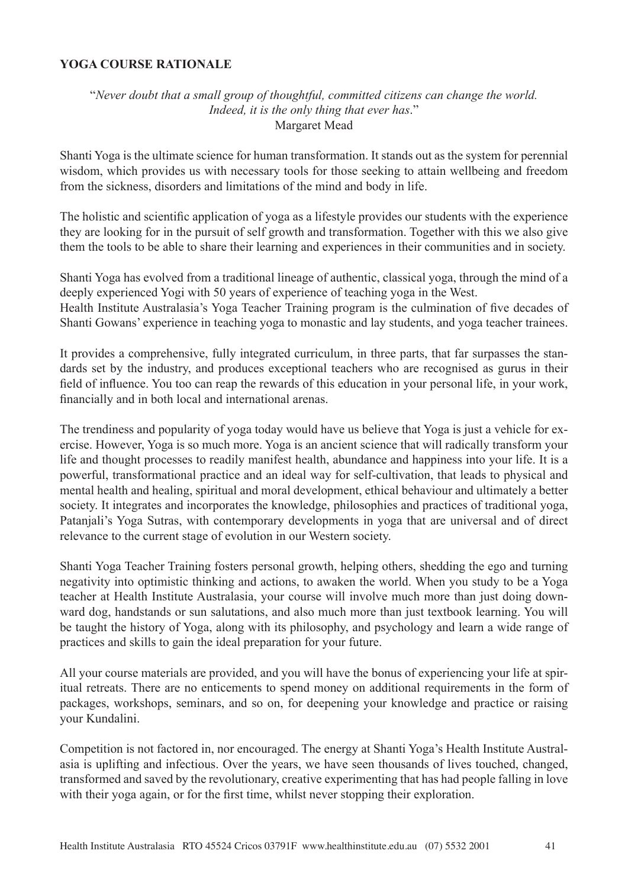## YOGA COURSE RATIONALE

"*Never doubt that a small group of thoughtful, committed citizens can change the world. Indeed, it is the only thing that ever has*."
Margaret Mead

Shanti Yoga is the ultimate science for human transformation. It stands out as the system for perennial wisdom, which provides us with necessary tools for those seeking to attain wellbeing and freedom from the sickness, disorders and limitations of the mind and body in life.

The holistic and scientific application of yoga as a lifestyle provides our students with the experience they are looking for in the pursuit of self growth and transformation. Together with this we also give them the tools to be able to share their learning and experiences in their communities and in society.

Shanti Yoga has evolved from a traditional lineage of authentic, classical yoga, through the mind of a deeply experienced Yogi with 50 years of experience of teaching yoga in the West.
Health Institute Australasia's Yoga Teacher Training program is the culmination of five decades of Shanti Gowans' experience in teaching yoga to monastic and lay students, and yoga teacher trainees.

It provides a comprehensive, fully integrated curriculum, in three parts, that far surpasses the standards set by the industry, and produces exceptional teachers who are recognised as gurus in their field of influence. You too can reap the rewards of this education in your personal life, in your work, financially and in both local and international arenas.

The trendiness and popularity of yoga today would have us believe that Yoga is just a vehicle for exercise. However, Yoga is so much more. Yoga is an ancient science that will radically transform your life and thought processes to readily manifest health, abundance and happiness into your life. It is a powerful, transformational practice and an ideal way for self-cultivation, that leads to physical and mental health and healing, spiritual and moral development, ethical behaviour and ultimately a better society. It integrates and incorporates the knowledge, philosophies and practices of traditional yoga, Patanjali's Yoga Sutras, with contemporary developments in yoga that are universal and of direct relevance to the current stage of evolution in our Western society.

Shanti Yoga Teacher Training fosters personal growth, helping others, shedding the ego and turning negativity into optimistic thinking and actions, to awaken the world. When you study to be a Yoga teacher at Health Institute Australasia, your course will involve much more than just doing downward dog, handstands or sun salutations, and also much more than just textbook learning. You will be taught the history of Yoga, along with its philosophy, and psychology and learn a wide range of practices and skills to gain the ideal preparation for your future.

All your course materials are provided, and you will have the bonus of experiencing your life at spiritual retreats. There are no enticements to spend money on additional requirements in the form of packages, workshops, seminars, and so on, for deepening your knowledge and practice or raising your Kundalini.

Competition is not factored in, nor encouraged. The energy at Shanti Yoga's Health Institute Australasia is uplifting and infectious. Over the years, we have seen thousands of lives touched, changed, transformed and saved by the revolutionary, creative experimenting that has had people falling in love with their yoga again, or for the first time, whilst never stopping their exploration.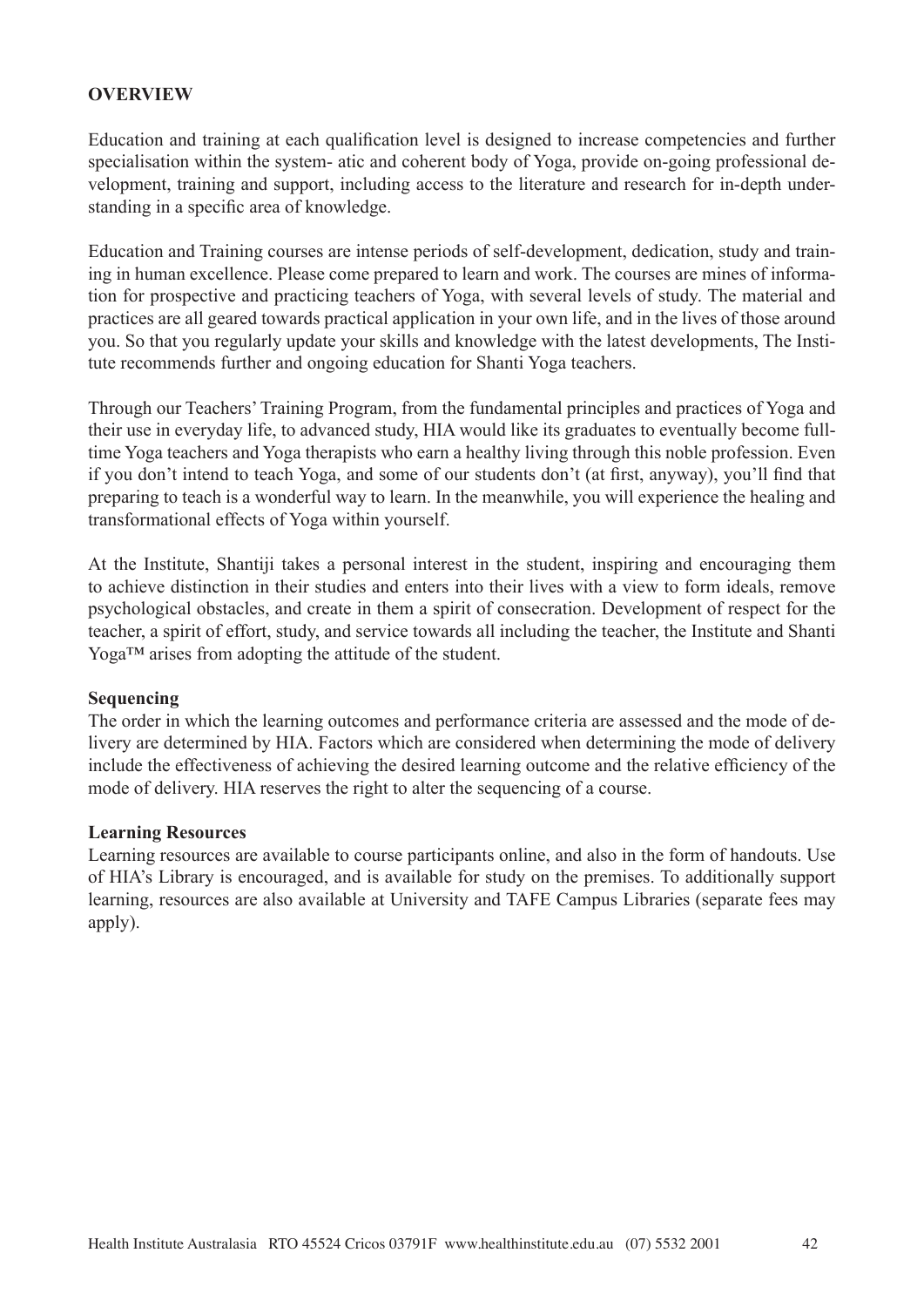## OVERVIEW

Education and training at each qualification level is designed to increase competencies and further specialisation within the system- atic and coherent body of Yoga, provide on-going professional development, training and support, including access to the literature and research for in-depth understanding in a specific area of knowledge.

Education and Training courses are intense periods of self-development, dedication, study and training in human excellence. Please come prepared to learn and work. The courses are mines of information for prospective and practicing teachers of Yoga, with several levels of study. The material and practices are all geared towards practical application in your own life, and in the lives of those around you. So that you regularly update your skills and knowledge with the latest developments, The Institute recommends further and ongoing education for Shanti Yoga teachers.

Through our Teachers' Training Program, from the fundamental principles and practices of Yoga and their use in everyday life, to advanced study, HIA would like its graduates to eventually become full-time Yoga teachers and Yoga therapists who earn a healthy living through this noble profession. Even if you don't intend to teach Yoga, and some of our students don't (at first, anyway), you'll find that preparing to teach is a wonderful way to learn. In the meanwhile, you will experience the healing and transformational effects of Yoga within yourself.

At the Institute, Shantiji takes a personal interest in the student, inspiring and encouraging them to achieve distinction in their studies and enters into their lives with a view to form ideals, remove psychological obstacles, and create in them a spirit of consecration. Development of respect for the teacher, a spirit of effort, study, and service towards all including the teacher, the Institute and Shanti Yoga™ arises from adopting the attitude of the student.

### Sequencing

The order in which the learning outcomes and performance criteria are assessed and the mode of delivery are determined by HIA. Factors which are considered when determining the mode of delivery include the effectiveness of achieving the desired learning outcome and the relative efficiency of the mode of delivery. HIA reserves the right to alter the sequencing of a course.

### Learning Resources

Learning resources are available to course participants online, and also in the form of handouts. Use of HIA's Library is encouraged, and is available for study on the premises. To additionally support learning, resources are also available at University and TAFE Campus Libraries (separate fees may apply).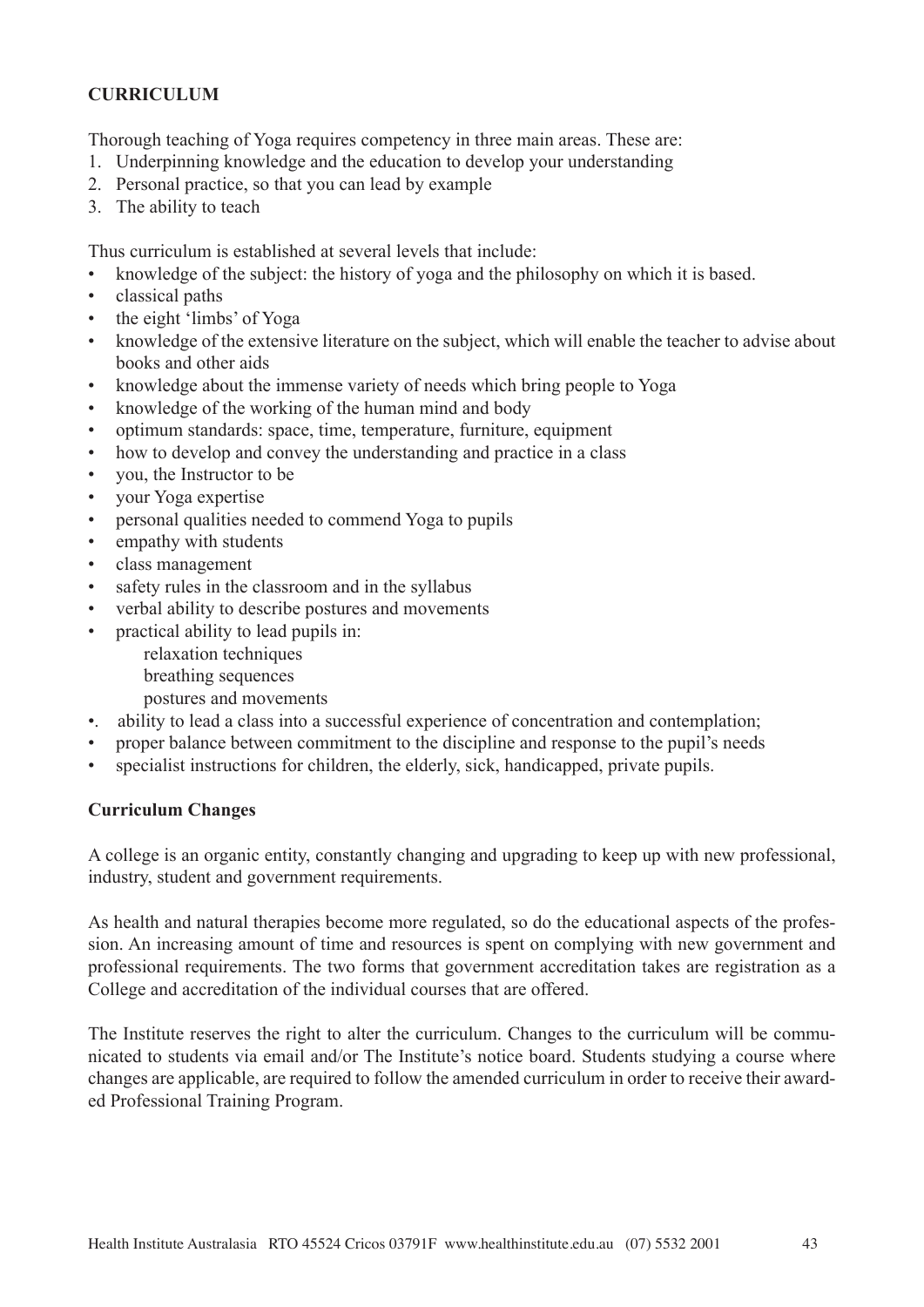## CURRICULUM

Thorough teaching of Yoga requires competency in three main areas. These are:

1. Underpinning knowledge and the education to develop your understanding
2. Personal practice, so that you can lead by example
3. The ability to teach

Thus curriculum is established at several levels that include:

- knowledge of the subject: the history of yoga and the philosophy on which it is based.
- classical paths
- the eight 'limbs' of Yoga
- knowledge of the extensive literature on the subject, which will enable the teacher to advise about books and other aids
- knowledge about the immense variety of needs which bring people to Yoga
- knowledge of the working of the human mind and body
- optimum standards: space, time, temperature, furniture, equipment
- how to develop and convey the understanding and practice in a class
- you, the Instructor to be
- your Yoga expertise
- personal qualities needed to commend Yoga to pupils
- empathy with students
- class management
- safety rules in the classroom and in the syllabus
- verbal ability to describe postures and movements
- practical ability to lead pupils in:
  - relaxation techniques
  - breathing sequences
  - postures and movements
- ability to lead a class into a successful experience of concentration and contemplation;
- proper balance between commitment to the discipline and response to the pupil's needs
- specialist instructions for children, the elderly, sick, handicapped, private pupils.

### Curriculum Changes

A college is an organic entity, constantly changing and upgrading to keep up with new professional, industry, student and government requirements.

As health and natural therapies become more regulated, so do the educational aspects of the profession. An increasing amount of time and resources is spent on complying with new government and professional requirements. The two forms that government accreditation takes are registration as a College and accreditation of the individual courses that are offered.

The Institute reserves the right to alter the curriculum. Changes to the curriculum will be communicated to students via email and/or The Institute's notice board. Students studying a course where changes are applicable, are required to follow the amended curriculum in order to receive their awarded Professional Training Program.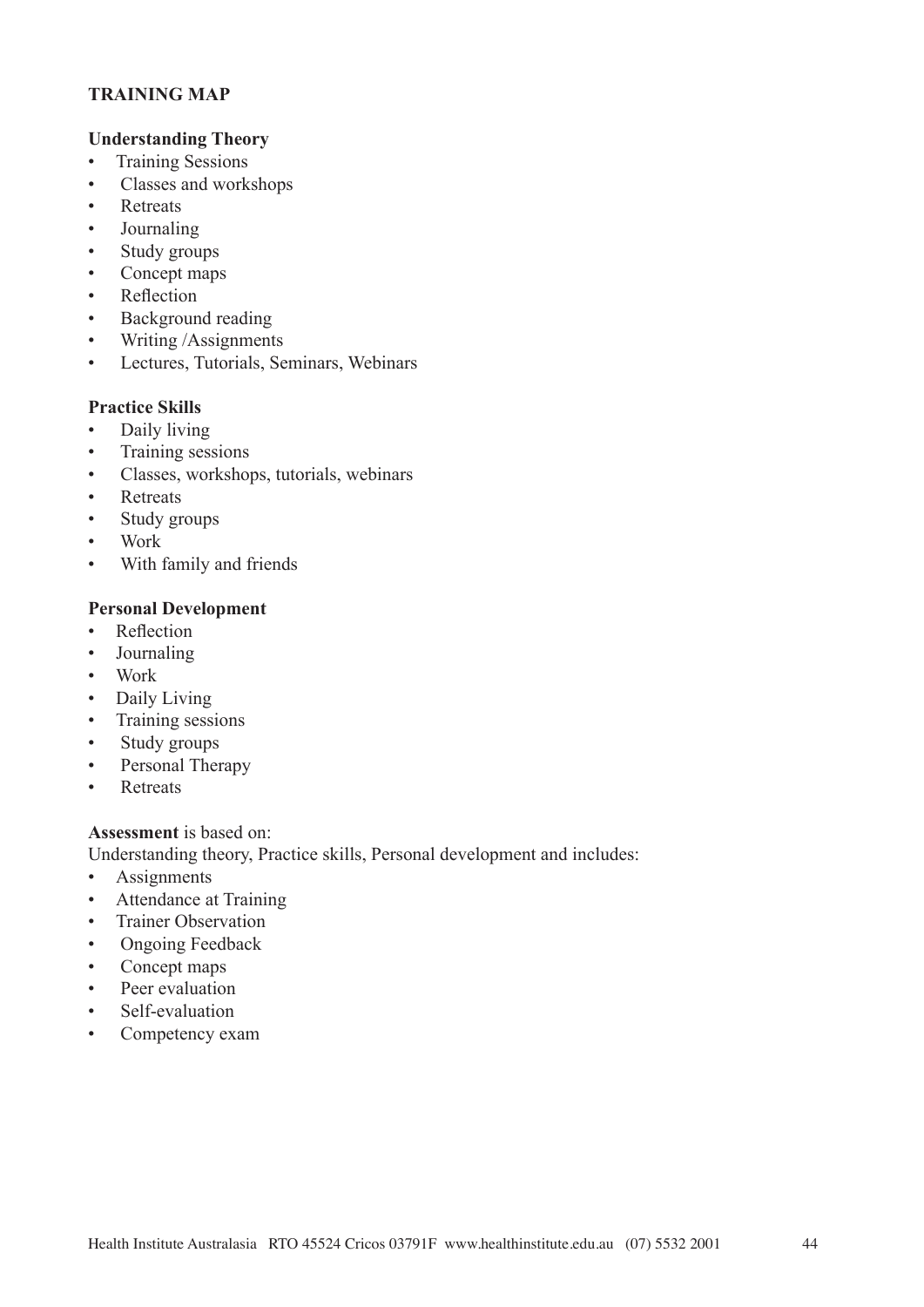## TRAINING MAP

**Understanding Theory**

- Training Sessions
- Classes and workshops
- Retreats
- Journaling
- Study groups
- Concept maps
- Reflection
- Background reading
- Writing /Assignments
- Lectures, Tutorials, Seminars, Webinars

**Practice Skills**

- Daily living
- Training sessions
- Classes, workshops, tutorials, webinars
- Retreats
- Study groups
- Work
- With family and friends

**Personal Development**

- Reflection
- Journaling
- Work
- Daily Living
- Training sessions
- Study groups
- Personal Therapy
- Retreats

**Assessment** is based on:

Understanding theory, Practice skills, Personal development and includes:

- Assignments
- Attendance at Training
- Trainer Observation
- Ongoing Feedback
- Concept maps
- Peer evaluation
- Self-evaluation
- Competency exam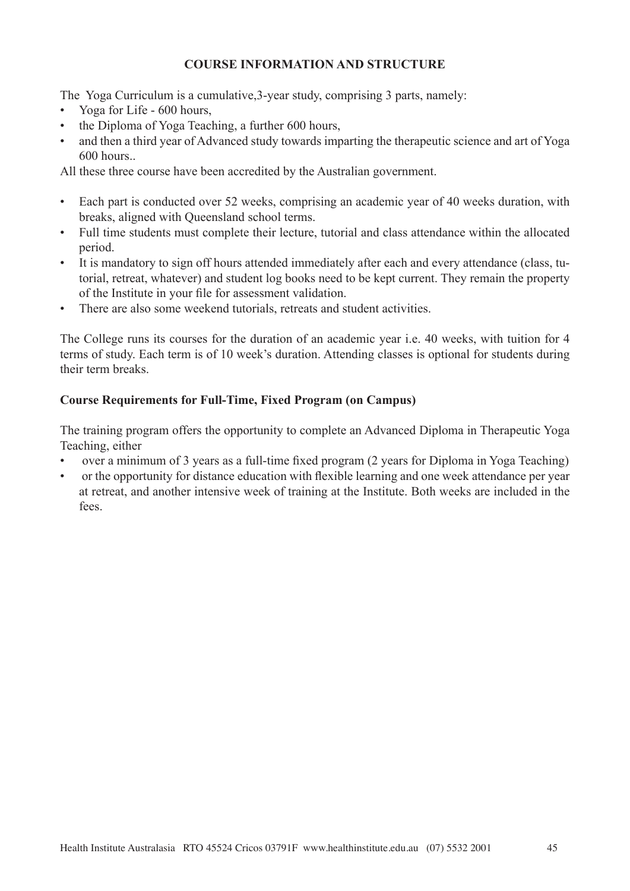## COURSE INFORMATION AND STRUCTURE

The Yoga Curriculum is a cumulative,3-year study, comprising 3 parts, namely:

- Yoga for Life - 600 hours,
- the Diploma of Yoga Teaching, a further 600 hours,
- and then a third year of Advanced study towards imparting the therapeutic science and art of Yoga 600 hours..

All these three course have been accredited by the Australian government.

- Each part is conducted over 52 weeks, comprising an academic year of 40 weeks duration, with breaks, aligned with Queensland school terms.
- Full time students must complete their lecture, tutorial and class attendance within the allocated period.
- It is mandatory to sign off hours attended immediately after each and every attendance (class, tutorial, retreat, whatever) and student log books need to be kept current. They remain the property of the Institute in your file for assessment validation.
- There are also some weekend tutorials, retreats and student activities.

The College runs its courses for the duration of an academic year i.e. 40 weeks, with tuition for 4 terms of study. Each term is of 10 week's duration. Attending classes is optional for students during their term breaks.

**Course Requirements for Full-Time, Fixed Program (on Campus)**

The training program offers the opportunity to complete an Advanced Diploma in Therapeutic Yoga Teaching, either

- over a minimum of 3 years as a full-time fixed program (2 years for Diploma in Yoga Teaching)
- or the opportunity for distance education with flexible learning and one week attendance per year at retreat, and another intensive week of training at the Institute. Both weeks are included in the fees.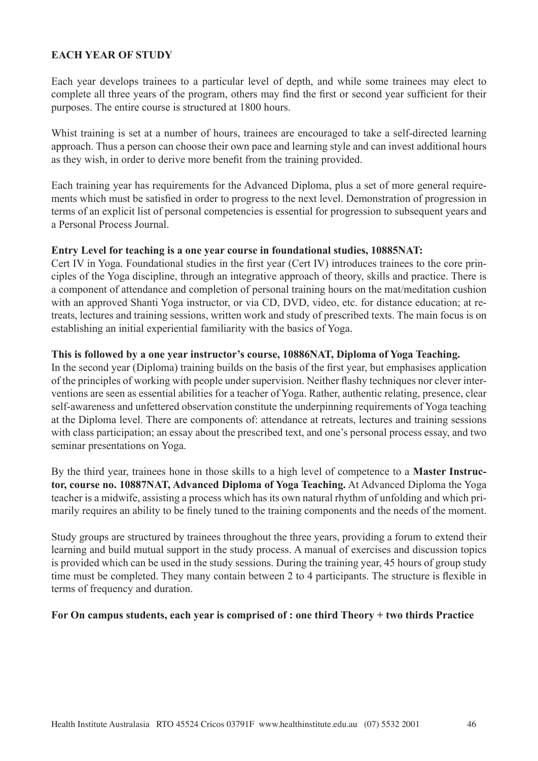## EACH YEAR OF STUDY

Each year develops trainees to a particular level of depth, and while some trainees may elect to complete all three years of the program, others may find the first or second year sufficient for their purposes. The entire course is structured at 1800 hours.

Whist training is set at a number of hours, trainees are encouraged to take a self-directed learning approach. Thus a person can choose their own pace and learning style and can invest additional hours as they wish, in order to derive more benefit from the training provided.

Each training year has requirements for the Advanced Diploma, plus a set of more general requirements which must be satisfied in order to progress to the next level. Demonstration of progression in terms of an explicit list of personal competencies is essential for progression to subsequent years and a Personal Process Journal.

**Entry Level for teaching is a one year course in foundational studies, 10885NAT:**
Cert IV in Yoga. Foundational studies in the first year (Cert IV) introduces trainees to the core principles of the Yoga discipline, through an integrative approach of theory, skills and practice. There is a component of attendance and completion of personal training hours on the mat/meditation cushion with an approved Shanti Yoga instructor, or via CD, DVD, video, etc. for distance education; at retreats, lectures and training sessions, written work and study of prescribed texts. The main focus is on establishing an initial experiential familiarity with the basics of Yoga.

**This is followed by a one year instructor's course, 10886NAT, Diploma of Yoga Teaching.**
In the second year (Diploma) training builds on the basis of the first year, but emphasises application of the principles of working with people under supervision. Neither flashy techniques nor clever interventions are seen as essential abilities for a teacher of Yoga. Rather, authentic relating, presence, clear self-awareness and unfettered observation constitute the underpinning requirements of Yoga teaching at the Diploma level. There are components of: attendance at retreats, lectures and training sessions with class participation; an essay about the prescribed text, and one's personal process essay, and two seminar presentations on Yoga.

By the third year, trainees hone in those skills to a high level of competence to a **Master Instructor, course no. 10887NAT, Advanced Diploma of Yoga Teaching.** At Advanced Diploma the Yoga teacher is a midwife, assisting a process which has its own natural rhythm of unfolding and which primarily requires an ability to be finely tuned to the training components and the needs of the moment.

Study groups are structured by trainees throughout the three years, providing a forum to extend their learning and build mutual support in the study process. A manual of exercises and discussion topics is provided which can be used in the study sessions. During the training year, 45 hours of group study time must be completed. They many contain between 2 to 4 participants. The structure is flexible in terms of frequency and duration.

**For On campus students, each year is comprised of : one third Theory + two thirds Practice**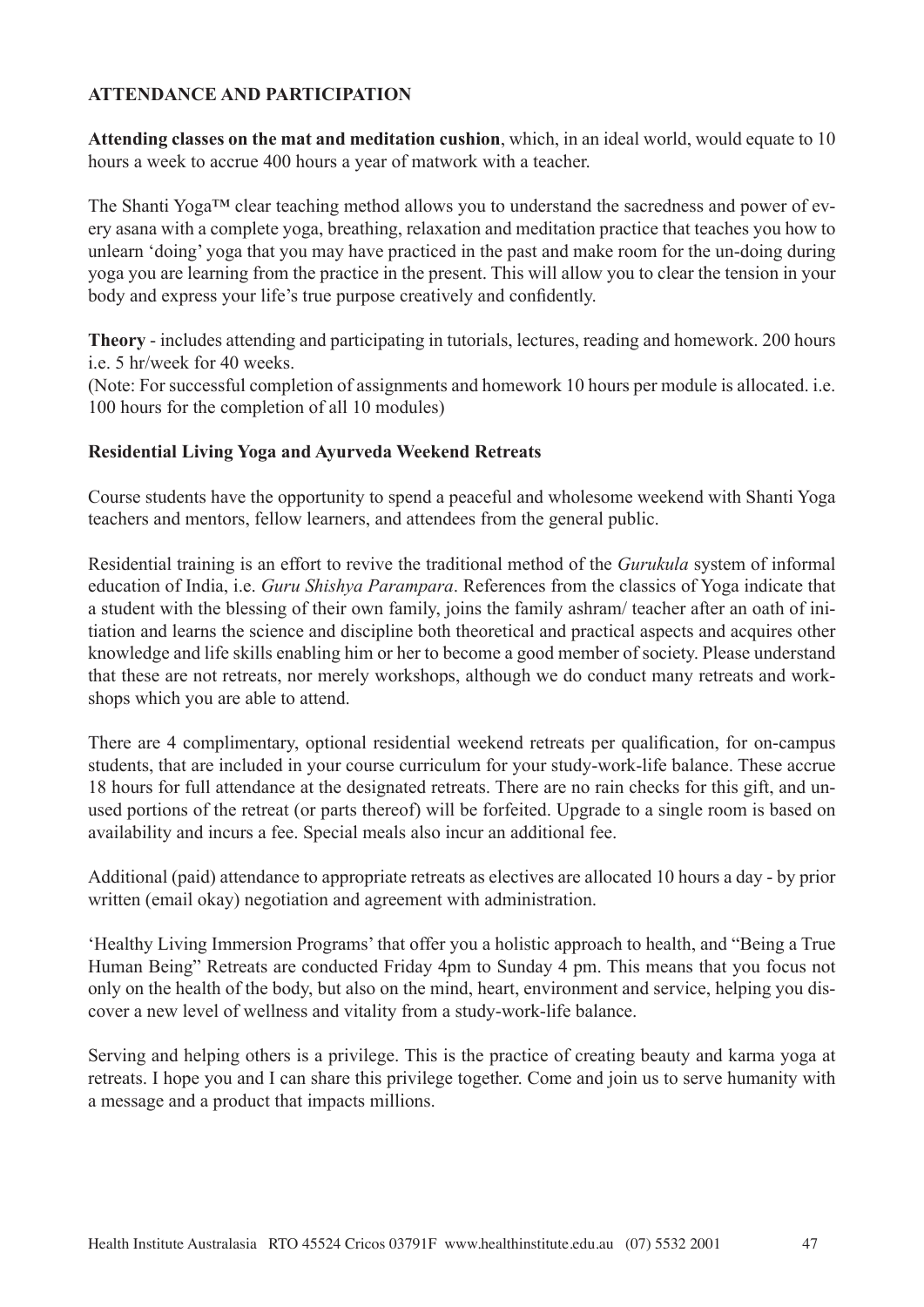## ATTENDANCE AND PARTICIPATION

**Attending classes on the mat and meditation cushion**, which, in an ideal world, would equate to 10 hours a week to accrue 400 hours a year of matwork with a teacher.

The Shanti Yoga™ clear teaching method allows you to understand the sacredness and power of every asana with a complete yoga, breathing, relaxation and meditation practice that teaches you how to unlearn 'doing' yoga that you may have practiced in the past and make room for the un-doing during yoga you are learning from the practice in the present. This will allow you to clear the tension in your body and express your life's true purpose creatively and confidently.

**Theory** - includes attending and participating in tutorials, lectures, reading and homework. 200 hours i.e. 5 hr/week for 40 weeks.
(Note: For successful completion of assignments and homework 10 hours per module is allocated. i.e. 100 hours for the completion of all 10 modules)

### Residential Living Yoga and Ayurveda Weekend Retreats

Course students have the opportunity to spend a peaceful and wholesome weekend with Shanti Yoga teachers and mentors, fellow learners, and attendees from the general public.

Residential training is an effort to revive the traditional method of the *Gurukula* system of informal education of India, i.e. *Guru Shishya Parampara*. References from the classics of Yoga indicate that a student with the blessing of their own family, joins the family ashram/ teacher after an oath of initiation and learns the science and discipline both theoretical and practical aspects and acquires other knowledge and life skills enabling him or her to become a good member of society. Please understand that these are not retreats, nor merely workshops, although we do conduct many retreats and workshops which you are able to attend.

There are 4 complimentary, optional residential weekend retreats per qualification, for on-campus students, that are included in your course curriculum for your study-work-life balance. These accrue 18 hours for full attendance at the designated retreats. There are no rain checks for this gift, and unused portions of the retreat (or parts thereof) will be forfeited. Upgrade to a single room is based on availability and incurs a fee. Special meals also incur an additional fee.

Additional (paid) attendance to appropriate retreats as electives are allocated 10 hours a day - by prior written (email okay) negotiation and agreement with administration.

'Healthy Living Immersion Programs' that offer you a holistic approach to health, and "Being a True Human Being" Retreats are conducted Friday 4pm to Sunday 4 pm. This means that you focus not only on the health of the body, but also on the mind, heart, environment and service, helping you discover a new level of wellness and vitality from a study-work-life balance.

Serving and helping others is a privilege. This is the practice of creating beauty and karma yoga at retreats. I hope you and I can share this privilege together. Come and join us to serve humanity with a message and a product that impacts millions.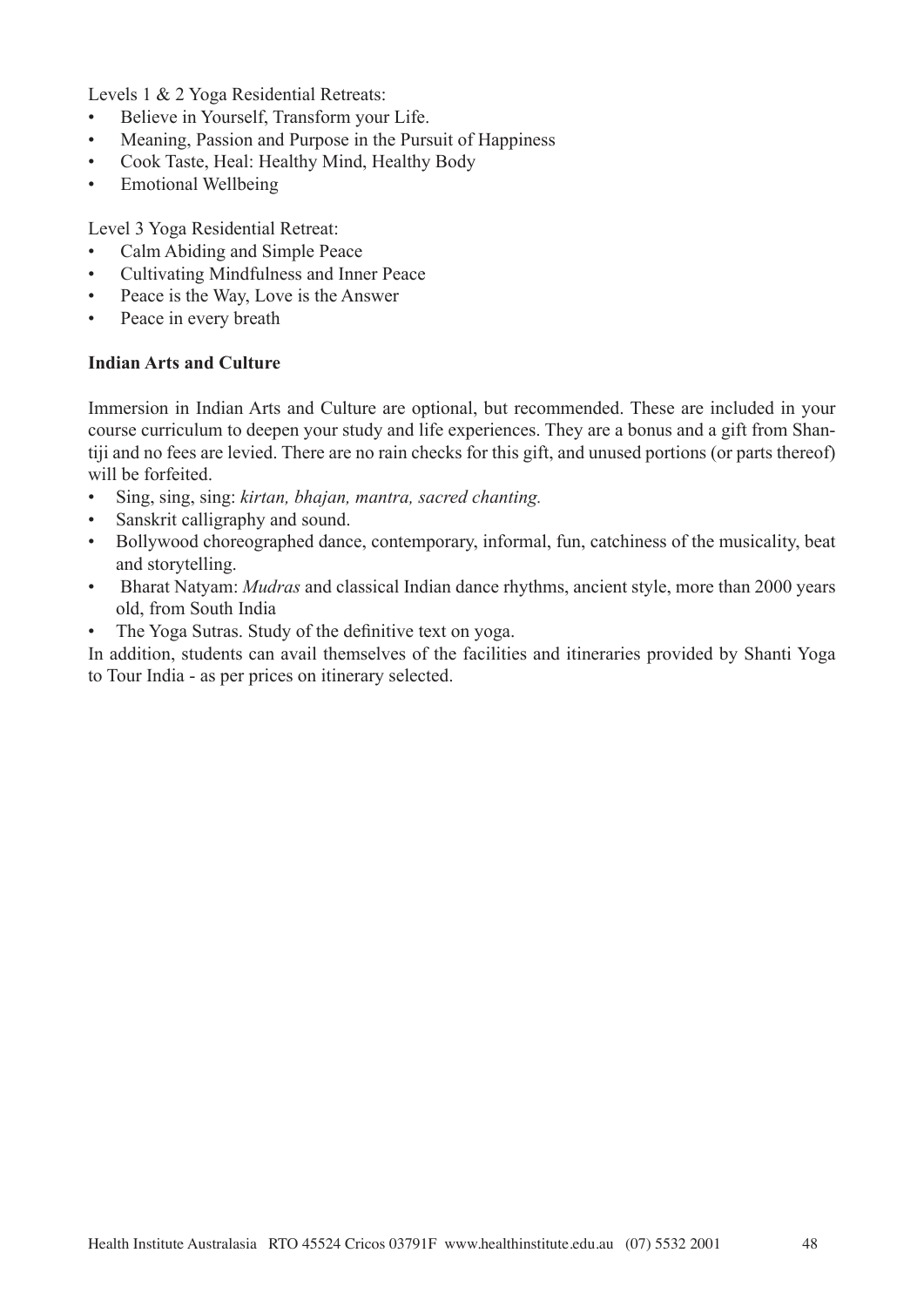Levels 1 & 2 Yoga Residential Retreats:

- Believe in Yourself, Transform your Life.
- Meaning, Passion and Purpose in the Pursuit of Happiness
- Cook Taste, Heal: Healthy Mind, Healthy Body
- Emotional Wellbeing

Level 3 Yoga Residential Retreat:

- Calm Abiding and Simple Peace
- Cultivating Mindfulness and Inner Peace
- Peace is the Way, Love is the Answer
- Peace in every breath

**Indian Arts and Culture**

Immersion in Indian Arts and Culture are optional, but recommended. These are included in your course curriculum to deepen your study and life experiences. They are a bonus and a gift from Shantiji and no fees are levied. There are no rain checks for this gift, and unused portions (or parts thereof) will be forfeited.

- Sing, sing, sing: *kirtan, bhajan, mantra, sacred chanting.*
- Sanskrit calligraphy and sound.
- Bollywood choreographed dance, contemporary, informal, fun, catchiness of the musicality, beat and storytelling.
- Bharat Natyam: *Mudras* and classical Indian dance rhythms, ancient style, more than 2000 years old, from South India
- The Yoga Sutras. Study of the definitive text on yoga.

In addition, students can avail themselves of the facilities and itineraries provided by Shanti Yoga to Tour India - as per prices on itinerary selected.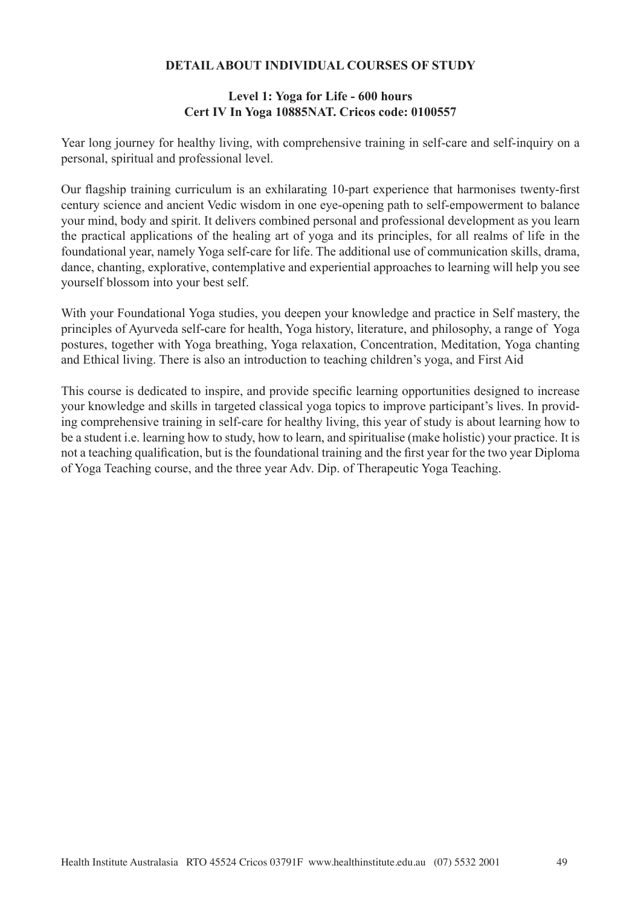## DETAIL ABOUT INDIVIDUAL COURSES OF STUDY

### Level 1: Yoga for Life - 600 hours
### Cert IV In Yoga 10885NAT. Cricos code: 0100557

Year long journey for healthy living, with comprehensive training in self-care and self-inquiry on a personal, spiritual and professional level.

Our flagship training curriculum is an exhilarating 10-part experience that harmonises twenty-first century science and ancient Vedic wisdom in one eye-opening path to self-empowerment to balance your mind, body and spirit. It delivers combined personal and professional development as you learn the practical applications of the healing art of yoga and its principles, for all realms of life in the foundational year, namely Yoga self-care for life. The additional use of communication skills, drama, dance, chanting, explorative, contemplative and experiential approaches to learning will help you see yourself blossom into your best self.

With your Foundational Yoga studies, you deepen your knowledge and practice in Self mastery, the principles of Ayurveda self-care for health, Yoga history, literature, and philosophy, a range of Yoga postures, together with Yoga breathing, Yoga relaxation, Concentration, Meditation, Yoga chanting and Ethical living. There is also an introduction to teaching children's yoga, and First Aid

This course is dedicated to inspire, and provide specific learning opportunities designed to increase your knowledge and skills in targeted classical yoga topics to improve participant's lives. In providing comprehensive training in self-care for healthy living, this year of study is about learning how to be a student i.e. learning how to study, how to learn, and spiritualise (make holistic) your practice. It is not a teaching qualification, but is the foundational training and the first year for the two year Diploma of Yoga Teaching course, and the three year Adv. Dip. of Therapeutic Yoga Teaching.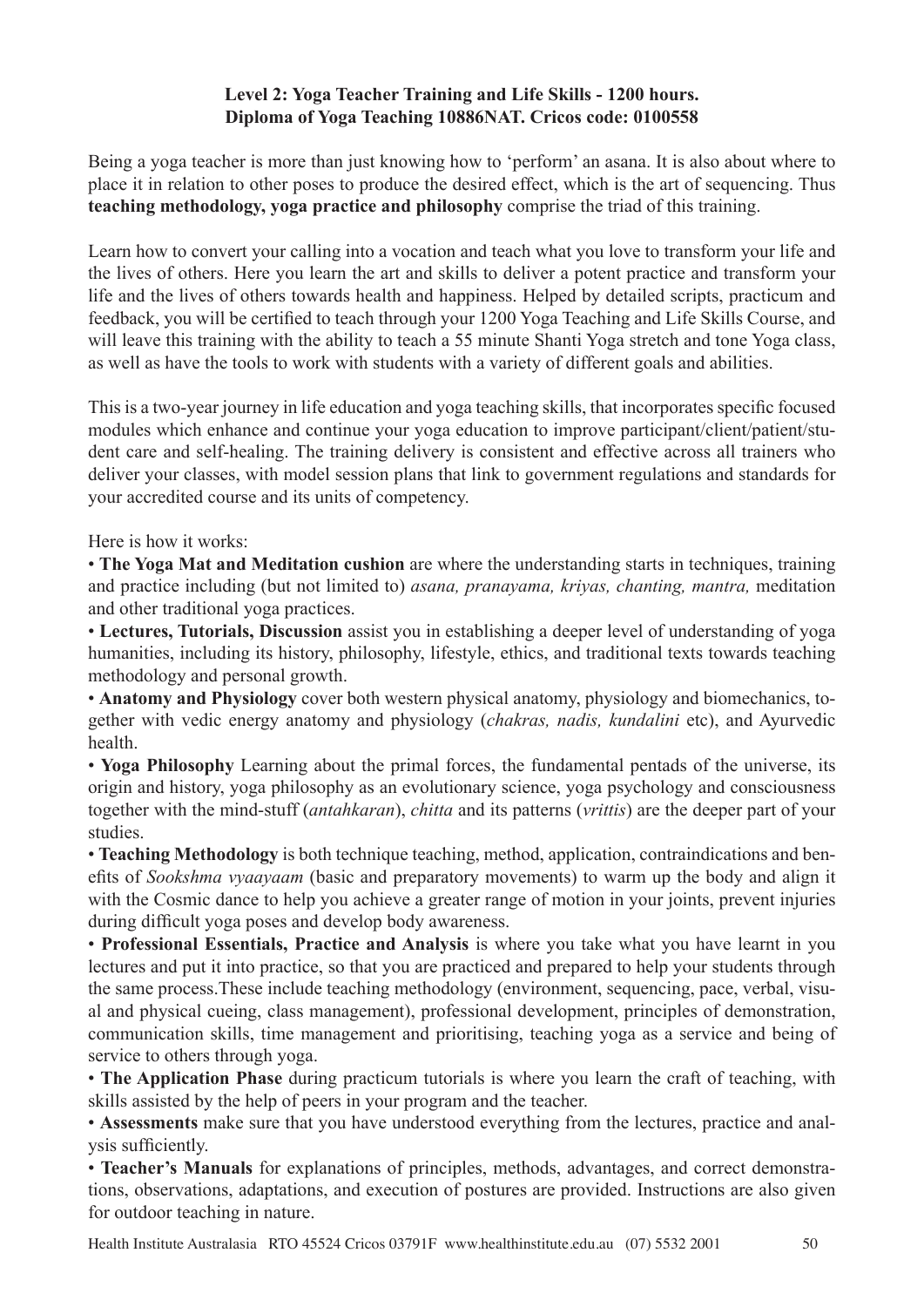**Level 2: Yoga Teacher Training and Life Skills - 1200 hours.**
**Diploma of Yoga Teaching 10886NAT. Cricos code: 0100558**

Being a yoga teacher is more than just knowing how to 'perform' an asana. It is also about where to place it in relation to other poses to produce the desired effect, which is the art of sequencing. Thus **teaching methodology, yoga practice and philosophy** comprise the triad of this training.

Learn how to convert your calling into a vocation and teach what you love to transform your life and the lives of others. Here you learn the art and skills to deliver a potent practice and transform your life and the lives of others towards health and happiness. Helped by detailed scripts, practicum and feedback, you will be certified to teach through your 1200 Yoga Teaching and Life Skills Course, and will leave this training with the ability to teach a 55 minute Shanti Yoga stretch and tone Yoga class, as well as have the tools to work with students with a variety of different goals and abilities.

This is a two-year journey in life education and yoga teaching skills, that incorporates specific focused modules which enhance and continue your yoga education to improve participant/client/patient/student care and self-healing. The training delivery is consistent and effective across all trainers who deliver your classes, with model session plans that link to government regulations and standards for your accredited course and its units of competency.

Here is how it works:

- **The Yoga Mat and Meditation cushion** are where the understanding starts in techniques, training and practice including (but not limited to) *asana, pranayama, kriyas, chanting, mantra,* meditation and other traditional yoga practices.
- **Lectures, Tutorials, Discussion** assist you in establishing a deeper level of understanding of yoga humanities, including its history, philosophy, lifestyle, ethics, and traditional texts towards teaching methodology and personal growth.
- **Anatomy and Physiology** cover both western physical anatomy, physiology and biomechanics, together with vedic energy anatomy and physiology (*chakras, nadis, kundalini* etc), and Ayurvedic health.
- **Yoga Philosophy** Learning about the primal forces, the fundamental pentads of the universe, its origin and history, yoga philosophy as an evolutionary science, yoga psychology and consciousness together with the mind-stuff (*antahkaran*), *chitta* and its patterns (*vrittis*) are the deeper part of your studies.
- **Teaching Methodology** is both technique teaching, method, application, contraindications and benefits of *Sookshma vyaayaam* (basic and preparatory movements) to warm up the body and align it with the Cosmic dance to help you achieve a greater range of motion in your joints, prevent injuries during difficult yoga poses and develop body awareness.
- **Professional Essentials, Practice and Analysis** is where you take what you have learnt in you lectures and put it into practice, so that you are practiced and prepared to help your students through the same process.These include teaching methodology (environment, sequencing, pace, verbal, visual and physical cueing, class management), professional development, principles of demonstration, communication skills, time management and prioritising, teaching yoga as a service and being of service to others through yoga.
- **The Application Phase** during practicum tutorials is where you learn the craft of teaching, with skills assisted by the help of peers in your program and the teacher.
- **Assessments** make sure that you have understood everything from the lectures, practice and analysis sufficiently.
- **Teacher's Manuals** for explanations of principles, methods, advantages, and correct demonstrations, observations, adaptations, and execution of postures are provided. Instructions are also given for outdoor teaching in nature.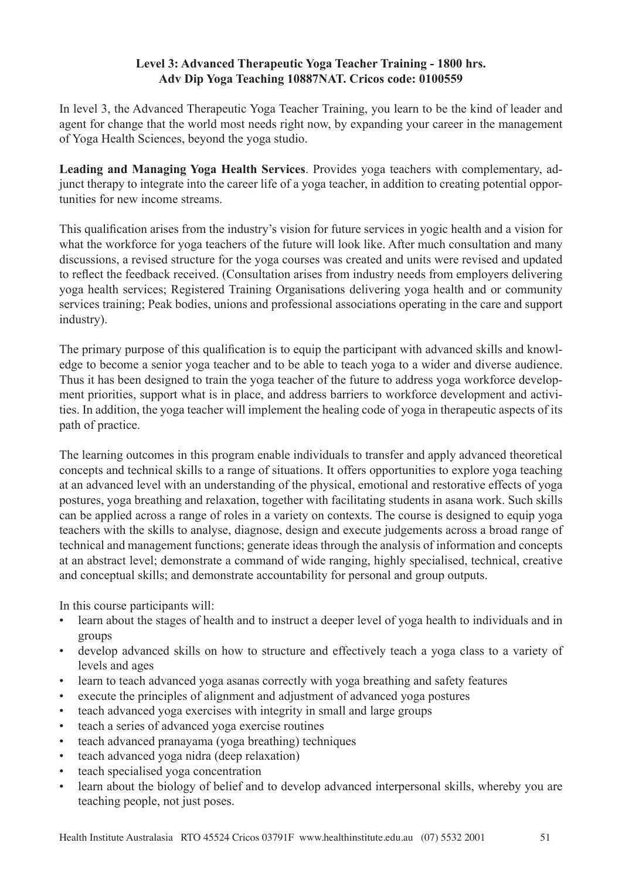**Level 3: Advanced Therapeutic Yoga Teacher Training - 1800 hrs.**
**Adv Dip Yoga Teaching 10887NAT. Cricos code: 0100559**

In level 3, the Advanced Therapeutic Yoga Teacher Training, you learn to be the kind of leader and agent for change that the world most needs right now, by expanding your career in the management of Yoga Health Sciences, beyond the yoga studio.

**Leading and Managing Yoga Health Services**. Provides yoga teachers with complementary, adjunct therapy to integrate into the career life of a yoga teacher, in addition to creating potential opportunities for new income streams.

This qualification arises from the industry's vision for future services in yogic health and a vision for what the workforce for yoga teachers of the future will look like. After much consultation and many discussions, a revised structure for the yoga courses was created and units were revised and updated to reflect the feedback received. (Consultation arises from industry needs from employers delivering yoga health services; Registered Training Organisations delivering yoga health and or community services training; Peak bodies, unions and professional associations operating in the care and support industry).

The primary purpose of this qualification is to equip the participant with advanced skills and knowledge to become a senior yoga teacher and to be able to teach yoga to a wider and diverse audience. Thus it has been designed to train the yoga teacher of the future to address yoga workforce development priorities, support what is in place, and address barriers to workforce development and activities. In addition, the yoga teacher will implement the healing code of yoga in therapeutic aspects of its path of practice.

The learning outcomes in this program enable individuals to transfer and apply advanced theoretical concepts and technical skills to a range of situations. It offers opportunities to explore yoga teaching at an advanced level with an understanding of the physical, emotional and restorative effects of yoga postures, yoga breathing and relaxation, together with facilitating students in asana work. Such skills can be applied across a range of roles in a variety on contexts. The course is designed to equip yoga teachers with the skills to analyse, diagnose, design and execute judgements across a broad range of technical and management functions; generate ideas through the analysis of information and concepts at an abstract level; demonstrate a command of wide ranging, highly specialised, technical, creative and conceptual skills; and demonstrate accountability for personal and group outputs.

In this course participants will:

- learn about the stages of health and to instruct a deeper level of yoga health to individuals and in groups
- develop advanced skills on how to structure and effectively teach a yoga class to a variety of levels and ages
- learn to teach advanced yoga asanas correctly with yoga breathing and safety features
- execute the principles of alignment and adjustment of advanced yoga postures
- teach advanced yoga exercises with integrity in small and large groups
- teach a series of advanced yoga exercise routines
- teach advanced pranayama (yoga breathing) techniques
- teach advanced yoga nidra (deep relaxation)
- teach specialised yoga concentration
- learn about the biology of belief and to develop advanced interpersonal skills, whereby you are teaching people, not just poses.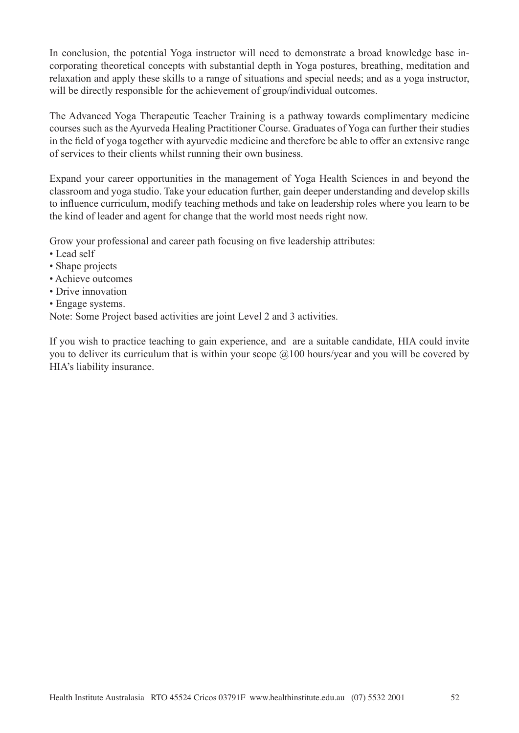In conclusion, the potential Yoga instructor will need to demonstrate a broad knowledge base incorporating theoretical concepts with substantial depth in Yoga postures, breathing, meditation and relaxation and apply these skills to a range of situations and special needs; and as a yoga instructor, will be directly responsible for the achievement of group/individual outcomes.

The Advanced Yoga Therapeutic Teacher Training is a pathway towards complimentary medicine courses such as the Ayurveda Healing Practitioner Course. Graduates of Yoga can further their studies in the field of yoga together with ayurvedic medicine and therefore be able to offer an extensive range of services to their clients whilst running their own business.

Expand your career opportunities in the management of Yoga Health Sciences in and beyond the classroom and yoga studio. Take your education further, gain deeper understanding and develop skills to influence curriculum, modify teaching methods and take on leadership roles where you learn to be the kind of leader and agent for change that the world most needs right now.

Grow your professional and career path focusing on five leadership attributes:

- Lead self
- Shape projects
- Achieve outcomes
- Drive innovation
- Engage systems.

Note: Some Project based activities are joint Level 2 and 3 activities.

If you wish to practice teaching to gain experience, and are a suitable candidate, HIA could invite you to deliver its curriculum that is within your scope @100 hours/year and you will be covered by HIA's liability insurance.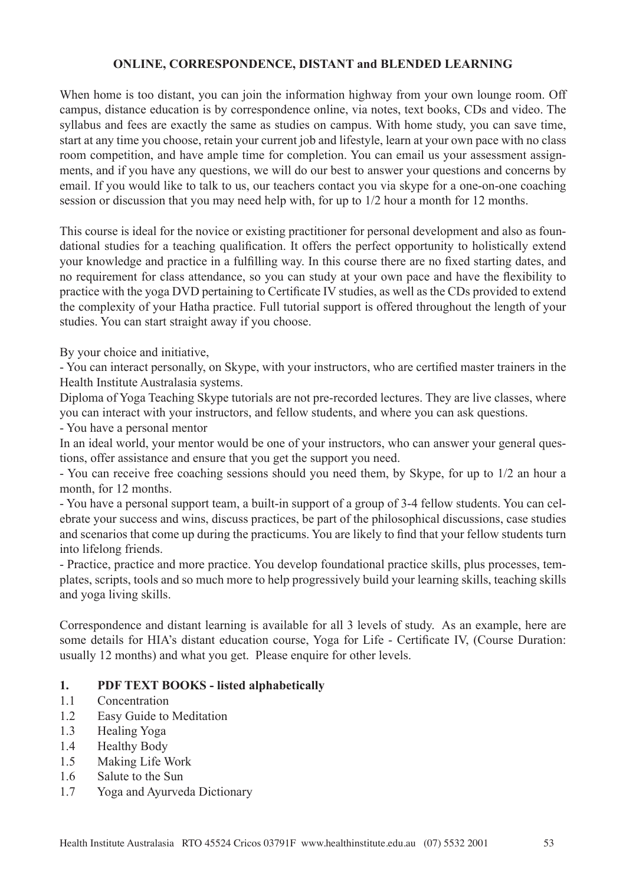## ONLINE, CORRESPONDENCE, DISTANT and BLENDED LEARNING

When home is too distant, you can join the information highway from your own lounge room. Off campus, distance education is by correspondence online, via notes, text books, CDs and video. The syllabus and fees are exactly the same as studies on campus. With home study, you can save time, start at any time you choose, retain your current job and lifestyle, learn at your own pace with no class room competition, and have ample time for completion. You can email us your assessment assignments, and if you have any questions, we will do our best to answer your questions and concerns by email. If you would like to talk to us, our teachers contact you via skype for a one-on-one coaching session or discussion that you may need help with, for up to 1/2 hour a month for 12 months.

This course is ideal for the novice or existing practitioner for personal development and also as foundational studies for a teaching qualification. It offers the perfect opportunity to holistically extend your knowledge and practice in a fulfilling way. In this course there are no fixed starting dates, and no requirement for class attendance, so you can study at your own pace and have the flexibility to practice with the yoga DVD pertaining to Certificate IV studies, as well as the CDs provided to extend the complexity of your Hatha practice. Full tutorial support is offered throughout the length of your studies. You can start straight away if you choose.

By your choice and initiative,

- You can interact personally, on Skype, with your instructors, who are certified master trainers in the Health Institute Australasia systems.

Diploma of Yoga Teaching Skype tutorials are not pre-recorded lectures. They are live classes, where you can interact with your instructors, and fellow students, and where you can ask questions.

- You have a personal mentor

In an ideal world, your mentor would be one of your instructors, who can answer your general questions, offer assistance and ensure that you get the support you need.

- You can receive free coaching sessions should you need them, by Skype, for up to 1/2 an hour a month, for 12 months.
- You have a personal support team, a built-in support of a group of 3-4 fellow students. You can celebrate your success and wins, discuss practices, be part of the philosophical discussions, case studies and scenarios that come up during the practicums. You are likely to find that your fellow students turn into lifelong friends.
- Practice, practice and more practice. You develop foundational practice skills, plus processes, templates, scripts, tools and so much more to help progressively build your learning skills, teaching skills and yoga living skills.

Correspondence and distant learning is available for all 3 levels of study. As an example, here are some details for HIA's distant education course, Yoga for Life - Certificate IV, (Course Duration: usually 12 months) and what you get. Please enquire for other levels.

**1. PDF TEXT BOOKS - listed alphabetically**

1.1 Concentration
1.2 Easy Guide to Meditation
1.3 Healing Yoga
1.4 Healthy Body
1.5 Making Life Work
1.6 Salute to the Sun
1.7 Yoga and Ayurveda Dictionary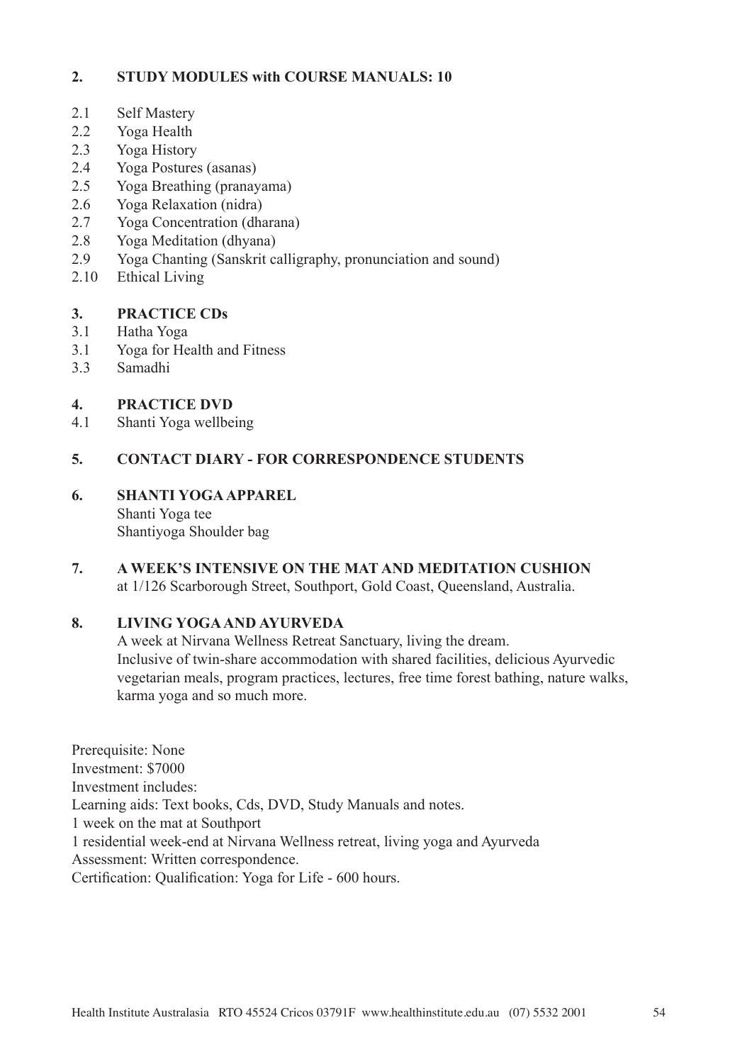## 2. STUDY MODULES with COURSE MANUALS: 10

- 2.1 Self Mastery
- 2.2 Yoga Health
- 2.3 Yoga History
- 2.4 Yoga Postures (asanas)
- 2.5 Yoga Breathing (pranayama)
- 2.6 Yoga Relaxation (nidra)
- 2.7 Yoga Concentration (dharana)
- 2.8 Yoga Meditation (dhyana)
- 2.9 Yoga Chanting (Sanskrit calligraphy, pronunciation and sound)
- 2.10 Ethical Living

## 3. PRACTICE CDs

- 3.1 Hatha Yoga
- 3.1 Yoga for Health and Fitness
- 3.3 Samadhi

## 4. PRACTICE DVD

- 4.1 Shanti Yoga wellbeing

## 5. CONTACT DIARY - FOR CORRESPONDENCE STUDENTS

## 6. SHANTI YOGA APPAREL

Shanti Yoga tee
Shantiyoga Shoulder bag

## 7. A WEEK'S INTENSIVE ON THE MAT AND MEDITATION CUSHION

at 1/126 Scarborough Street, Southport, Gold Coast, Queensland, Australia.

## 8. LIVING YOGA AND AYURVEDA

A week at Nirvana Wellness Retreat Sanctuary, living the dream.
Inclusive of twin-share accommodation with shared facilities, delicious Ayurvedic vegetarian meals, program practices, lectures, free time forest bathing, nature walks, karma yoga and so much more.

Prerequisite: None
Investment: $7000
Investment includes:
Learning aids: Text books, Cds, DVD, Study Manuals and notes.
1 week on the mat at Southport
1 residential week-end at Nirvana Wellness retreat, living yoga and Ayurveda
Assessment: Written correspondence.
Certification: Qualification: Yoga for Life - 600 hours.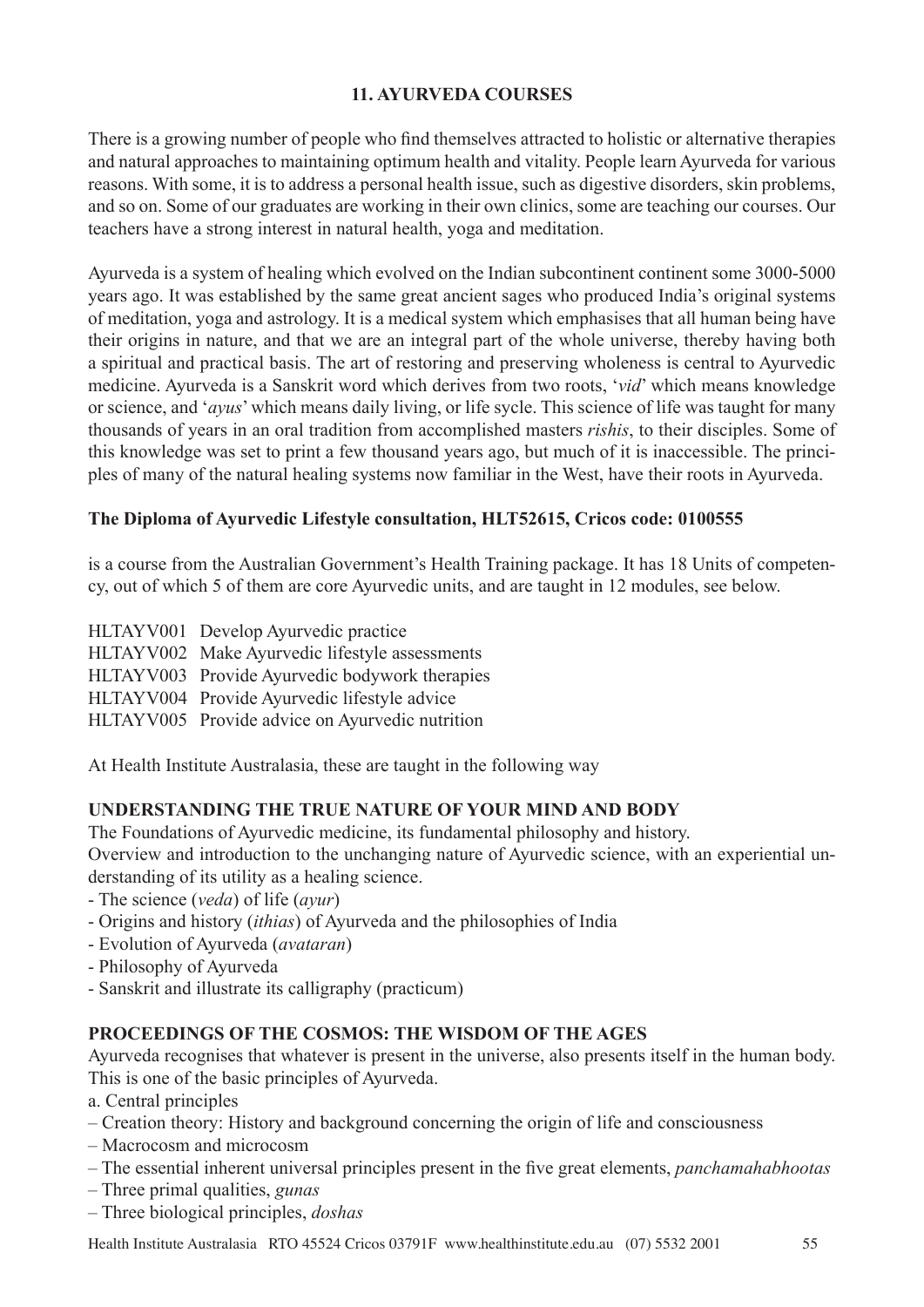## 11. AYURVEDA COURSES

There is a growing number of people who find themselves attracted to holistic or alternative therapies and natural approaches to maintaining optimum health and vitality. People learn Ayurveda for various reasons. With some, it is to address a personal health issue, such as digestive disorders, skin problems, and so on. Some of our graduates are working in their own clinics, some are teaching our courses. Our teachers have a strong interest in natural health, yoga and meditation.

Ayurveda is a system of healing which evolved on the Indian subcontinent continent some 3000-5000 years ago. It was established by the same great ancient sages who produced India's original systems of meditation, yoga and astrology. It is a medical system which emphasises that all human being have their origins in nature, and that we are an integral part of the whole universe, thereby having both a spiritual and practical basis. The art of restoring and preserving wholeness is central to Ayurvedic medicine. Ayurveda is a Sanskrit word which derives from two roots, '*vid*' which means knowledge or science, and '*ayus*' which means daily living, or life sycle. This science of life was taught for many thousands of years in an oral tradition from accomplished masters *rishis*, to their disciples. Some of this knowledge was set to print a few thousand years ago, but much of it is inaccessible. The principles of many of the natural healing systems now familiar in the West, have their roots in Ayurveda.

**The Diploma of Ayurvedic Lifestyle consultation, HLT52615, Cricos code: 0100555**

is a course from the Australian Government's Health Training package. It has 18 Units of competency, out of which 5 of them are core Ayurvedic units, and are taught in 12 modules, see below.

HLTAYV001 Develop Ayurvedic practice
HLTAYV002 Make Ayurvedic lifestyle assessments
HLTAYV003 Provide Ayurvedic bodywork therapies
HLTAYV004 Provide Ayurvedic lifestyle advice
HLTAYV005 Provide advice on Ayurvedic nutrition

At Health Institute Australasia, these are taught in the following way

**UNDERSTANDING THE TRUE NATURE OF YOUR MIND AND BODY**

The Foundations of Ayurvedic medicine, its fundamental philosophy and history.
Overview and introduction to the unchanging nature of Ayurvedic science, with an experiential understanding of its utility as a healing science.

- The science (*veda*) of life (*ayur*)
- Origins and history (*ithias*) of Ayurveda and the philosophies of India
- Evolution of Ayurveda (*avataran*)
- Philosophy of Ayurveda
- Sanskrit and illustrate its calligraphy (practicum)

**PROCEEDINGS OF THE COSMOS: THE WISDOM OF THE AGES**

Ayurveda recognises that whatever is present in the universe, also presents itself in the human body. This is one of the basic principles of Ayurveda.

a. Central principles

– Creation theory: History and background concerning the origin of life and consciousness
– Macrocosm and microcosm
– The essential inherent universal principles present in the five great elements, *panchamahabhootas*
– Three primal qualities, *gunas*
– Three biological principles, *doshas*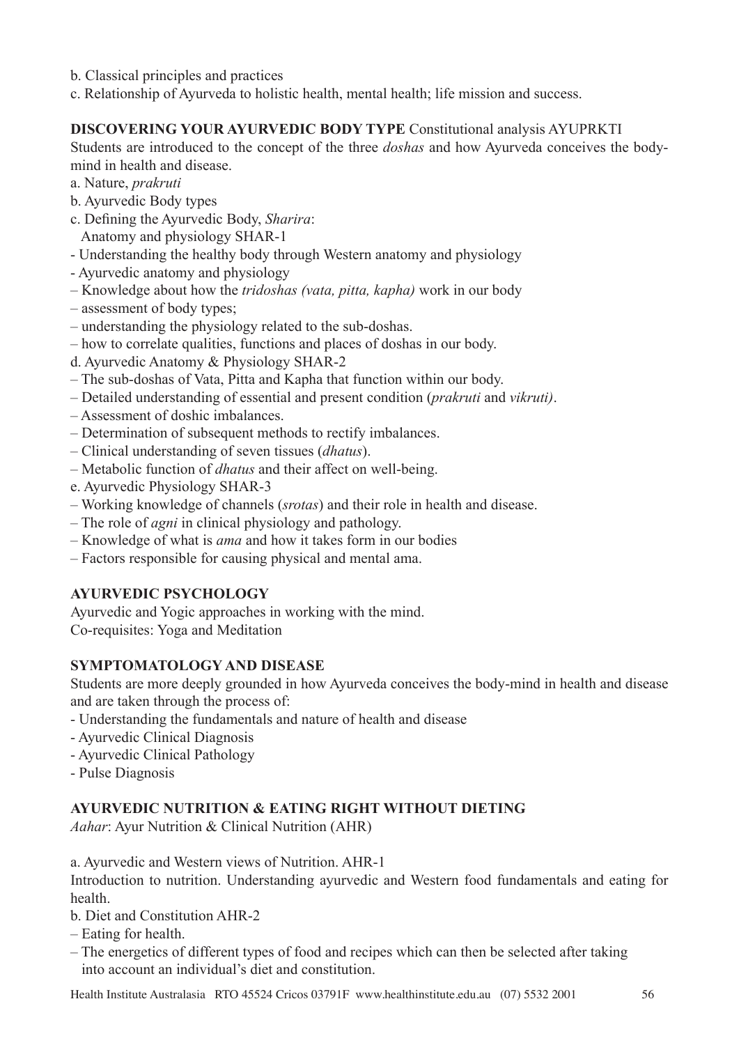b. Classical principles and practices

c. Relationship of Ayurveda to holistic health, mental health; life mission and success.

**DISCOVERING YOUR AYURVEDIC BODY TYPE** Constitutional analysis AYUPRKTI

Students are introduced to the concept of the three *doshas* and how Ayurveda conceives the body-mind in health and disease.

a. Nature, *prakruti*

b. Ayurvedic Body types

c. Defining the Ayurvedic Body, *Sharira*:
  Anatomy and physiology SHAR-1

- Understanding the healthy body through Western anatomy and physiology
- Ayurvedic anatomy and physiology
– Knowledge about how the *tridoshas (vata, pitta, kapha)* work in our body
– assessment of body types;
– understanding the physiology related to the sub-doshas.
– how to correlate qualities, functions and places of doshas in our body.

d. Ayurvedic Anatomy & Physiology SHAR-2

– The sub-doshas of Vata, Pitta and Kapha that function within our body.
– Detailed understanding of essential and present condition (*prakruti* and *vikruti)*.
– Assessment of doshic imbalances.
– Determination of subsequent methods to rectify imbalances.
– Clinical understanding of seven tissues (*dhatus*).
– Metabolic function of *dhatus* and their affect on well-being.

e. Ayurvedic Physiology SHAR-3

– Working knowledge of channels (*srotas*) and their role in health and disease.
– The role of *agni* in clinical physiology and pathology.
– Knowledge of what is *ama* and how it takes form in our bodies
– Factors responsible for causing physical and mental ama.

**AYURVEDIC PSYCHOLOGY**

Ayurvedic and Yogic approaches in working with the mind.
Co-requisites: Yoga and Meditation

**SYMPTOMATOLOGY AND DISEASE**

Students are more deeply grounded in how Ayurveda conceives the body-mind in health and disease and are taken through the process of:

- Understanding the fundamentals and nature of health and disease
- Ayurvedic Clinical Diagnosis
- Ayurvedic Clinical Pathology
- Pulse Diagnosis

**AYURVEDIC NUTRITION & EATING RIGHT WITHOUT DIETING**

*Aahar*: Ayur Nutrition & Clinical Nutrition (AHR)

a. Ayurvedic and Western views of Nutrition. AHR-1

Introduction to nutrition. Understanding ayurvedic and Western food fundamentals and eating for health.

b. Diet and Constitution AHR-2

– Eating for health.
– The energetics of different types of food and recipes which can then be selected after taking into account an individual's diet and constitution.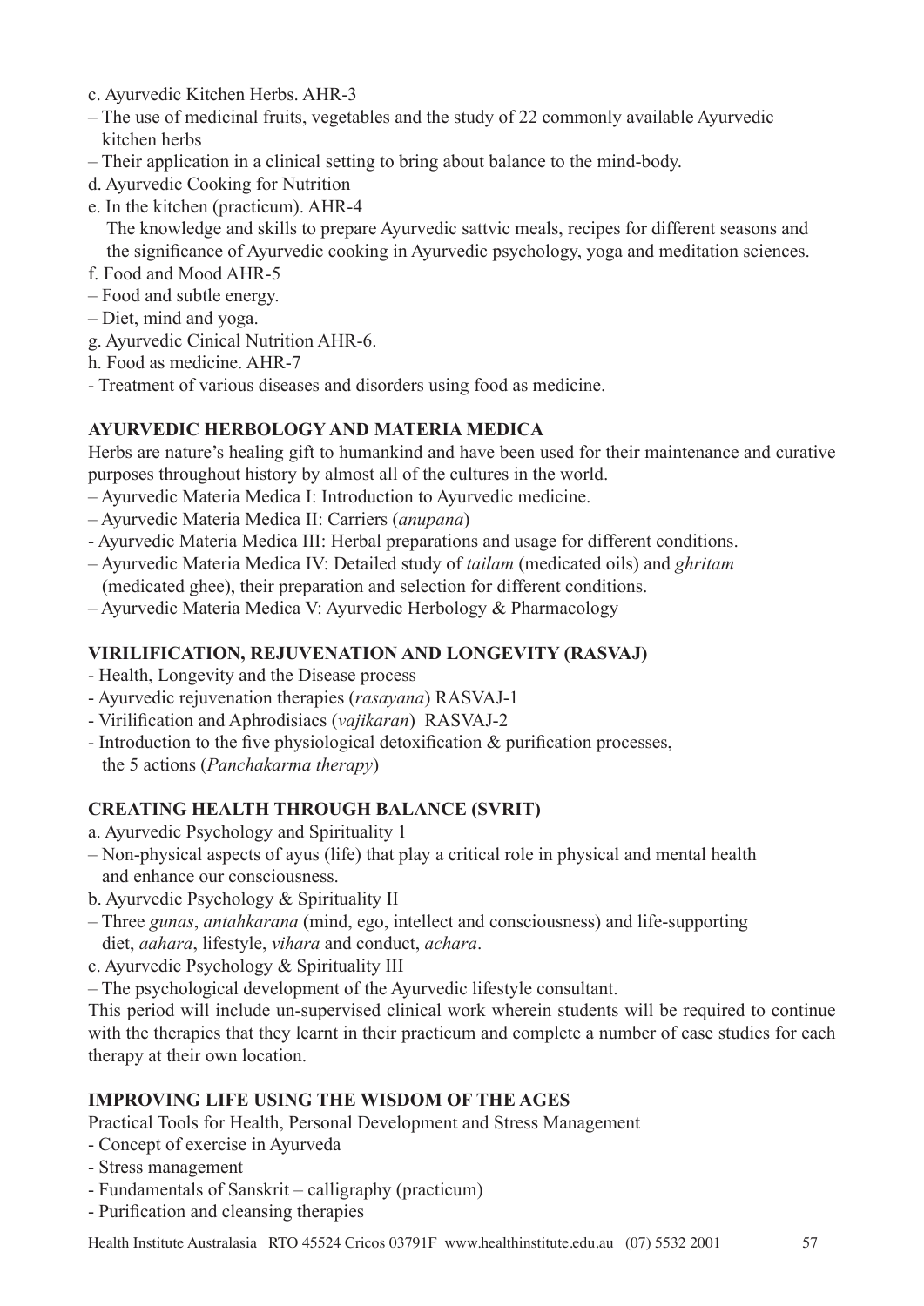c. Ayurvedic Kitchen Herbs. AHR-3

– The use of medicinal fruits, vegetables and the study of 22 commonly available Ayurvedic kitchen herbs
– Their application in a clinical setting to bring about balance to the mind-body.

d. Ayurvedic Cooking for Nutrition

e. In the kitchen (practicum). AHR-4

The knowledge and skills to prepare Ayurvedic sattvic meals, recipes for different seasons and the significance of Ayurvedic cooking in Ayurvedic psychology, yoga and meditation sciences.

f. Food and Mood AHR-5

– Food and subtle energy.
– Diet, mind and yoga.

g. Ayurvedic Cinical Nutrition AHR-6.

h. Food as medicine. AHR-7

- Treatment of various diseases and disorders using food as medicine.

**AYURVEDIC HERBOLOGY AND MATERIA MEDICA**

Herbs are nature's healing gift to humankind and have been used for their maintenance and curative purposes throughout history by almost all of the cultures in the world.

– Ayurvedic Materia Medica I: Introduction to Ayurvedic medicine.
– Ayurvedic Materia Medica II: Carriers (*anupana*)
- Ayurvedic Materia Medica III: Herbal preparations and usage for different conditions.
– Ayurvedic Materia Medica IV: Detailed study of *tailam* (medicated oils) and *ghritam* (medicated ghee), their preparation and selection for different conditions.
– Ayurvedic Materia Medica V: Ayurvedic Herbology & Pharmacology

**VIRILIFICATION, REJUVENATION AND LONGEVITY (RASVAJ)**

- Health, Longevity and the Disease process
- Ayurvedic rejuvenation therapies (*rasayana*) RASVAJ-1
- Virilification and Aphrodisiacs (*vajikaran*) RASVAJ-2
- Introduction to the five physiological detoxification & purification processes, the 5 actions (*Panchakarma therapy*)

**CREATING HEALTH THROUGH BALANCE (SVRIT)**

a. Ayurvedic Psychology and Spirituality 1

– Non-physical aspects of ayus (life) that play a critical role in physical and mental health and enhance our consciousness.

b. Ayurvedic Psychology & Spirituality II

– Three *gunas*, *antahkarana* (mind, ego, intellect and consciousness) and life-supporting diet, *aahara*, lifestyle, *vihara* and conduct, *achara*.

c. Ayurvedic Psychology & Spirituality III

– The psychological development of the Ayurvedic lifestyle consultant.

This period will include un-supervised clinical work wherein students will be required to continue with the therapies that they learnt in their practicum and complete a number of case studies for each therapy at their own location.

**IMPROVING LIFE USING THE WISDOM OF THE AGES**

Practical Tools for Health, Personal Development and Stress Management

- Concept of exercise in Ayurveda
- Stress management
- Fundamentals of Sanskrit – calligraphy (practicum)
- Purification and cleansing therapies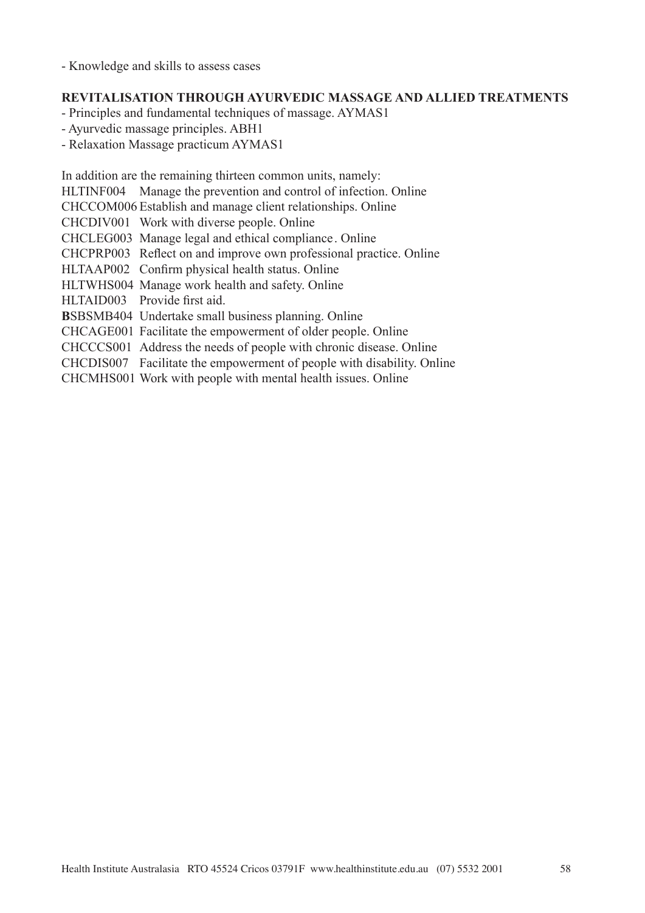- Knowledge and skills to assess cases

**REVITALISATION THROUGH AYURVEDIC MASSAGE AND ALLIED TREATMENTS**

- Principles and fundamental techniques of massage. AYMAS1
- Ayurvedic massage principles. ABH1
- Relaxation Massage practicum AYMAS1

In addition are the remaining thirteen common units, namely:

HLTINF004 Manage the prevention and control of infection. Online
CHCCOM006 Establish and manage client relationships. Online
CHCDIV001 Work with diverse people. Online
CHCLEG003 Manage legal and ethical compliance. Online
CHCPRP003 Reflect on and improve own professional practice. Online
HLTAAP002 Confirm physical health status. Online
HLTWHS004 Manage work health and safety. Online
HLTAID003 Provide first aid.
**B**SBSMB404 Undertake small business planning. Online
CHCAGE001 Facilitate the empowerment of older people. Online
CHCCCS001 Address the needs of people with chronic disease. Online
CHCDIS007 Facilitate the empowerment of people with disability. Online
CHCMHS001 Work with people with mental health issues. Online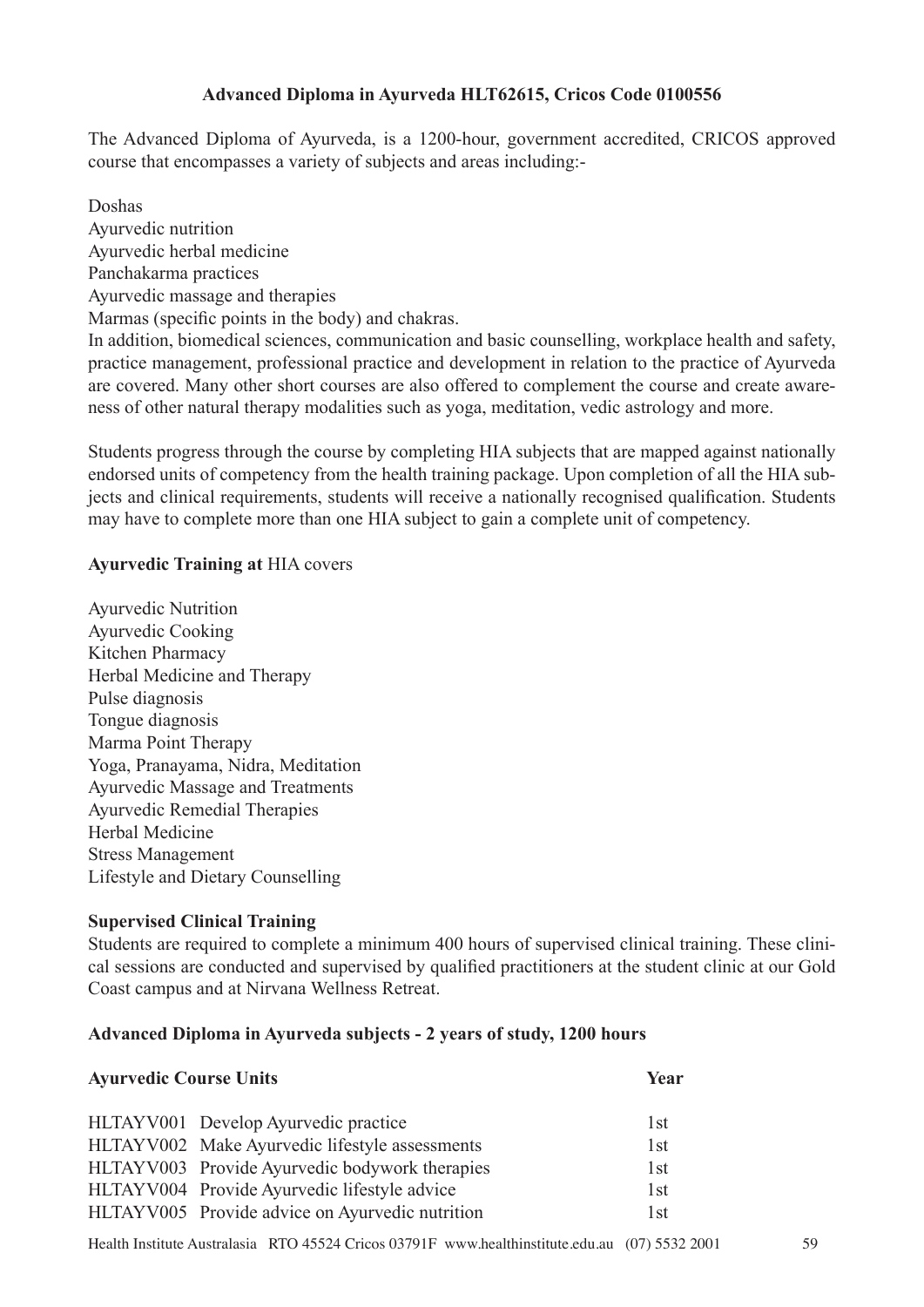**Advanced Diploma in Ayurveda HLT62615, Cricos Code 0100556**

The Advanced Diploma of Ayurveda, is a 1200-hour, government accredited, CRICOS approved course that encompasses a variety of subjects and areas including:-

Doshas
Ayurvedic nutrition
Ayurvedic herbal medicine
Panchakarma practices
Ayurvedic massage and therapies
Marmas (specific points in the body) and chakras.
In addition, biomedical sciences, communication and basic counselling, workplace health and safety, practice management, professional practice and development in relation to the practice of Ayurveda are covered. Many other short courses are also offered to complement the course and create awareness of other natural therapy modalities such as yoga, meditation, vedic astrology and more.

Students progress through the course by completing HIA subjects that are mapped against nationally endorsed units of competency from the health training package. Upon completion of all the HIA subjects and clinical requirements, students will receive a nationally recognised qualification. Students may have to complete more than one HIA subject to gain a complete unit of competency.

**Ayurvedic Training at** HIA covers

Ayurvedic Nutrition
Ayurvedic Cooking
Kitchen Pharmacy
Herbal Medicine and Therapy
Pulse diagnosis
Tongue diagnosis
Marma Point Therapy
Yoga, Pranayama, Nidra, Meditation
Ayurvedic Massage and Treatments
Ayurvedic Remedial Therapies
Herbal Medicine
Stress Management
Lifestyle and Dietary Counselling

**Supervised Clinical Training**
Students are required to complete a minimum 400 hours of supervised clinical training. These clinical sessions are conducted and supervised by qualified practitioners at the student clinic at our Gold Coast campus and at Nirvana Wellness Retreat.

**Advanced Diploma in Ayurveda subjects - 2 years of study, 1200 hours**

| **Ayurvedic Course Units** | | **Year** |
|---|---|---|
| HLTAYV001 | Develop Ayurvedic practice | 1st |
| HLTAYV002 | Make Ayurvedic lifestyle assessments | 1st |
| HLTAYV003 | Provide Ayurvedic bodywork therapies | 1st |
| HLTAYV004 | Provide Ayurvedic lifestyle advice | 1st |
| HLTAYV005 | Provide advice on Ayurvedic nutrition | 1st |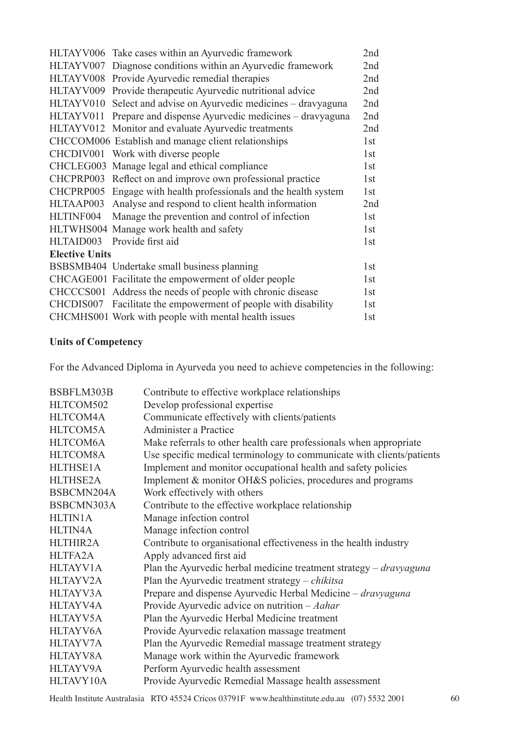| | | |
|---|---|---|
| HLTAYV006 | Take cases within an Ayurvedic framework | 2nd |
| HLTAYV007 | Diagnose conditions within an Ayurvedic framework | 2nd |
| HLTAYV008 | Provide Ayurvedic remedial therapies | 2nd |
| HLTAYV009 | Provide therapeutic Ayurvedic nutritional advice | 2nd |
| HLTAYV010 | Select and advise on Ayurvedic medicines – dravyaguna | 2nd |
| HLTAYV011 | Prepare and dispense Ayurvedic medicines – dravyaguna | 2nd |
| HLTAYV012 | Monitor and evaluate Ayurvedic treatments | 2nd |
| CHCCOM006 | Establish and manage client relationships | 1st |
| CHCDIV001 | Work with diverse people | 1st |
| CHCLEG003 | Manage legal and ethical compliance | 1st |
| CHCPRP003 | Reflect on and improve own professional practice | 1st |
| CHCPRP005 | Engage with health professionals and the health system | 1st |
| HLTAAP003 | Analyse and respond to client health information | 2nd |
| HLTINF004 | Manage the prevention and control of infection | 1st |
| HLTWHS004 | Manage work health and safety | 1st |
| HLTAID003 | Provide first aid | 1st |
| **Elective Units** | | |
| BSBSMB404 | Undertake small business planning | 1st |
| CHCAGE001 | Facilitate the empowerment of older people | 1st |
| CHCCCS001 | Address the needs of people with chronic disease | 1st |
| CHCDIS007 | Facilitate the empowerment of people with disability | 1st |
| CHCMHS001 | Work with people with mental health issues | 1st |

**Units of Competency**

For the Advanced Diploma in Ayurveda you need to achieve competencies in the following:

| | |
|---|---|
| BSBFLM303B | Contribute to effective workplace relationships |
| HLTCOM502 | Develop professional expertise |
| HLTCOM4A | Communicate effectively with clients/patients |
| HLTCOM5A | Administer a Practice |
| HLTCOM6A | Make referrals to other health care professionals when appropriate |
| HLTCOM8A | Use specific medical terminology to communicate with clients/patients |
| HLTHSE1A | Implement and monitor occupational health and safety policies |
| HLTHSE2A | Implement & monitor OH&S policies, procedures and programs |
| BSBCMN204A | Work effectively with others |
| BSBCMN303A | Contribute to the effective workplace relationship |
| HLTIN1A | Manage infection control |
| HLTIN4A | Manage infection control |
| HLTHIR2A | Contribute to organisational effectiveness in the health industry |
| HLTFA2A | Apply advanced first aid |
| HLTAYV1A | Plan the Ayurvedic herbal medicine treatment strategy – *dravyaguna* |
| HLTAYV2A | Plan the Ayurvedic treatment strategy – *chikitsa* |
| HLTAYV3A | Prepare and dispense Ayurvedic Herbal Medicine – *dravyaguna* |
| HLTAYV4A | Provide Ayurvedic advice on nutrition – *Aahar* |
| HLTAYV5A | Plan the Ayurvedic Herbal Medicine treatment |
| HLTAYV6A | Provide Ayurvedic relaxation massage treatment |
| HLTAYV7A | Plan the Ayurvedic Remedial massage treatment strategy |
| HLTAYV8A | Manage work within the Ayurvedic framework |
| HLTAYV9A | Perform Ayurvedic health assessment |
| HLTAVY10A | Provide Ayurvedic Remedial Massage health assessment |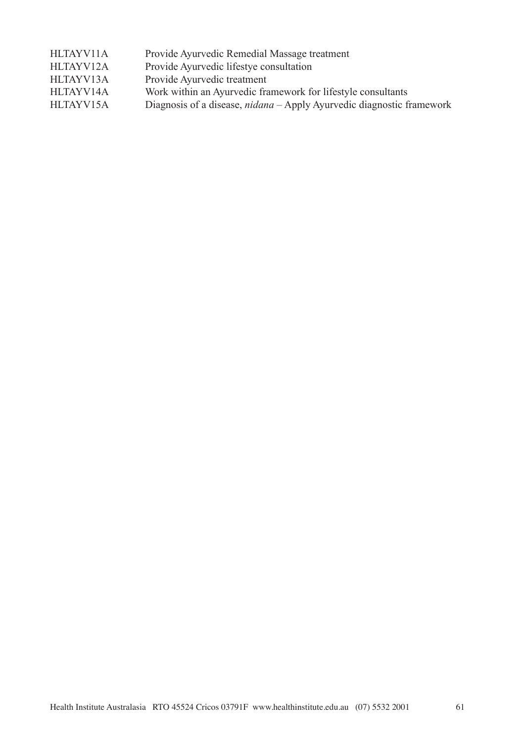| | |
|---|---|
| HLTAYV11A | Provide Ayurvedic Remedial Massage treatment |
| HLTAYV12A | Provide Ayurvedic lifestye consultation |
| HLTAYV13A | Provide Ayurvedic treatment |
| HLTAYV14A | Work within an Ayurvedic framework for lifestyle consultants |
| HLTAYV15A | Diagnosis of a disease, *nidana* – Apply Ayurvedic diagnostic framework |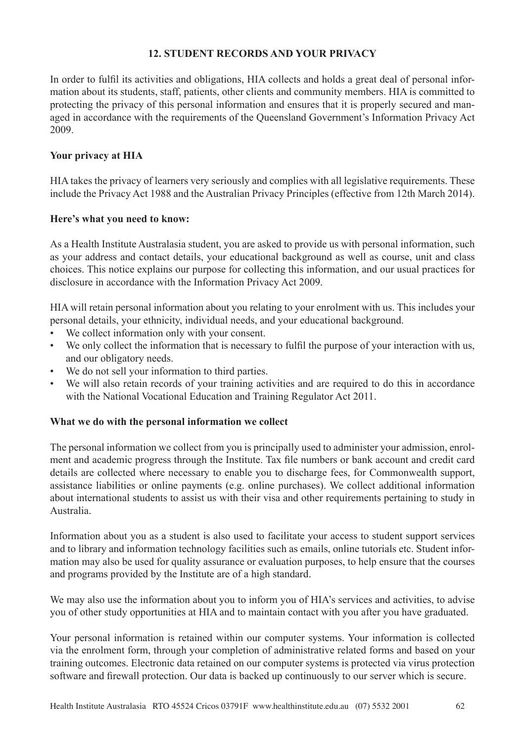## 12. STUDENT RECORDS AND YOUR PRIVACY

In order to fulfil its activities and obligations, HIA collects and holds a great deal of personal information about its students, staff, patients, other clients and community members. HIA is committed to protecting the privacy of this personal information and ensures that it is properly secured and managed in accordance with the requirements of the Queensland Government's Information Privacy Act 2009.

**Your privacy at HIA**

HIA takes the privacy of learners very seriously and complies with all legislative requirements. These include the Privacy Act 1988 and the Australian Privacy Principles (effective from 12th March 2014).

**Here's what you need to know:**

As a Health Institute Australasia student, you are asked to provide us with personal information, such as your address and contact details, your educational background as well as course, unit and class choices. This notice explains our purpose for collecting this information, and our usual practices for disclosure in accordance with the Information Privacy Act 2009.

HIA will retain personal information about you relating to your enrolment with us. This includes your personal details, your ethnicity, individual needs, and your educational background.

- We collect information only with your consent.
- We only collect the information that is necessary to fulfil the purpose of your interaction with us, and our obligatory needs.
- We do not sell your information to third parties.
- We will also retain records of your training activities and are required to do this in accordance with the National Vocational Education and Training Regulator Act 2011.

**What we do with the personal information we collect**

The personal information we collect from you is principally used to administer your admission, enrolment and academic progress through the Institute. Tax file numbers or bank account and credit card details are collected where necessary to enable you to discharge fees, for Commonwealth support, assistance liabilities or online payments (e.g. online purchases). We collect additional information about international students to assist us with their visa and other requirements pertaining to study in Australia.

Information about you as a student is also used to facilitate your access to student support services and to library and information technology facilities such as emails, online tutorials etc. Student information may also be used for quality assurance or evaluation purposes, to help ensure that the courses and programs provided by the Institute are of a high standard.

We may also use the information about you to inform you of HIA's services and activities, to advise you of other study opportunities at HIA and to maintain contact with you after you have graduated.

Your personal information is retained within our computer systems. Your information is collected via the enrolment form, through your completion of administrative related forms and based on your training outcomes. Electronic data retained on our computer systems is protected via virus protection software and firewall protection. Our data is backed up continuously to our server which is secure.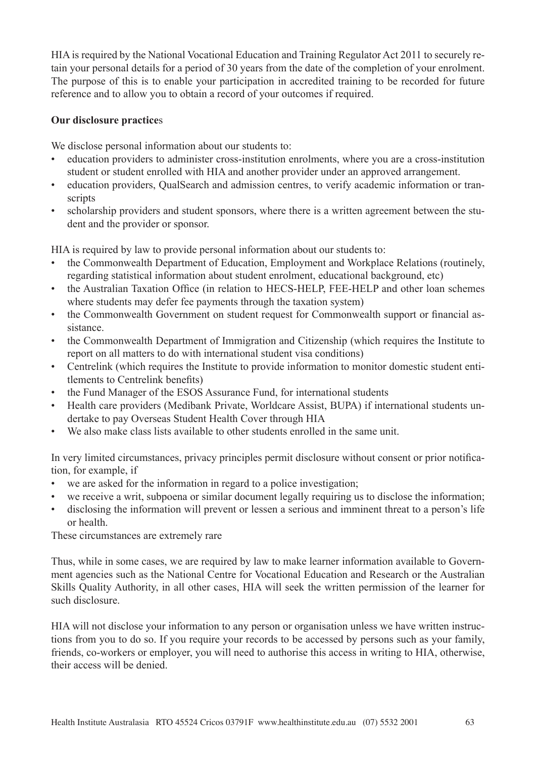HIA is required by the National Vocational Education and Training Regulator Act 2011 to securely retain your personal details for a period of 30 years from the date of the completion of your enrolment. The purpose of this is to enable your participation in accredited training to be recorded for future reference and to allow you to obtain a record of your outcomes if required.

**Our disclosure practices**

We disclose personal information about our students to:

- education providers to administer cross-institution enrolments, where you are a cross-institution student or student enrolled with HIA and another provider under an approved arrangement.
- education providers, QualSearch and admission centres, to verify academic information or transcripts
- scholarship providers and student sponsors, where there is a written agreement between the student and the provider or sponsor.

HIA is required by law to provide personal information about our students to:

- the Commonwealth Department of Education, Employment and Workplace Relations (routinely, regarding statistical information about student enrolment, educational background, etc)
- the Australian Taxation Office (in relation to HECS-HELP, FEE-HELP and other loan schemes where students may defer fee payments through the taxation system)
- the Commonwealth Government on student request for Commonwealth support or financial assistance.
- the Commonwealth Department of Immigration and Citizenship (which requires the Institute to report on all matters to do with international student visa conditions)
- Centrelink (which requires the Institute to provide information to monitor domestic student entitlements to Centrelink benefits)
- the Fund Manager of the ESOS Assurance Fund, for international students
- Health care providers (Medibank Private, Worldcare Assist, BUPA) if international students undertake to pay Overseas Student Health Cover through HIA
- We also make class lists available to other students enrolled in the same unit.

In very limited circumstances, privacy principles permit disclosure without consent or prior notification, for example, if

- we are asked for the information in regard to a police investigation;
- we receive a writ, subpoena or similar document legally requiring us to disclose the information;
- disclosing the information will prevent or lessen a serious and imminent threat to a person's life or health.

These circumstances are extremely rare

Thus, while in some cases, we are required by law to make learner information available to Government agencies such as the National Centre for Vocational Education and Research or the Australian Skills Quality Authority, in all other cases, HIA will seek the written permission of the learner for such disclosure.

HIA will not disclose your information to any person or organisation unless we have written instructions from you to do so. If you require your records to be accessed by persons such as your family, friends, co-workers or employer, you will need to authorise this access in writing to HIA, otherwise, their access will be denied.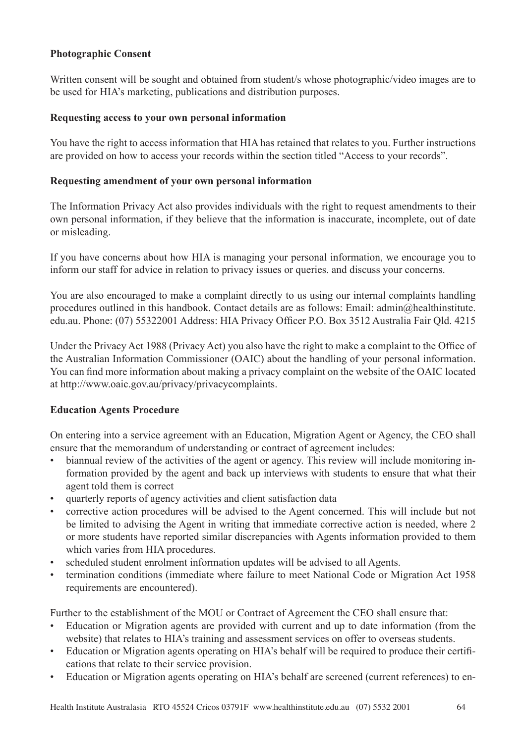**Photographic Consent**

Written consent will be sought and obtained from student/s whose photographic/video images are to be used for HIA's marketing, publications and distribution purposes.

**Requesting access to your own personal information**

You have the right to access information that HIA has retained that relates to you. Further instructions are provided on how to access your records within the section titled "Access to your records".

**Requesting amendment of your own personal information**

The Information Privacy Act also provides individuals with the right to request amendments to their own personal information, if they believe that the information is inaccurate, incomplete, out of date or misleading.

If you have concerns about how HIA is managing your personal information, we encourage you to inform our staff for advice in relation to privacy issues or queries. and discuss your concerns.

You are also encouraged to make a complaint directly to us using our internal complaints handling procedures outlined in this handbook. Contact details are as follows: Email: admin@healthinstitute.edu.au. Phone: (07) 55322001 Address: HIA Privacy Officer P.O. Box 3512 Australia Fair Qld. 4215

Under the Privacy Act 1988 (Privacy Act) you also have the right to make a complaint to the Office of the Australian Information Commissioner (OAIC) about the handling of your personal information. You can find more information about making a privacy complaint on the website of the OAIC located at http://www.oaic.gov.au/privacy/privacycomplaints.

**Education Agents Procedure**

On entering into a service agreement with an Education, Migration Agent or Agency, the CEO shall ensure that the memorandum of understanding or contract of agreement includes:

- biannual review of the activities of the agent or agency. This review will include monitoring information provided by the agent and back up interviews with students to ensure that what their agent told them is correct
- quarterly reports of agency activities and client satisfaction data
- corrective action procedures will be advised to the Agent concerned. This will include but not be limited to advising the Agent in writing that immediate corrective action is needed, where 2 or more students have reported similar discrepancies with Agents information provided to them which varies from HIA procedures.
- scheduled student enrolment information updates will be advised to all Agents.
- termination conditions (immediate where failure to meet National Code or Migration Act 1958 requirements are encountered).

Further to the establishment of the MOU or Contract of Agreement the CEO shall ensure that:

- Education or Migration agents are provided with current and up to date information (from the website) that relates to HIA's training and assessment services on offer to overseas students.
- Education or Migration agents operating on HIA's behalf will be required to produce their certifications that relate to their service provision.
- Education or Migration agents operating on HIA's behalf are screened (current references) to en-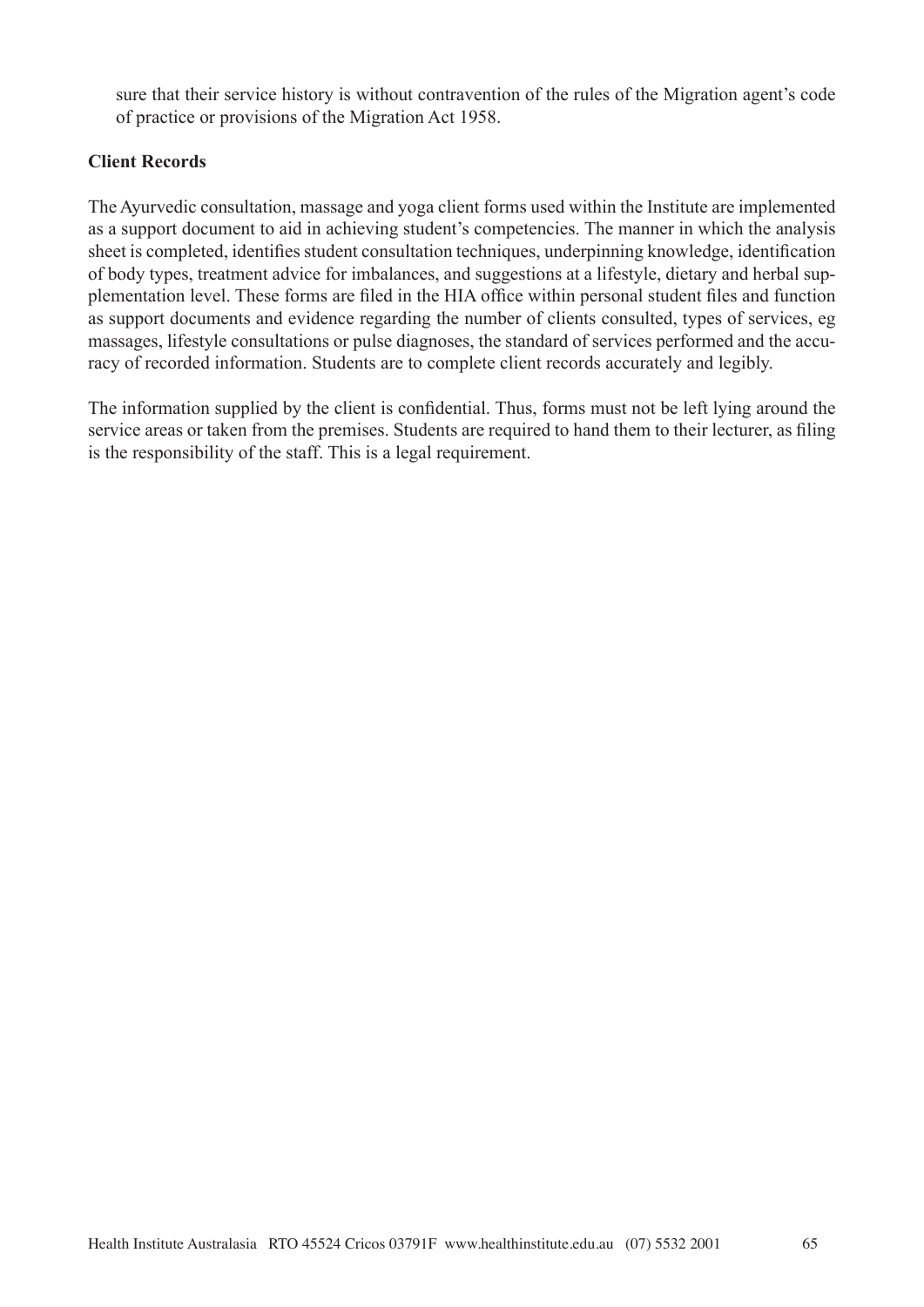sure that their service history is without contravention of the rules of the Migration agent's code of practice or provisions of the Migration Act 1958.

**Client Records**

The Ayurvedic consultation, massage and yoga client forms used within the Institute are implemented as a support document to aid in achieving student's competencies. The manner in which the analysis sheet is completed, identifies student consultation techniques, underpinning knowledge, identification of body types, treatment advice for imbalances, and suggestions at a lifestyle, dietary and herbal supplementation level. These forms are filed in the HIA office within personal student files and function as support documents and evidence regarding the number of clients consulted, types of services, eg massages, lifestyle consultations or pulse diagnoses, the standard of services performed and the accuracy of recorded information. Students are to complete client records accurately and legibly.

The information supplied by the client is confidential. Thus, forms must not be left lying around the service areas or taken from the premises. Students are required to hand them to their lecturer, as filing is the responsibility of the staff. This is a legal requirement.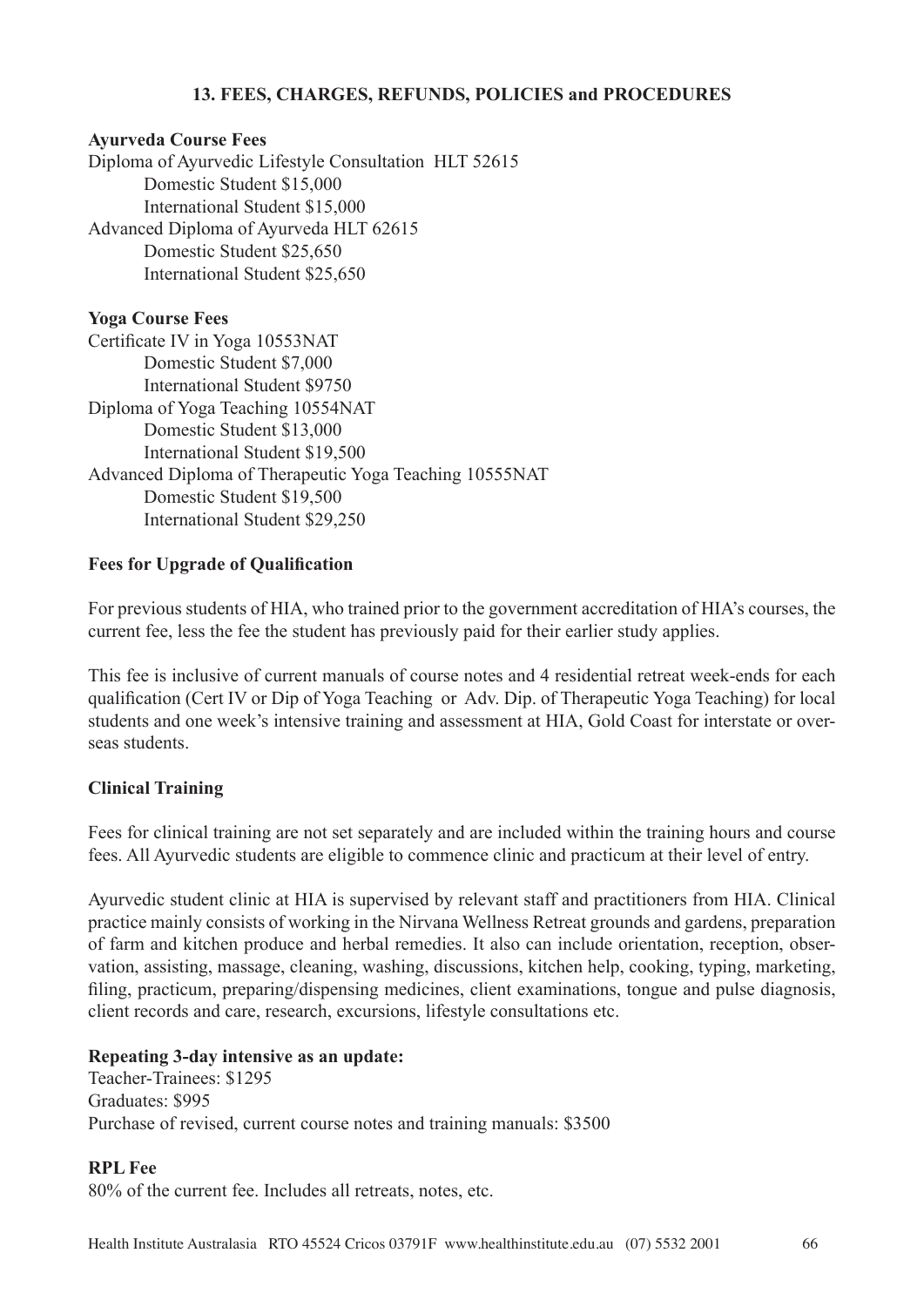## 13. FEES, CHARGES, REFUNDS, POLICIES and PROCEDURES

**Ayurveda Course Fees**

Diploma of Ayurvedic Lifestyle Consultation HLT 52615
- Domestic Student $15,000
- International Student $15,000

Advanced Diploma of Ayurveda HLT 62615
- Domestic Student $25,650
- International Student $25,650

**Yoga Course Fees**

Certificate IV in Yoga 10553NAT
- Domestic Student $7,000
- International Student $9750

Diploma of Yoga Teaching 10554NAT
- Domestic Student $13,000
- International Student $19,500

Advanced Diploma of Therapeutic Yoga Teaching 10555NAT
- Domestic Student $19,500
- International Student $29,250

**Fees for Upgrade of Qualification**

For previous students of HIA, who trained prior to the government accreditation of HIA's courses, the current fee, less the fee the student has previously paid for their earlier study applies.

This fee is inclusive of current manuals of course notes and 4 residential retreat week-ends for each qualification (Cert IV or Dip of Yoga Teaching or Adv. Dip. of Therapeutic Yoga Teaching) for local students and one week's intensive training and assessment at HIA, Gold Coast for interstate or overseas students.

**Clinical Training**

Fees for clinical training are not set separately and are included within the training hours and course fees. All Ayurvedic students are eligible to commence clinic and practicum at their level of entry.

Ayurvedic student clinic at HIA is supervised by relevant staff and practitioners from HIA. Clinical practice mainly consists of working in the Nirvana Wellness Retreat grounds and gardens, preparation of farm and kitchen produce and herbal remedies. It also can include orientation, reception, observation, assisting, massage, cleaning, washing, discussions, kitchen help, cooking, typing, marketing, filing, practicum, preparing/dispensing medicines, client examinations, tongue and pulse diagnosis, client records and care, research, excursions, lifestyle consultations etc.

**Repeating 3-day intensive as an update:**

Teacher-Trainees: $1295
Graduates: $995
Purchase of revised, current course notes and training manuals: $3500

**RPL Fee**

80% of the current fee. Includes all retreats, notes, etc.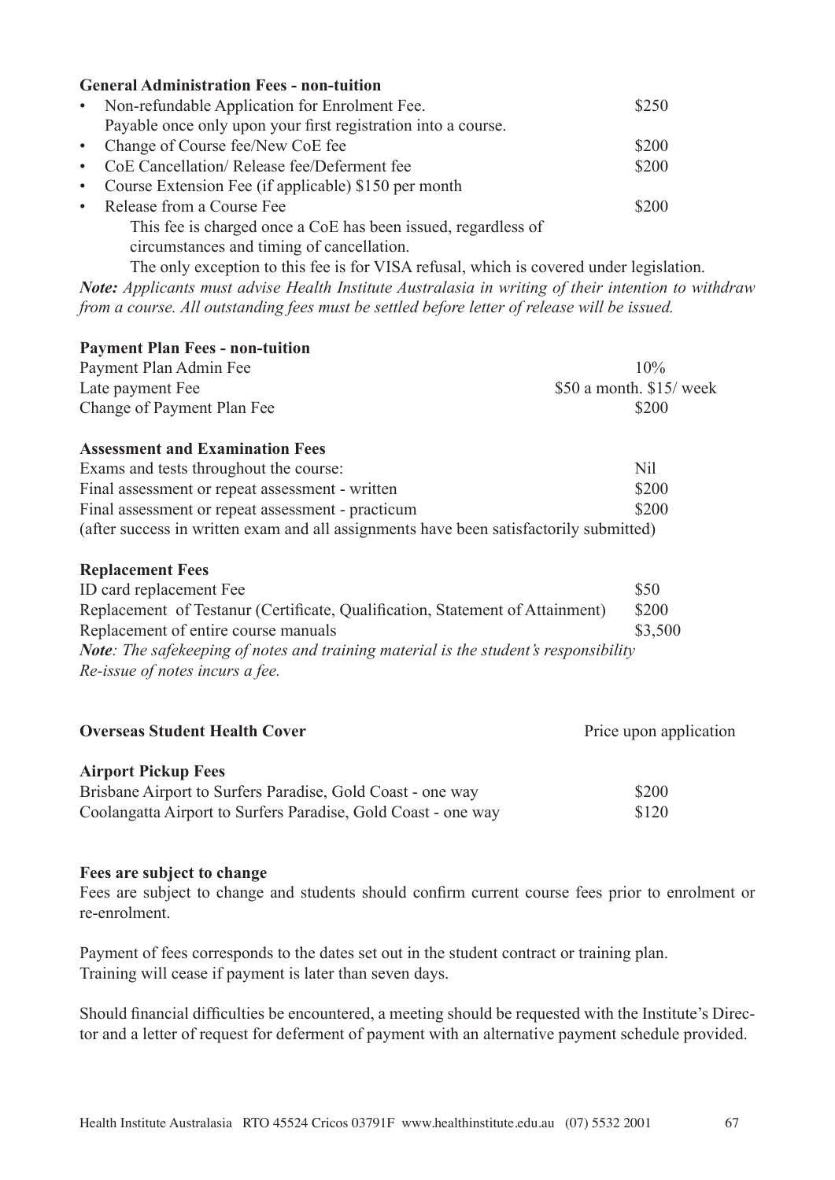**General Administration Fees - non-tuition**

- Non-refundable Application for Enrolment Fee. $250
  Payable once only upon your first registration into a course.
- Change of Course fee/New CoE fee $200
- CoE Cancellation/ Release fee/Deferment fee $200
- Course Extension Fee (if applicable) $150 per month
- Release from a Course Fee $200
  This fee is charged once a CoE has been issued, regardless of circumstances and timing of cancellation.
  The only exception to this fee is for VISA refusal, which is covered under legislation.

***Note:*** *Applicants must advise Health Institute Australasia in writing of their intention to withdraw from a course. All outstanding fees must be settled before letter of release will be issued.*

**Payment Plan Fees - non-tuition**

| | |
|---|---|
| Payment Plan Admin Fee | 10% |
| Late payment Fee | $50 a month. $15/ week |
| Change of Payment Plan Fee | $200 |

**Assessment and Examination Fees**

| | |
|---|---|
| Exams and tests throughout the course: | Nil |
| Final assessment or repeat assessment - written | $200 |
| Final assessment or repeat assessment - practicum | $200 |

(after success in written exam and all assignments have been satisfactorily submitted)

**Replacement Fees**

| | |
|---|---|
| ID card replacement Fee | $50 |
| Replacement of Testanur (Certificate, Qualification, Statement of Attainment) | $200 |
| Replacement of entire course manuals | $3,500 |

***Note****: The safekeeping of notes and training material is the student's responsibility*
*Re-issue of notes incurs a fee.*

**Overseas Student Health Cover** Price upon application

**Airport Pickup Fees**

| | |
|---|---|
| Brisbane Airport to Surfers Paradise, Gold Coast - one way | $200 |
| Coolangatta Airport to Surfers Paradise, Gold Coast - one way | $120 |

**Fees are subject to change**

Fees are subject to change and students should confirm current course fees prior to enrolment or re-enrolment.

Payment of fees corresponds to the dates set out in the student contract or training plan.
Training will cease if payment is later than seven days.

Should financial difficulties be encountered, a meeting should be requested with the Institute's Director and a letter of request for deferment of payment with an alternative payment schedule provided.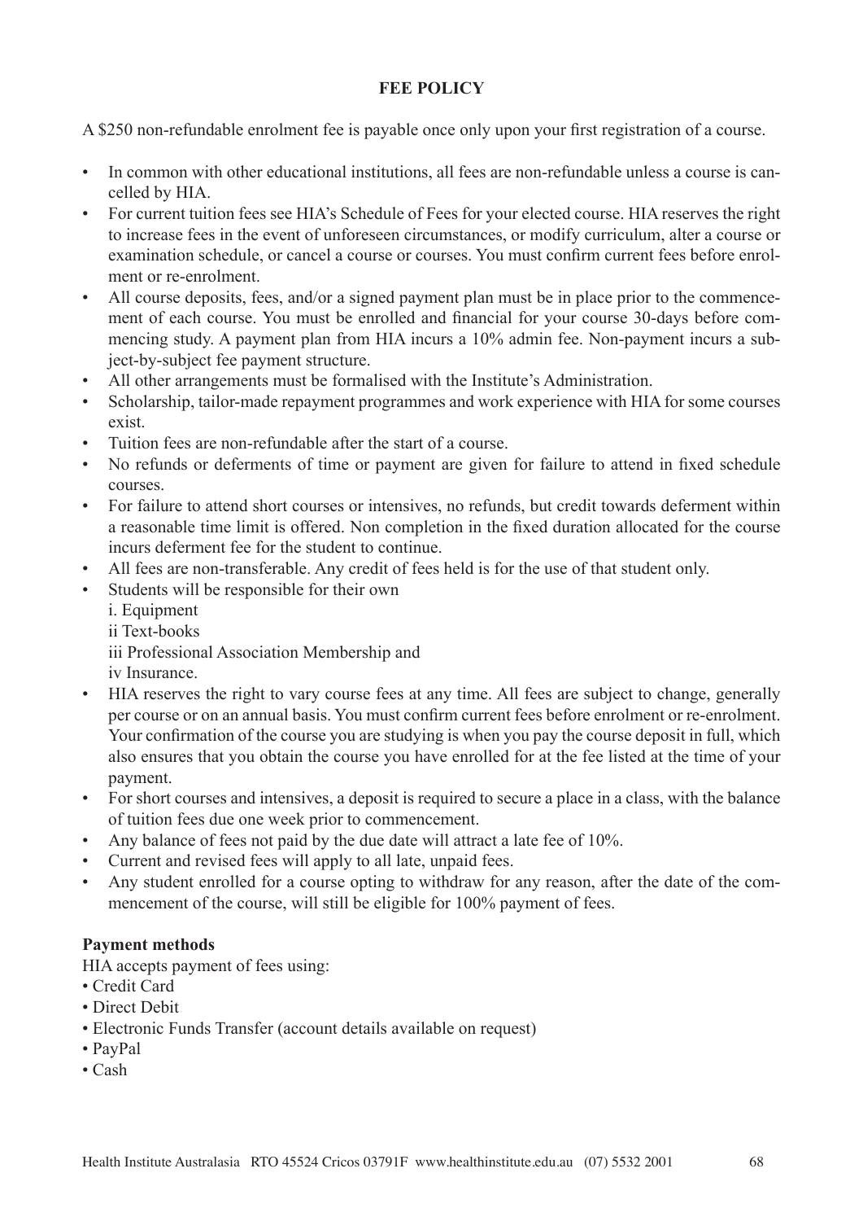## FEE POLICY

A $250 non-refundable enrolment fee is payable once only upon your first registration of a course.

- In common with other educational institutions, all fees are non-refundable unless a course is cancelled by HIA.
- For current tuition fees see HIA's Schedule of Fees for your elected course. HIA reserves the right to increase fees in the event of unforeseen circumstances, or modify curriculum, alter a course or examination schedule, or cancel a course or courses. You must confirm current fees before enrolment or re-enrolment.
- All course deposits, fees, and/or a signed payment plan must be in place prior to the commencement of each course. You must be enrolled and financial for your course 30-days before commencing study. A payment plan from HIA incurs a 10% admin fee. Non-payment incurs a subject-by-subject fee payment structure.
- All other arrangements must be formalised with the Institute's Administration.
- Scholarship, tailor-made repayment programmes and work experience with HIA for some courses exist.
- Tuition fees are non-refundable after the start of a course.
- No refunds or deferments of time or payment are given for failure to attend in fixed schedule courses.
- For failure to attend short courses or intensives, no refunds, but credit towards deferment within a reasonable time limit is offered. Non completion in the fixed duration allocated for the course incurs deferment fee for the student to continue.
- All fees are non-transferable. Any credit of fees held is for the use of that student only.
- Students will be responsible for their own
  i. Equipment
  ii Text-books
  iii Professional Association Membership and
  iv Insurance.
- HIA reserves the right to vary course fees at any time. All fees are subject to change, generally per course or on an annual basis. You must confirm current fees before enrolment or re-enrolment. Your confirmation of the course you are studying is when you pay the course deposit in full, which also ensures that you obtain the course you have enrolled for at the fee listed at the time of your payment.
- For short courses and intensives, a deposit is required to secure a place in a class, with the balance of tuition fees due one week prior to commencement.
- Any balance of fees not paid by the due date will attract a late fee of 10%.
- Current and revised fees will apply to all late, unpaid fees.
- Any student enrolled for a course opting to withdraw for any reason, after the date of the commencement of the course, will still be eligible for 100% payment of fees.

**Payment methods**

HIA accepts payment of fees using:

- Credit Card
- Direct Debit
- Electronic Funds Transfer (account details available on request)
- PayPal
- Cash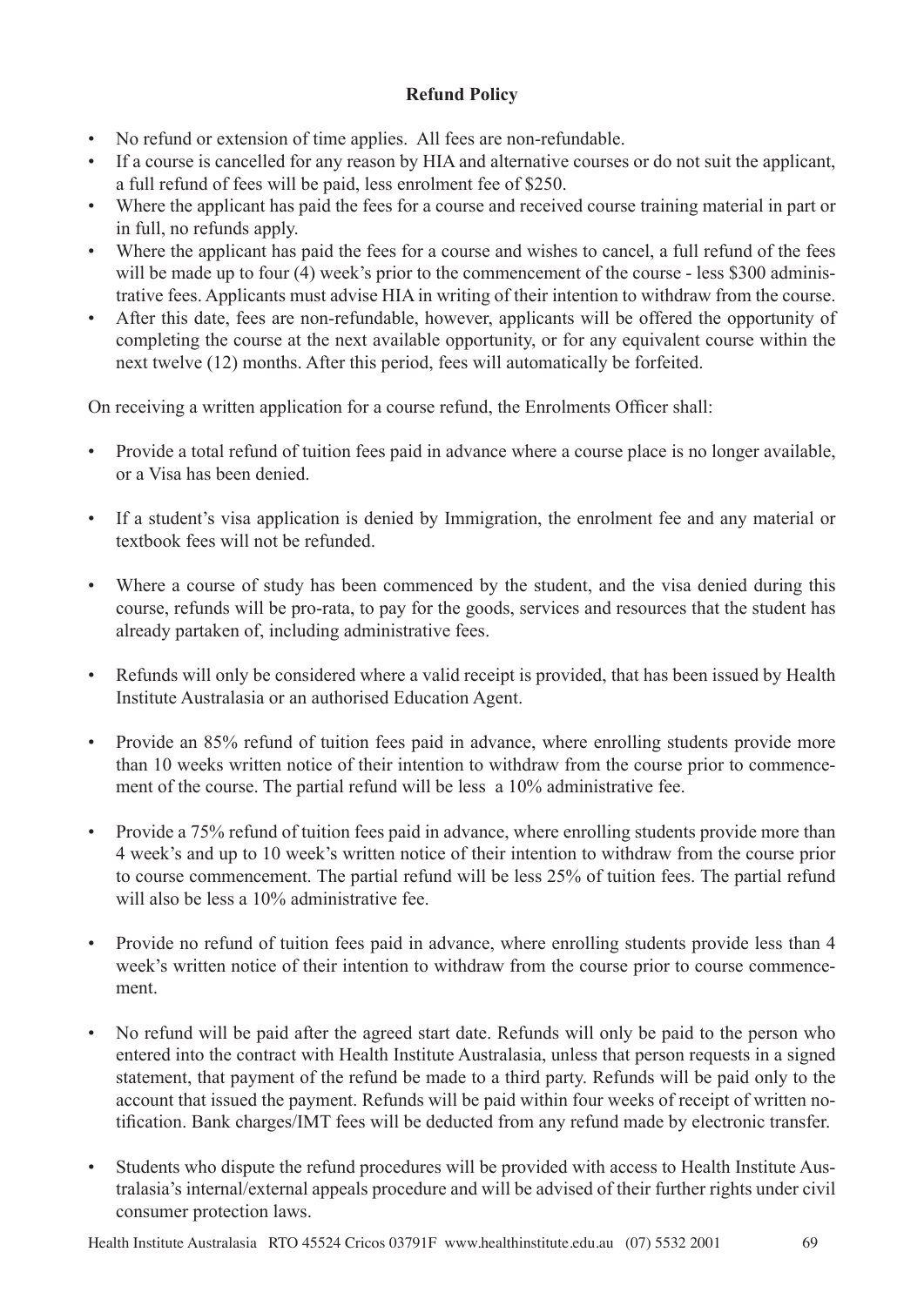**Refund Policy**

- No refund or extension of time applies. All fees are non-refundable.
- If a course is cancelled for any reason by HIA and alternative courses or do not suit the applicant, a full refund of fees will be paid, less enrolment fee of $250.
- Where the applicant has paid the fees for a course and received course training material in part or in full, no refunds apply.
- Where the applicant has paid the fees for a course and wishes to cancel, a full refund of the fees will be made up to four (4) week's prior to the commencement of the course - less $300 administrative fees. Applicants must advise HIA in writing of their intention to withdraw from the course.
- After this date, fees are non-refundable, however, applicants will be offered the opportunity of completing the course at the next available opportunity, or for any equivalent course within the next twelve (12) months. After this period, fees will automatically be forfeited.

On receiving a written application for a course refund, the Enrolments Officer shall:

- Provide a total refund of tuition fees paid in advance where a course place is no longer available, or a Visa has been denied.

- If a student's visa application is denied by Immigration, the enrolment fee and any material or textbook fees will not be refunded.

- Where a course of study has been commenced by the student, and the visa denied during this course, refunds will be pro-rata, to pay for the goods, services and resources that the student has already partaken of, including administrative fees.

- Refunds will only be considered where a valid receipt is provided, that has been issued by Health Institute Australasia or an authorised Education Agent.

- Provide an 85% refund of tuition fees paid in advance, where enrolling students provide more than 10 weeks written notice of their intention to withdraw from the course prior to commencement of the course. The partial refund will be less a 10% administrative fee.

- Provide a 75% refund of tuition fees paid in advance, where enrolling students provide more than 4 week's and up to 10 week's written notice of their intention to withdraw from the course prior to course commencement. The partial refund will be less 25% of tuition fees. The partial refund will also be less a 10% administrative fee.

- Provide no refund of tuition fees paid in advance, where enrolling students provide less than 4 week's written notice of their intention to withdraw from the course prior to course commencement.

- No refund will be paid after the agreed start date. Refunds will only be paid to the person who entered into the contract with Health Institute Australasia, unless that person requests in a signed statement, that payment of the refund be made to a third party. Refunds will be paid only to the account that issued the payment. Refunds will be paid within four weeks of receipt of written notification. Bank charges/IMT fees will be deducted from any refund made by electronic transfer.

- Students who dispute the refund procedures will be provided with access to Health Institute Australasia's internal/external appeals procedure and will be advised of their further rights under civil consumer protection laws.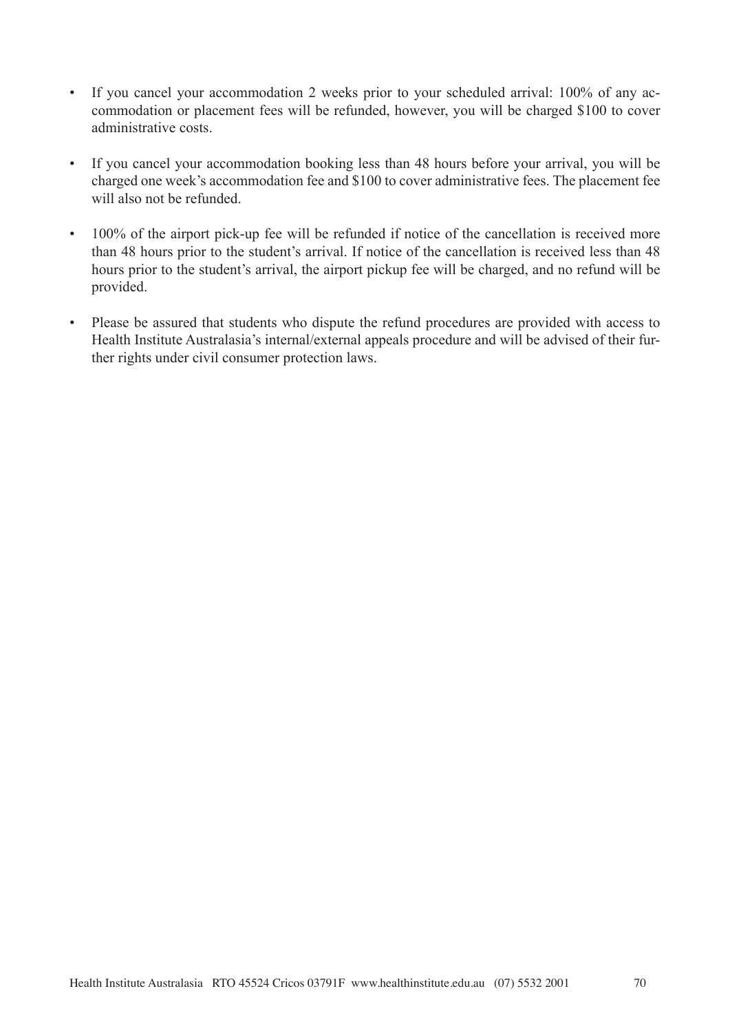- If you cancel your accommodation 2 weeks prior to your scheduled arrival: 100% of any accommodation or placement fees will be refunded, however, you will be charged $100 to cover administrative costs.

- If you cancel your accommodation booking less than 48 hours before your arrival, you will be charged one week's accommodation fee and $100 to cover administrative fees. The placement fee will also not be refunded.

- 100% of the airport pick-up fee will be refunded if notice of the cancellation is received more than 48 hours prior to the student's arrival. If notice of the cancellation is received less than 48 hours prior to the student's arrival, the airport pickup fee will be charged, and no refund will be provided.

- Please be assured that students who dispute the refund procedures are provided with access to Health Institute Australasia's internal/external appeals procedure and will be advised of their further rights under civil consumer protection laws.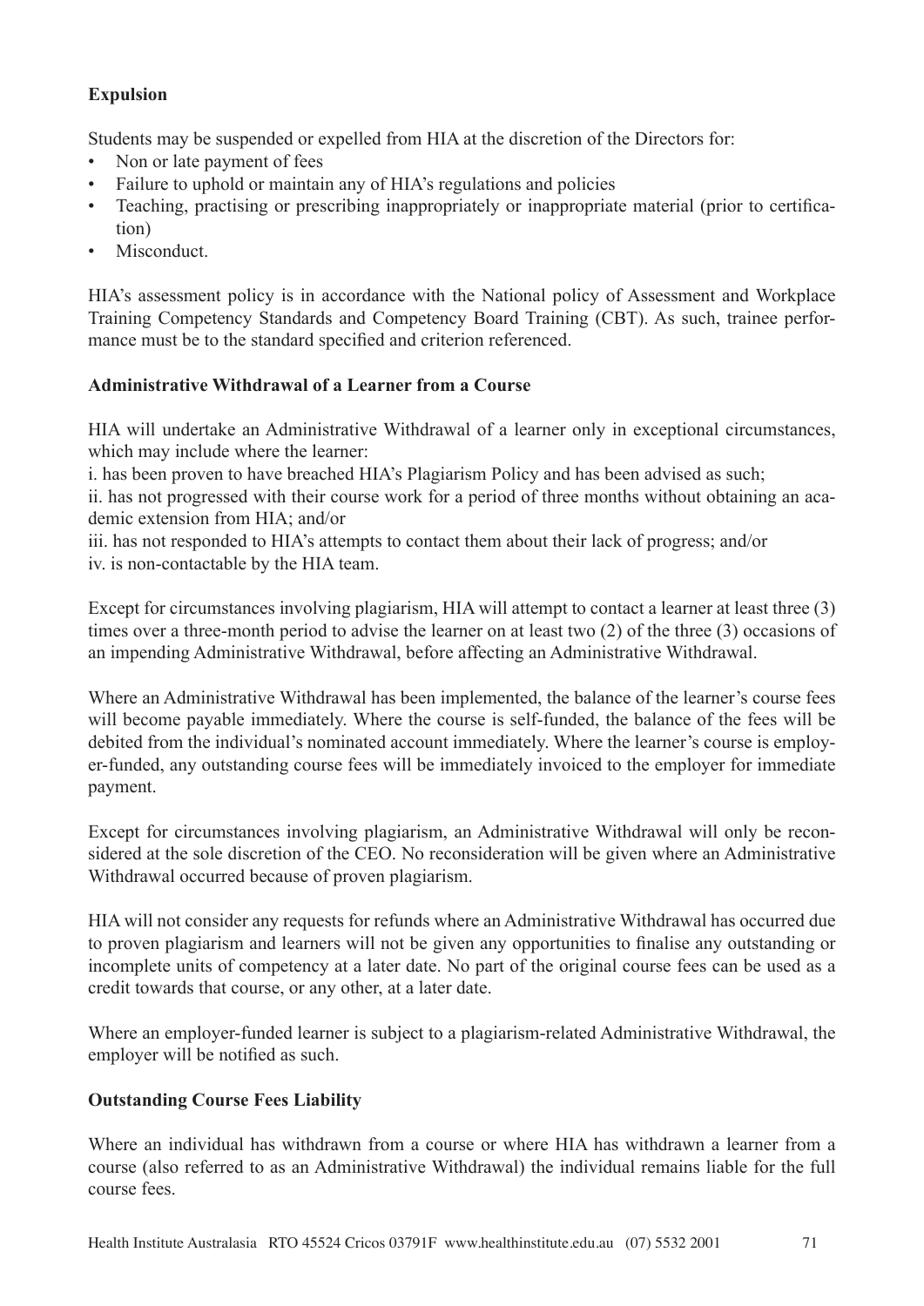**Expulsion**

Students may be suspended or expelled from HIA at the discretion of the Directors for:

- Non or late payment of fees
- Failure to uphold or maintain any of HIA's regulations and policies
- Teaching, practising or prescribing inappropriately or inappropriate material (prior to certification)
- Misconduct.

HIA's assessment policy is in accordance with the National policy of Assessment and Workplace Training Competency Standards and Competency Board Training (CBT). As such, trainee performance must be to the standard specified and criterion referenced.

**Administrative Withdrawal of a Learner from a Course**

HIA will undertake an Administrative Withdrawal of a learner only in exceptional circumstances, which may include where the learner:

i. has been proven to have breached HIA's Plagiarism Policy and has been advised as such;
ii. has not progressed with their course work for a period of three months without obtaining an academic extension from HIA; and/or
iii. has not responded to HIA's attempts to contact them about their lack of progress; and/or
iv. is non-contactable by the HIA team.

Except for circumstances involving plagiarism, HIA will attempt to contact a learner at least three (3) times over a three-month period to advise the learner on at least two (2) of the three (3) occasions of an impending Administrative Withdrawal, before affecting an Administrative Withdrawal.

Where an Administrative Withdrawal has been implemented, the balance of the learner's course fees will become payable immediately. Where the course is self-funded, the balance of the fees will be debited from the individual's nominated account immediately. Where the learner's course is employer-funded, any outstanding course fees will be immediately invoiced to the employer for immediate payment.

Except for circumstances involving plagiarism, an Administrative Withdrawal will only be reconsidered at the sole discretion of the CEO. No reconsideration will be given where an Administrative Withdrawal occurred because of proven plagiarism.

HIA will not consider any requests for refunds where an Administrative Withdrawal has occurred due to proven plagiarism and learners will not be given any opportunities to finalise any outstanding or incomplete units of competency at a later date. No part of the original course fees can be used as a credit towards that course, or any other, at a later date.

Where an employer-funded learner is subject to a plagiarism-related Administrative Withdrawal, the employer will be notified as such.

**Outstanding Course Fees Liability**

Where an individual has withdrawn from a course or where HIA has withdrawn a learner from a course (also referred to as an Administrative Withdrawal) the individual remains liable for the full course fees.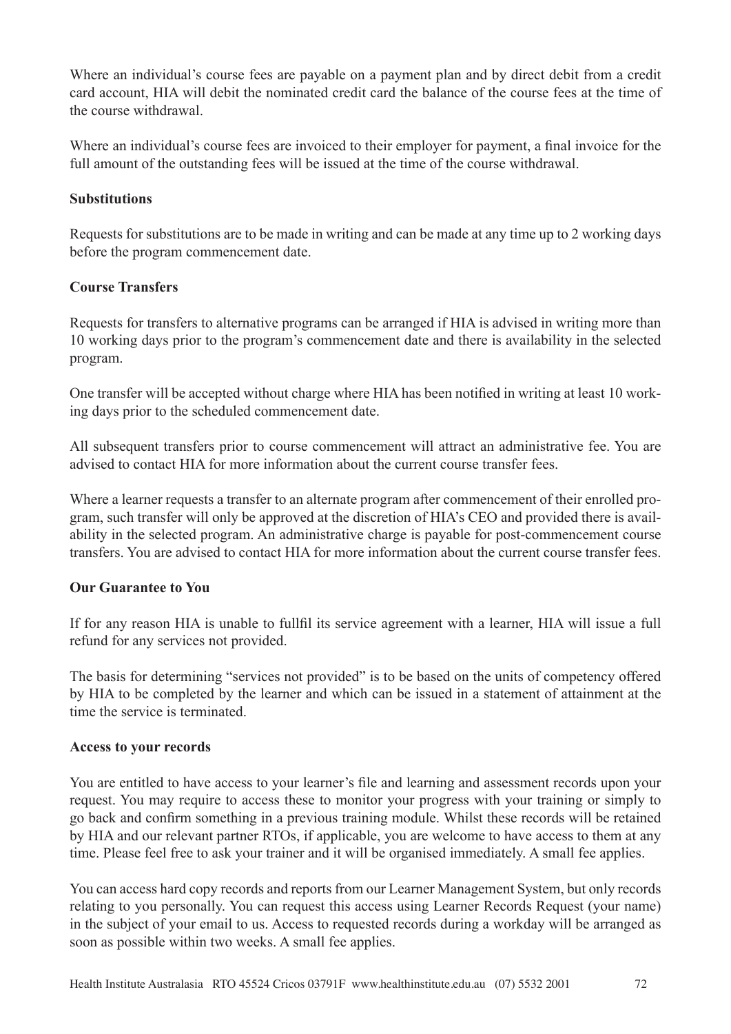Where an individual's course fees are payable on a payment plan and by direct debit from a credit card account, HIA will debit the nominated credit card the balance of the course fees at the time of the course withdrawal.

Where an individual's course fees are invoiced to their employer for payment, a final invoice for the full amount of the outstanding fees will be issued at the time of the course withdrawal.

**Substitutions**

Requests for substitutions are to be made in writing and can be made at any time up to 2 working days before the program commencement date.

**Course Transfers**

Requests for transfers to alternative programs can be arranged if HIA is advised in writing more than 10 working days prior to the program's commencement date and there is availability in the selected program.

One transfer will be accepted without charge where HIA has been notified in writing at least 10 working days prior to the scheduled commencement date.

All subsequent transfers prior to course commencement will attract an administrative fee. You are advised to contact HIA for more information about the current course transfer fees.

Where a learner requests a transfer to an alternate program after commencement of their enrolled program, such transfer will only be approved at the discretion of HIA's CEO and provided there is availability in the selected program. An administrative charge is payable for post-commencement course transfers. You are advised to contact HIA for more information about the current course transfer fees.

**Our Guarantee to You**

If for any reason HIA is unable to fullfil its service agreement with a learner, HIA will issue a full refund for any services not provided.

The basis for determining "services not provided" is to be based on the units of competency offered by HIA to be completed by the learner and which can be issued in a statement of attainment at the time the service is terminated.

**Access to your records**

You are entitled to have access to your learner's file and learning and assessment records upon your request. You may require to access these to monitor your progress with your training or simply to go back and confirm something in a previous training module. Whilst these records will be retained by HIA and our relevant partner RTOs, if applicable, you are welcome to have access to them at any time. Please feel free to ask your trainer and it will be organised immediately. A small fee applies.

You can access hard copy records and reports from our Learner Management System, but only records relating to you personally. You can request this access using Learner Records Request (your name) in the subject of your email to us. Access to requested records during a workday will be arranged as soon as possible within two weeks. A small fee applies.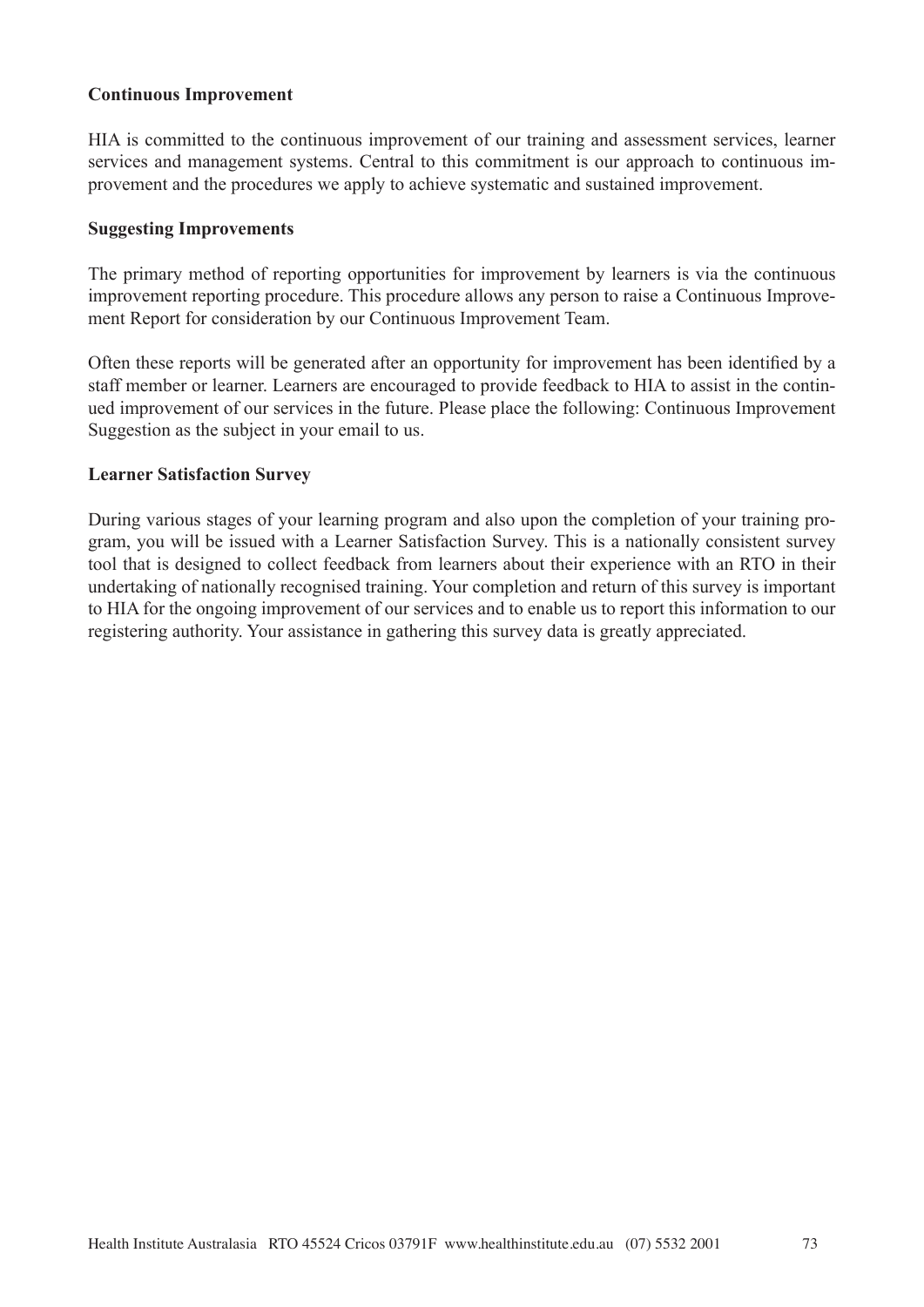**Continuous Improvement**

HIA is committed to the continuous improvement of our training and assessment services, learner services and management systems. Central to this commitment is our approach to continuous improvement and the procedures we apply to achieve systematic and sustained improvement.

**Suggesting Improvements**

The primary method of reporting opportunities for improvement by learners is via the continuous improvement reporting procedure. This procedure allows any person to raise a Continuous Improvement Report for consideration by our Continuous Improvement Team.

Often these reports will be generated after an opportunity for improvement has been identified by a staff member or learner. Learners are encouraged to provide feedback to HIA to assist in the continued improvement of our services in the future. Please place the following: Continuous Improvement Suggestion as the subject in your email to us.

**Learner Satisfaction Survey**

During various stages of your learning program and also upon the completion of your training program, you will be issued with a Learner Satisfaction Survey. This is a nationally consistent survey tool that is designed to collect feedback from learners about their experience with an RTO in their undertaking of nationally recognised training. Your completion and return of this survey is important to HIA for the ongoing improvement of our services and to enable us to report this information to our registering authority. Your assistance in gathering this survey data is greatly appreciated.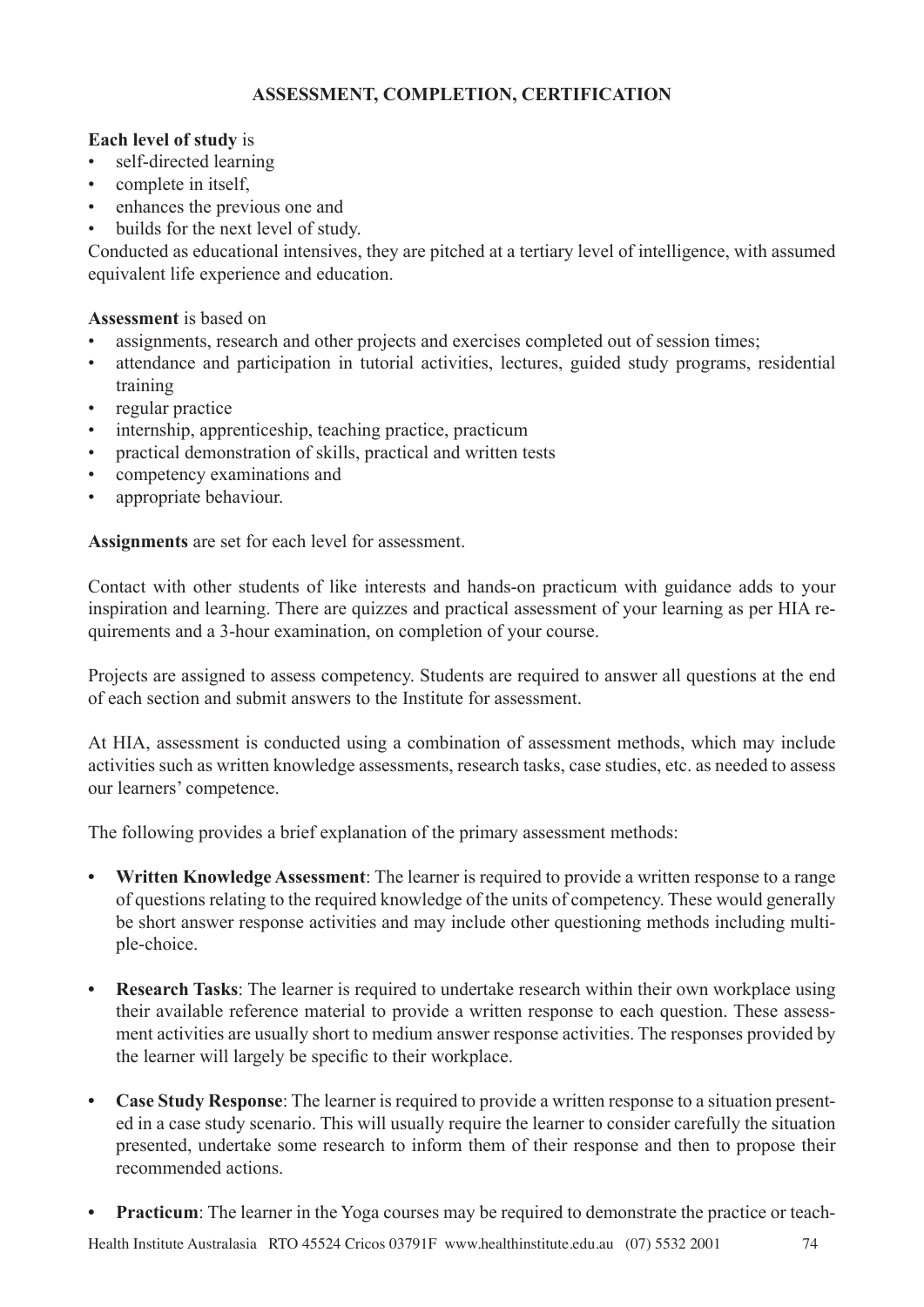## ASSESSMENT, COMPLETION, CERTIFICATION

**Each level of study** is

- self-directed learning
- complete in itself,
- enhances the previous one and
- builds for the next level of study.

Conducted as educational intensives, they are pitched at a tertiary level of intelligence, with assumed equivalent life experience and education.

**Assessment** is based on

- assignments, research and other projects and exercises completed out of session times;
- attendance and participation in tutorial activities, lectures, guided study programs, residential training
- regular practice
- internship, apprenticeship, teaching practice, practicum
- practical demonstration of skills, practical and written tests
- competency examinations and
- appropriate behaviour.

**Assignments** are set for each level for assessment.

Contact with other students of like interests and hands-on practicum with guidance adds to your inspiration and learning. There are quizzes and practical assessment of your learning as per HIA requirements and a 3-hour examination, on completion of your course.

Projects are assigned to assess competency. Students are required to answer all questions at the end of each section and submit answers to the Institute for assessment.

At HIA, assessment is conducted using a combination of assessment methods, which may include activities such as written knowledge assessments, research tasks, case studies, etc. as needed to assess our learners' competence.

The following provides a brief explanation of the primary assessment methods:

- **Written Knowledge Assessment**: The learner is required to provide a written response to a range of questions relating to the required knowledge of the units of competency. These would generally be short answer response activities and may include other questioning methods including multiple-choice.

- **Research Tasks**: The learner is required to undertake research within their own workplace using their available reference material to provide a written response to each question. These assessment activities are usually short to medium answer response activities. The responses provided by the learner will largely be specific to their workplace.

- **Case Study Response**: The learner is required to provide a written response to a situation presented in a case study scenario. This will usually require the learner to consider carefully the situation presented, undertake some research to inform them of their response and then to propose their recommended actions.

- **Practicum**: The learner in the Yoga courses may be required to demonstrate the practice or teach-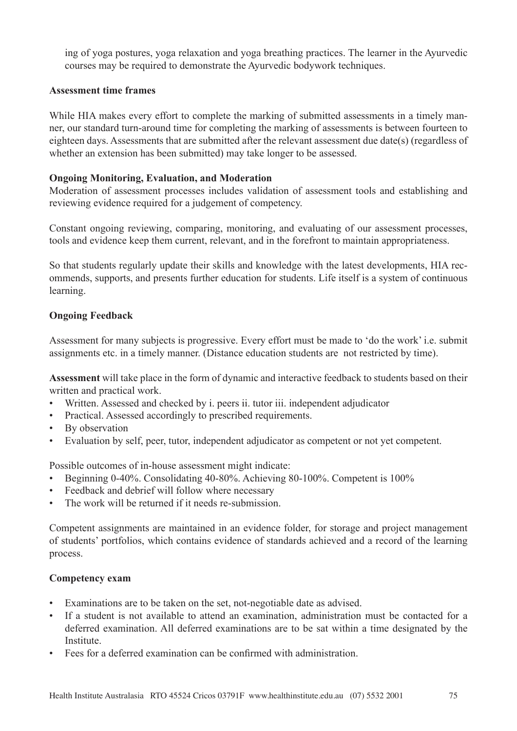ing of yoga postures, yoga relaxation and yoga breathing practices. The learner in the Ayurvedic courses may be required to demonstrate the Ayurvedic bodywork techniques.

**Assessment time frames**

While HIA makes every effort to complete the marking of submitted assessments in a timely manner, our standard turn-around time for completing the marking of assessments is between fourteen to eighteen days. Assessments that are submitted after the relevant assessment due date(s) (regardless of whether an extension has been submitted) may take longer to be assessed.

**Ongoing Monitoring, Evaluation, and Moderation**

Moderation of assessment processes includes validation of assessment tools and establishing and reviewing evidence required for a judgement of competency.

Constant ongoing reviewing, comparing, monitoring, and evaluating of our assessment processes, tools and evidence keep them current, relevant, and in the forefront to maintain appropriateness.

So that students regularly update their skills and knowledge with the latest developments, HIA recommends, supports, and presents further education for students. Life itself is a system of continuous learning.

**Ongoing Feedback**

Assessment for many subjects is progressive. Every effort must be made to 'do the work' i.e. submit assignments etc. in a timely manner. (Distance education students are not restricted by time).

**Assessment** will take place in the form of dynamic and interactive feedback to students based on their written and practical work.

- Written. Assessed and checked by i. peers ii. tutor iii. independent adjudicator
- Practical. Assessed accordingly to prescribed requirements.
- By observation
- Evaluation by self, peer, tutor, independent adjudicator as competent or not yet competent.

Possible outcomes of in-house assessment might indicate:

- Beginning 0-40%. Consolidating 40-80%. Achieving 80-100%. Competent is 100%
- Feedback and debrief will follow where necessary
- The work will be returned if it needs re-submission.

Competent assignments are maintained in an evidence folder, for storage and project management of students' portfolios, which contains evidence of standards achieved and a record of the learning process.

**Competency exam**

- Examinations are to be taken on the set, not-negotiable date as advised.
- If a student is not available to attend an examination, administration must be contacted for a deferred examination. All deferred examinations are to be sat within a time designated by the Institute.
- Fees for a deferred examination can be confirmed with administration.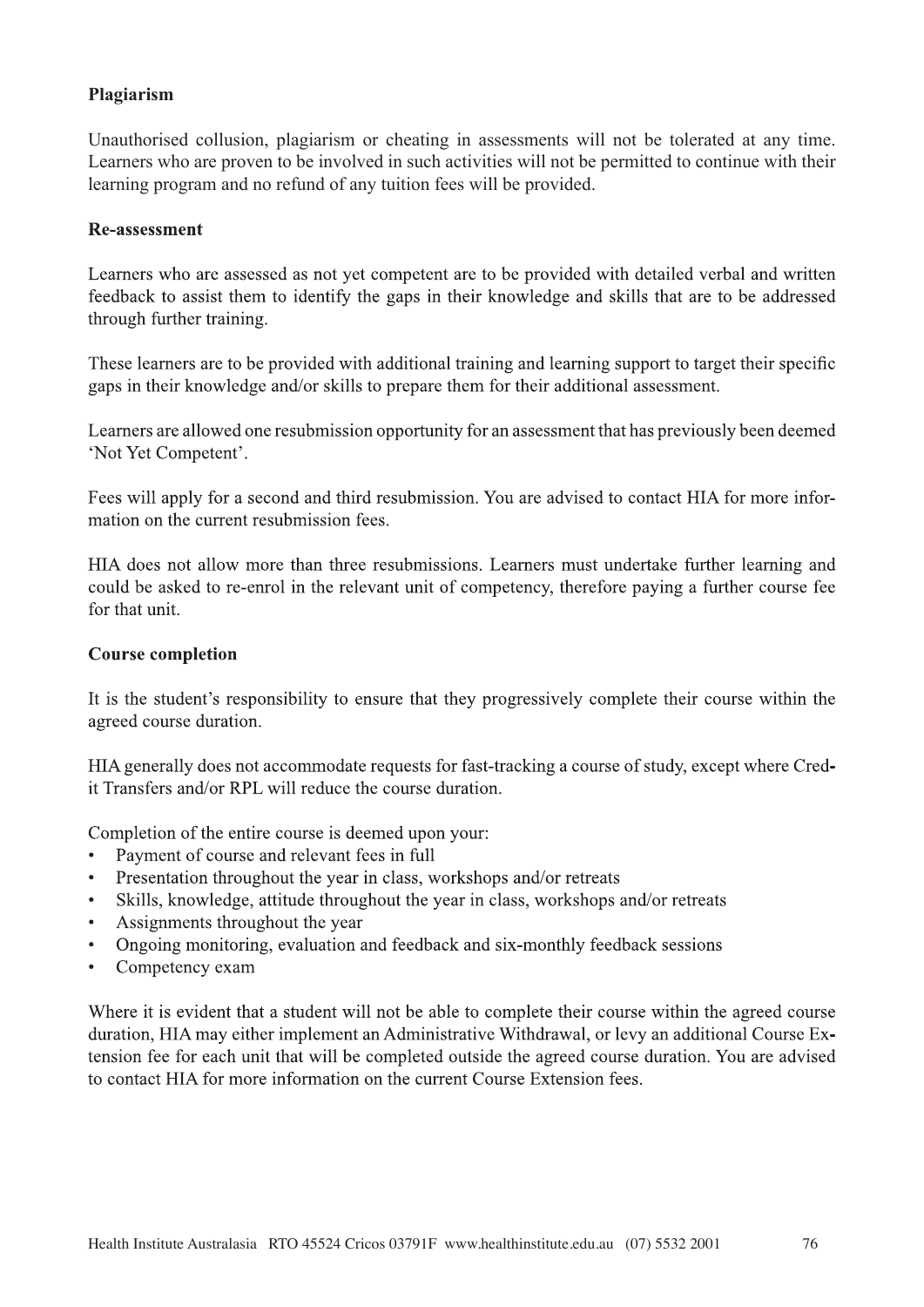**Plagiarism**

Unauthorised collusion, plagiarism or cheating in assessments will not be tolerated at any time. Learners who are proven to be involved in such activities will not be permitted to continue with their learning program and no refund of any tuition fees will be provided.

**Re-assessment**

Learners who are assessed as not yet competent are to be provided with detailed verbal and written feedback to assist them to identify the gaps in their knowledge and skills that are to be addressed through further training.

These learners are to be provided with additional training and learning support to target their specific gaps in their knowledge and/or skills to prepare them for their additional assessment.

Learners are allowed one resubmission opportunity for an assessment that has previously been deemed 'Not Yet Competent'.

Fees will apply for a second and third resubmission. You are advised to contact HIA for more information on the current resubmission fees.

HIA does not allow more than three resubmissions. Learners must undertake further learning and could be asked to re-enrol in the relevant unit of competency, therefore paying a further course fee for that unit.

**Course completion**

It is the student's responsibility to ensure that they progressively complete their course within the agreed course duration.

HIA generally does not accommodate requests for fast-tracking a course of study, except where Credit Transfers and/or RPL will reduce the course duration.

Completion of the entire course is deemed upon your:

- Payment of course and relevant fees in full
- Presentation throughout the year in class, workshops and/or retreats
- Skills, knowledge, attitude throughout the year in class, workshops and/or retreats
- Assignments throughout the year
- Ongoing monitoring, evaluation and feedback and six-monthly feedback sessions
- Competency exam

Where it is evident that a student will not be able to complete their course within the agreed course duration, HIA may either implement an Administrative Withdrawal, or levy an additional Course Extension fee for each unit that will be completed outside the agreed course duration. You are advised to contact HIA for more information on the current Course Extension fees.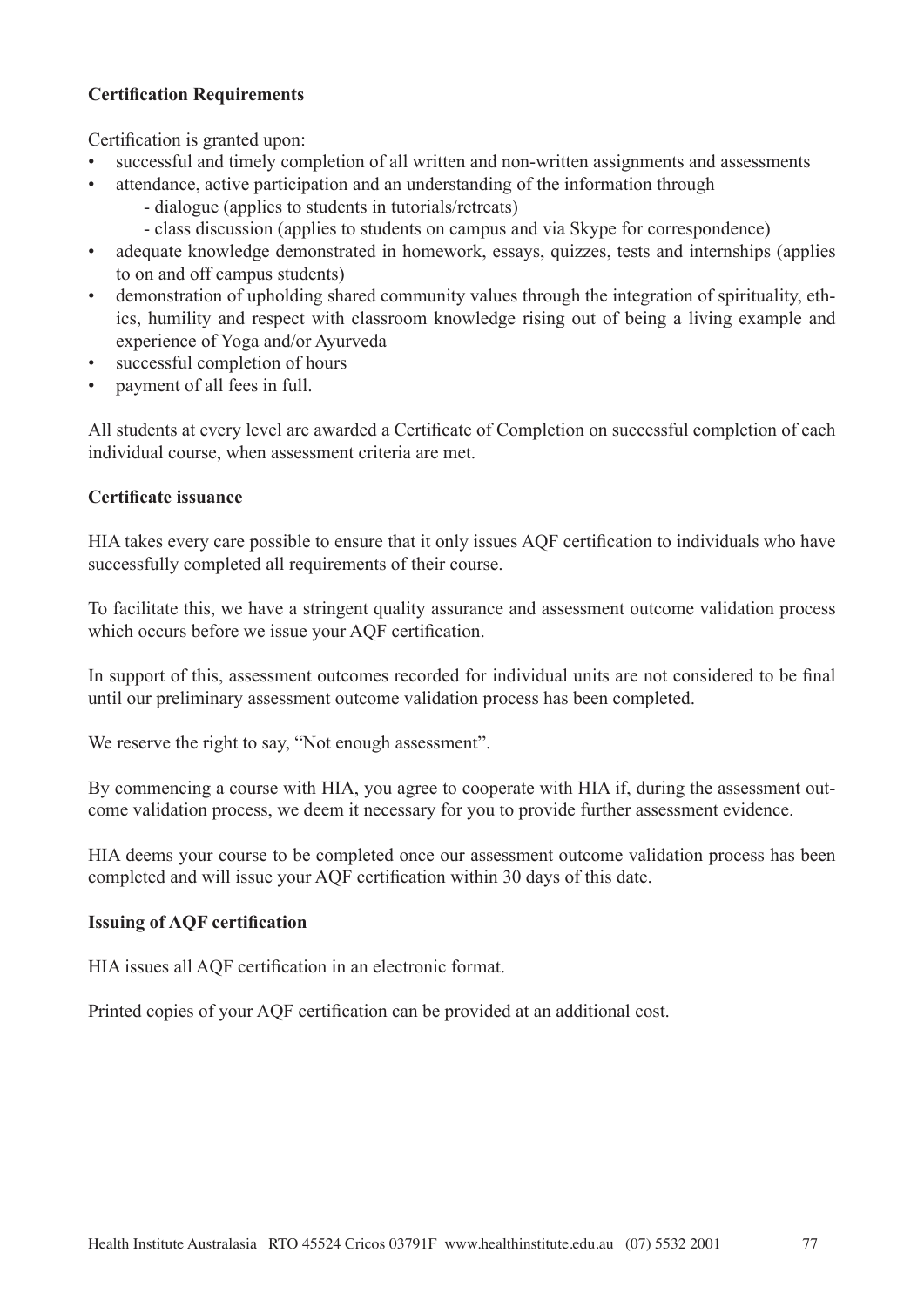**Certification Requirements**

Certification is granted upon:

- successful and timely completion of all written and non-written assignments and assessments
- attendance, active participation and an understanding of the information through
  - dialogue (applies to students in tutorials/retreats)
  - class discussion (applies to students on campus and via Skype for correspondence)
- adequate knowledge demonstrated in homework, essays, quizzes, tests and internships (applies to on and off campus students)
- demonstration of upholding shared community values through the integration of spirituality, ethics, humility and respect with classroom knowledge rising out of being a living example and experience of Yoga and/or Ayurveda
- successful completion of hours
- payment of all fees in full.

All students at every level are awarded a Certificate of Completion on successful completion of each individual course, when assessment criteria are met.

**Certificate issuance**

HIA takes every care possible to ensure that it only issues AQF certification to individuals who have successfully completed all requirements of their course.

To facilitate this, we have a stringent quality assurance and assessment outcome validation process which occurs before we issue your AQF certification.

In support of this, assessment outcomes recorded for individual units are not considered to be final until our preliminary assessment outcome validation process has been completed.

We reserve the right to say, "Not enough assessment".

By commencing a course with HIA, you agree to cooperate with HIA if, during the assessment outcome validation process, we deem it necessary for you to provide further assessment evidence.

HIA deems your course to be completed once our assessment outcome validation process has been completed and will issue your AQF certification within 30 days of this date.

**Issuing of AQF certification**

HIA issues all AQF certification in an electronic format.

Printed copies of your AQF certification can be provided at an additional cost.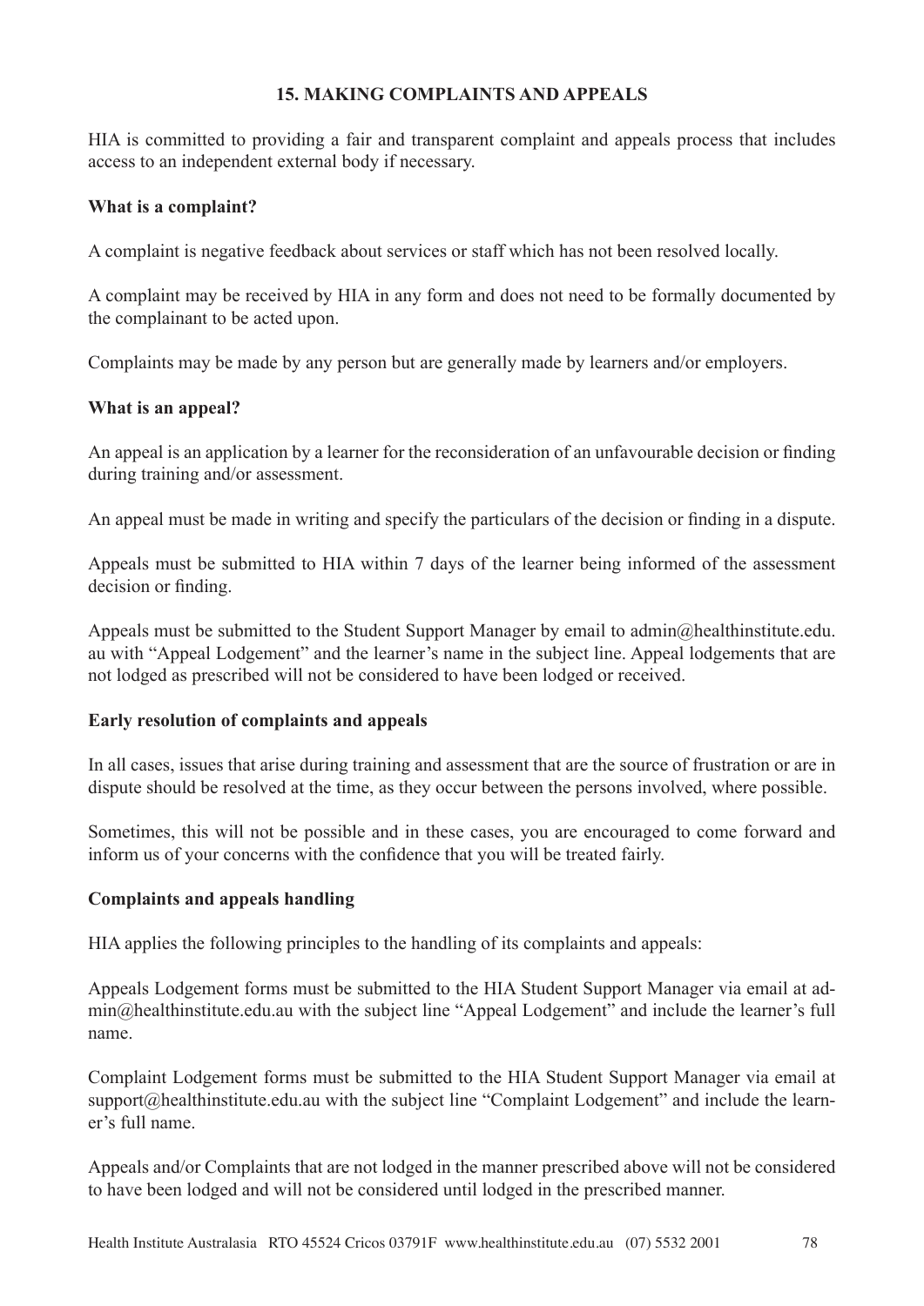## 15. MAKING COMPLAINTS AND APPEALS

HIA is committed to providing a fair and transparent complaint and appeals process that includes access to an independent external body if necessary.

**What is a complaint?**

A complaint is negative feedback about services or staff which has not been resolved locally.

A complaint may be received by HIA in any form and does not need to be formally documented by the complainant to be acted upon.

Complaints may be made by any person but are generally made by learners and/or employers.

**What is an appeal?**

An appeal is an application by a learner for the reconsideration of an unfavourable decision or finding during training and/or assessment.

An appeal must be made in writing and specify the particulars of the decision or finding in a dispute.

Appeals must be submitted to HIA within 7 days of the learner being informed of the assessment decision or finding.

Appeals must be submitted to the Student Support Manager by email to admin@healthinstitute.edu.au with "Appeal Lodgement" and the learner's name in the subject line. Appeal lodgements that are not lodged as prescribed will not be considered to have been lodged or received.

**Early resolution of complaints and appeals**

In all cases, issues that arise during training and assessment that are the source of frustration or are in dispute should be resolved at the time, as they occur between the persons involved, where possible.

Sometimes, this will not be possible and in these cases, you are encouraged to come forward and inform us of your concerns with the confidence that you will be treated fairly.

**Complaints and appeals handling**

HIA applies the following principles to the handling of its complaints and appeals:

Appeals Lodgement forms must be submitted to the HIA Student Support Manager via email at admin@healthinstitute.edu.au with the subject line "Appeal Lodgement" and include the learner's full name.

Complaint Lodgement forms must be submitted to the HIA Student Support Manager via email at support@healthinstitute.edu.au with the subject line "Complaint Lodgement" and include the learner's full name.

Appeals and/or Complaints that are not lodged in the manner prescribed above will not be considered to have been lodged and will not be considered until lodged in the prescribed manner.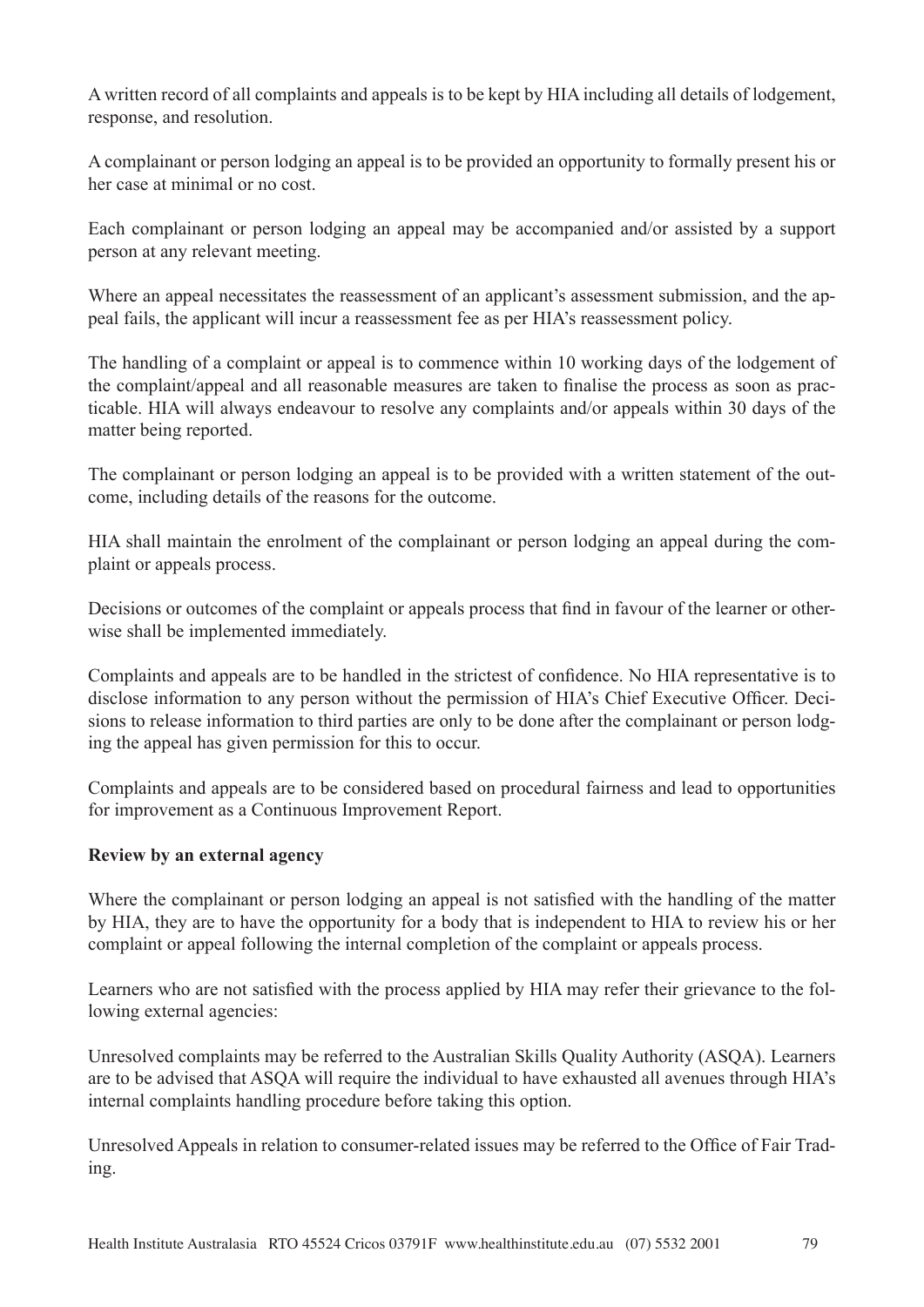A written record of all complaints and appeals is to be kept by HIA including all details of lodgement, response, and resolution.

A complainant or person lodging an appeal is to be provided an opportunity to formally present his or her case at minimal or no cost.

Each complainant or person lodging an appeal may be accompanied and/or assisted by a support person at any relevant meeting.

Where an appeal necessitates the reassessment of an applicant's assessment submission, and the appeal fails, the applicant will incur a reassessment fee as per HIA's reassessment policy.

The handling of a complaint or appeal is to commence within 10 working days of the lodgement of the complaint/appeal and all reasonable measures are taken to finalise the process as soon as practicable. HIA will always endeavour to resolve any complaints and/or appeals within 30 days of the matter being reported.

The complainant or person lodging an appeal is to be provided with a written statement of the outcome, including details of the reasons for the outcome.

HIA shall maintain the enrolment of the complainant or person lodging an appeal during the complaint or appeals process.

Decisions or outcomes of the complaint or appeals process that find in favour of the learner or otherwise shall be implemented immediately.

Complaints and appeals are to be handled in the strictest of confidence. No HIA representative is to disclose information to any person without the permission of HIA's Chief Executive Officer. Decisions to release information to third parties are only to be done after the complainant or person lodging the appeal has given permission for this to occur.

Complaints and appeals are to be considered based on procedural fairness and lead to opportunities for improvement as a Continuous Improvement Report.

**Review by an external agency**

Where the complainant or person lodging an appeal is not satisfied with the handling of the matter by HIA, they are to have the opportunity for a body that is independent to HIA to review his or her complaint or appeal following the internal completion of the complaint or appeals process.

Learners who are not satisfied with the process applied by HIA may refer their grievance to the following external agencies:

Unresolved complaints may be referred to the Australian Skills Quality Authority (ASQA). Learners are to be advised that ASQA will require the individual to have exhausted all avenues through HIA's internal complaints handling procedure before taking this option.

Unresolved Appeals in relation to consumer-related issues may be referred to the Office of Fair Trading.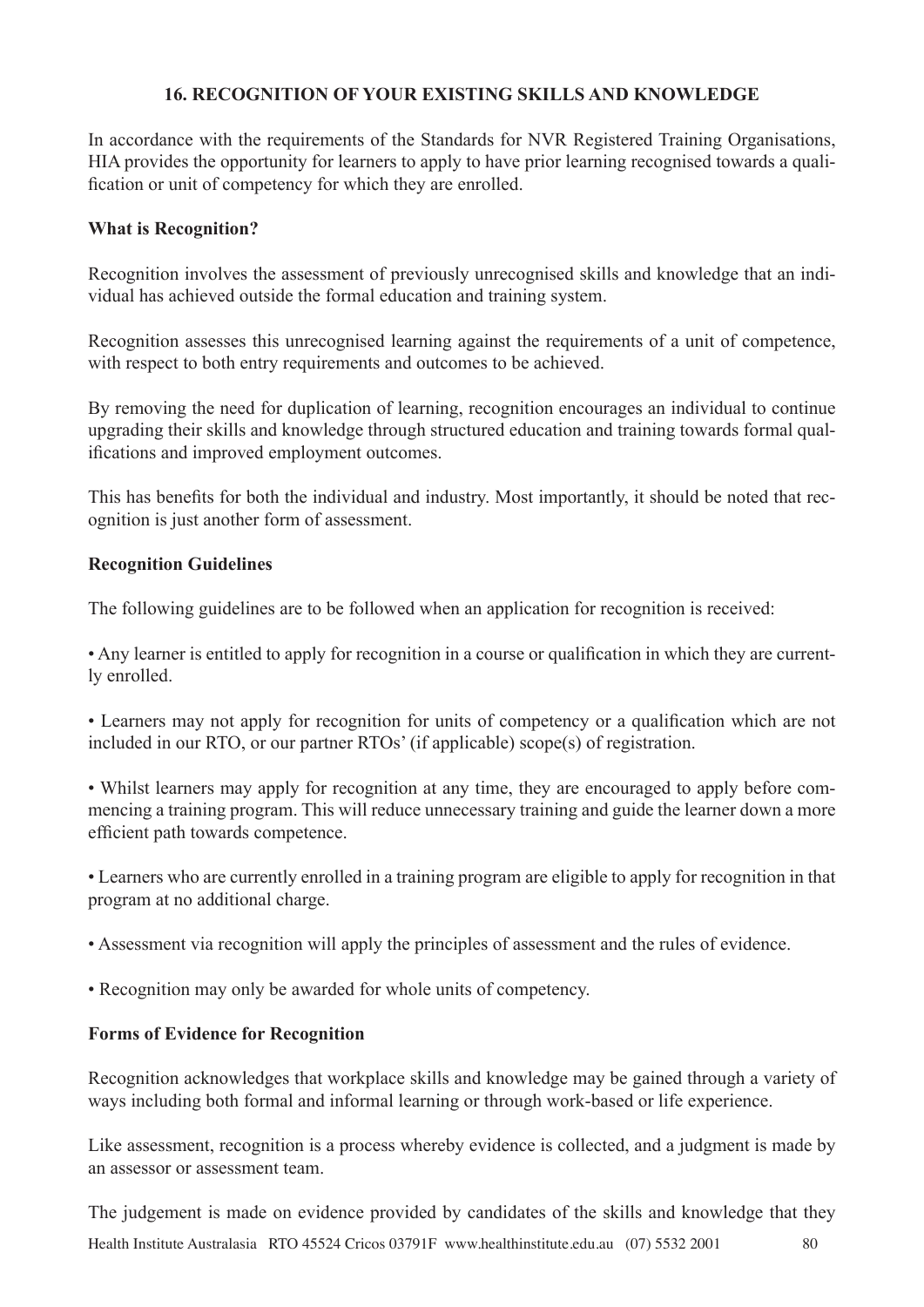## 16. RECOGNITION OF YOUR EXISTING SKILLS AND KNOWLEDGE

In accordance with the requirements of the Standards for NVR Registered Training Organisations, HIA provides the opportunity for learners to apply to have prior learning recognised towards a qualification or unit of competency for which they are enrolled.

### What is Recognition?

Recognition involves the assessment of previously unrecognised skills and knowledge that an individual has achieved outside the formal education and training system.

Recognition assesses this unrecognised learning against the requirements of a unit of competence, with respect to both entry requirements and outcomes to be achieved.

By removing the need for duplication of learning, recognition encourages an individual to continue upgrading their skills and knowledge through structured education and training towards formal qualifications and improved employment outcomes.

This has benefits for both the individual and industry. Most importantly, it should be noted that recognition is just another form of assessment.

### Recognition Guidelines

The following guidelines are to be followed when an application for recognition is received:

- Any learner is entitled to apply for recognition in a course or qualification in which they are currently enrolled.
- Learners may not apply for recognition for units of competency or a qualification which are not included in our RTO, or our partner RTOs' (if applicable) scope(s) of registration.
- Whilst learners may apply for recognition at any time, they are encouraged to apply before commencing a training program. This will reduce unnecessary training and guide the learner down a more efficient path towards competence.
- Learners who are currently enrolled in a training program are eligible to apply for recognition in that program at no additional charge.
- Assessment via recognition will apply the principles of assessment and the rules of evidence.
- Recognition may only be awarded for whole units of competency.

### Forms of Evidence for Recognition

Recognition acknowledges that workplace skills and knowledge may be gained through a variety of ways including both formal and informal learning or through work-based or life experience.

Like assessment, recognition is a process whereby evidence is collected, and a judgment is made by an assessor or assessment team.

The judgement is made on evidence provided by candidates of the skills and knowledge that they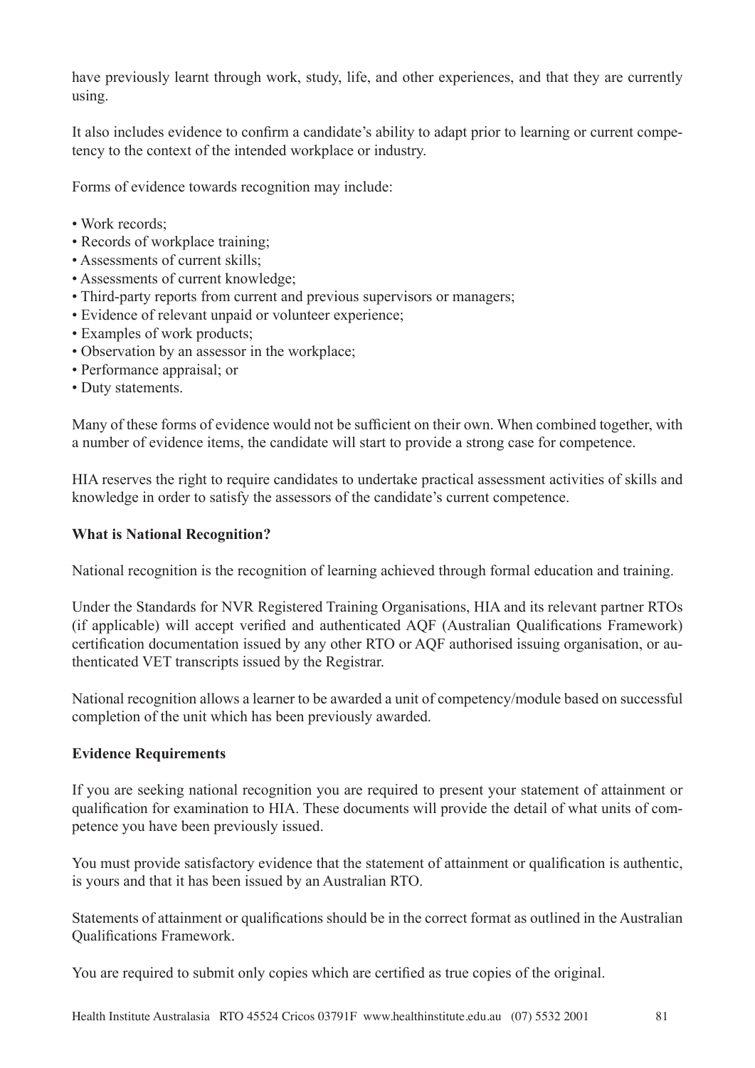have previously learnt through work, study, life, and other experiences, and that they are currently using.

It also includes evidence to confirm a candidate's ability to adapt prior to learning or current competency to the context of the intended workplace or industry.

Forms of evidence towards recognition may include:

- Work records;
- Records of workplace training;
- Assessments of current skills;
- Assessments of current knowledge;
- Third-party reports from current and previous supervisors or managers;
- Evidence of relevant unpaid or volunteer experience;
- Examples of work products;
- Observation by an assessor in the workplace;
- Performance appraisal; or
- Duty statements.

Many of these forms of evidence would not be sufficient on their own. When combined together, with a number of evidence items, the candidate will start to provide a strong case for competence.

HIA reserves the right to require candidates to undertake practical assessment activities of skills and knowledge in order to satisfy the assessors of the candidate's current competence.

**What is National Recognition?**

National recognition is the recognition of learning achieved through formal education and training.

Under the Standards for NVR Registered Training Organisations, HIA and its relevant partner RTOs (if applicable) will accept verified and authenticated AQF (Australian Qualifications Framework) certification documentation issued by any other RTO or AQF authorised issuing organisation, or authenticated VET transcripts issued by the Registrar.

National recognition allows a learner to be awarded a unit of competency/module based on successful completion of the unit which has been previously awarded.

**Evidence Requirements**

If you are seeking national recognition you are required to present your statement of attainment or qualification for examination to HIA. These documents will provide the detail of what units of competence you have been previously issued.

You must provide satisfactory evidence that the statement of attainment or qualification is authentic, is yours and that it has been issued by an Australian RTO.

Statements of attainment or qualifications should be in the correct format as outlined in the Australian Qualifications Framework.

You are required to submit only copies which are certified as true copies of the original.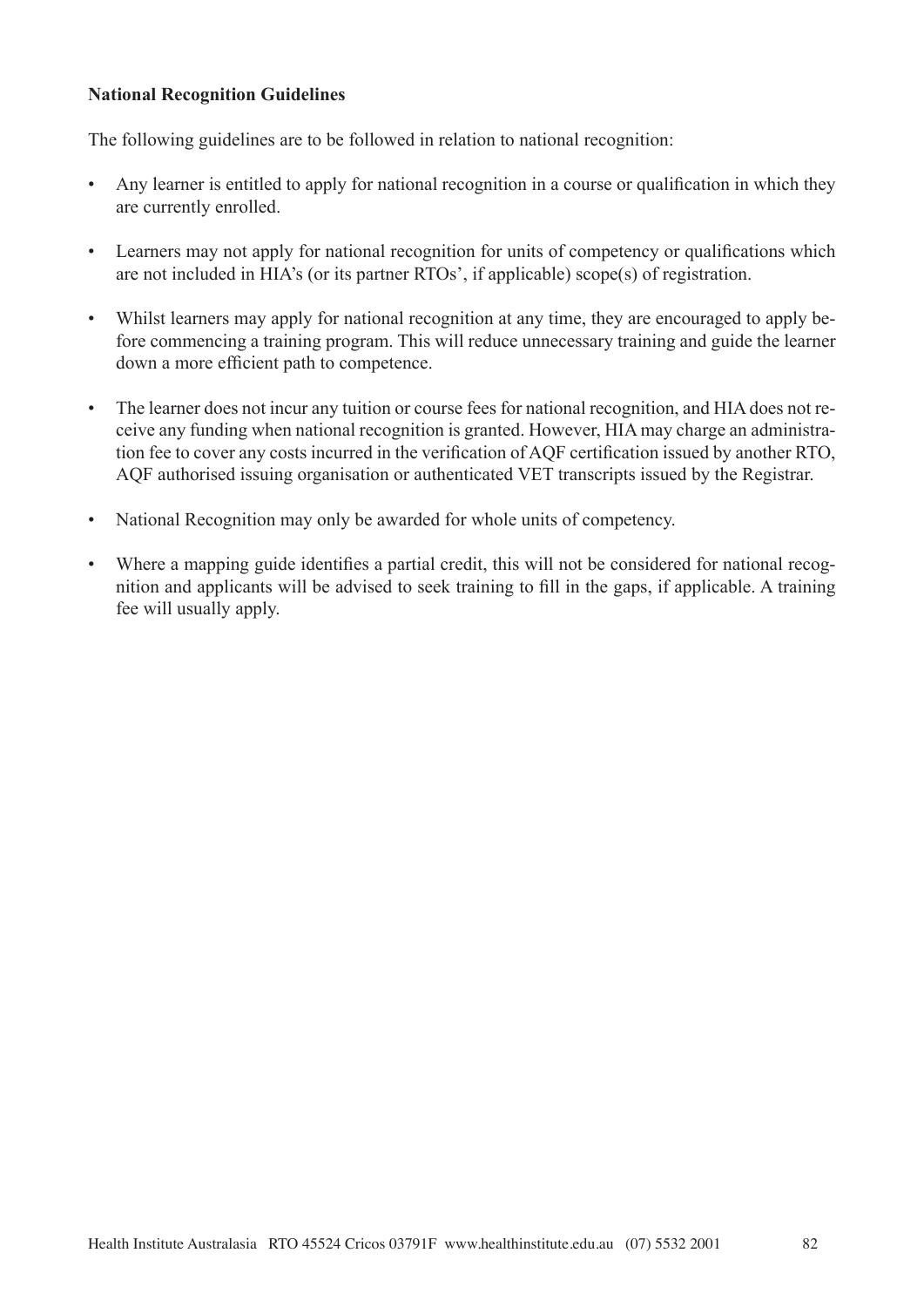**National Recognition Guidelines**

The following guidelines are to be followed in relation to national recognition:

- Any learner is entitled to apply for national recognition in a course or qualification in which they are currently enrolled.
- Learners may not apply for national recognition for units of competency or qualifications which are not included in HIA's (or its partner RTOs', if applicable) scope(s) of registration.
- Whilst learners may apply for national recognition at any time, they are encouraged to apply before commencing a training program. This will reduce unnecessary training and guide the learner down a more efficient path to competence.
- The learner does not incur any tuition or course fees for national recognition, and HIA does not receive any funding when national recognition is granted. However, HIA may charge an administration fee to cover any costs incurred in the verification of AQF certification issued by another RTO, AQF authorised issuing organisation or authenticated VET transcripts issued by the Registrar.
- National Recognition may only be awarded for whole units of competency.
- Where a mapping guide identifies a partial credit, this will not be considered for national recognition and applicants will be advised to seek training to fill in the gaps, if applicable. A training fee will usually apply.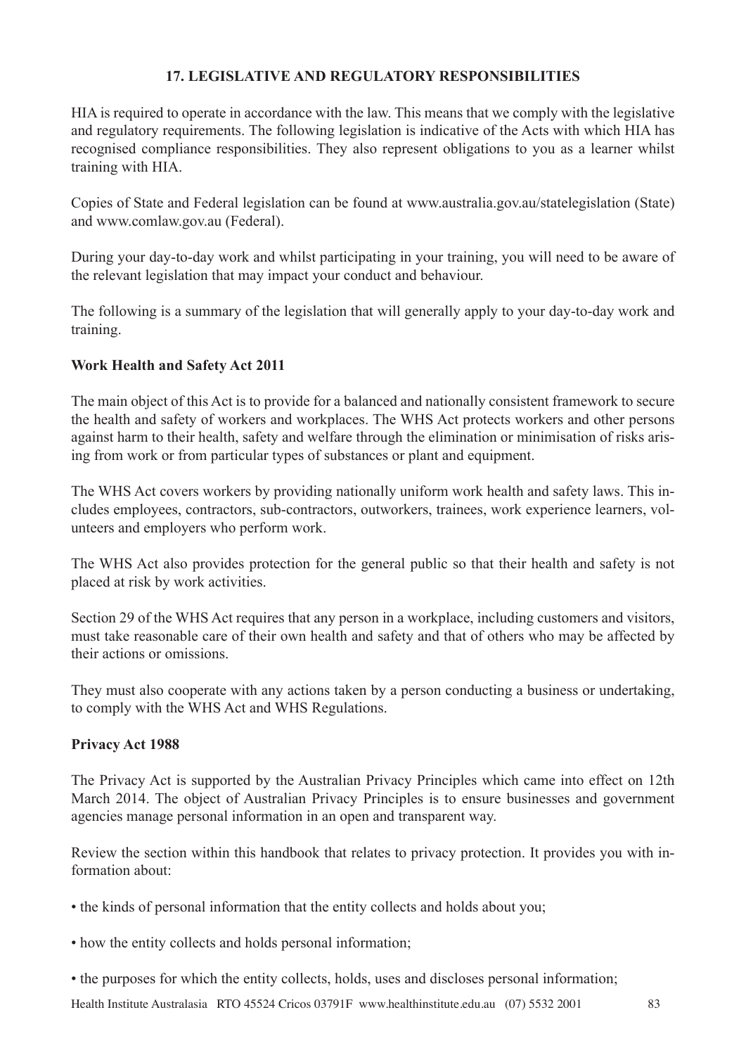## 17. LEGISLATIVE AND REGULATORY RESPONSIBILITIES

HIA is required to operate in accordance with the law. This means that we comply with the legislative and regulatory requirements. The following legislation is indicative of the Acts with which HIA has recognised compliance responsibilities. They also represent obligations to you as a learner whilst training with HIA.

Copies of State and Federal legislation can be found at www.australia.gov.au/statelegislation (State) and www.comlaw.gov.au (Federal).

During your day-to-day work and whilst participating in your training, you will need to be aware of the relevant legislation that may impact your conduct and behaviour.

The following is a summary of the legislation that will generally apply to your day-to-day work and training.

### Work Health and Safety Act 2011

The main object of this Act is to provide for a balanced and nationally consistent framework to secure the health and safety of workers and workplaces. The WHS Act protects workers and other persons against harm to their health, safety and welfare through the elimination or minimisation of risks arising from work or from particular types of substances or plant and equipment.

The WHS Act covers workers by providing nationally uniform work health and safety laws. This includes employees, contractors, sub-contractors, outworkers, trainees, work experience learners, volunteers and employers who perform work.

The WHS Act also provides protection for the general public so that their health and safety is not placed at risk by work activities.

Section 29 of the WHS Act requires that any person in a workplace, including customers and visitors, must take reasonable care of their own health and safety and that of others who may be affected by their actions or omissions.

They must also cooperate with any actions taken by a person conducting a business or undertaking, to comply with the WHS Act and WHS Regulations.

### Privacy Act 1988

The Privacy Act is supported by the Australian Privacy Principles which came into effect on 12th March 2014. The object of Australian Privacy Principles is to ensure businesses and government agencies manage personal information in an open and transparent way.

Review the section within this handbook that relates to privacy protection. It provides you with information about:

- the kinds of personal information that the entity collects and holds about you;
- how the entity collects and holds personal information;
- the purposes for which the entity collects, holds, uses and discloses personal information;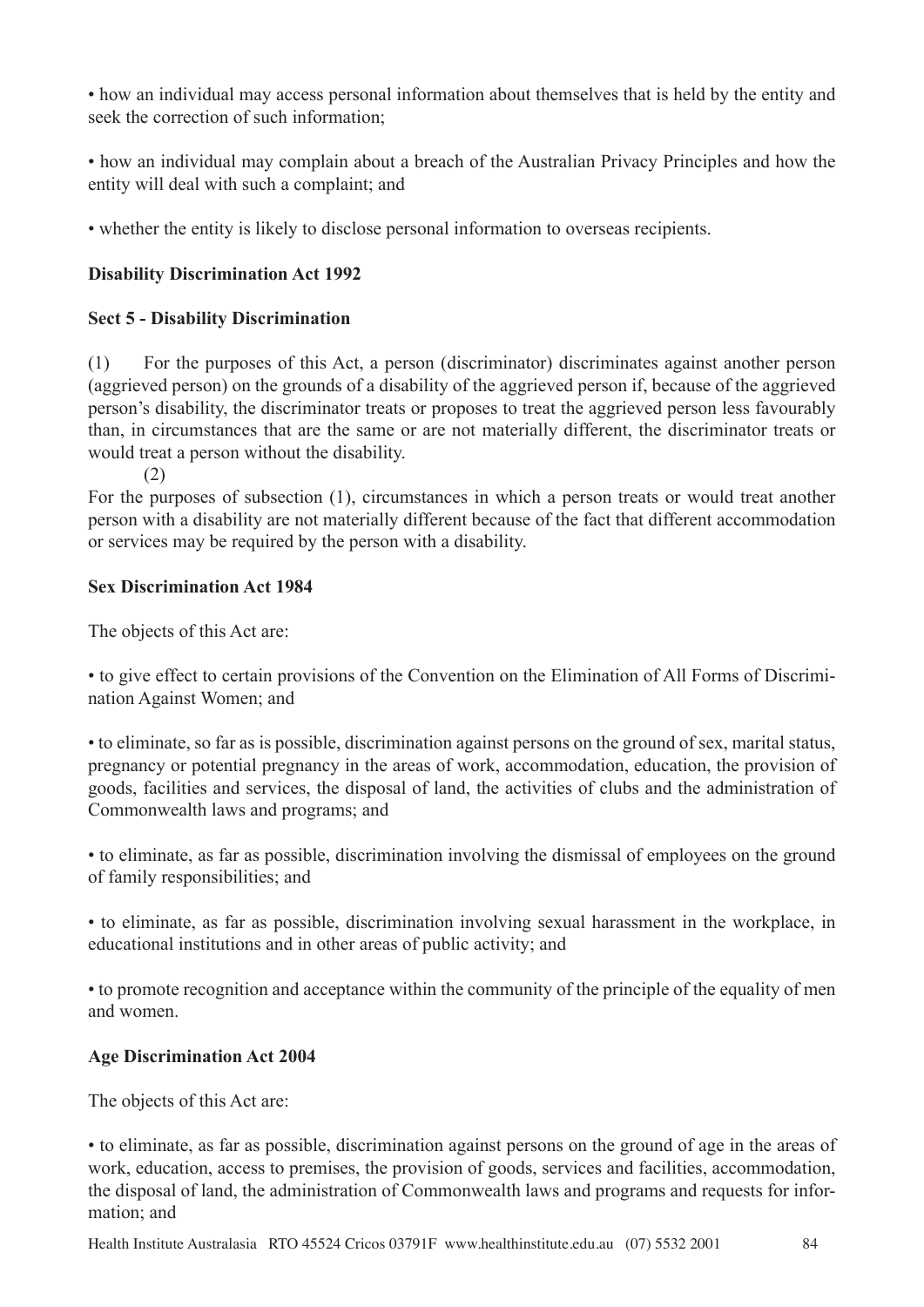• how an individual may access personal information about themselves that is held by the entity and seek the correction of such information;

• how an individual may complain about a breach of the Australian Privacy Principles and how the entity will deal with such a complaint; and

• whether the entity is likely to disclose personal information to overseas recipients.

**Disability Discrimination Act 1992**

**Sect 5 - Disability Discrimination**

(1) For the purposes of this Act, a person (discriminator) discriminates against another person (aggrieved person) on the grounds of a disability of the aggrieved person if, because of the aggrieved person's disability, the discriminator treats or proposes to treat the aggrieved person less favourably than, in circumstances that are the same or are not materially different, the discriminator treats or would treat a person without the disability.

(2)

For the purposes of subsection (1), circumstances in which a person treats or would treat another person with a disability are not materially different because of the fact that different accommodation or services may be required by the person with a disability.

**Sex Discrimination Act 1984**

The objects of this Act are:

• to give effect to certain provisions of the Convention on the Elimination of All Forms of Discrimination Against Women; and

• to eliminate, so far as is possible, discrimination against persons on the ground of sex, marital status, pregnancy or potential pregnancy in the areas of work, accommodation, education, the provision of goods, facilities and services, the disposal of land, the activities of clubs and the administration of Commonwealth laws and programs; and

• to eliminate, as far as possible, discrimination involving the dismissal of employees on the ground of family responsibilities; and

• to eliminate, as far as possible, discrimination involving sexual harassment in the workplace, in educational institutions and in other areas of public activity; and

• to promote recognition and acceptance within the community of the principle of the equality of men and women.

**Age Discrimination Act 2004**

The objects of this Act are:

• to eliminate, as far as possible, discrimination against persons on the ground of age in the areas of work, education, access to premises, the provision of goods, services and facilities, accommodation, the disposal of land, the administration of Commonwealth laws and programs and requests for information; and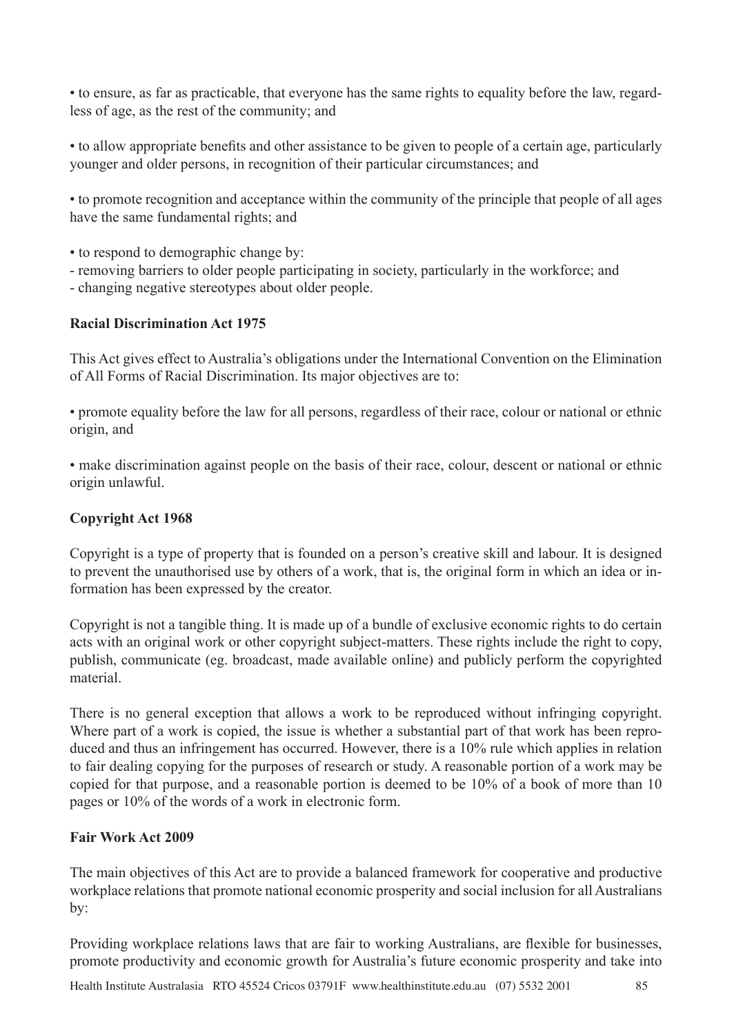• to ensure, as far as practicable, that everyone has the same rights to equality before the law, regardless of age, as the rest of the community; and

• to allow appropriate benefits and other assistance to be given to people of a certain age, particularly younger and older persons, in recognition of their particular circumstances; and

• to promote recognition and acceptance within the community of the principle that people of all ages have the same fundamental rights; and

• to respond to demographic change by:
- removing barriers to older people participating in society, particularly in the workforce; and
- changing negative stereotypes about older people.

**Racial Discrimination Act 1975**

This Act gives effect to Australia's obligations under the International Convention on the Elimination of All Forms of Racial Discrimination. Its major objectives are to:

• promote equality before the law for all persons, regardless of their race, colour or national or ethnic origin, and

• make discrimination against people on the basis of their race, colour, descent or national or ethnic origin unlawful.

**Copyright Act 1968**

Copyright is a type of property that is founded on a person's creative skill and labour. It is designed to prevent the unauthorised use by others of a work, that is, the original form in which an idea or information has been expressed by the creator.

Copyright is not a tangible thing. It is made up of a bundle of exclusive economic rights to do certain acts with an original work or other copyright subject-matters. These rights include the right to copy, publish, communicate (eg. broadcast, made available online) and publicly perform the copyrighted material.

There is no general exception that allows a work to be reproduced without infringing copyright. Where part of a work is copied, the issue is whether a substantial part of that work has been reproduced and thus an infringement has occurred. However, there is a 10% rule which applies in relation to fair dealing copying for the purposes of research or study. A reasonable portion of a work may be copied for that purpose, and a reasonable portion is deemed to be 10% of a book of more than 10 pages or 10% of the words of a work in electronic form.

**Fair Work Act 2009**

The main objectives of this Act are to provide a balanced framework for cooperative and productive workplace relations that promote national economic prosperity and social inclusion for all Australians by:

Providing workplace relations laws that are fair to working Australians, are flexible for businesses, promote productivity and economic growth for Australia's future economic prosperity and take into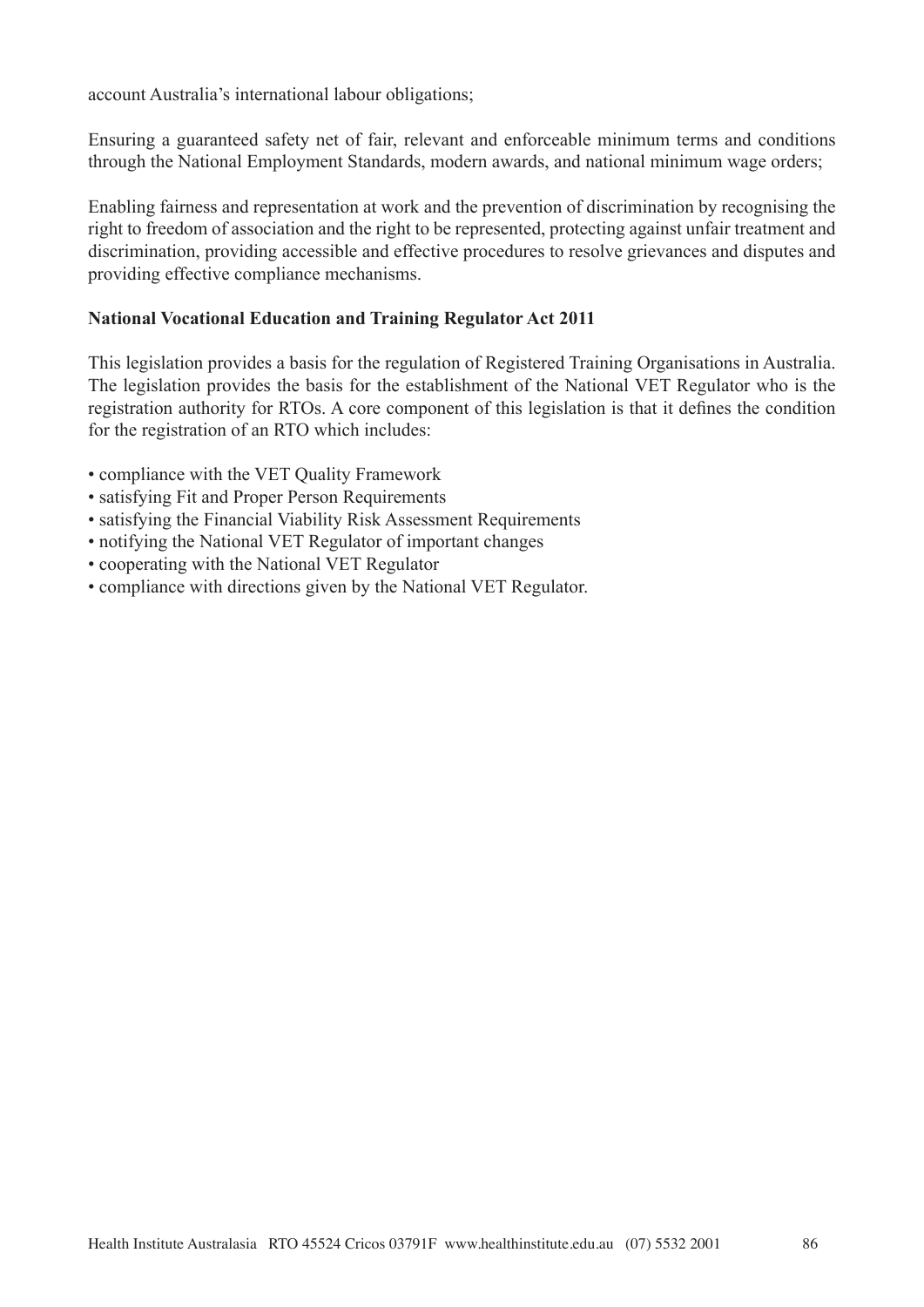account Australia's international labour obligations;

Ensuring a guaranteed safety net of fair, relevant and enforceable minimum terms and conditions through the National Employment Standards, modern awards, and national minimum wage orders;

Enabling fairness and representation at work and the prevention of discrimination by recognising the right to freedom of association and the right to be represented, protecting against unfair treatment and discrimination, providing accessible and effective procedures to resolve grievances and disputes and providing effective compliance mechanisms.

**National Vocational Education and Training Regulator Act 2011**

This legislation provides a basis for the regulation of Registered Training Organisations in Australia. The legislation provides the basis for the establishment of the National VET Regulator who is the registration authority for RTOs. A core component of this legislation is that it defines the condition for the registration of an RTO which includes:

- compliance with the VET Quality Framework
- satisfying Fit and Proper Person Requirements
- satisfying the Financial Viability Risk Assessment Requirements
- notifying the National VET Regulator of important changes
- cooperating with the National VET Regulator
- compliance with directions given by the National VET Regulator.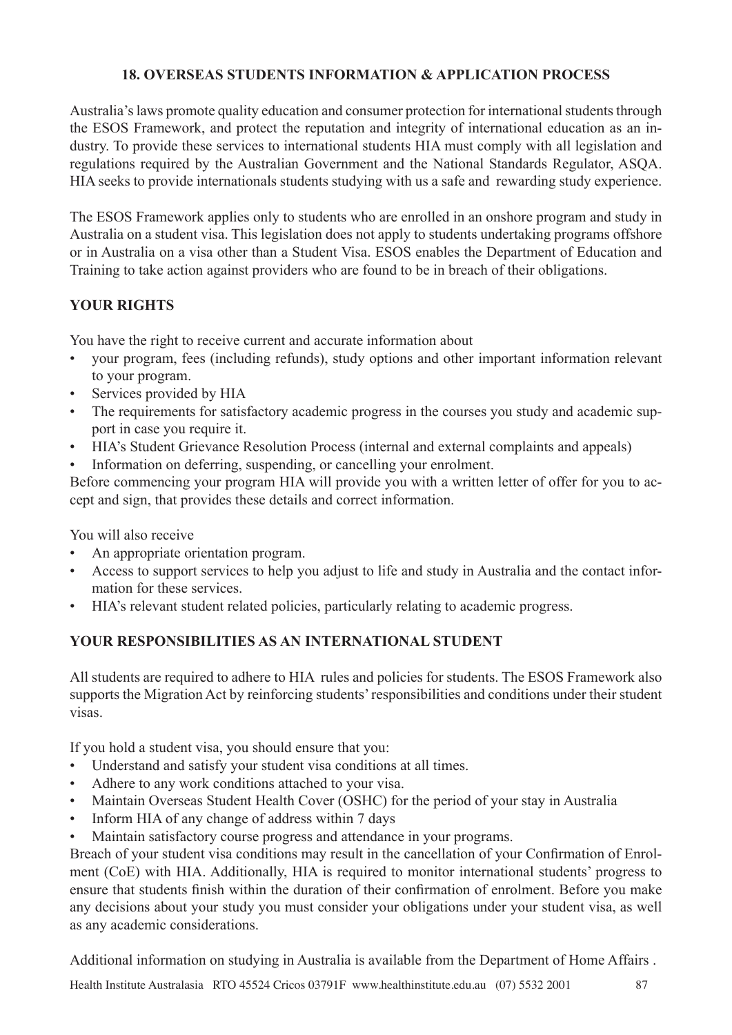## 18. OVERSEAS STUDENTS INFORMATION & APPLICATION PROCESS

Australia's laws promote quality education and consumer protection for international students through the ESOS Framework, and protect the reputation and integrity of international education as an industry. To provide these services to international students HIA must comply with all legislation and regulations required by the Australian Government and the National Standards Regulator, ASQA. HIA seeks to provide internationals students studying with us a safe and rewarding study experience.

The ESOS Framework applies only to students who are enrolled in an onshore program and study in Australia on a student visa. This legislation does not apply to students undertaking programs offshore or in Australia on a visa other than a Student Visa. ESOS enables the Department of Education and Training to take action against providers who are found to be in breach of their obligations.

### YOUR RIGHTS

You have the right to receive current and accurate information about

- your program, fees (including refunds), study options and other important information relevant to your program.
- Services provided by HIA
- The requirements for satisfactory academic progress in the courses you study and academic support in case you require it.
- HIA's Student Grievance Resolution Process (internal and external complaints and appeals)
- Information on deferring, suspending, or cancelling your enrolment.

Before commencing your program HIA will provide you with a written letter of offer for you to accept and sign, that provides these details and correct information.

You will also receive

- An appropriate orientation program.
- Access to support services to help you adjust to life and study in Australia and the contact information for these services.
- HIA's relevant student related policies, particularly relating to academic progress.

### YOUR RESPONSIBILITIES AS AN INTERNATIONAL STUDENT

All students are required to adhere to HIA rules and policies for students. The ESOS Framework also supports the Migration Act by reinforcing students' responsibilities and conditions under their student visas.

If you hold a student visa, you should ensure that you:

- Understand and satisfy your student visa conditions at all times.
- Adhere to any work conditions attached to your visa.
- Maintain Overseas Student Health Cover (OSHC) for the period of your stay in Australia
- Inform HIA of any change of address within 7 days
- Maintain satisfactory course progress and attendance in your programs.

Breach of your student visa conditions may result in the cancellation of your Confirmation of Enrolment (CoE) with HIA. Additionally, HIA is required to monitor international students' progress to ensure that students finish within the duration of their confirmation of enrolment. Before you make any decisions about your study you must consider your obligations under your student visa, as well as any academic considerations.

Additional information on studying in Australia is available from the Department of Home Affairs .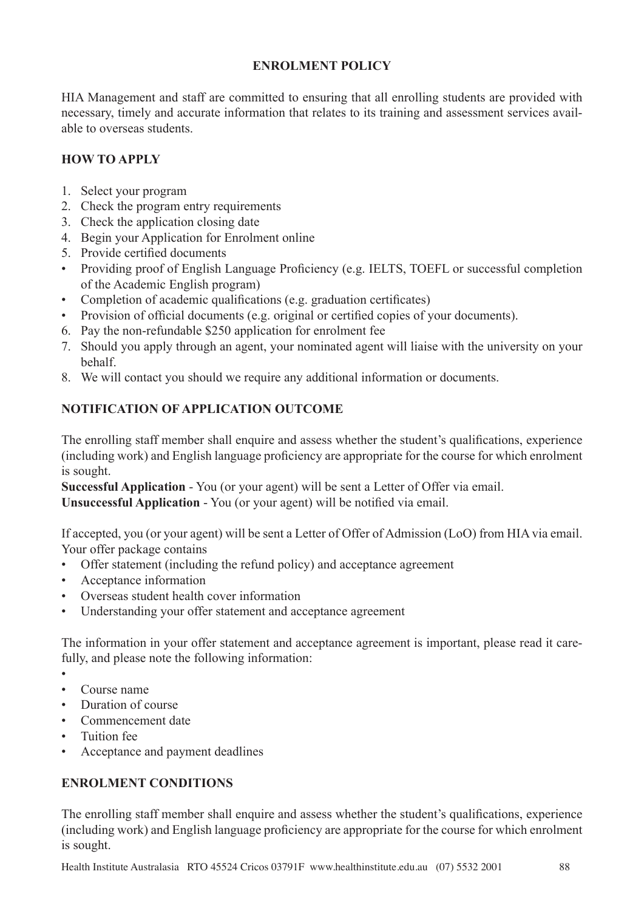## ENROLMENT POLICY

HIA Management and staff are committed to ensuring that all enrolling students are provided with necessary, timely and accurate information that relates to its training and assessment services available to overseas students.

### HOW TO APPLY

1. Select your program
2. Check the program entry requirements
3. Check the application closing date
4. Begin your Application for Enrolment online
5. Provide certified documents

- Providing proof of English Language Proficiency (e.g. IELTS, TOEFL or successful completion of the Academic English program)
- Completion of academic qualifications (e.g. graduation certificates)
- Provision of official documents (e.g. original or certified copies of your documents).

6. Pay the non-refundable $250 application for enrolment fee
7. Should you apply through an agent, your nominated agent will liaise with the university on your behalf.
8. We will contact you should we require any additional information or documents.

### NOTIFICATION OF APPLICATION OUTCOME

The enrolling staff member shall enquire and assess whether the student's qualifications, experience (including work) and English language proficiency are appropriate for the course for which enrolment is sought.

**Successful Application** - You (or your agent) will be sent a Letter of Offer via email.
**Unsuccessful Application** - You (or your agent) will be notified via email.

If accepted, you (or your agent) will be sent a Letter of Offer of Admission (LoO) from HIA via email. Your offer package contains

- Offer statement (including the refund policy) and acceptance agreement
- Acceptance information
- Overseas student health cover information
- Understanding your offer statement and acceptance agreement

The information in your offer statement and acceptance agreement is important, please read it carefully, and please note the following information:

- 
- Course name
- Duration of course
- Commencement date
- Tuition fee
- Acceptance and payment deadlines

### ENROLMENT CONDITIONS

The enrolling staff member shall enquire and assess whether the student's qualifications, experience (including work) and English language proficiency are appropriate for the course for which enrolment is sought.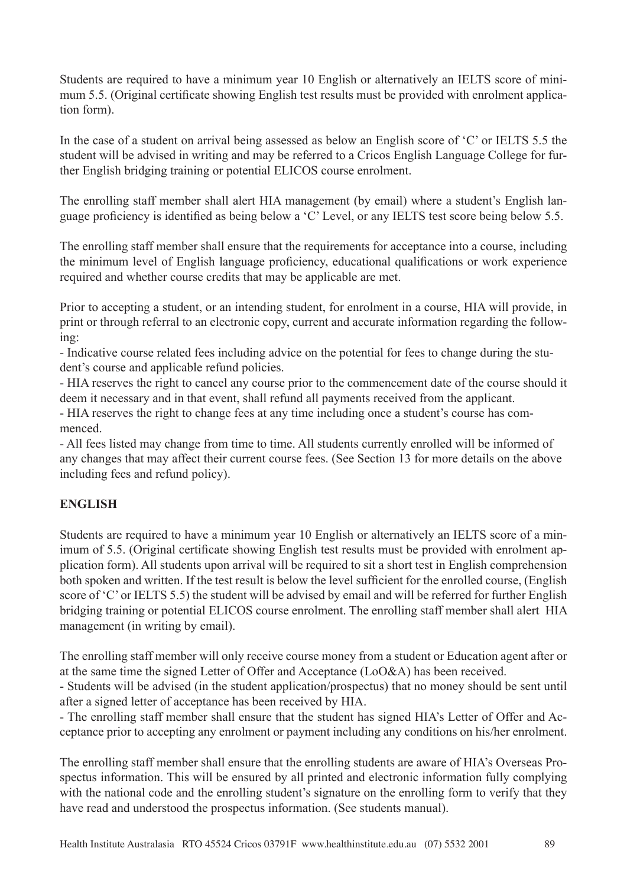Students are required to have a minimum year 10 English or alternatively an IELTS score of minimum 5.5. (Original certificate showing English test results must be provided with enrolment application form).

In the case of a student on arrival being assessed as below an English score of 'C' or IELTS 5.5 the student will be advised in writing and may be referred to a Cricos English Language College for further English bridging training or potential ELICOS course enrolment.

The enrolling staff member shall alert HIA management (by email) where a student's English language proficiency is identified as being below a 'C' Level, or any IELTS test score being below 5.5.

The enrolling staff member shall ensure that the requirements for acceptance into a course, including the minimum level of English language proficiency, educational qualifications or work experience required and whether course credits that may be applicable are met.

Prior to accepting a student, or an intending student, for enrolment in a course, HIA will provide, in print or through referral to an electronic copy, current and accurate information regarding the following:

- Indicative course related fees including advice on the potential for fees to change during the student's course and applicable refund policies.
- HIA reserves the right to cancel any course prior to the commencement date of the course should it deem it necessary and in that event, shall refund all payments received from the applicant.
- HIA reserves the right to change fees at any time including once a student's course has commenced.
- All fees listed may change from time to time. All students currently enrolled will be informed of any changes that may affect their current course fees. (See Section 13 for more details on the above including fees and refund policy).

**ENGLISH**

Students are required to have a minimum year 10 English or alternatively an IELTS score of a minimum of 5.5. (Original certificate showing English test results must be provided with enrolment application form). All students upon arrival will be required to sit a short test in English comprehension both spoken and written. If the test result is below the level sufficient for the enrolled course, (English score of 'C' or IELTS 5.5) the student will be advised by email and will be referred for further English bridging training or potential ELICOS course enrolment. The enrolling staff member shall alert HIA management (in writing by email).

The enrolling staff member will only receive course money from a student or Education agent after or at the same time the signed Letter of Offer and Acceptance (LoO&A) has been received.

- Students will be advised (in the student application/prospectus) that no money should be sent until after a signed letter of acceptance has been received by HIA.
- The enrolling staff member shall ensure that the student has signed HIA's Letter of Offer and Acceptance prior to accepting any enrolment or payment including any conditions on his/her enrolment.

The enrolling staff member shall ensure that the enrolling students are aware of HIA's Overseas Prospectus information. This will be ensured by all printed and electronic information fully complying with the national code and the enrolling student's signature on the enrolling form to verify that they have read and understood the prospectus information. (See students manual).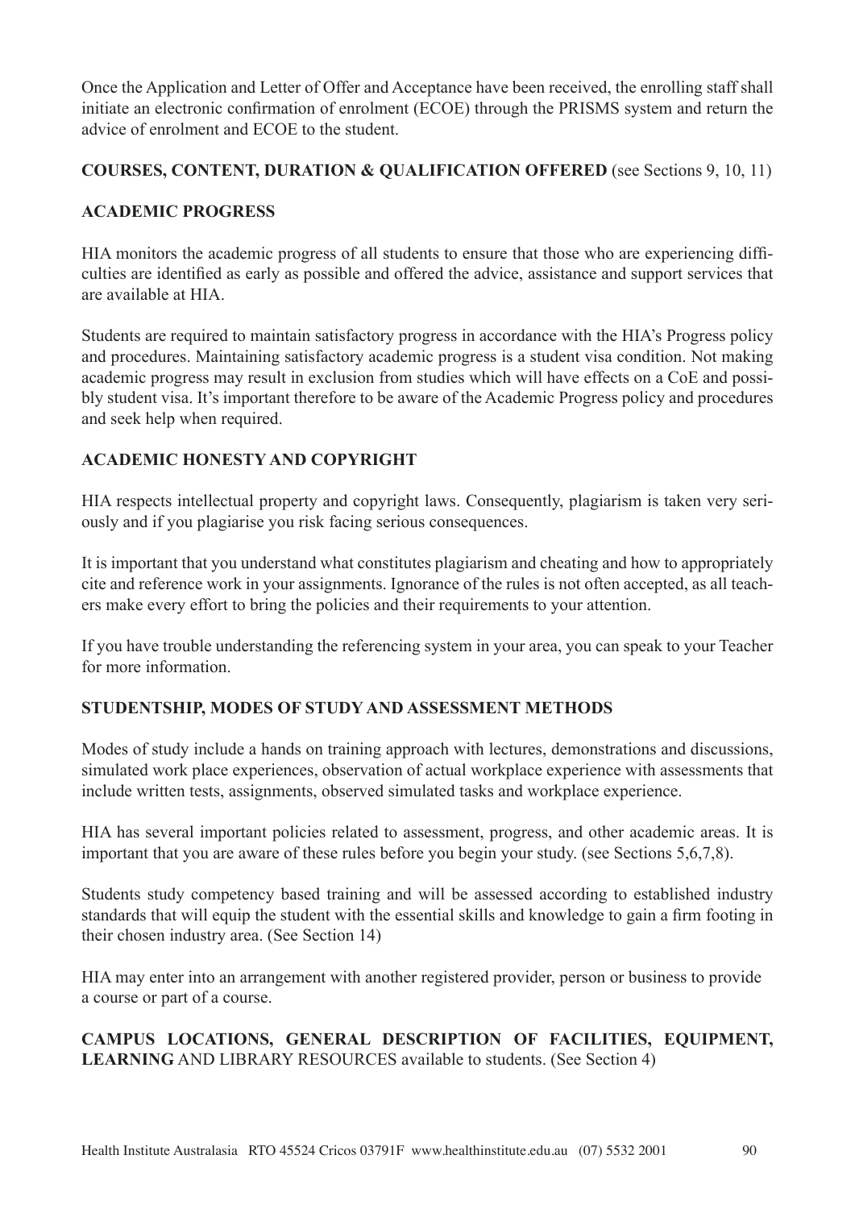Once the Application and Letter of Offer and Acceptance have been received, the enrolling staff shall initiate an electronic confirmation of enrolment (ECOE) through the PRISMS system and return the advice of enrolment and ECOE to the student.

**COURSES, CONTENT, DURATION & QUALIFICATION OFFERED** (see Sections 9, 10, 11)

**ACADEMIC PROGRESS**

HIA monitors the academic progress of all students to ensure that those who are experiencing difficulties are identified as early as possible and offered the advice, assistance and support services that are available at HIA.

Students are required to maintain satisfactory progress in accordance with the HIA's Progress policy and procedures. Maintaining satisfactory academic progress is a student visa condition. Not making academic progress may result in exclusion from studies which will have effects on a CoE and possibly student visa. It's important therefore to be aware of the Academic Progress policy and procedures and seek help when required.

**ACADEMIC HONESTY AND COPYRIGHT**

HIA respects intellectual property and copyright laws. Consequently, plagiarism is taken very seriously and if you plagiarise you risk facing serious consequences.

It is important that you understand what constitutes plagiarism and cheating and how to appropriately cite and reference work in your assignments. Ignorance of the rules is not often accepted, as all teachers make every effort to bring the policies and their requirements to your attention.

If you have trouble understanding the referencing system in your area, you can speak to your Teacher for more information.

**STUDENTSHIP, MODES OF STUDY AND ASSESSMENT METHODS**

Modes of study include a hands on training approach with lectures, demonstrations and discussions, simulated work place experiences, observation of actual workplace experience with assessments that include written tests, assignments, observed simulated tasks and workplace experience.

HIA has several important policies related to assessment, progress, and other academic areas. It is important that you are aware of these rules before you begin your study. (see Sections 5,6,7,8).

Students study competency based training and will be assessed according to established industry standards that will equip the student with the essential skills and knowledge to gain a firm footing in their chosen industry area. (See Section 14)

HIA may enter into an arrangement with another registered provider, person or business to provide a course or part of a course.

**CAMPUS LOCATIONS, GENERAL DESCRIPTION OF FACILITIES, EQUIPMENT, LEARNING** AND LIBRARY RESOURCES available to students. (See Section 4)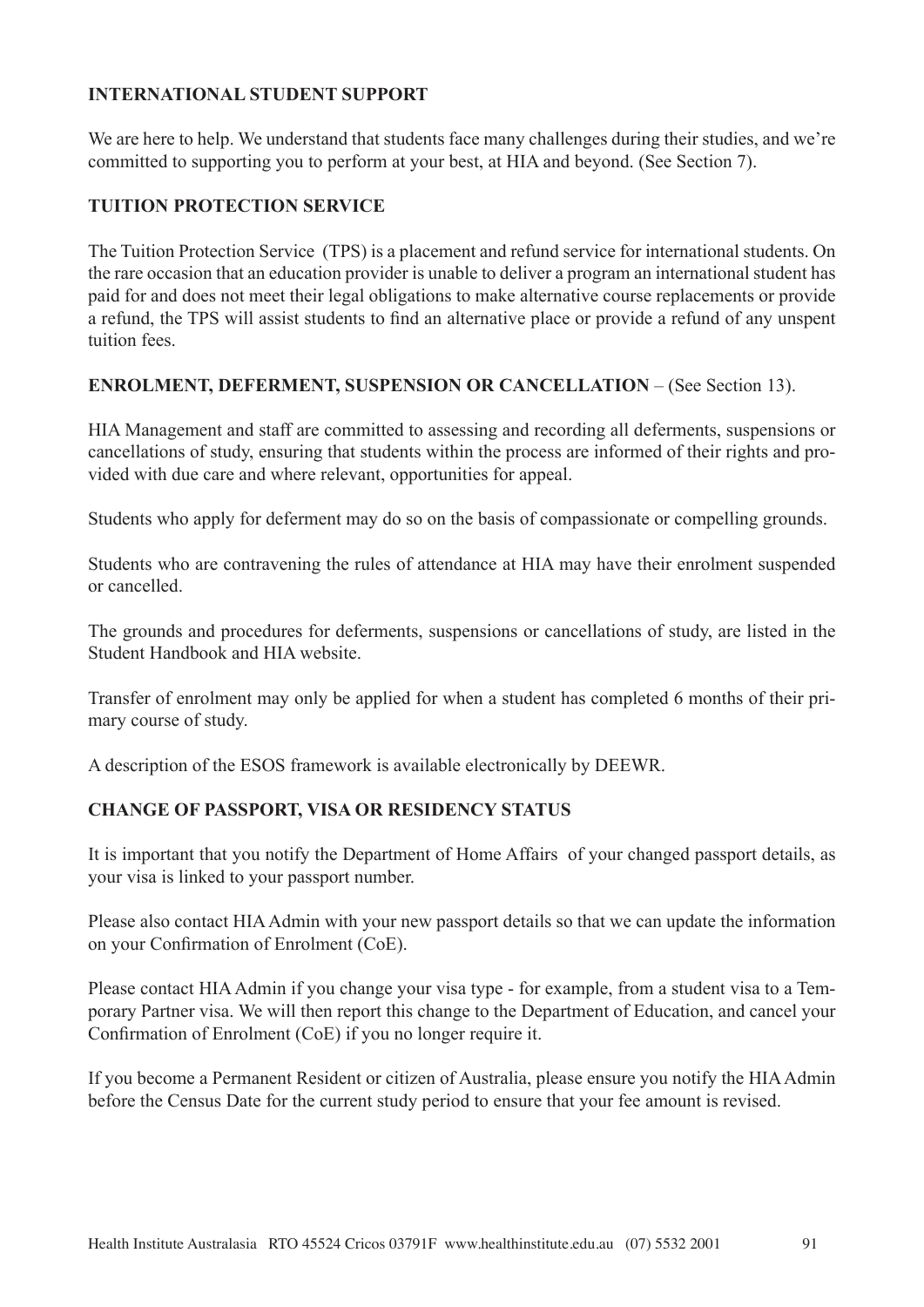**INTERNATIONAL STUDENT SUPPORT**

We are here to help. We understand that students face many challenges during their studies, and we're committed to supporting you to perform at your best, at HIA and beyond. (See Section 7).

**TUITION PROTECTION SERVICE**

The Tuition Protection Service (TPS) is a placement and refund service for international students. On the rare occasion that an education provider is unable to deliver a program an international student has paid for and does not meet their legal obligations to make alternative course replacements or provide a refund, the TPS will assist students to find an alternative place or provide a refund of any unspent tuition fees.

**ENROLMENT, DEFERMENT, SUSPENSION OR CANCELLATION** – (See Section 13).

HIA Management and staff are committed to assessing and recording all deferments, suspensions or cancellations of study, ensuring that students within the process are informed of their rights and provided with due care and where relevant, opportunities for appeal.

Students who apply for deferment may do so on the basis of compassionate or compelling grounds.

Students who are contravening the rules of attendance at HIA may have their enrolment suspended or cancelled.

The grounds and procedures for deferments, suspensions or cancellations of study, are listed in the Student Handbook and HIA website.

Transfer of enrolment may only be applied for when a student has completed 6 months of their primary course of study.

A description of the ESOS framework is available electronically by DEEWR.

**CHANGE OF PASSPORT, VISA OR RESIDENCY STATUS**

It is important that you notify the Department of Home Affairs of your changed passport details, as your visa is linked to your passport number.

Please also contact HIA Admin with your new passport details so that we can update the information on your Confirmation of Enrolment (CoE).

Please contact HIA Admin if you change your visa type - for example, from a student visa to a Temporary Partner visa. We will then report this change to the Department of Education, and cancel your Confirmation of Enrolment (CoE) if you no longer require it.

If you become a Permanent Resident or citizen of Australia, please ensure you notify the HIA Admin before the Census Date for the current study period to ensure that your fee amount is revised.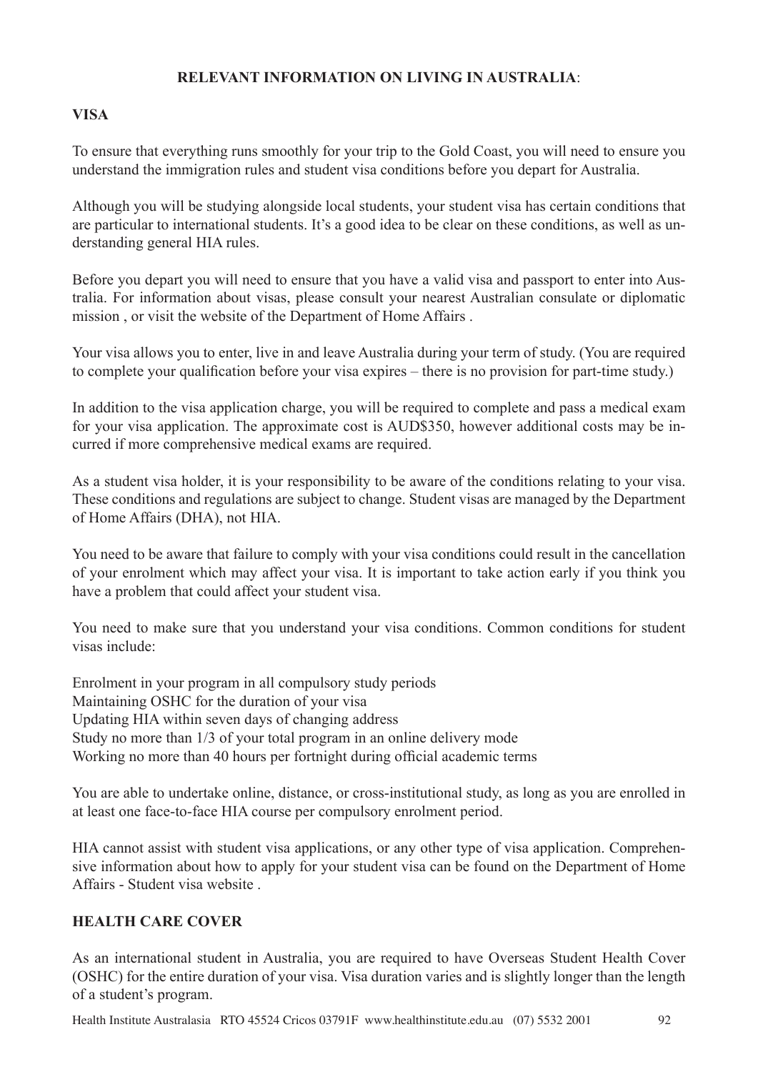**RELEVANT INFORMATION ON LIVING IN AUSTRALIA**:

**VISA**

To ensure that everything runs smoothly for your trip to the Gold Coast, you will need to ensure you understand the immigration rules and student visa conditions before you depart for Australia.

Although you will be studying alongside local students, your student visa has certain conditions that are particular to international students. It's a good idea to be clear on these conditions, as well as understanding general HIA rules.

Before you depart you will need to ensure that you have a valid visa and passport to enter into Australia. For information about visas, please consult your nearest Australian consulate or diplomatic mission , or visit the website of the Department of Home Affairs .

Your visa allows you to enter, live in and leave Australia during your term of study. (You are required to complete your qualification before your visa expires – there is no provision for part-time study.)

In addition to the visa application charge, you will be required to complete and pass a medical exam for your visa application. The approximate cost is AUD$350, however additional costs may be incurred if more comprehensive medical exams are required.

As a student visa holder, it is your responsibility to be aware of the conditions relating to your visa. These conditions and regulations are subject to change. Student visas are managed by the Department of Home Affairs (DHA), not HIA.

You need to be aware that failure to comply with your visa conditions could result in the cancellation of your enrolment which may affect your visa. It is important to take action early if you think you have a problem that could affect your student visa.

You need to make sure that you understand your visa conditions. Common conditions for student visas include:

Enrolment in your program in all compulsory study periods
Maintaining OSHC for the duration of your visa
Updating HIA within seven days of changing address
Study no more than 1/3 of your total program in an online delivery mode
Working no more than 40 hours per fortnight during official academic terms

You are able to undertake online, distance, or cross-institutional study, as long as you are enrolled in at least one face-to-face HIA course per compulsory enrolment period.

HIA cannot assist with student visa applications, or any other type of visa application. Comprehensive information about how to apply for your student visa can be found on the Department of Home Affairs - Student visa website .

**HEALTH CARE COVER**

As an international student in Australia, you are required to have Overseas Student Health Cover (OSHC) for the entire duration of your visa. Visa duration varies and is slightly longer than the length of a student's program.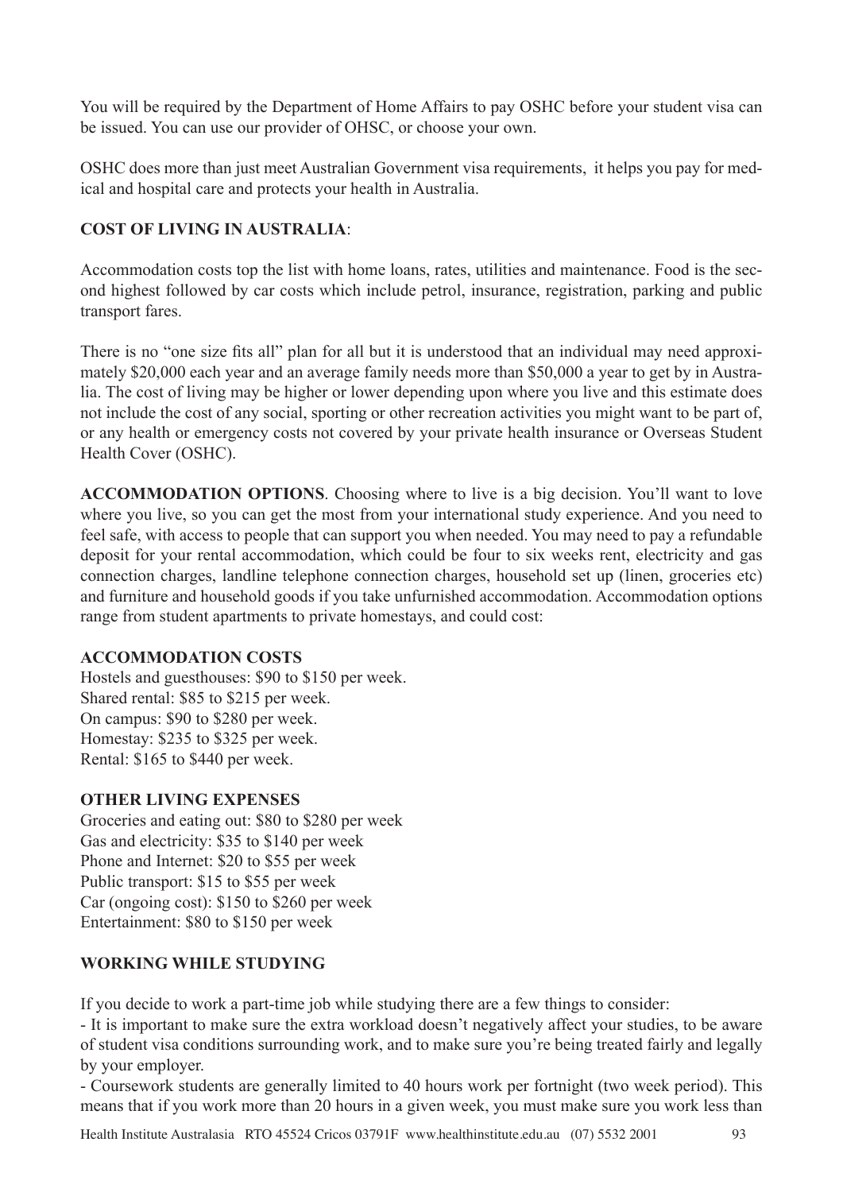You will be required by the Department of Home Affairs to pay OSHC before your student visa can be issued. You can use our provider of OHSC, or choose your own.

OSHC does more than just meet Australian Government visa requirements, it helps you pay for medical and hospital care and protects your health in Australia.

**COST OF LIVING IN AUSTRALIA**:

Accommodation costs top the list with home loans, rates, utilities and maintenance. Food is the second highest followed by car costs which include petrol, insurance, registration, parking and public transport fares.

There is no "one size fits all" plan for all but it is understood that an individual may need approximately $20,000 each year and an average family needs more than $50,000 a year to get by in Australia. The cost of living may be higher or lower depending upon where you live and this estimate does not include the cost of any social, sporting or other recreation activities you might want to be part of, or any health or emergency costs not covered by your private health insurance or Overseas Student Health Cover (OSHC).

**ACCOMMODATION OPTIONS**. Choosing where to live is a big decision. You'll want to love where you live, so you can get the most from your international study experience. And you need to feel safe, with access to people that can support you when needed. You may need to pay a refundable deposit for your rental accommodation, which could be four to six weeks rent, electricity and gas connection charges, landline telephone connection charges, household set up (linen, groceries etc) and furniture and household goods if you take unfurnished accommodation. Accommodation options range from student apartments to private homestays, and could cost:

**ACCOMMODATION COSTS**

Hostels and guesthouses: $90 to $150 per week.
Shared rental: $85 to $215 per week.
On campus: $90 to $280 per week.
Homestay: $235 to $325 per week.
Rental: $165 to $440 per week.

**OTHER LIVING EXPENSES**

Groceries and eating out: $80 to $280 per week
Gas and electricity: $35 to $140 per week
Phone and Internet: $20 to $55 per week
Public transport: $15 to $55 per week
Car (ongoing cost): $150 to $260 per week
Entertainment: $80 to $150 per week

**WORKING WHILE STUDYING**

If you decide to work a part-time job while studying there are a few things to consider:

- It is important to make sure the extra workload doesn't negatively affect your studies, to be aware of student visa conditions surrounding work, and to make sure you're being treated fairly and legally by your employer.
- Coursework students are generally limited to 40 hours work per fortnight (two week period). This means that if you work more than 20 hours in a given week, you must make sure you work less than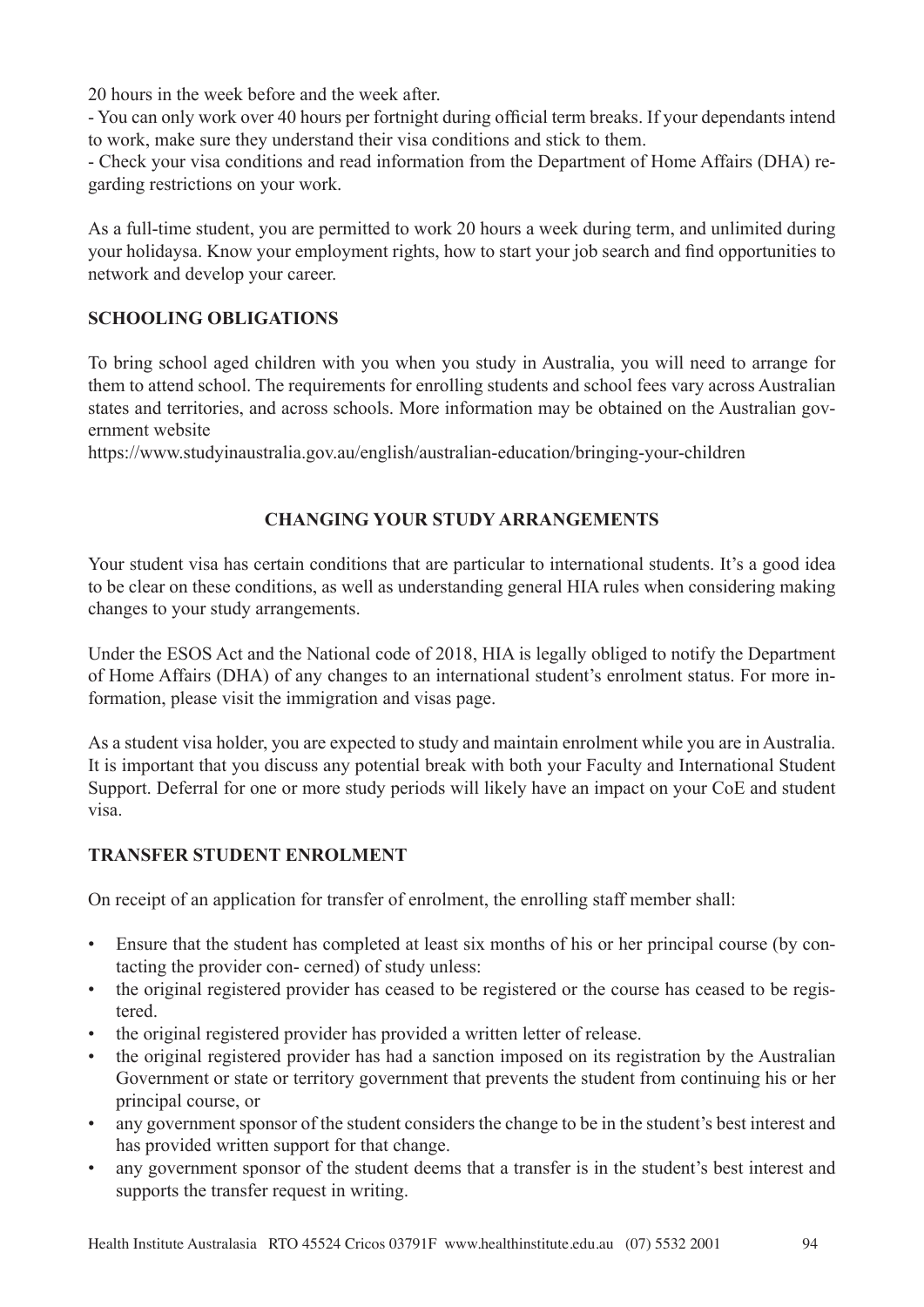20 hours in the week before and the week after.

- You can only work over 40 hours per fortnight during official term breaks. If your dependants intend to work, make sure they understand their visa conditions and stick to them.
- Check your visa conditions and read information from the Department of Home Affairs (DHA) regarding restrictions on your work.

As a full-time student, you are permitted to work 20 hours a week during term, and unlimited during your holidaysa. Know your employment rights, how to start your job search and find opportunities to network and develop your career.

**SCHOOLING OBLIGATIONS**

To bring school aged children with you when you study in Australia, you will need to arrange for them to attend school. The requirements for enrolling students and school fees vary across Australian states and territories, and across schools. More information may be obtained on the Australian government website

https://www.studyinaustralia.gov.au/english/australian-education/bringing-your-children

## CHANGING YOUR STUDY ARRANGEMENTS

Your student visa has certain conditions that are particular to international students. It's a good idea to be clear on these conditions, as well as understanding general HIA rules when considering making changes to your study arrangements.

Under the ESOS Act and the National code of 2018, HIA is legally obliged to notify the Department of Home Affairs (DHA) of any changes to an international student's enrolment status. For more information, please visit the immigration and visas page.

As a student visa holder, you are expected to study and maintain enrolment while you are in Australia. It is important that you discuss any potential break with both your Faculty and International Student Support. Deferral for one or more study periods will likely have an impact on your CoE and student visa.

**TRANSFER STUDENT ENROLMENT**

On receipt of an application for transfer of enrolment, the enrolling staff member shall:

- Ensure that the student has completed at least six months of his or her principal course (by contacting the provider con- cerned) of study unless:
- the original registered provider has ceased to be registered or the course has ceased to be registered.
- the original registered provider has provided a written letter of release.
- the original registered provider has had a sanction imposed on its registration by the Australian Government or state or territory government that prevents the student from continuing his or her principal course, or
- any government sponsor of the student considers the change to be in the student's best interest and has provided written support for that change.
- any government sponsor of the student deems that a transfer is in the student's best interest and supports the transfer request in writing.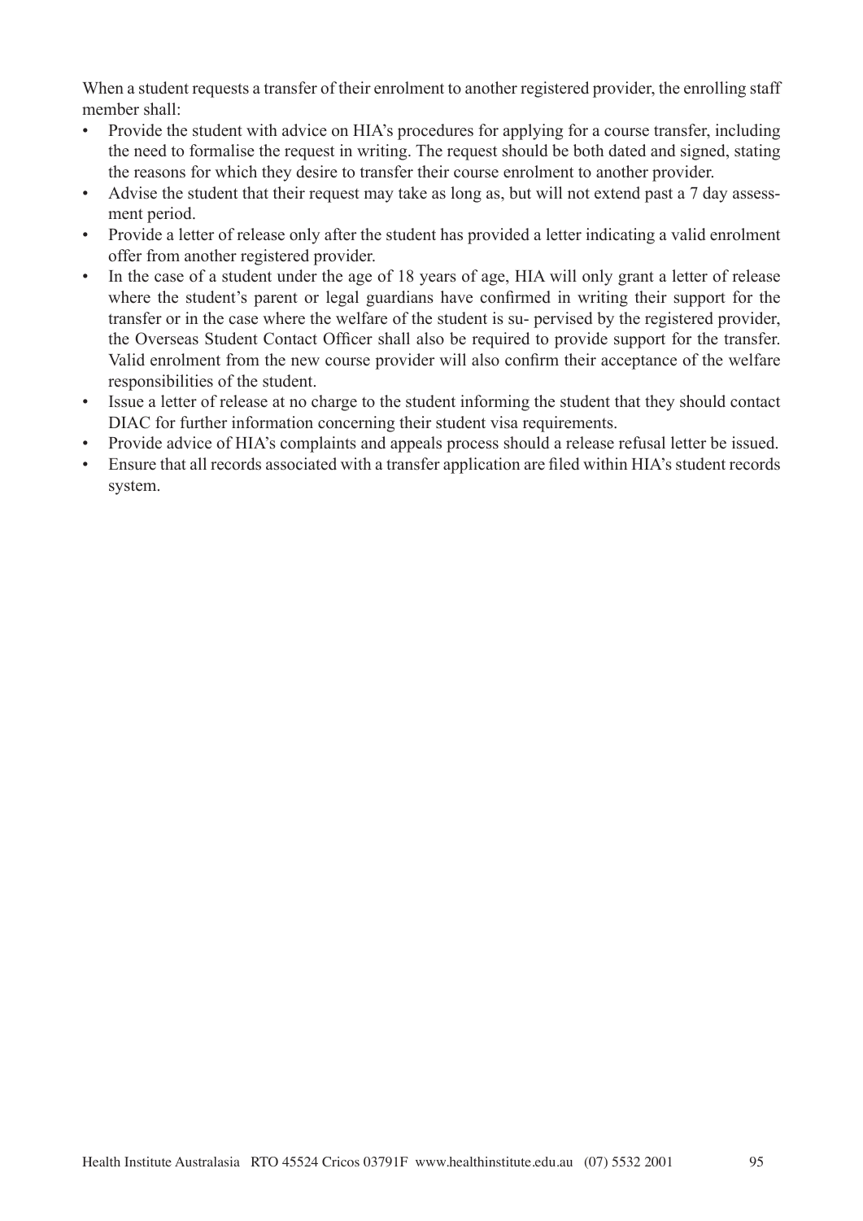When a student requests a transfer of their enrolment to another registered provider, the enrolling staff member shall:

- Provide the student with advice on HIA's procedures for applying for a course transfer, including the need to formalise the request in writing. The request should be both dated and signed, stating the reasons for which they desire to transfer their course enrolment to another provider.
- Advise the student that their request may take as long as, but will not extend past a 7 day assessment period.
- Provide a letter of release only after the student has provided a letter indicating a valid enrolment offer from another registered provider.
- In the case of a student under the age of 18 years of age, HIA will only grant a letter of release where the student's parent or legal guardians have confirmed in writing their support for the transfer or in the case where the welfare of the student is supervised by the registered provider, the Overseas Student Contact Officer shall also be required to provide support for the transfer. Valid enrolment from the new course provider will also confirm their acceptance of the welfare responsibilities of the student.
- Issue a letter of release at no charge to the student informing the student that they should contact DIAC for further information concerning their student visa requirements.
- Provide advice of HIA's complaints and appeals process should a release refusal letter be issued.
- Ensure that all records associated with a transfer application are filed within HIA's student records system.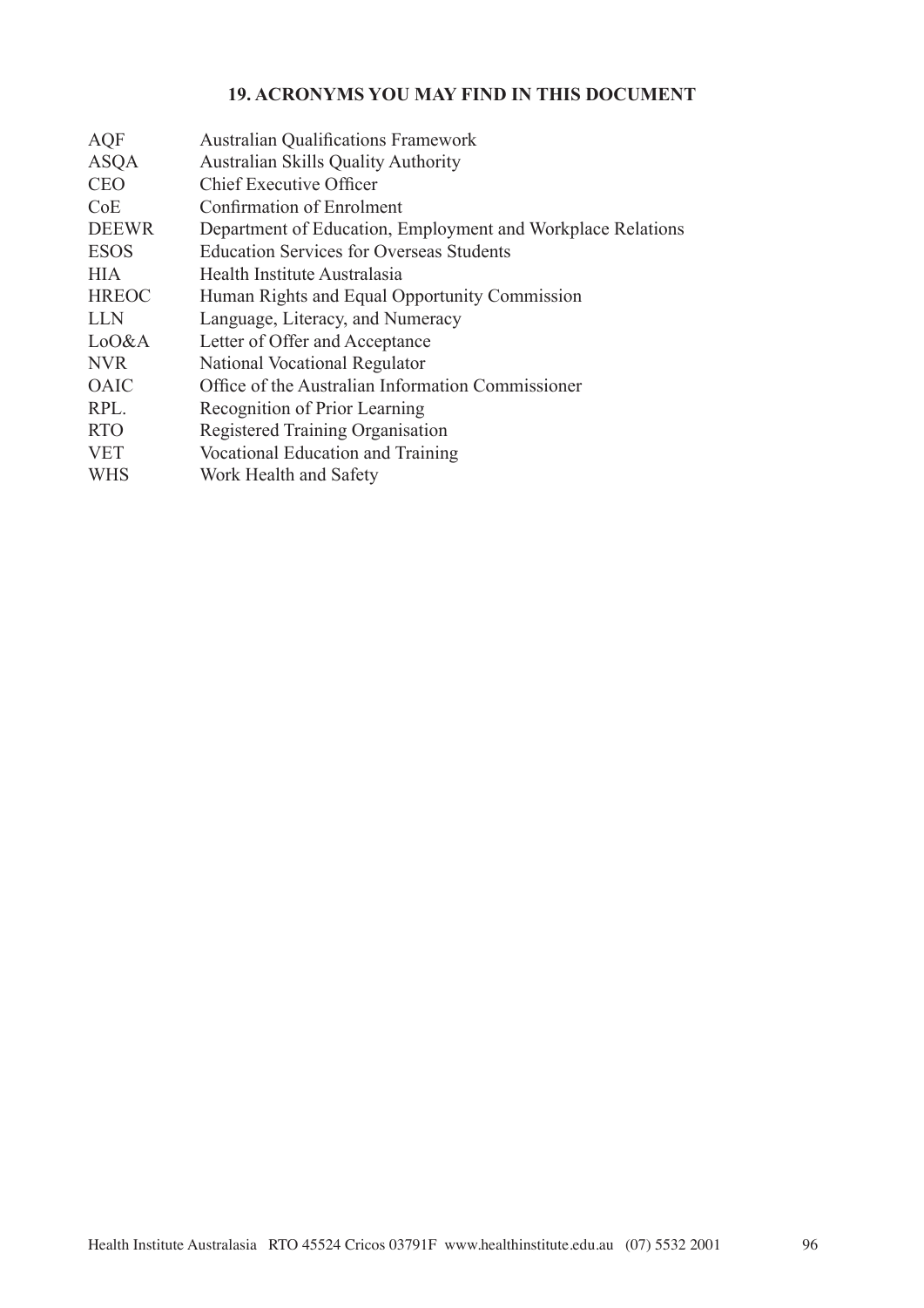## 19. ACRONYMS YOU MAY FIND IN THIS DOCUMENT

| | |
|---|---|
| AQF | Australian Qualifications Framework |
| ASQA | Australian Skills Quality Authority |
| CEO | Chief Executive Officer |
| CoE | Confirmation of Enrolment |
| DEEWR | Department of Education, Employment and Workplace Relations |
| ESOS | Education Services for Overseas Students |
| HIA | Health Institute Australasia |
| HREOC | Human Rights and Equal Opportunity Commission |
| LLN | Language, Literacy, and Numeracy |
| LoO&A | Letter of Offer and Acceptance |
| NVR | National Vocational Regulator |
| OAIC | Office of the Australian Information Commissioner |
| RPL. | Recognition of Prior Learning |
| RTO | Registered Training Organisation |
| VET | Vocational Education and Training |
| WHS | Work Health and Safety |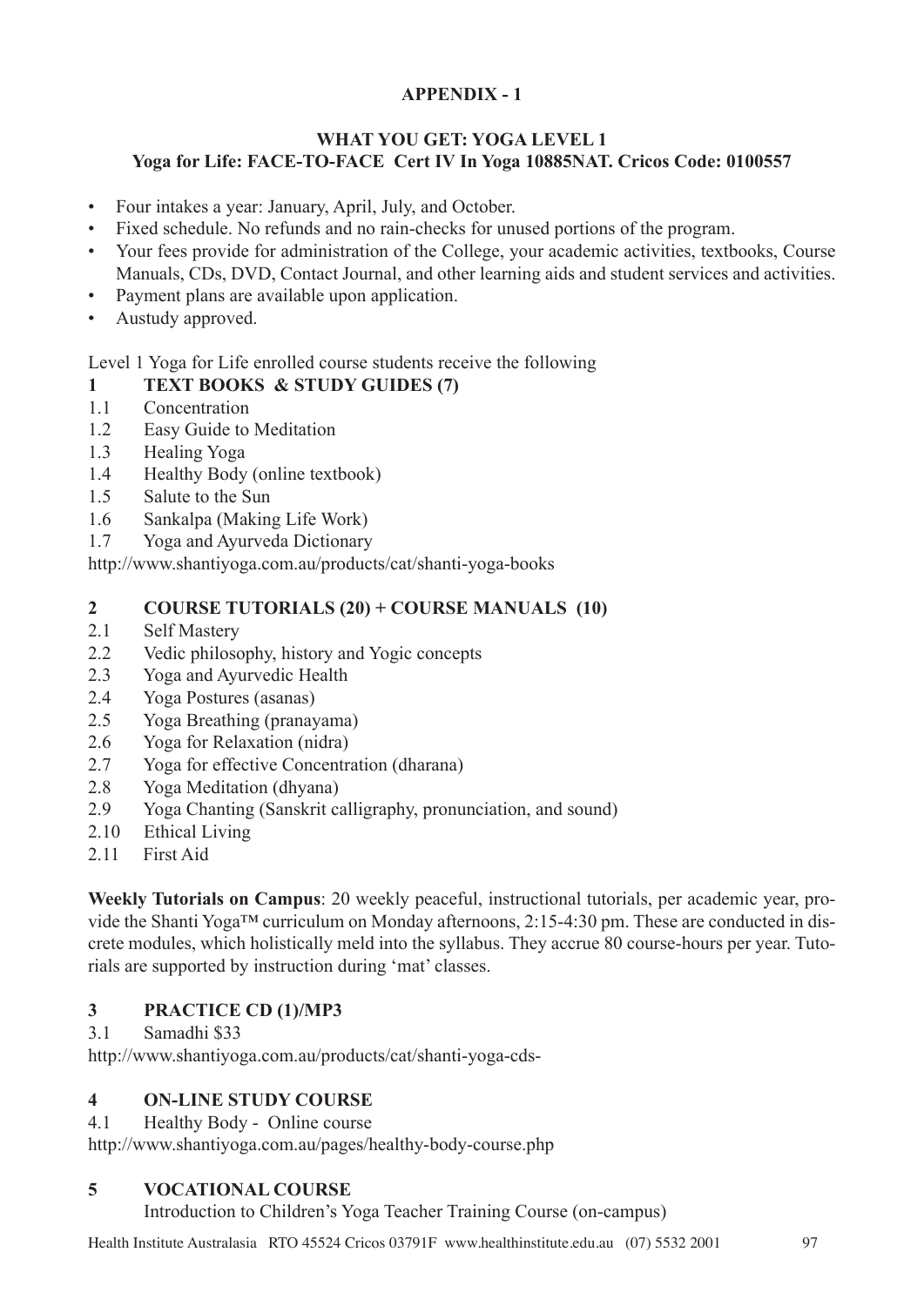**APPENDIX - 1**

**WHAT YOU GET: YOGA LEVEL 1**
**Yoga for Life: FACE-TO-FACE Cert IV In Yoga 10885NAT. Cricos Code: 0100557**

- Four intakes a year: January, April, July, and October.
- Fixed schedule. No refunds and no rain-checks for unused portions of the program.
- Your fees provide for administration of the College, your academic activities, textbooks, Course Manuals, CDs, DVD, Contact Journal, and other learning aids and student services and activities.
- Payment plans are available upon application.
- Austudy approved.

Level 1 Yoga for Life enrolled course students receive the following

**1 TEXT BOOKS & STUDY GUIDES (7)**

1.1 Concentration
1.2 Easy Guide to Meditation
1.3 Healing Yoga
1.4 Healthy Body (online textbook)
1.5 Salute to the Sun
1.6 Sankalpa (Making Life Work)
1.7 Yoga and Ayurveda Dictionary

http://www.shantiyoga.com.au/products/cat/shanti-yoga-books

**2 COURSE TUTORIALS (20) + COURSE MANUALS (10)**

2.1 Self Mastery
2.2 Vedic philosophy, history and Yogic concepts
2.3 Yoga and Ayurvedic Health
2.4 Yoga Postures (asanas)
2.5 Yoga Breathing (pranayama)
2.6 Yoga for Relaxation (nidra)
2.7 Yoga for effective Concentration (dharana)
2.8 Yoga Meditation (dhyana)
2.9 Yoga Chanting (Sanskrit calligraphy, pronunciation, and sound)
2.10 Ethical Living
2.11 First Aid

**Weekly Tutorials on Campus**: 20 weekly peaceful, instructional tutorials, per academic year, provide the Shanti Yoga™ curriculum on Monday afternoons, 2:15-4:30 pm. These are conducted in discrete modules, which holistically meld into the syllabus. They accrue 80 course-hours per year. Tutorials are supported by instruction during 'mat' classes.

**3 PRACTICE CD (1)/MP3**

3.1 Samadhi $33

http://www.shantiyoga.com.au/products/cat/shanti-yoga-cds-

**4 ON-LINE STUDY COURSE**

4.1 Healthy Body - Online course

http://www.shantiyoga.com.au/pages/healthy-body-course.php

**5 VOCATIONAL COURSE**

Introduction to Children's Yoga Teacher Training Course (on-campus)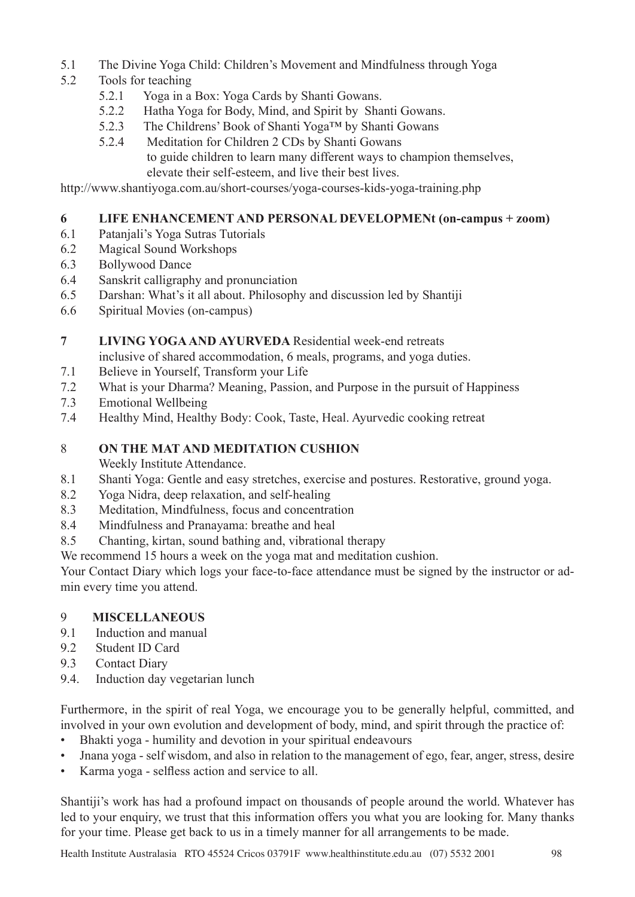5.1 The Divine Yoga Child: Children's Movement and Mindfulness through Yoga

5.2 Tools for teaching

- 5.2.1 Yoga in a Box: Yoga Cards by Shanti Gowans.
- 5.2.2 Hatha Yoga for Body, Mind, and Spirit by Shanti Gowans.
- 5.2.3 The Childrens' Book of Shanti Yoga™ by Shanti Gowans
- 5.2.4 Meditation for Children 2 CDs by Shanti Gowans to guide children to learn many different ways to champion themselves, elevate their self-esteem, and live their best lives.

http://www.shantiyoga.com.au/short-courses/yoga-courses-kids-yoga-training.php

## 6 LIFE ENHANCEMENT AND PERSONAL DEVELOPMENt (on-campus + zoom)

6.1 Patanjali's Yoga Sutras Tutorials
6.2 Magical Sound Workshops
6.3 Bollywood Dance
6.4 Sanskrit calligraphy and pronunciation
6.5 Darshan: What's it all about. Philosophy and discussion led by Shantiji
6.6 Spiritual Movies (on-campus)

## 7 LIVING YOGA AND AYURVEDA Residential week-end retreats

inclusive of shared accommodation, 6 meals, programs, and yoga duties.

7.1 Believe in Yourself, Transform your Life
7.2 What is your Dharma? Meaning, Passion, and Purpose in the pursuit of Happiness
7.3 Emotional Wellbeing
7.4 Healthy Mind, Healthy Body: Cook, Taste, Heal. Ayurvedic cooking retreat

## 8 ON THE MAT AND MEDITATION CUSHION

Weekly Institute Attendance.

8.1 Shanti Yoga: Gentle and easy stretches, exercise and postures. Restorative, ground yoga.
8.2 Yoga Nidra, deep relaxation, and self-healing
8.3 Meditation, Mindfulness, focus and concentration
8.4 Mindfulness and Pranayama: breathe and heal
8.5 Chanting, kirtan, sound bathing and, vibrational therapy

We recommend 15 hours a week on the yoga mat and meditation cushion.

Your Contact Diary which logs your face-to-face attendance must be signed by the instructor or admin every time you attend.

## 9 MISCELLANEOUS

9.1 Induction and manual
9.2 Student ID Card
9.3 Contact Diary
9.4. Induction day vegetarian lunch

Furthermore, in the spirit of real Yoga, we encourage you to be generally helpful, committed, and involved in your own evolution and development of body, mind, and spirit through the practice of:

- Bhakti yoga - humility and devotion in your spiritual endeavours
- Jnana yoga - self wisdom, and also in relation to the management of ego, fear, anger, stress, desire
- Karma yoga - selfless action and service to all.

Shantiji's work has had a profound impact on thousands of people around the world. Whatever has led to your enquiry, we trust that this information offers you what you are looking for. Many thanks for your time. Please get back to us in a timely manner for all arrangements to be made.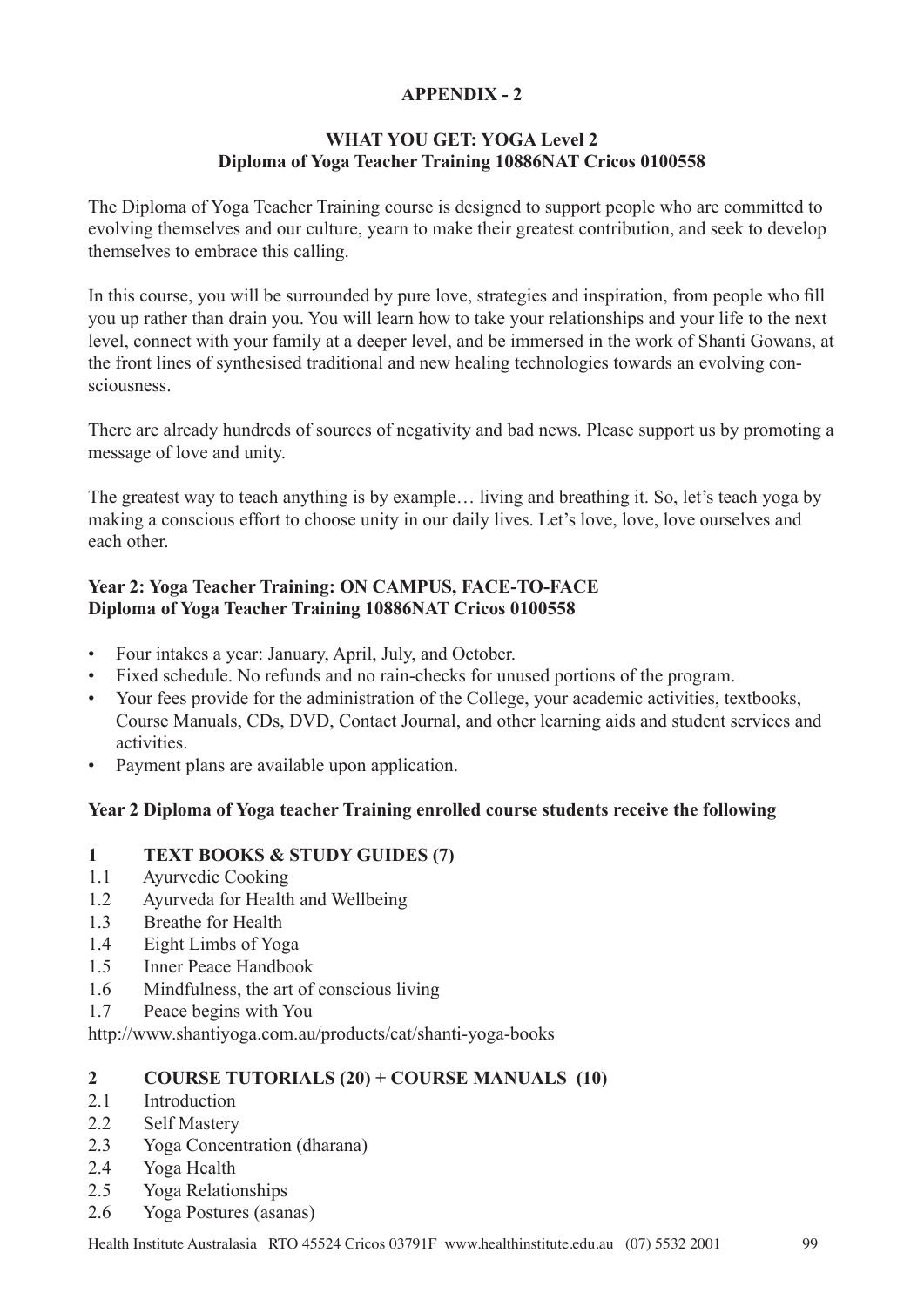## APPENDIX - 2

### WHAT YOU GET: YOGA Level 2
### Diploma of Yoga Teacher Training 10886NAT Cricos 0100558

The Diploma of Yoga Teacher Training course is designed to support people who are committed to evolving themselves and our culture, yearn to make their greatest contribution, and seek to develop themselves to embrace this calling.

In this course, you will be surrounded by pure love, strategies and inspiration, from people who fill you up rather than drain you. You will learn how to take your relationships and your life to the next level, connect with your family at a deeper level, and be immersed in the work of Shanti Gowans, at the front lines of synthesised traditional and new healing technologies towards an evolving consciousness.

There are already hundreds of sources of negativity and bad news. Please support us by promoting a message of love and unity.

The greatest way to teach anything is by example… living and breathing it. So, let's teach yoga by making a conscious effort to choose unity in our daily lives. Let's love, love, love ourselves and each other.

**Year 2: Yoga Teacher Training: ON CAMPUS, FACE-TO-FACE**
**Diploma of Yoga Teacher Training 10886NAT Cricos 0100558**

- Four intakes a year: January, April, July, and October.
- Fixed schedule. No refunds and no rain-checks for unused portions of the program.
- Your fees provide for the administration of the College, your academic activities, textbooks, Course Manuals, CDs, DVD, Contact Journal, and other learning aids and student services and activities.
- Payment plans are available upon application.

**Year 2 Diploma of Yoga teacher Training enrolled course students receive the following**

**1 TEXT BOOKS & STUDY GUIDES (7)**

1.1 Ayurvedic Cooking
1.2 Ayurveda for Health and Wellbeing
1.3 Breathe for Health
1.4 Eight Limbs of Yoga
1.5 Inner Peace Handbook
1.6 Mindfulness, the art of conscious living
1.7 Peace begins with You

http://www.shantiyoga.com.au/products/cat/shanti-yoga-books

**2 COURSE TUTORIALS (20) + COURSE MANUALS (10)**

2.1 Introduction
2.2 Self Mastery
2.3 Yoga Concentration (dharana)
2.4 Yoga Health
2.5 Yoga Relationships
2.6 Yoga Postures (asanas)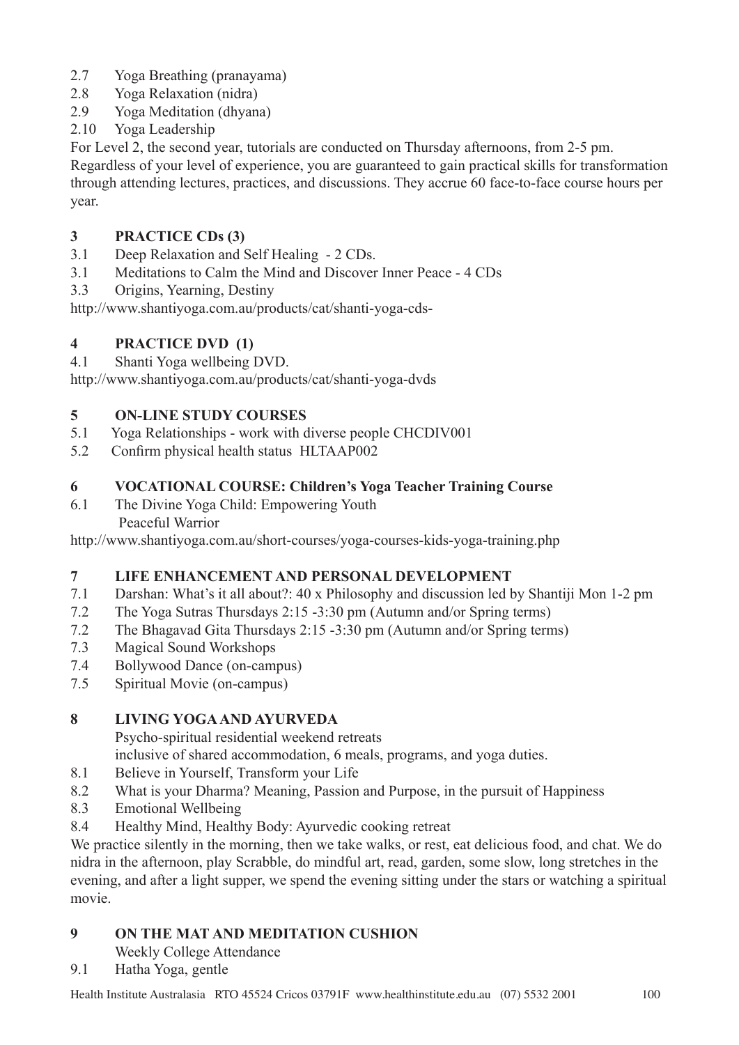2.7 Yoga Breathing (pranayama)
2.8 Yoga Relaxation (nidra)
2.9 Yoga Meditation (dhyana)
2.10 Yoga Leadership

For Level 2, the second year, tutorials are conducted on Thursday afternoons, from 2-5 pm. Regardless of your level of experience, you are guaranteed to gain practical skills for transformation through attending lectures, practices, and discussions. They accrue 60 face-to-face course hours per year.

### 3 PRACTICE CDs (3)

3.1 Deep Relaxation and Self Healing - 2 CDs.
3.1 Meditations to Calm the Mind and Discover Inner Peace - 4 CDs
3.3 Origins, Yearning, Destiny

http://www.shantiyoga.com.au/products/cat/shanti-yoga-cds-

### 4 PRACTICE DVD (1)

4.1 Shanti Yoga wellbeing DVD.

http://www.shantiyoga.com.au/products/cat/shanti-yoga-dvds

### 5 ON-LINE STUDY COURSES

5.1 Yoga Relationships - work with diverse people CHCDIV001
5.2 Confirm physical health status HLTAAP002

### 6 VOCATIONAL COURSE: Children's Yoga Teacher Training Course

6.1 The Divine Yoga Child: Empowering Youth
Peaceful Warrior

http://www.shantiyoga.com.au/short-courses/yoga-courses-kids-yoga-training.php

### 7 LIFE ENHANCEMENT AND PERSONAL DEVELOPMENT

7.1 Darshan: What's it all about?: 40 x Philosophy and discussion led by Shantiji Mon 1-2 pm
7.2 The Yoga Sutras Thursdays 2:15 -3:30 pm (Autumn and/or Spring terms)
7.2 The Bhagavad Gita Thursdays 2:15 -3:30 pm (Autumn and/or Spring terms)
7.3 Magical Sound Workshops
7.4 Bollywood Dance (on-campus)
7.5 Spiritual Movie (on-campus)

### 8 LIVING YOGA AND AYURVEDA

Psycho-spiritual residential weekend retreats
inclusive of shared accommodation, 6 meals, programs, and yoga duties.

8.1 Believe in Yourself, Transform your Life
8.2 What is your Dharma? Meaning, Passion and Purpose, in the pursuit of Happiness
8.3 Emotional Wellbeing
8.4 Healthy Mind, Healthy Body: Ayurvedic cooking retreat

We practice silently in the morning, then we take walks, or rest, eat delicious food, and chat. We do nidra in the afternoon, play Scrabble, do mindful art, read, garden, some slow, long stretches in the evening, and after a light supper, we spend the evening sitting under the stars or watching a spiritual movie.

### 9 ON THE MAT AND MEDITATION CUSHION

Weekly College Attendance

9.1 Hatha Yoga, gentle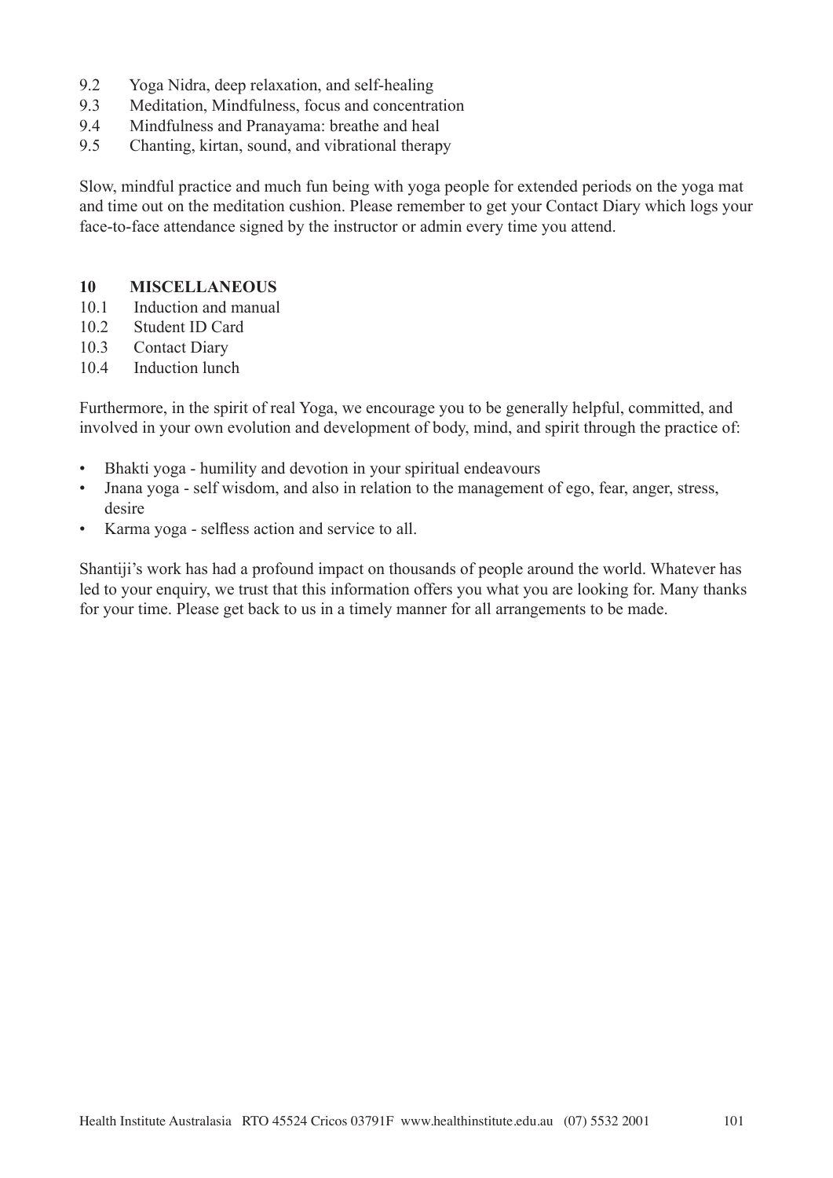9.2 Yoga Nidra, deep relaxation, and self-healing
9.3 Meditation, Mindfulness, focus and concentration
9.4 Mindfulness and Pranayama: breathe and heal
9.5 Chanting, kirtan, sound, and vibrational therapy

Slow, mindful practice and much fun being with yoga people for extended periods on the yoga mat and time out on the meditation cushion. Please remember to get your Contact Diary which logs your face-to-face attendance signed by the instructor or admin every time you attend.

**10 MISCELLANEOUS**

10.1 Induction and manual
10.2 Student ID Card
10.3 Contact Diary
10.4 Induction lunch

Furthermore, in the spirit of real Yoga, we encourage you to be generally helpful, committed, and involved in your own evolution and development of body, mind, and spirit through the practice of:

- Bhakti yoga - humility and devotion in your spiritual endeavours
- Jnana yoga - self wisdom, and also in relation to the management of ego, fear, anger, stress, desire
- Karma yoga - selfless action and service to all.

Shantiji's work has had a profound impact on thousands of people around the world. Whatever has led to your enquiry, we trust that this information offers you what you are looking for. Many thanks for your time. Please get back to us in a timely manner for all arrangements to be made.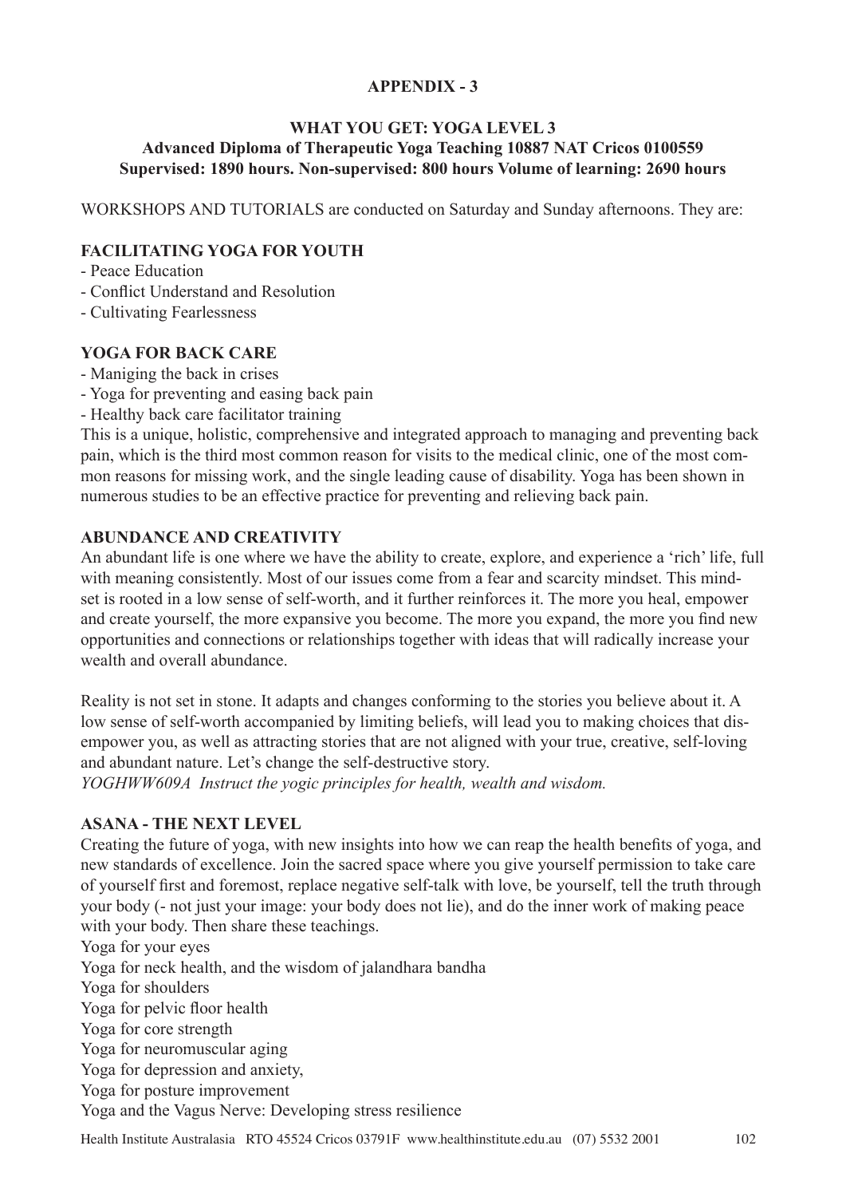## APPENDIX - 3

### WHAT YOU GET: YOGA LEVEL 3

**Advanced Diploma of Therapeutic Yoga Teaching 10887 NAT Cricos 0100559**
**Supervised: 1890 hours. Non-supervised: 800 hours Volume of learning: 2690 hours**

WORKSHOPS AND TUTORIALS are conducted on Saturday and Sunday afternoons. They are:

**FACILITATING YOGA FOR YOUTH**

- Peace Education
- Conflict Understand and Resolution
- Cultivating Fearlessness

**YOGA FOR BACK CARE**

- Maniging the back in crises
- Yoga for preventing and easing back pain
- Healthy back care facilitator training

This is a unique, holistic, comprehensive and integrated approach to managing and preventing back pain, which is the third most common reason for visits to the medical clinic, one of the most common reasons for missing work, and the single leading cause of disability. Yoga has been shown in numerous studies to be an effective practice for preventing and relieving back pain.

**ABUNDANCE AND CREATIVITY**

An abundant life is one where we have the ability to create, explore, and experience a 'rich' life, full with meaning consistently. Most of our issues come from a fear and scarcity mindset. This mindset is rooted in a low sense of self-worth, and it further reinforces it. The more you heal, empower and create yourself, the more expansive you become. The more you expand, the more you find new opportunities and connections or relationships together with ideas that will radically increase your wealth and overall abundance.

Reality is not set in stone. It adapts and changes conforming to the stories you believe about it. A low sense of self-worth accompanied by limiting beliefs, will lead you to making choices that disempower you, as well as attracting stories that are not aligned with your true, creative, self-loving and abundant nature. Let's change the self-destructive story.
*YOGHWW609A Instruct the yogic principles for health, wealth and wisdom.*

**ASANA - THE NEXT LEVEL**

Creating the future of yoga, with new insights into how we can reap the health benefits of yoga, and new standards of excellence. Join the sacred space where you give yourself permission to take care of yourself first and foremost, replace negative self-talk with love, be yourself, tell the truth through your body (- not just your image: your body does not lie), and do the inner work of making peace with your body. Then share these teachings.

Yoga for your eyes
Yoga for neck health, and the wisdom of jalandhara bandha
Yoga for shoulders
Yoga for pelvic floor health
Yoga for core strength
Yoga for neuromuscular aging
Yoga for depression and anxiety,
Yoga for posture improvement
Yoga and the Vagus Nerve: Developing stress resilience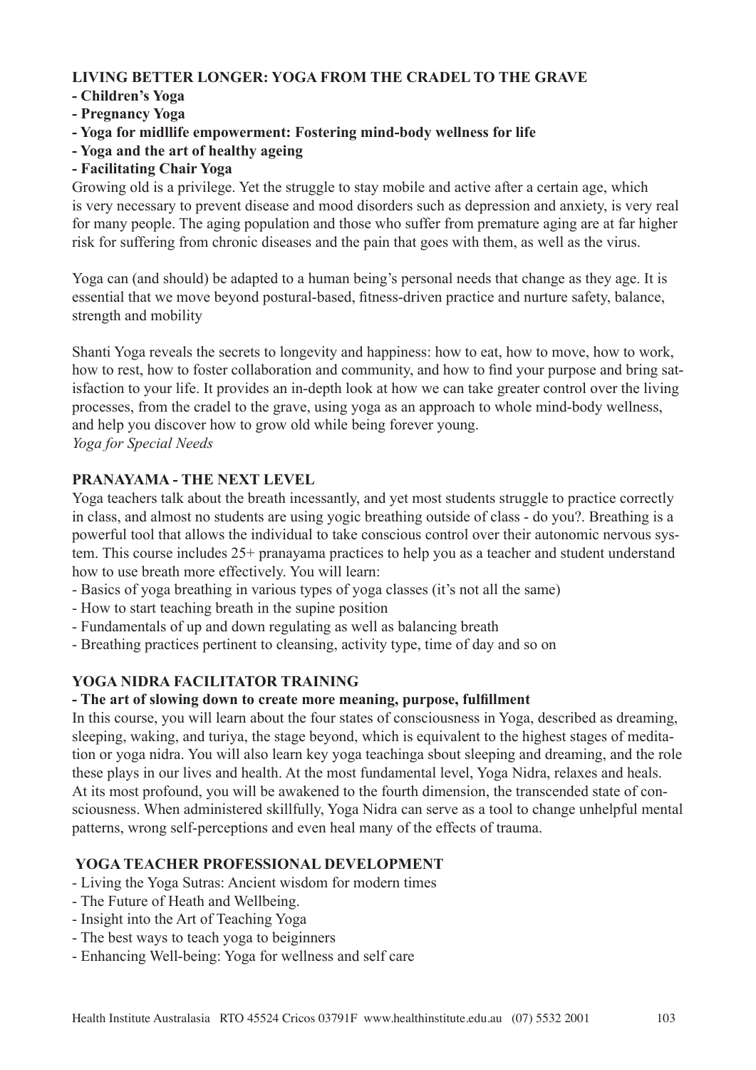**LIVING BETTER LONGER: YOGA FROM THE CRADEL TO THE GRAVE**

- **Children's Yoga**
- **Pregnancy Yoga**
- **Yoga for midllife empowerment: Fostering mind-body wellness for life**
- **Yoga and the art of healthy ageing**
- **Facilitating Chair Yoga**

Growing old is a privilege. Yet the struggle to stay mobile and active after a certain age, which is very necessary to prevent disease and mood disorders such as depression and anxiety, is very real for many people. The aging population and those who suffer from premature aging are at far higher risk for suffering from chronic diseases and the pain that goes with them, as well as the virus.

Yoga can (and should) be adapted to a human being's personal needs that change as they age. It is essential that we move beyond postural-based, fitness-driven practice and nurture safety, balance, strength and mobility

Shanti Yoga reveals the secrets to longevity and happiness: how to eat, how to move, how to work, how to rest, how to foster collaboration and community, and how to find your purpose and bring satisfaction to your life. It provides an in-depth look at how we can take greater control over the living processes, from the cradel to the grave, using yoga as an approach to whole mind-body wellness, and help you discover how to grow old while being forever young.
*Yoga for Special Needs*

**PRANAYAMA - THE NEXT LEVEL**

Yoga teachers talk about the breath incessantly, and yet most students struggle to practice correctly in class, and almost no students are using yogic breathing outside of class - do you?. Breathing is a powerful tool that allows the individual to take conscious control over their autonomic nervous system. This course includes 25+ pranayama practices to help you as a teacher and student understand how to use breath more effectively. You will learn:

- Basics of yoga breathing in various types of yoga classes (it's not all the same)
- How to start teaching breath in the supine position
- Fundamentals of up and down regulating as well as balancing breath
- Breathing practices pertinent to cleansing, activity type, time of day and so on

**YOGA NIDRA FACILITATOR TRAINING**

**- The art of slowing down to create more meaning, purpose, fulfillment**

In this course, you will learn about the four states of consciousness in Yoga, described as dreaming, sleeping, waking, and turiya, the stage beyond, which is equivalent to the highest stages of meditation or yoga nidra. You will also learn key yoga teachinga sbout sleeping and dreaming, and the role these plays in our lives and health. At the most fundamental level, Yoga Nidra, relaxes and heals. At its most profound, you will be awakened to the fourth dimension, the transcended state of consciousness. When administered skillfully, Yoga Nidra can serve as a tool to change unhelpful mental patterns, wrong self-perceptions and even heal many of the effects of trauma.

**YOGA TEACHER PROFESSIONAL DEVELOPMENT**

- Living the Yoga Sutras: Ancient wisdom for modern times
- The Future of Heath and Wellbeing.
- Insight into the Art of Teaching Yoga
- The best ways to teach yoga to beiginners
- Enhancing Well-being: Yoga for wellness and self care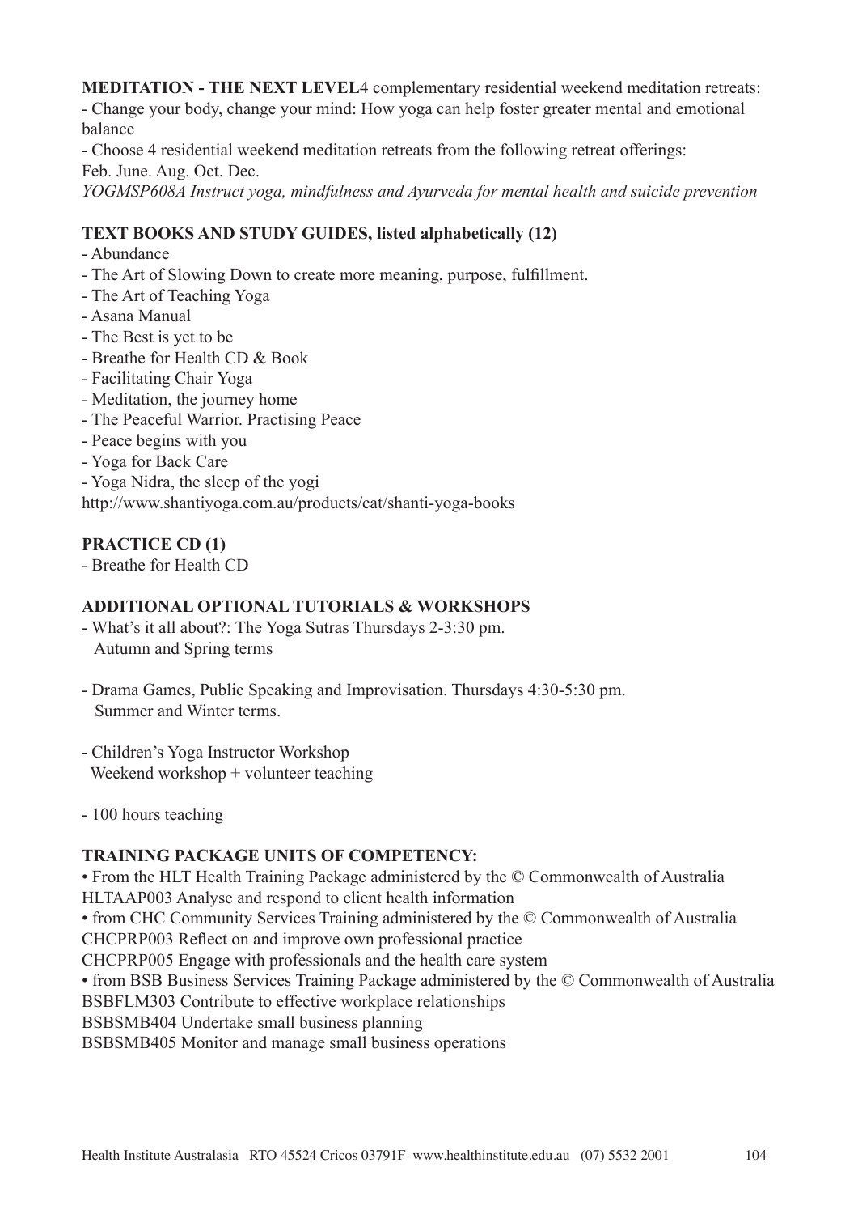**MEDITATION - THE NEXT LEVEL**4 complementary residential weekend meditation retreats:

- Change your body, change your mind: How yoga can help foster greater mental and emotional balance
- Choose 4 residential weekend meditation retreats from the following retreat offerings:

Feb. June. Aug. Oct. Dec.

*YOGMSP608A Instruct yoga, mindfulness and Ayurveda for mental health and suicide prevention*

**TEXT BOOKS AND STUDY GUIDES, listed alphabetically (12)**

- Abundance
- The Art of Slowing Down to create more meaning, purpose, fulfillment.
- The Art of Teaching Yoga
- Asana Manual
- The Best is yet to be
- Breathe for Health CD & Book
- Facilitating Chair Yoga
- Meditation, the journey home
- The Peaceful Warrior. Practising Peace
- Peace begins with you
- Yoga for Back Care
- Yoga Nidra, the sleep of the yogi

http://www.shantiyoga.com.au/products/cat/shanti-yoga-books

**PRACTICE CD (1)**

- Breathe for Health CD

**ADDITIONAL OPTIONAL TUTORIALS & WORKSHOPS**

- What's it all about?: The Yoga Sutras Thursdays 2-3:30 pm.
  Autumn and Spring terms

- Drama Games, Public Speaking and Improvisation. Thursdays 4:30-5:30 pm.
  Summer and Winter terms.

- Children's Yoga Instructor Workshop
  Weekend workshop + volunteer teaching

- 100 hours teaching

**TRAINING PACKAGE UNITS OF COMPETENCY:**

• From the HLT Health Training Package administered by the © Commonwealth of Australia
HLTAAP003 Analyse and respond to client health information

• from CHC Community Services Training administered by the © Commonwealth of Australia
CHCPRP003 Reflect on and improve own professional practice
CHCPRP005 Engage with professionals and the health care system

• from BSB Business Services Training Package administered by the © Commonwealth of Australia
BSBFLM303 Contribute to effective workplace relationships
BSBSMB404 Undertake small business planning
BSBSMB405 Monitor and manage small business operations